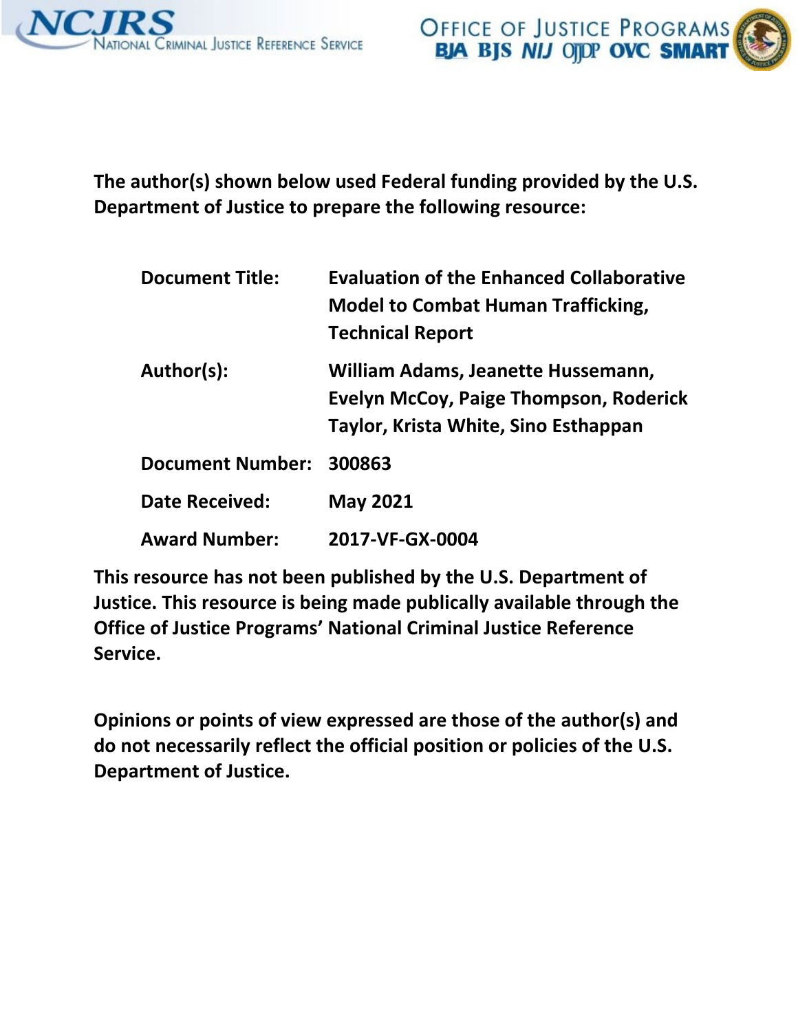**The author(s) shown below used Federal funding provided by the U.S. Department of Justice to prepare the following resource:**

| | |
|---|---|
| **Document Title:** | **Evaluation of the Enhanced Collaborative Model to Combat Human Trafficking, Technical Report** |
| **Author(s):** | **William Adams, Jeanette Hussemann, Evelyn McCoy, Paige Thompson, Roderick Taylor, Krista White, Sino Esthappan** |
| **Document Number:** | **300863** |
| **Date Received:** | **May 2021** |
| **Award Number:** | **2017-VF-GX-0004** |

**This resource has not been published by the U.S. Department of Justice. This resource is being made publically available through the Office of Justice Programs' National Criminal Justice Reference Service.**

**Opinions or points of view expressed are those of the author(s) and do not necessarily reflect the official position or policies of the U.S. Department of Justice.**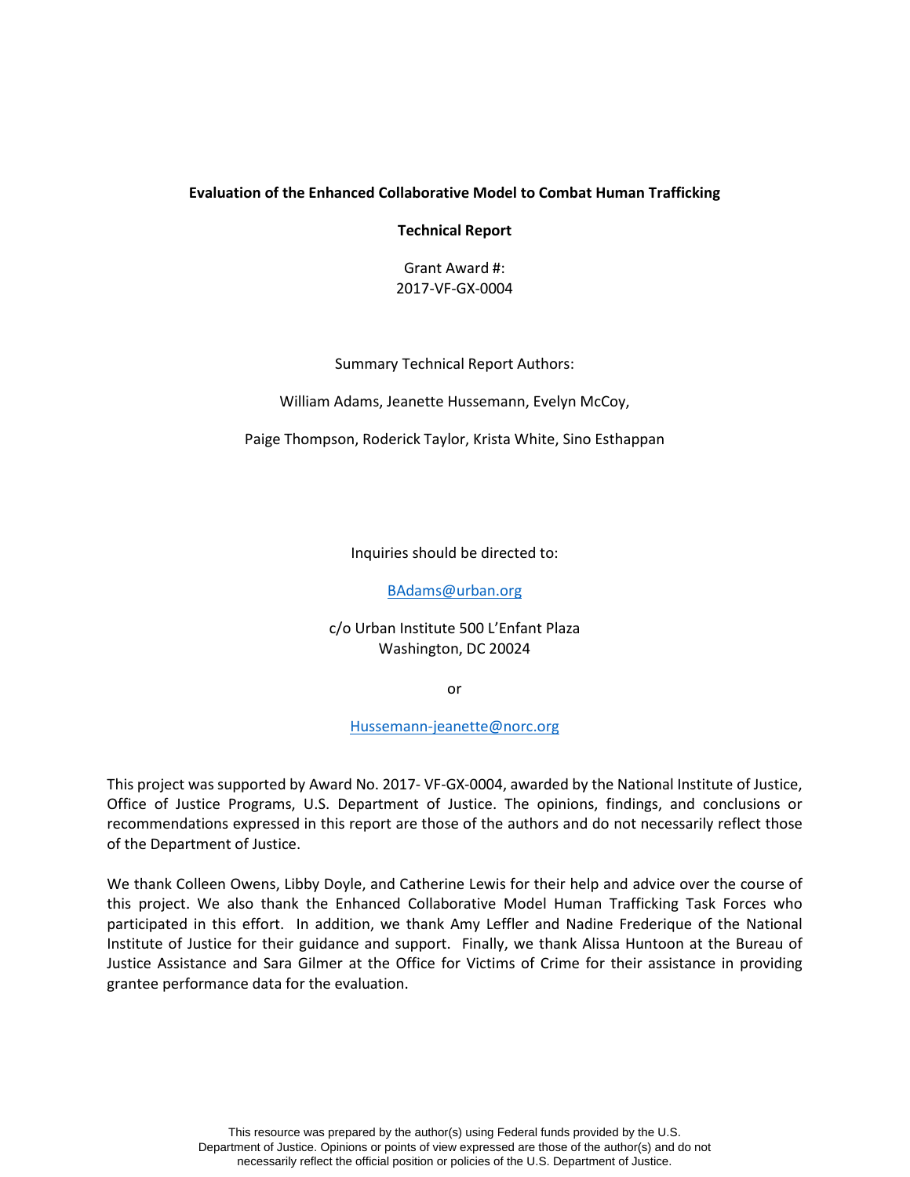**Evaluation of the Enhanced Collaborative Model to Combat Human Trafficking**

**Technical Report**

Grant Award #:
2017-VF-GX-0004

Summary Technical Report Authors:

William Adams, Jeanette Hussemann, Evelyn McCoy,

Paige Thompson, Roderick Taylor, Krista White, Sino Esthappan

Inquiries should be directed to:

BAdams@urban.org

c/o Urban Institute 500 L'Enfant Plaza
Washington, DC 20024

or

Hussemann-jeanette@norc.org

This project was supported by Award No. 2017- VF-GX-0004, awarded by the National Institute of Justice, Office of Justice Programs, U.S. Department of Justice. The opinions, findings, and conclusions or recommendations expressed in this report are those of the authors and do not necessarily reflect those of the Department of Justice.

We thank Colleen Owens, Libby Doyle, and Catherine Lewis for their help and advice over the course of this project. We also thank the Enhanced Collaborative Model Human Trafficking Task Forces who participated in this effort. In addition, we thank Amy Leffler and Nadine Frederique of the National Institute of Justice for their guidance and support. Finally, we thank Alissa Huntoon at the Bureau of Justice Assistance and Sara Gilmer at the Office for Victims of Crime for their assistance in providing grantee performance data for the evaluation.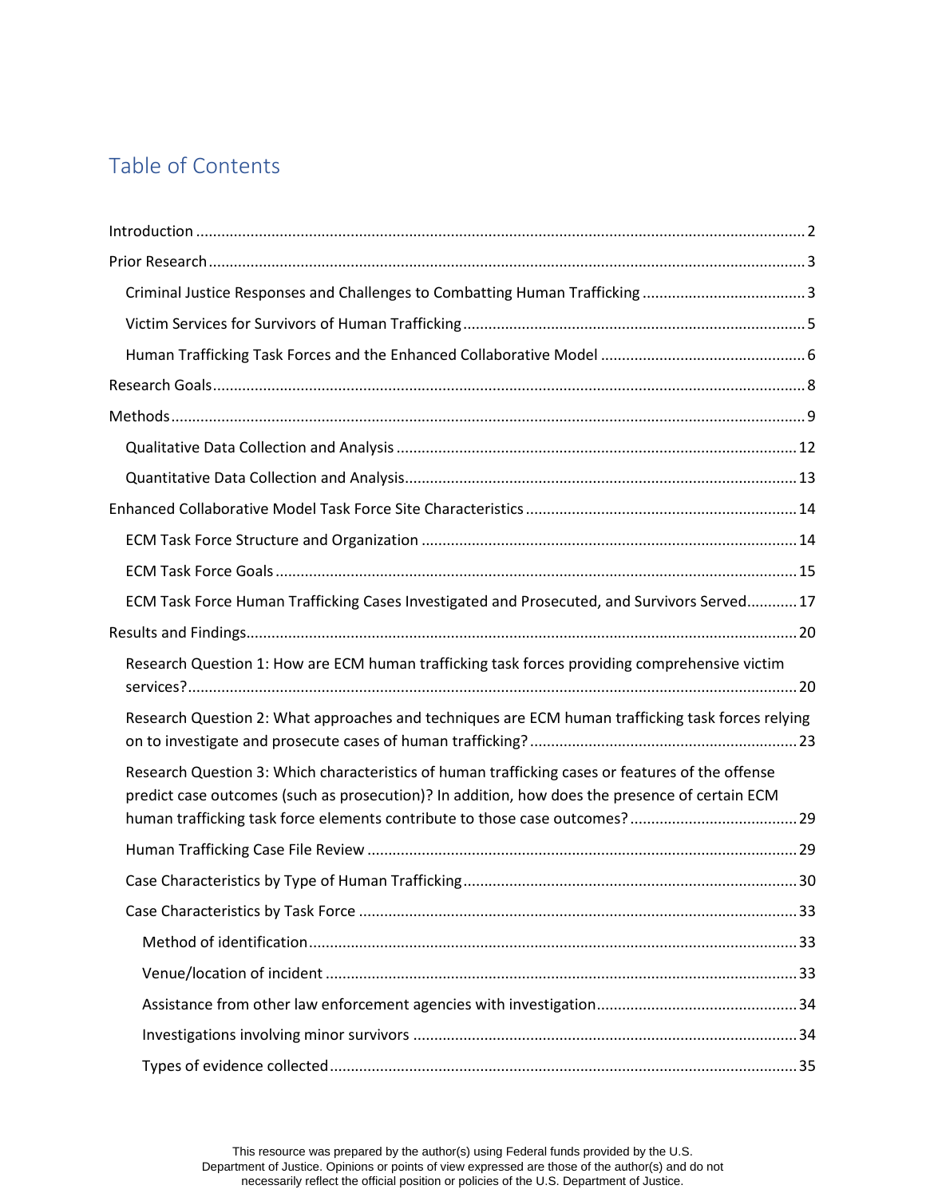# Table of Contents

Introduction .......... 2

Prior Research .......... 3

- Criminal Justice Responses and Challenges to Combatting Human Trafficking .......... 3
- Victim Services for Survivors of Human Trafficking .......... 5
- Human Trafficking Task Forces and the Enhanced Collaborative Model .......... 6

Research Goals .......... 8

Methods .......... 9

- Qualitative Data Collection and Analysis .......... 12
- Quantitative Data Collection and Analysis .......... 13

Enhanced Collaborative Model Task Force Site Characteristics .......... 14

- ECM Task Force Structure and Organization .......... 14
- ECM Task Force Goals .......... 15
- ECM Task Force Human Trafficking Cases Investigated and Prosecuted, and Survivors Served .......... 17

Results and Findings .......... 20

- Research Question 1: How are ECM human trafficking task forces providing comprehensive victim services? .......... 20
- Research Question 2: What approaches and techniques are ECM human trafficking task forces relying on to investigate and prosecute cases of human trafficking? .......... 23
- Research Question 3: Which characteristics of human trafficking cases or features of the offense predict case outcomes (such as prosecution)? In addition, how does the presence of certain ECM human trafficking task force elements contribute to those case outcomes? .......... 29
- Human Trafficking Case File Review .......... 29
- Case Characteristics by Type of Human Trafficking .......... 30
- Case Characteristics by Task Force .......... 33
  - Method of identification .......... 33
  - Venue/location of incident .......... 33
  - Assistance from other law enforcement agencies with investigation .......... 34
  - Investigations involving minor survivors .......... 34
  - Types of evidence collected .......... 35

This resource was prepared by the author(s) using Federal funds provided by the U.S. Department of Justice. Opinions or points of view expressed are those of the author(s) and do not necessarily reflect the official position or policies of the U.S. Department of Justice.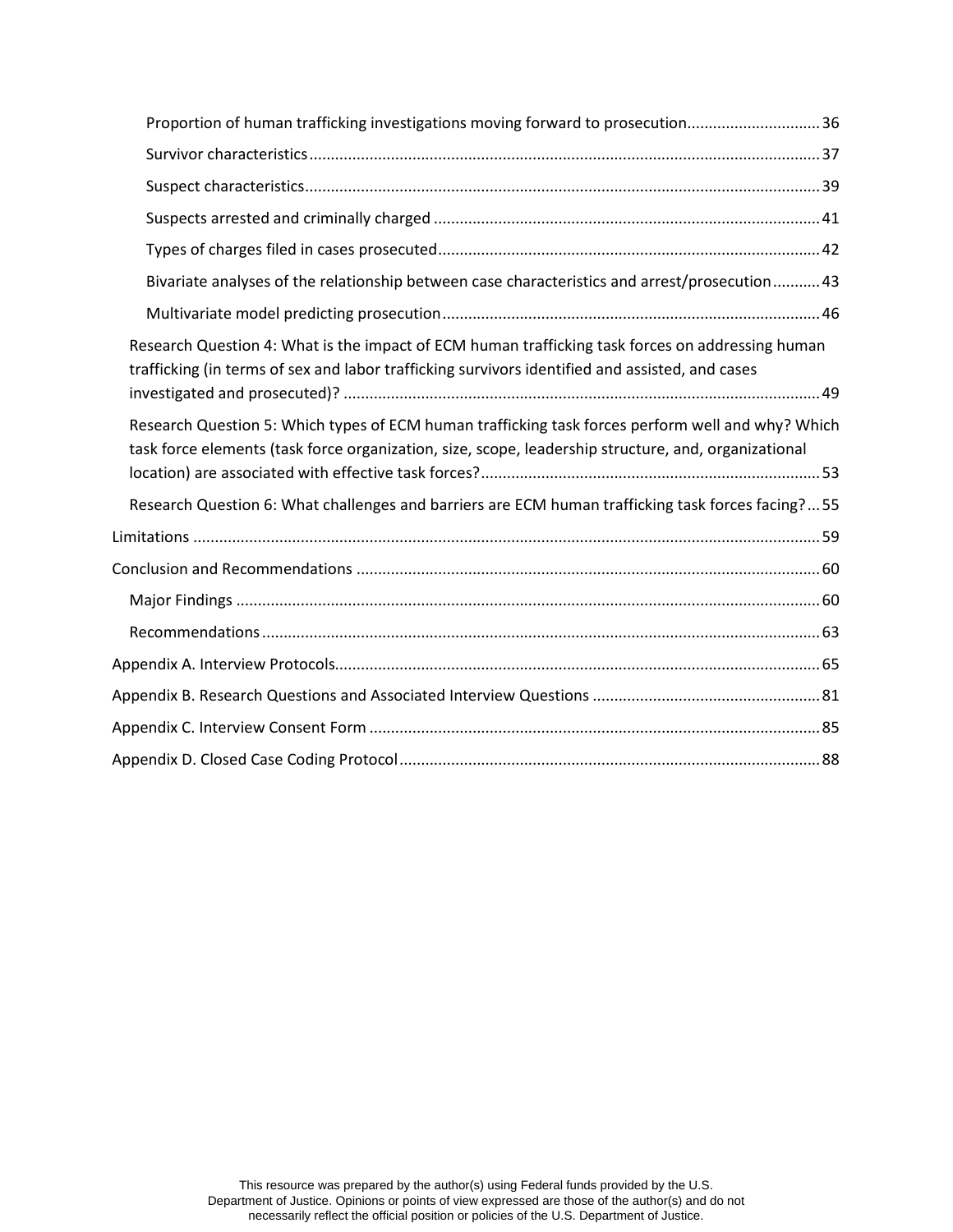Proportion of human trafficking investigations moving forward to prosecution .............................. 36

Survivor characteristics ..................................................................................................... 37

Suspect characteristics ...................................................................................................... 39

Suspects arrested and criminally charged ........................................................................ 41

Types of charges filed in cases prosecuted ....................................................................... 42

Bivariate analyses of the relationship between case characteristics and arrest/prosecution ........... 43

Multivariate model predicting prosecution ....................................................................... 46

Research Question 4: What is the impact of ECM human trafficking task forces on addressing human trafficking (in terms of sex and labor trafficking survivors identified and assisted, and cases investigated and prosecuted)? ............................................................................................. 49

Research Question 5: Which types of ECM human trafficking task forces perform well and why? Which task force elements (task force organization, size, scope, leadership structure, and, organizational location) are associated with effective task forces? ............................................................................. 53

Research Question 6: What challenges and barriers are ECM human trafficking task forces facing? ... 55

Limitations ................................................................................................................................ 59

Conclusion and Recommendations ........................................................................................... 60

Major Findings ...................................................................................................................... 60

Recommendations ................................................................................................................ 63

Appendix A. Interview Protocols ............................................................................................... 65

Appendix B. Research Questions and Associated Interview Questions .................................................... 81

Appendix C. Interview Consent Form ........................................................................................ 85

Appendix D. Closed Case Coding Protocol ................................................................................ 88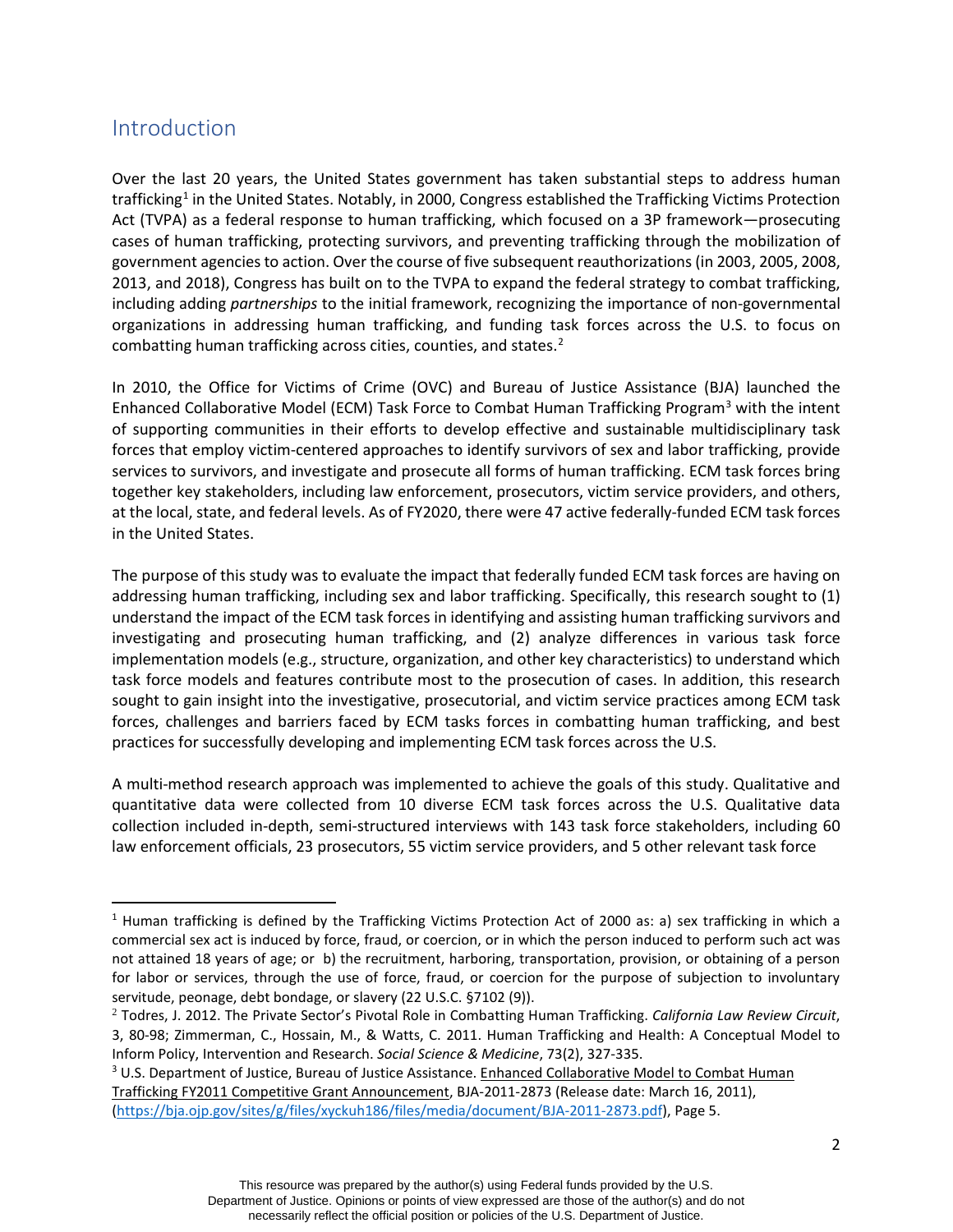## Introduction

Over the last 20 years, the United States government has taken substantial steps to address human trafficking[1] in the United States. Notably, in 2000, Congress established the Trafficking Victims Protection Act (TVPA) as a federal response to human trafficking, which focused on a 3P framework—prosecuting cases of human trafficking, protecting survivors, and preventing trafficking through the mobilization of government agencies to action. Over the course of five subsequent reauthorizations (in 2003, 2005, 2008, 2013, and 2018), Congress has built on to the TVPA to expand the federal strategy to combat trafficking, including adding *partnerships* to the initial framework, recognizing the importance of non-governmental organizations in addressing human trafficking, and funding task forces across the U.S. to focus on combatting human trafficking across cities, counties, and states.[2]

In 2010, the Office for Victims of Crime (OVC) and Bureau of Justice Assistance (BJA) launched the Enhanced Collaborative Model (ECM) Task Force to Combat Human Trafficking Program[3] with the intent of supporting communities in their efforts to develop effective and sustainable multidisciplinary task forces that employ victim-centered approaches to identify survivors of sex and labor trafficking, provide services to survivors, and investigate and prosecute all forms of human trafficking. ECM task forces bring together key stakeholders, including law enforcement, prosecutors, victim service providers, and others, at the local, state, and federal levels. As of FY2020, there were 47 active federally-funded ECM task forces in the United States.

The purpose of this study was to evaluate the impact that federally funded ECM task forces are having on addressing human trafficking, including sex and labor trafficking. Specifically, this research sought to (1) understand the impact of the ECM task forces in identifying and assisting human trafficking survivors and investigating and prosecuting human trafficking, and (2) analyze differences in various task force implementation models (e.g., structure, organization, and other key characteristics) to understand which task force models and features contribute most to the prosecution of cases. In addition, this research sought to gain insight into the investigative, prosecutorial, and victim service practices among ECM task forces, challenges and barriers faced by ECM tasks forces in combatting human trafficking, and best practices for successfully developing and implementing ECM task forces across the U.S.

A multi-method research approach was implemented to achieve the goals of this study. Qualitative and quantitative data were collected from 10 diverse ECM task forces across the U.S. Qualitative data collection included in-depth, semi-structured interviews with 143 task force stakeholders, including 60 law enforcement officials, 23 prosecutors, 55 victim service providers, and 5 other relevant task force

---

[1] Human trafficking is defined by the Trafficking Victims Protection Act of 2000 as: a) sex trafficking in which a commercial sex act is induced by force, fraud, or coercion, or in which the person induced to perform such act was not attained 18 years of age; or b) the recruitment, harboring, transportation, provision, or obtaining of a person for labor or services, through the use of force, fraud, or coercion for the purpose of subjection to involuntary servitude, peonage, debt bondage, or slavery (22 U.S.C. §7102 (9)).

[2] Todres, J. 2012. The Private Sector's Pivotal Role in Combatting Human Trafficking. *California Law Review Circuit*, 3, 80-98; Zimmerman, C., Hossain, M., & Watts, C. 2011. Human Trafficking and Health: A Conceptual Model to Inform Policy, Intervention and Research. *Social Science & Medicine*, 73(2), 327-335.

[3] U.S. Department of Justice, Bureau of Justice Assistance. Enhanced Collaborative Model to Combat Human Trafficking FY2011 Competitive Grant Announcement, BJA-2011-2873 (Release date: March 16, 2011), (https://bja.ojp.gov/sites/g/files/xyckuh186/files/media/document/BJA-2011-2873.pdf), Page 5.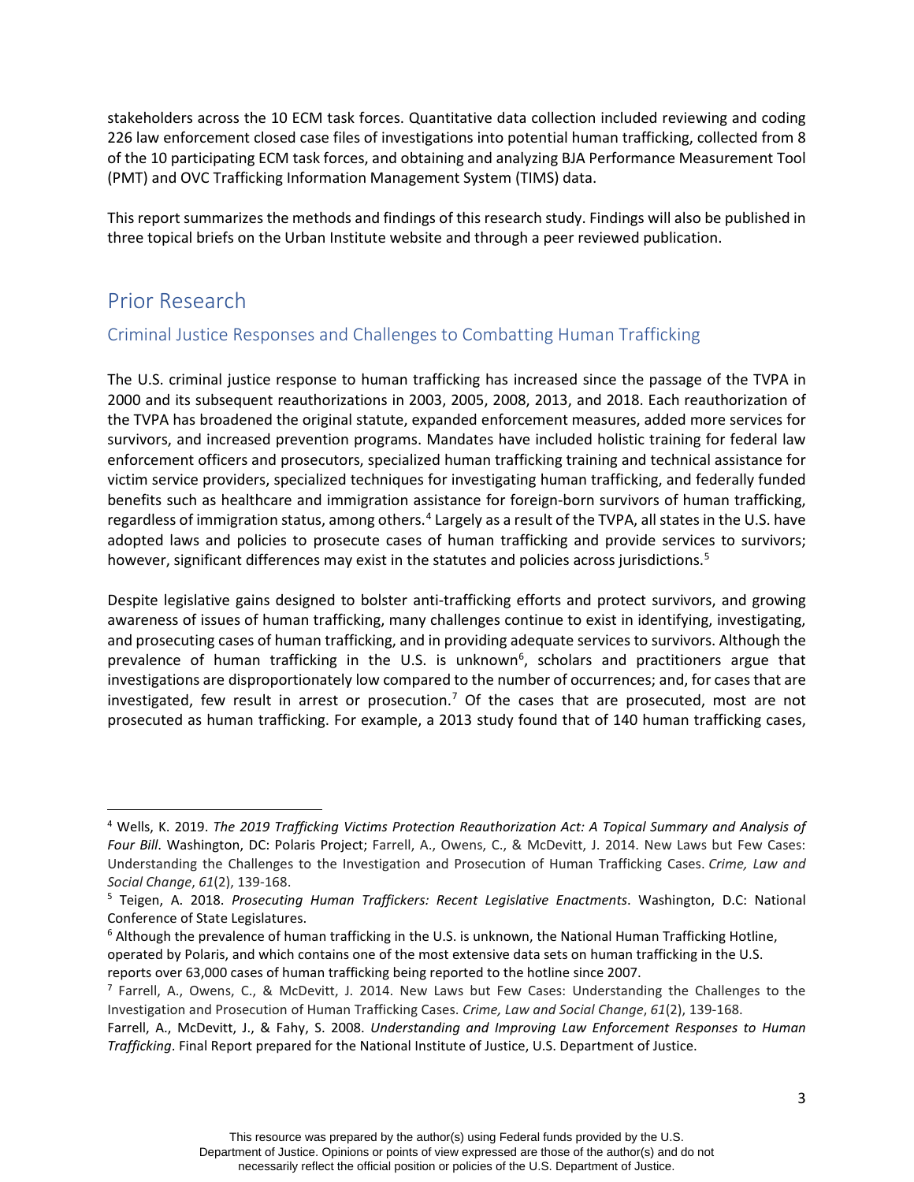stakeholders across the 10 ECM task forces. Quantitative data collection included reviewing and coding 226 law enforcement closed case files of investigations into potential human trafficking, collected from 8 of the 10 participating ECM task forces, and obtaining and analyzing BJA Performance Measurement Tool (PMT) and OVC Trafficking Information Management System (TIMS) data.

This report summarizes the methods and findings of this research study. Findings will also be published in three topical briefs on the Urban Institute website and through a peer reviewed publication.

## Prior Research

### Criminal Justice Responses and Challenges to Combatting Human Trafficking

The U.S. criminal justice response to human trafficking has increased since the passage of the TVPA in 2000 and its subsequent reauthorizations in 2003, 2005, 2008, 2013, and 2018. Each reauthorization of the TVPA has broadened the original statute, expanded enforcement measures, added more services for survivors, and increased prevention programs. Mandates have included holistic training for federal law enforcement officers and prosecutors, specialized human trafficking training and technical assistance for victim service providers, specialized techniques for investigating human trafficking, and federally funded benefits such as healthcare and immigration assistance for foreign-born survivors of human trafficking, regardless of immigration status, among others.[4] Largely as a result of the TVPA, all states in the U.S. have adopted laws and policies to prosecute cases of human trafficking and provide services to survivors; however, significant differences may exist in the statutes and policies across jurisdictions.[5]

Despite legislative gains designed to bolster anti-trafficking efforts and protect survivors, and growing awareness of issues of human trafficking, many challenges continue to exist in identifying, investigating, and prosecuting cases of human trafficking, and in providing adequate services to survivors. Although the prevalence of human trafficking in the U.S. is unknown[6], scholars and practitioners argue that investigations are disproportionately low compared to the number of occurrences; and, for cases that are investigated, few result in arrest or prosecution.[7] Of the cases that are prosecuted, most are not prosecuted as human trafficking. For example, a 2013 study found that of 140 human trafficking cases,

---

[4] Wells, K. 2019. *The 2019 Trafficking Victims Protection Reauthorization Act: A Topical Summary and Analysis of Four Bill*. Washington, DC: Polaris Project; Farrell, A., Owens, C., & McDevitt, J. 2014. New Laws but Few Cases: Understanding the Challenges to the Investigation and Prosecution of Human Trafficking Cases. *Crime, Law and Social Change*, *61*(2), 139-168.

[5] Teigen, A. 2018. *Prosecuting Human Traffickers: Recent Legislative Enactments*. Washington, D.C: National Conference of State Legislatures.

[6] Although the prevalence of human trafficking in the U.S. is unknown, the National Human Trafficking Hotline, operated by Polaris, and which contains one of the most extensive data sets on human trafficking in the U.S. reports over 63,000 cases of human trafficking being reported to the hotline since 2007.

[7] Farrell, A., Owens, C., & McDevitt, J. 2014. New Laws but Few Cases: Understanding the Challenges to the Investigation and Prosecution of Human Trafficking Cases. *Crime, Law and Social Change*, *61*(2), 139-168.

Farrell, A., McDevitt, J., & Fahy, S. 2008. *Understanding and Improving Law Enforcement Responses to Human Trafficking*. Final Report prepared for the National Institute of Justice, U.S. Department of Justice.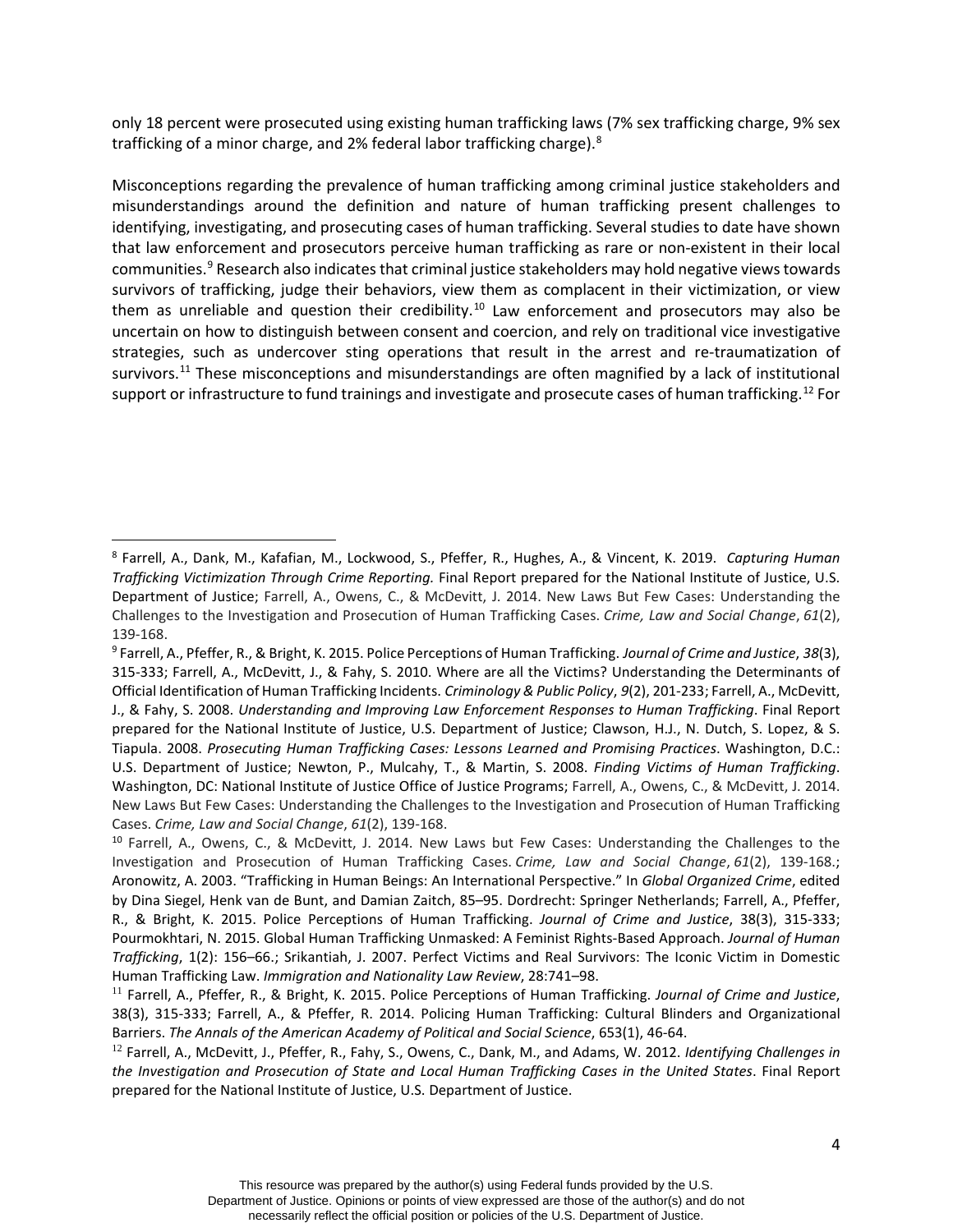only 18 percent were prosecuted using existing human trafficking laws (7% sex trafficking charge, 9% sex trafficking of a minor charge, and 2% federal labor trafficking charge).[8]

Misconceptions regarding the prevalence of human trafficking among criminal justice stakeholders and misunderstandings around the definition and nature of human trafficking present challenges to identifying, investigating, and prosecuting cases of human trafficking. Several studies to date have shown that law enforcement and prosecutors perceive human trafficking as rare or non-existent in their local communities.[9] Research also indicates that criminal justice stakeholders may hold negative views towards survivors of trafficking, judge their behaviors, view them as complacent in their victimization, or view them as unreliable and question their credibility.[10] Law enforcement and prosecutors may also be uncertain on how to distinguish between consent and coercion, and rely on traditional vice investigative strategies, such as undercover sting operations that result in the arrest and re-traumatization of survivors.[11] These misconceptions and misunderstandings are often magnified by a lack of institutional support or infrastructure to fund trainings and investigate and prosecute cases of human trafficking.[12] For

---

[8] Farrell, A., Dank, M., Kafafian, M., Lockwood, S., Pfeffer, R., Hughes, A., & Vincent, K. 2019. *Capturing Human Trafficking Victimization Through Crime Reporting.* Final Report prepared for the National Institute of Justice, U.S. Department of Justice; Farrell, A., Owens, C., & McDevitt, J. 2014. New Laws But Few Cases: Understanding the Challenges to the Investigation and Prosecution of Human Trafficking Cases. *Crime, Law and Social Change*, *61*(2), 139-168.

[9] Farrell, A., Pfeffer, R., & Bright, K. 2015. Police Perceptions of Human Trafficking. *Journal of Crime and Justice*, *38*(3), 315-333; Farrell, A., McDevitt, J., & Fahy, S. 2010. Where are all the Victims? Understanding the Determinants of Official Identification of Human Trafficking Incidents. *Criminology & Public Policy*, *9*(2), 201-233; Farrell, A., McDevitt, J., & Fahy, S. 2008. *Understanding and Improving Law Enforcement Responses to Human Trafficking*. Final Report prepared for the National Institute of Justice, U.S. Department of Justice; Clawson, H.J., N. Dutch, S. Lopez, & S. Tiapula. 2008. *Prosecuting Human Trafficking Cases: Lessons Learned and Promising Practices*. Washington, D.C.: U.S. Department of Justice; Newton, P., Mulcahy, T., & Martin, S. 2008. *Finding Victims of Human Trafficking*. Washington, DC: National Institute of Justice Office of Justice Programs; Farrell, A., Owens, C., & McDevitt, J. 2014. New Laws But Few Cases: Understanding the Challenges to the Investigation and Prosecution of Human Trafficking Cases. *Crime, Law and Social Change*, *61*(2), 139-168.

[10] Farrell, A., Owens, C., & McDevitt, J. 2014. New Laws but Few Cases: Understanding the Challenges to the Investigation and Prosecution of Human Trafficking Cases. *Crime, Law and Social Change*, *61*(2), 139-168.; Aronowitz, A. 2003. "Trafficking in Human Beings: An International Perspective." In *Global Organized Crime*, edited by Dina Siegel, Henk van de Bunt, and Damian Zaitch, 85–95. Dordrecht: Springer Netherlands; Farrell, A., Pfeffer, R., & Bright, K. 2015. Police Perceptions of Human Trafficking. *Journal of Crime and Justice*, 38(3), 315-333; Pourmokhtari, N. 2015. Global Human Trafficking Unmasked: A Feminist Rights-Based Approach. *Journal of Human Trafficking*, 1(2): 156–66.; Srikantiah, J. 2007. Perfect Victims and Real Survivors: The Iconic Victim in Domestic Human Trafficking Law. *Immigration and Nationality Law Review*, 28:741–98.

[11] Farrell, A., Pfeffer, R., & Bright, K. 2015. Police Perceptions of Human Trafficking. *Journal of Crime and Justice*, 38(3), 315-333; Farrell, A., & Pfeffer, R. 2014. Policing Human Trafficking: Cultural Blinders and Organizational Barriers. *The Annals of the American Academy of Political and Social Science*, 653(1), 46-64.

[12] Farrell, A., McDevitt, J., Pfeffer, R., Fahy, S., Owens, C., Dank, M., and Adams, W. 2012. *Identifying Challenges in the Investigation and Prosecution of State and Local Human Trafficking Cases in the United States*. Final Report prepared for the National Institute of Justice, U.S. Department of Justice.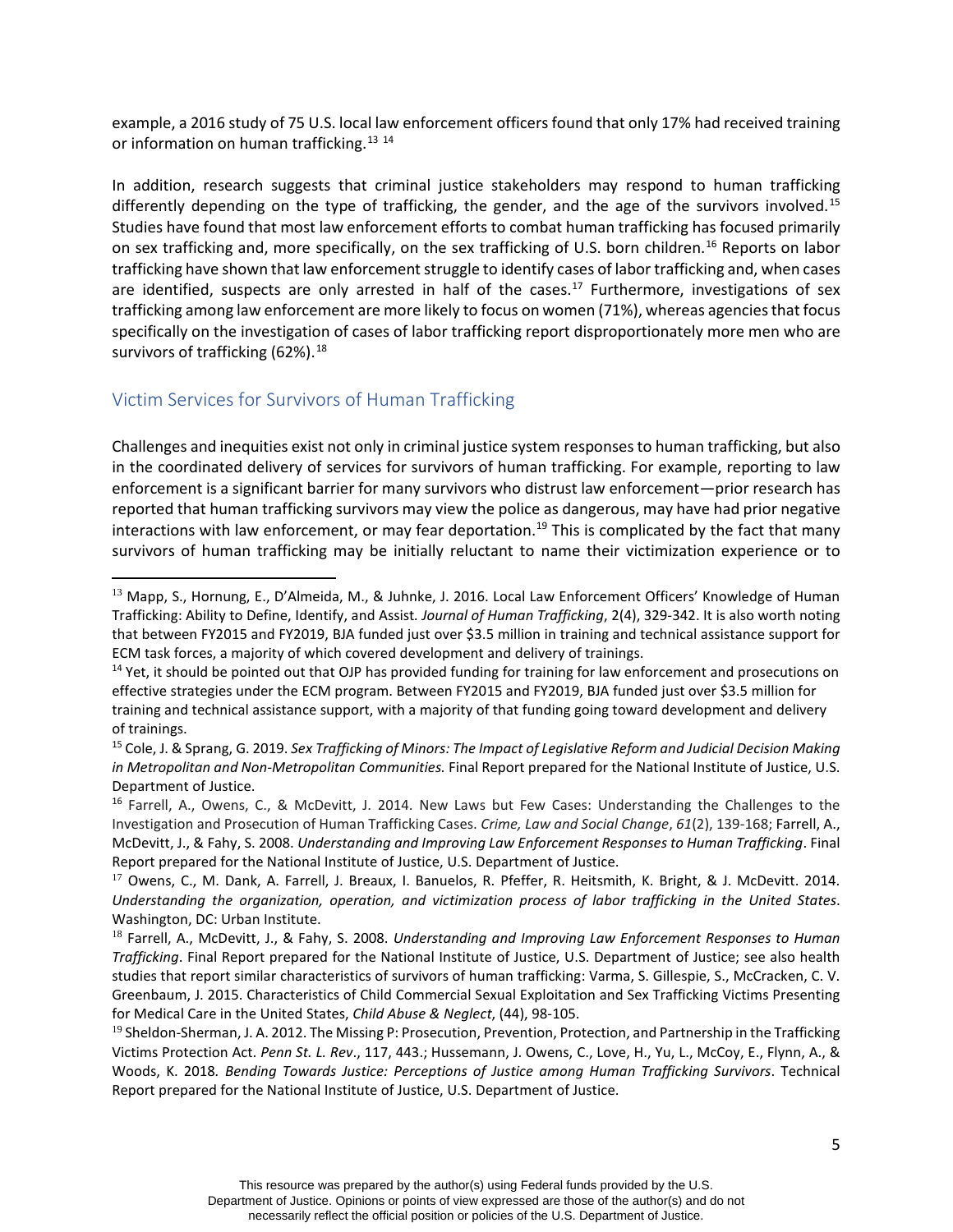example, a 2016 study of 75 U.S. local law enforcement officers found that only 17% had received training or information on human trafficking.[13] [14]

In addition, research suggests that criminal justice stakeholders may respond to human trafficking differently depending on the type of trafficking, the gender, and the age of the survivors involved.[15] Studies have found that most law enforcement efforts to combat human trafficking has focused primarily on sex trafficking and, more specifically, on the sex trafficking of U.S. born children.[16] Reports on labor trafficking have shown that law enforcement struggle to identify cases of labor trafficking and, when cases are identified, suspects are only arrested in half of the cases.[17] Furthermore, investigations of sex trafficking among law enforcement are more likely to focus on women (71%), whereas agencies that focus specifically on the investigation of cases of labor trafficking report disproportionately more men who are survivors of trafficking (62%).[18]

## Victim Services for Survivors of Human Trafficking

Challenges and inequities exist not only in criminal justice system responses to human trafficking, but also in the coordinated delivery of services for survivors of human trafficking. For example, reporting to law enforcement is a significant barrier for many survivors who distrust law enforcement—prior research has reported that human trafficking survivors may view the police as dangerous, may have had prior negative interactions with law enforcement, or may fear deportation.[19] This is complicated by the fact that many survivors of human trafficking may be initially reluctant to name their victimization experience or to

---

[13] Mapp, S., Hornung, E., D'Almeida, M., & Juhnke, J. 2016. Local Law Enforcement Officers' Knowledge of Human Trafficking: Ability to Define, Identify, and Assist. *Journal of Human Trafficking*, 2(4), 329-342. It is also worth noting that between FY2015 and FY2019, BJA funded just over $3.5 million in training and technical assistance support for ECM task forces, a majority of which covered development and delivery of trainings.

[14] Yet, it should be pointed out that OJP has provided funding for training for law enforcement and prosecutions on effective strategies under the ECM program. Between FY2015 and FY2019, BJA funded just over $3.5 million for training and technical assistance support, with a majority of that funding going toward development and delivery of trainings.

[15] Cole, J. & Sprang, G. 2019. *Sex Trafficking of Minors: The Impact of Legislative Reform and Judicial Decision Making in Metropolitan and Non-Metropolitan Communities.* Final Report prepared for the National Institute of Justice, U.S. Department of Justice.

[16] Farrell, A., Owens, C., & McDevitt, J. 2014. New Laws but Few Cases: Understanding the Challenges to the Investigation and Prosecution of Human Trafficking Cases. *Crime, Law and Social Change*, *61*(2), 139-168; Farrell, A., McDevitt, J., & Fahy, S. 2008. *Understanding and Improving Law Enforcement Responses to Human Trafficking*. Final Report prepared for the National Institute of Justice, U.S. Department of Justice.

[17] Owens, C., M. Dank, A. Farrell, J. Breaux, I. Banuelos, R. Pfeffer, R. Heitsmith, K. Bright, & J. McDevitt. 2014. *Understanding the organization, operation, and victimization process of labor trafficking in the United States*. Washington, DC: Urban Institute.

[18] Farrell, A., McDevitt, J., & Fahy, S. 2008. *Understanding and Improving Law Enforcement Responses to Human Trafficking*. Final Report prepared for the National Institute of Justice, U.S. Department of Justice; see also health studies that report similar characteristics of survivors of human trafficking: Varma, S. Gillespie, S., McCracken, C. V. Greenbaum, J. 2015. Characteristics of Child Commercial Sexual Exploitation and Sex Trafficking Victims Presenting for Medical Care in the United States, *Child Abuse & Neglect*, (44), 98-105.

[19] Sheldon-Sherman, J. A. 2012. The Missing P: Prosecution, Prevention, Protection, and Partnership in the Trafficking Victims Protection Act. *Penn St. L. Rev*., 117, 443.; Hussemann, J. Owens, C., Love, H., Yu, L., McCoy, E., Flynn, A., & Woods, K. 2018. *Bending Towards Justice: Perceptions of Justice among Human Trafficking Survivors*. Technical Report prepared for the National Institute of Justice, U.S. Department of Justice.

This resource was prepared by the author(s) using Federal funds provided by the U.S. Department of Justice. Opinions or points of view expressed are those of the author(s) and do not necessarily reflect the official position or policies of the U.S. Department of Justice.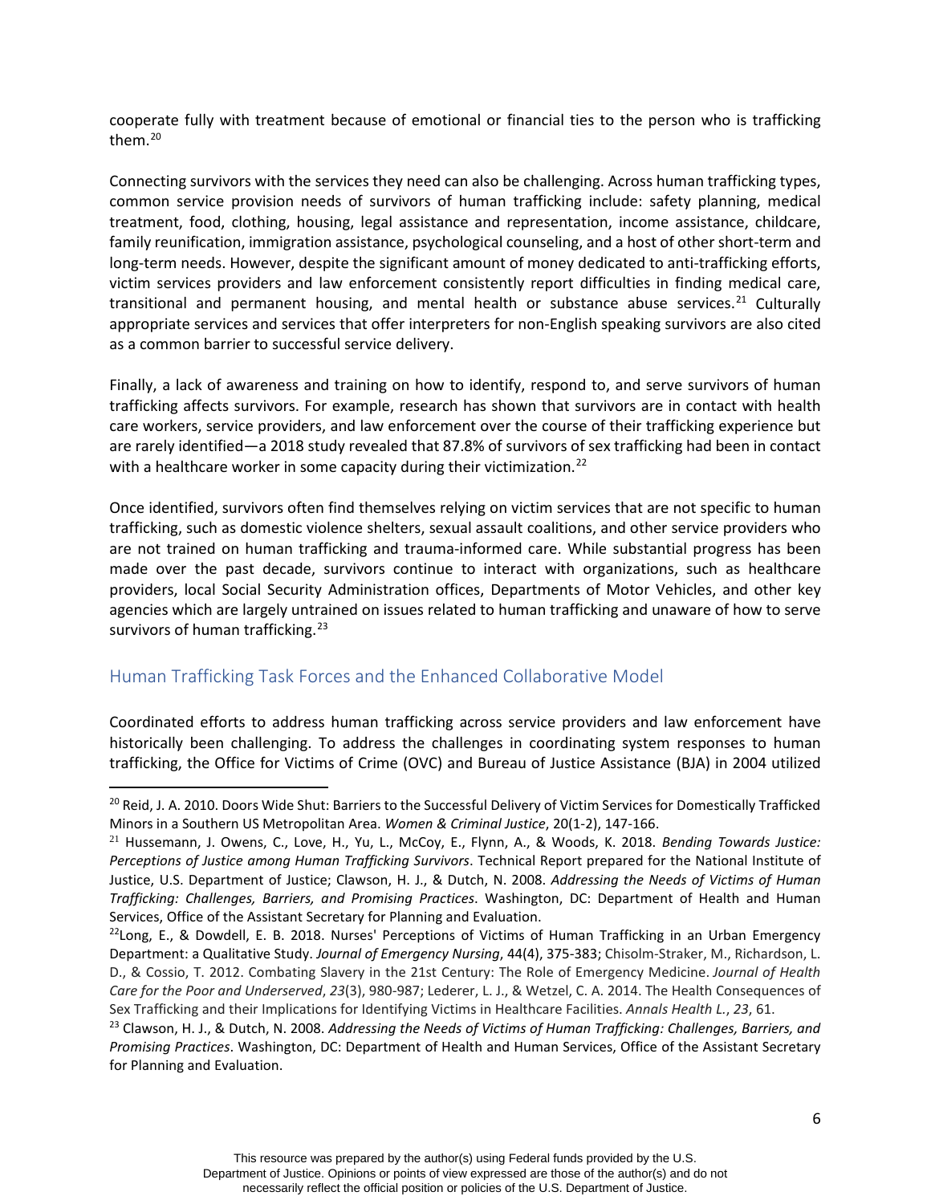cooperate fully with treatment because of emotional or financial ties to the person who is trafficking them.[20]

Connecting survivors with the services they need can also be challenging. Across human trafficking types, common service provision needs of survivors of human trafficking include: safety planning, medical treatment, food, clothing, housing, legal assistance and representation, income assistance, childcare, family reunification, immigration assistance, psychological counseling, and a host of other short-term and long-term needs. However, despite the significant amount of money dedicated to anti-trafficking efforts, victim services providers and law enforcement consistently report difficulties in finding medical care, transitional and permanent housing, and mental health or substance abuse services.[21] Culturally appropriate services and services that offer interpreters for non-English speaking survivors are also cited as a common barrier to successful service delivery.

Finally, a lack of awareness and training on how to identify, respond to, and serve survivors of human trafficking affects survivors. For example, research has shown that survivors are in contact with health care workers, service providers, and law enforcement over the course of their trafficking experience but are rarely identified—a 2018 study revealed that 87.8% of survivors of sex trafficking had been in contact with a healthcare worker in some capacity during their victimization.[22]

Once identified, survivors often find themselves relying on victim services that are not specific to human trafficking, such as domestic violence shelters, sexual assault coalitions, and other service providers who are not trained on human trafficking and trauma-informed care. While substantial progress has been made over the past decade, survivors continue to interact with organizations, such as healthcare providers, local Social Security Administration offices, Departments of Motor Vehicles, and other key agencies which are largely untrained on issues related to human trafficking and unaware of how to serve survivors of human trafficking.[23]

## Human Trafficking Task Forces and the Enhanced Collaborative Model

Coordinated efforts to address human trafficking across service providers and law enforcement have historically been challenging. To address the challenges in coordinating system responses to human trafficking, the Office for Victims of Crime (OVC) and Bureau of Justice Assistance (BJA) in 2004 utilized

---

[20] Reid, J. A. 2010. Doors Wide Shut: Barriers to the Successful Delivery of Victim Services for Domestically Trafficked Minors in a Southern US Metropolitan Area. *Women & Criminal Justice*, 20(1-2), 147-166.

[21] Hussemann, J. Owens, C., Love, H., Yu, L., McCoy, E., Flynn, A., & Woods, K. 2018. *Bending Towards Justice: Perceptions of Justice among Human Trafficking Survivors*. Technical Report prepared for the National Institute of Justice, U.S. Department of Justice; Clawson, H. J., & Dutch, N. 2008. *Addressing the Needs of Victims of Human Trafficking: Challenges, Barriers, and Promising Practices*. Washington, DC: Department of Health and Human Services, Office of the Assistant Secretary for Planning and Evaluation.

[22] Long, E., & Dowdell, E. B. 2018. Nurses' Perceptions of Victims of Human Trafficking in an Urban Emergency Department: a Qualitative Study. *Journal of Emergency Nursing*, 44(4), 375-383; Chisolm-Straker, M., Richardson, L. D., & Cossio, T. 2012. Combating Slavery in the 21st Century: The Role of Emergency Medicine. *Journal of Health Care for the Poor and Underserved*, *23*(3), 980-987; Lederer, L. J., & Wetzel, C. A. 2014. The Health Consequences of Sex Trafficking and their Implications for Identifying Victims in Healthcare Facilities. *Annals Health L.*, *23*, 61.

[23] Clawson, H. J., & Dutch, N. 2008. *Addressing the Needs of Victims of Human Trafficking: Challenges, Barriers, and Promising Practices*. Washington, DC: Department of Health and Human Services, Office of the Assistant Secretary for Planning and Evaluation.

This resource was prepared by the author(s) using Federal funds provided by the U.S. Department of Justice. Opinions or points of view expressed are those of the author(s) and do not necessarily reflect the official position or policies of the U.S. Department of Justice.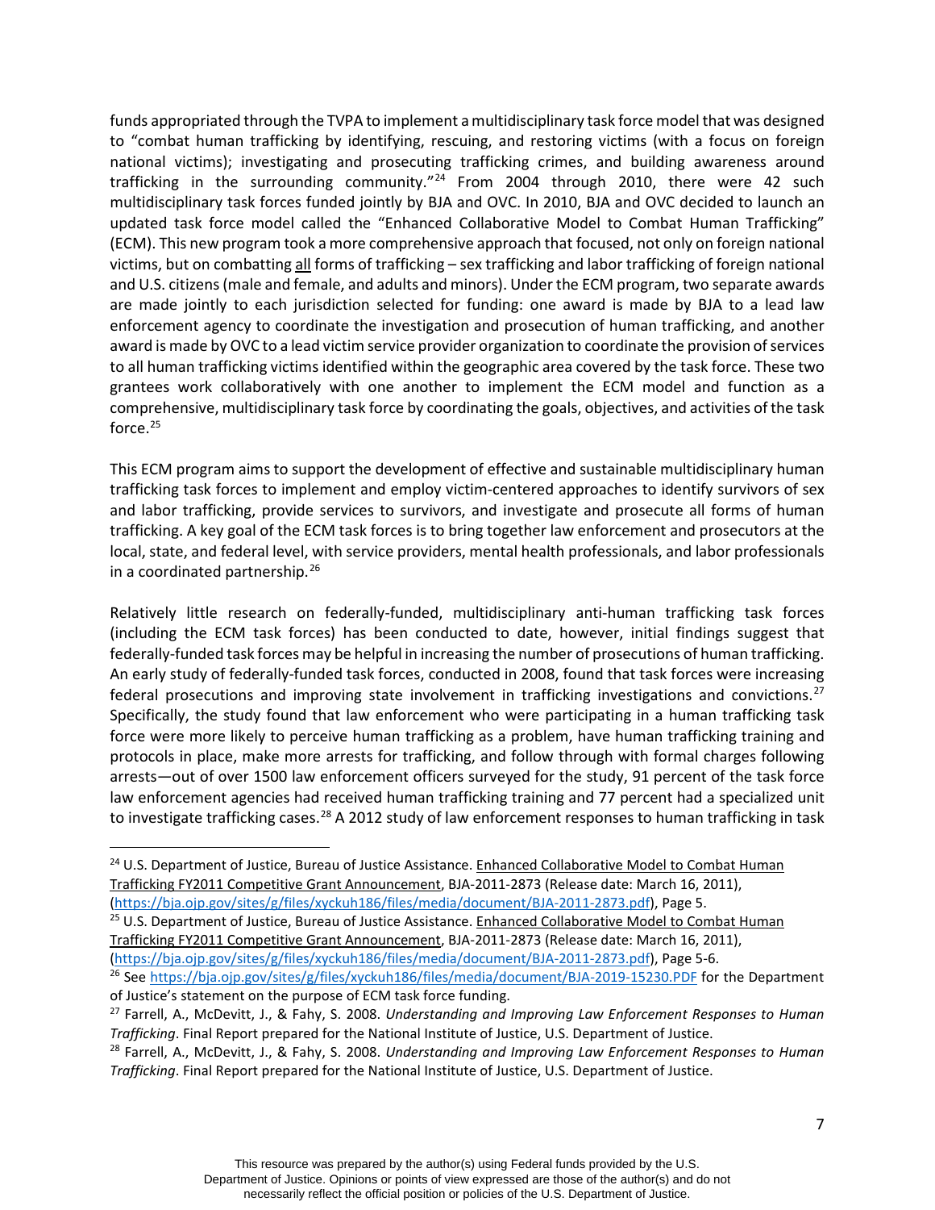funds appropriated through the TVPA to implement a multidisciplinary task force model that was designed to "combat human trafficking by identifying, rescuing, and restoring victims (with a focus on foreign national victims); investigating and prosecuting trafficking crimes, and building awareness around trafficking in the surrounding community."[24] From 2004 through 2010, there were 42 such multidisciplinary task forces funded jointly by BJA and OVC. In 2010, BJA and OVC decided to launch an updated task force model called the "Enhanced Collaborative Model to Combat Human Trafficking" (ECM). This new program took a more comprehensive approach that focused, not only on foreign national victims, but on combatting <u>all</u> forms of trafficking – sex trafficking and labor trafficking of foreign national and U.S. citizens (male and female, and adults and minors). Under the ECM program, two separate awards are made jointly to each jurisdiction selected for funding: one award is made by BJA to a lead law enforcement agency to coordinate the investigation and prosecution of human trafficking, and another award is made by OVC to a lead victim service provider organization to coordinate the provision of services to all human trafficking victims identified within the geographic area covered by the task force. These two grantees work collaboratively with one another to implement the ECM model and function as a comprehensive, multidisciplinary task force by coordinating the goals, objectives, and activities of the task force.[25]

This ECM program aims to support the development of effective and sustainable multidisciplinary human trafficking task forces to implement and employ victim-centered approaches to identify survivors of sex and labor trafficking, provide services to survivors, and investigate and prosecute all forms of human trafficking. A key goal of the ECM task forces is to bring together law enforcement and prosecutors at the local, state, and federal level, with service providers, mental health professionals, and labor professionals in a coordinated partnership.[26]

Relatively little research on federally-funded, multidisciplinary anti-human trafficking task forces (including the ECM task forces) has been conducted to date, however, initial findings suggest that federally-funded task forces may be helpful in increasing the number of prosecutions of human trafficking. An early study of federally-funded task forces, conducted in 2008, found that task forces were increasing federal prosecutions and improving state involvement in trafficking investigations and convictions.[27] Specifically, the study found that law enforcement who were participating in a human trafficking task force were more likely to perceive human trafficking as a problem, have human trafficking training and protocols in place, make more arrests for trafficking, and follow through with formal charges following arrests—out of over 1500 law enforcement officers surveyed for the study, 91 percent of the task force law enforcement agencies had received human trafficking training and 77 percent had a specialized unit to investigate trafficking cases.[28] A 2012 study of law enforcement responses to human trafficking in task

---

[24] U.S. Department of Justice, Bureau of Justice Assistance. <u>Enhanced Collaborative Model to Combat Human Trafficking FY2011 Competitive Grant Announcement</u>, BJA-2011-2873 (Release date: March 16, 2011), (https://bja.ojp.gov/sites/g/files/xyckuh186/files/media/document/BJA-2011-2873.pdf), Page 5.

[25] U.S. Department of Justice, Bureau of Justice Assistance. <u>Enhanced Collaborative Model to Combat Human Trafficking FY2011 Competitive Grant Announcement</u>, BJA-2011-2873 (Release date: March 16, 2011), (https://bja.ojp.gov/sites/g/files/xyckuh186/files/media/document/BJA-2011-2873.pdf), Page 5-6.

[26] See https://bja.ojp.gov/sites/g/files/xyckuh186/files/media/document/BJA-2019-15230.PDF for the Department of Justice's statement on the purpose of ECM task force funding.

[27] Farrell, A., McDevitt, J., & Fahy, S. 2008. *Understanding and Improving Law Enforcement Responses to Human Trafficking*. Final Report prepared for the National Institute of Justice, U.S. Department of Justice.

[28] Farrell, A., McDevitt, J., & Fahy, S. 2008. *Understanding and Improving Law Enforcement Responses to Human Trafficking*. Final Report prepared for the National Institute of Justice, U.S. Department of Justice.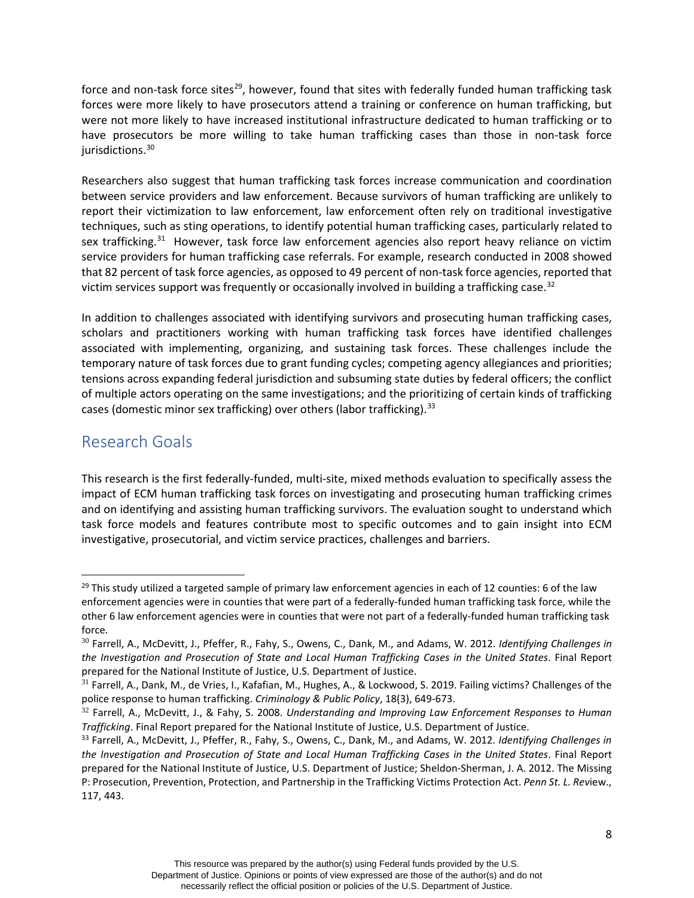force and non-task force sites[29], however, found that sites with federally funded human trafficking task forces were more likely to have prosecutors attend a training or conference on human trafficking, but were not more likely to have increased institutional infrastructure dedicated to human trafficking or to have prosecutors be more willing to take human trafficking cases than those in non-task force jurisdictions.[30]

Researchers also suggest that human trafficking task forces increase communication and coordination between service providers and law enforcement. Because survivors of human trafficking are unlikely to report their victimization to law enforcement, law enforcement often rely on traditional investigative techniques, such as sting operations, to identify potential human trafficking cases, particularly related to sex trafficking.[31] However, task force law enforcement agencies also report heavy reliance on victim service providers for human trafficking case referrals. For example, research conducted in 2008 showed that 82 percent of task force agencies, as opposed to 49 percent of non-task force agencies, reported that victim services support was frequently or occasionally involved in building a trafficking case.[32]

In addition to challenges associated with identifying survivors and prosecuting human trafficking cases, scholars and practitioners working with human trafficking task forces have identified challenges associated with implementing, organizing, and sustaining task forces. These challenges include the temporary nature of task forces due to grant funding cycles; competing agency allegiances and priorities; tensions across expanding federal jurisdiction and subsuming state duties by federal officers; the conflict of multiple actors operating on the same investigations; and the prioritizing of certain kinds of trafficking cases (domestic minor sex trafficking) over others (labor trafficking).[33]

## Research Goals

This research is the first federally-funded, multi-site, mixed methods evaluation to specifically assess the impact of ECM human trafficking task forces on investigating and prosecuting human trafficking crimes and on identifying and assisting human trafficking survivors. The evaluation sought to understand which task force models and features contribute most to specific outcomes and to gain insight into ECM investigative, prosecutorial, and victim service practices, challenges and barriers.

---

[29] This study utilized a targeted sample of primary law enforcement agencies in each of 12 counties: 6 of the law enforcement agencies were in counties that were part of a federally-funded human trafficking task force, while the other 6 law enforcement agencies were in counties that were not part of a federally-funded human trafficking task force.

[30] Farrell, A., McDevitt, J., Pfeffer, R., Fahy, S., Owens, C., Dank, M., and Adams, W. 2012. *Identifying Challenges in the Investigation and Prosecution of State and Local Human Trafficking Cases in the United States*. Final Report prepared for the National Institute of Justice, U.S. Department of Justice.

[31] Farrell, A., Dank, M., de Vries, I., Kafafian, M., Hughes, A., & Lockwood, S. 2019. Failing victims? Challenges of the police response to human trafficking. *Criminology & Public Policy*, 18(3), 649-673.

[32] Farrell, A., McDevitt, J., & Fahy, S. 2008. *Understanding and Improving Law Enforcement Responses to Human Trafficking*. Final Report prepared for the National Institute of Justice, U.S. Department of Justice.

[33] Farrell, A., McDevitt, J., Pfeffer, R., Fahy, S., Owens, C., Dank, M., and Adams, W. 2012. *Identifying Challenges in the Investigation and Prosecution of State and Local Human Trafficking Cases in the United States*. Final Report prepared for the National Institute of Justice, U.S. Department of Justice; Sheldon-Sherman, J. A. 2012. The Missing P: Prosecution, Prevention, Protection, and Partnership in the Trafficking Victims Protection Act. *Penn St. L. Rev*iew., 117, 443.

This resource was prepared by the author(s) using Federal funds provided by the U.S. Department of Justice. Opinions or points of view expressed are those of the author(s) and do not necessarily reflect the official position or policies of the U.S. Department of Justice.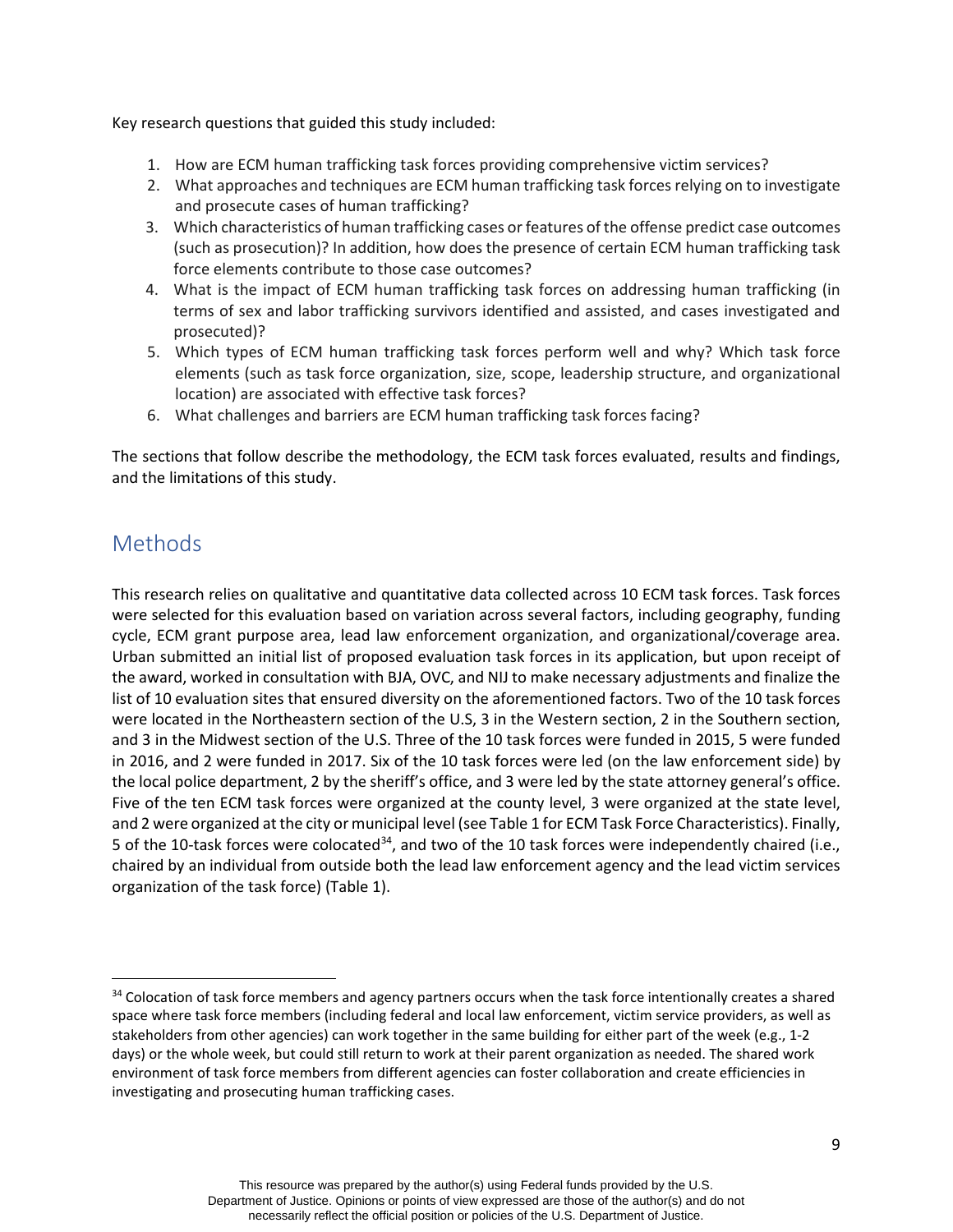Key research questions that guided this study included:

1. How are ECM human trafficking task forces providing comprehensive victim services?
2. What approaches and techniques are ECM human trafficking task forces relying on to investigate and prosecute cases of human trafficking?
3. Which characteristics of human trafficking cases or features of the offense predict case outcomes (such as prosecution)? In addition, how does the presence of certain ECM human trafficking task force elements contribute to those case outcomes?
4. What is the impact of ECM human trafficking task forces on addressing human trafficking (in terms of sex and labor trafficking survivors identified and assisted, and cases investigated and prosecuted)?
5. Which types of ECM human trafficking task forces perform well and why? Which task force elements (such as task force organization, size, scope, leadership structure, and organizational location) are associated with effective task forces?
6. What challenges and barriers are ECM human trafficking task forces facing?

The sections that follow describe the methodology, the ECM task forces evaluated, results and findings, and the limitations of this study.

## Methods

This research relies on qualitative and quantitative data collected across 10 ECM task forces. Task forces were selected for this evaluation based on variation across several factors, including geography, funding cycle, ECM grant purpose area, lead law enforcement organization, and organizational/coverage area. Urban submitted an initial list of proposed evaluation task forces in its application, but upon receipt of the award, worked in consultation with BJA, OVC, and NIJ to make necessary adjustments and finalize the list of 10 evaluation sites that ensured diversity on the aforementioned factors. Two of the 10 task forces were located in the Northeastern section of the U.S, 3 in the Western section, 2 in the Southern section, and 3 in the Midwest section of the U.S. Three of the 10 task forces were funded in 2015, 5 were funded in 2016, and 2 were funded in 2017. Six of the 10 task forces were led (on the law enforcement side) by the local police department, 2 by the sheriff's office, and 3 were led by the state attorney general's office. Five of the ten ECM task forces were organized at the county level, 3 were organized at the state level, and 2 were organized at the city or municipal level (see Table 1 for ECM Task Force Characteristics). Finally, 5 of the 10-task forces were colocated[34], and two of the 10 task forces were independently chaired (i.e., chaired by an individual from outside both the lead law enforcement agency and the lead victim services organization of the task force) (Table 1).

[34] Colocation of task force members and agency partners occurs when the task force intentionally creates a shared space where task force members (including federal and local law enforcement, victim service providers, as well as stakeholders from other agencies) can work together in the same building for either part of the week (e.g., 1-2 days) or the whole week, but could still return to work at their parent organization as needed. The shared work environment of task force members from different agencies can foster collaboration and create efficiencies in investigating and prosecuting human trafficking cases.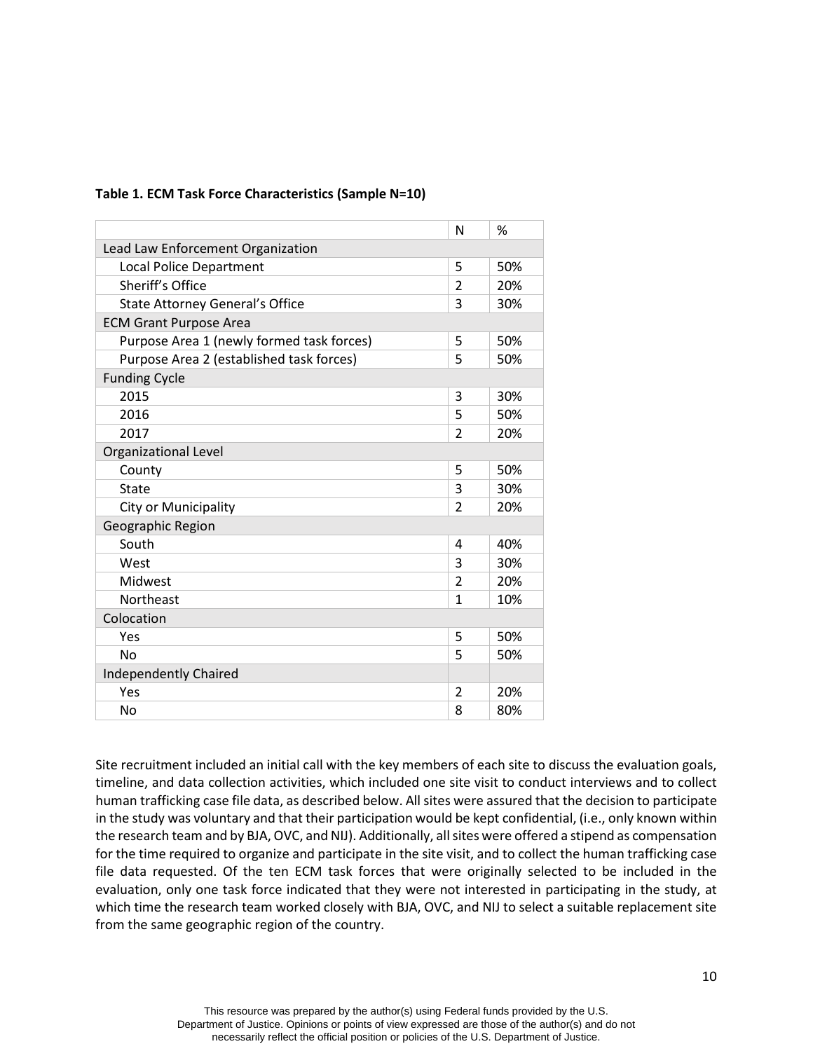**Table 1. ECM Task Force Characteristics (Sample N=10)**

| | N | % |
|---|---|---|
| Lead Law Enforcement Organization | | |
| Local Police Department | 5 | 50% |
| Sheriff's Office | 2 | 20% |
| State Attorney General's Office | 3 | 30% |
| ECM Grant Purpose Area | | |
| Purpose Area 1 (newly formed task forces) | 5 | 50% |
| Purpose Area 2 (established task forces) | 5 | 50% |
| Funding Cycle | | |
| 2015 | 3 | 30% |
| 2016 | 5 | 50% |
| 2017 | 2 | 20% |
| Organizational Level | | |
| County | 5 | 50% |
| State | 3 | 30% |
| City or Municipality | 2 | 20% |
| Geographic Region | | |
| South | 4 | 40% |
| West | 3 | 30% |
| Midwest | 2 | 20% |
| Northeast | 1 | 10% |
| Colocation | | |
| Yes | 5 | 50% |
| No | 5 | 50% |
| Independently Chaired | | |
| Yes | 2 | 20% |
| No | 8 | 80% |

Site recruitment included an initial call with the key members of each site to discuss the evaluation goals, timeline, and data collection activities, which included one site visit to conduct interviews and to collect human trafficking case file data, as described below. All sites were assured that the decision to participate in the study was voluntary and that their participation would be kept confidential, (i.e., only known within the research team and by BJA, OVC, and NIJ). Additionally, all sites were offered a stipend as compensation for the time required to organize and participate in the site visit, and to collect the human trafficking case file data requested. Of the ten ECM task forces that were originally selected to be included in the evaluation, only one task force indicated that they were not interested in participating in the study, at which time the research team worked closely with BJA, OVC, and NIJ to select a suitable replacement site from the same geographic region of the country.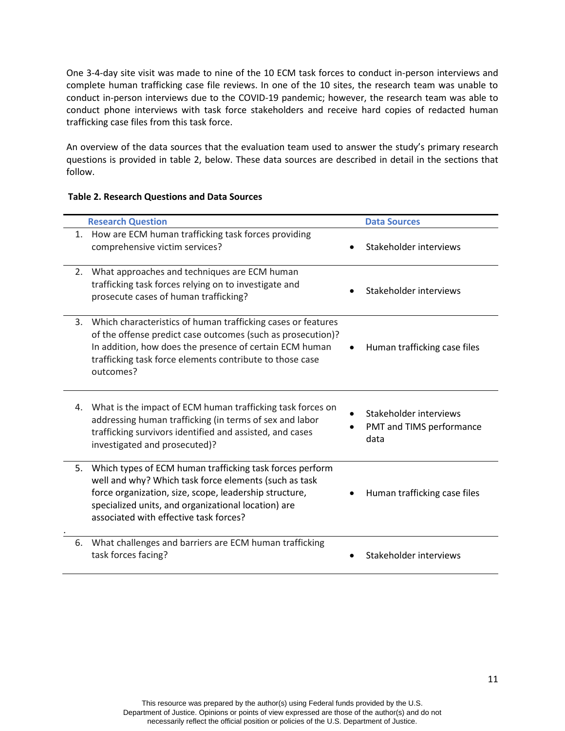One 3-4-day site visit was made to nine of the 10 ECM task forces to conduct in-person interviews and complete human trafficking case file reviews. In one of the 10 sites, the research team was unable to conduct in-person interviews due to the COVID-19 pandemic; however, the research team was able to conduct phone interviews with task force stakeholders and receive hard copies of redacted human trafficking case files from this task force.

An overview of the data sources that the evaluation team used to answer the study's primary research questions is provided in table 2, below. These data sources are described in detail in the sections that follow.

**Table 2. Research Questions and Data Sources**

| Research Question | Data Sources |
|---|---|
| 1. How are ECM human trafficking task forces providing comprehensive victim services? | • Stakeholder interviews |
| 2. What approaches and techniques are ECM human trafficking task forces relying on to investigate and prosecute cases of human trafficking? | • Stakeholder interviews |
| 3. Which characteristics of human trafficking cases or features of the offense predict case outcomes (such as prosecution)? In addition, how does the presence of certain ECM human trafficking task force elements contribute to those case outcomes? | • Human trafficking case files |
| 4. What is the impact of ECM human trafficking task forces on addressing human trafficking (in terms of sex and labor trafficking survivors identified and assisted, and cases investigated and prosecuted)? | • Stakeholder interviews<br>• PMT and TIMS performance data |
| 5. Which types of ECM human trafficking task forces perform well and why? Which task force elements (such as task force organization, size, scope, leadership structure, specialized units, and organizational location) are associated with effective task forces? | • Human trafficking case files |
| 6. What challenges and barriers are ECM human trafficking task forces facing? | • Stakeholder interviews |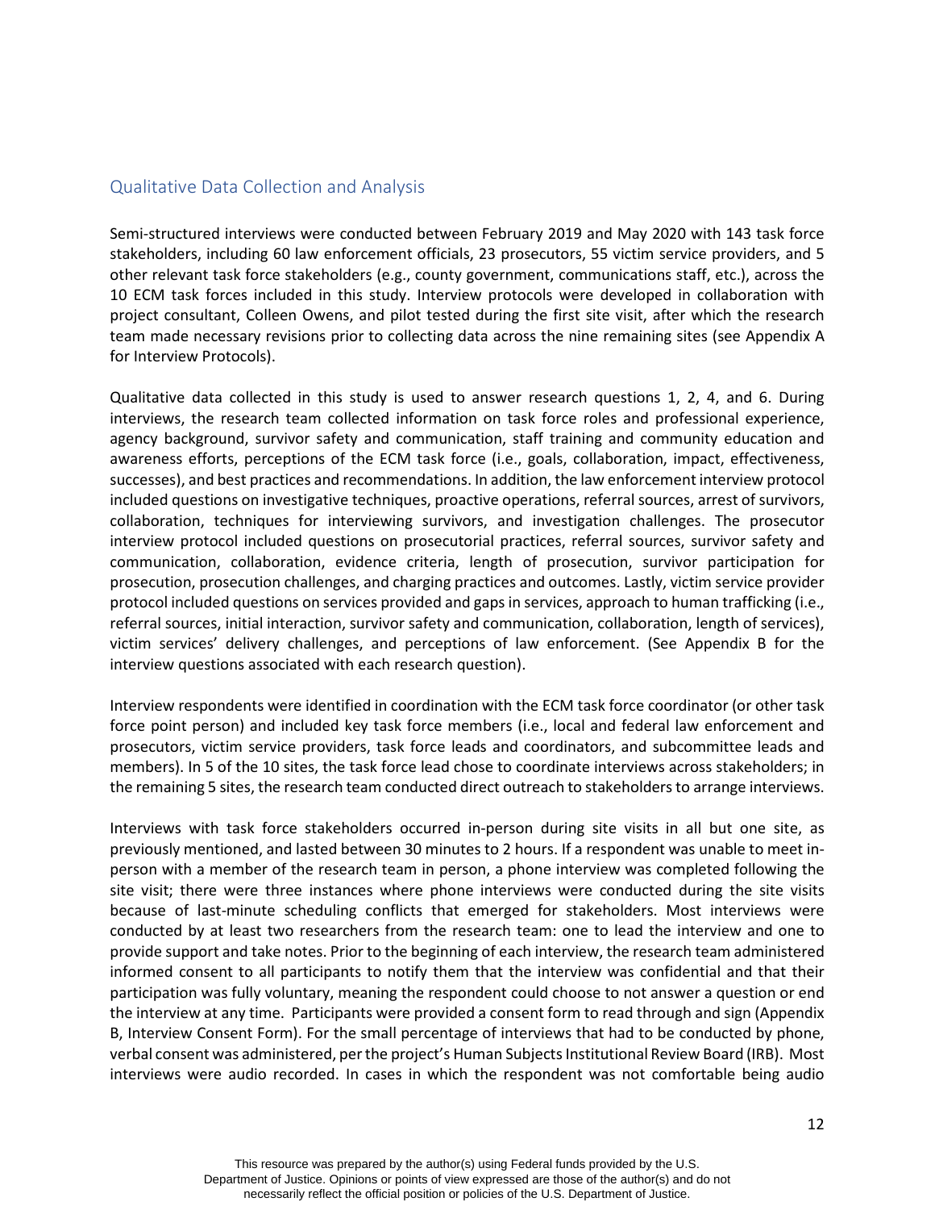## Qualitative Data Collection and Analysis

Semi-structured interviews were conducted between February 2019 and May 2020 with 143 task force stakeholders, including 60 law enforcement officials, 23 prosecutors, 55 victim service providers, and 5 other relevant task force stakeholders (e.g., county government, communications staff, etc.), across the 10 ECM task forces included in this study. Interview protocols were developed in collaboration with project consultant, Colleen Owens, and pilot tested during the first site visit, after which the research team made necessary revisions prior to collecting data across the nine remaining sites (see Appendix A for Interview Protocols).

Qualitative data collected in this study is used to answer research questions 1, 2, 4, and 6. During interviews, the research team collected information on task force roles and professional experience, agency background, survivor safety and communication, staff training and community education and awareness efforts, perceptions of the ECM task force (i.e., goals, collaboration, impact, effectiveness, successes), and best practices and recommendations. In addition, the law enforcement interview protocol included questions on investigative techniques, proactive operations, referral sources, arrest of survivors, collaboration, techniques for interviewing survivors, and investigation challenges. The prosecutor interview protocol included questions on prosecutorial practices, referral sources, survivor safety and communication, collaboration, evidence criteria, length of prosecution, survivor participation for prosecution, prosecution challenges, and charging practices and outcomes. Lastly, victim service provider protocol included questions on services provided and gaps in services, approach to human trafficking (i.e., referral sources, initial interaction, survivor safety and communication, collaboration, length of services), victim services' delivery challenges, and perceptions of law enforcement. (See Appendix B for the interview questions associated with each research question).

Interview respondents were identified in coordination with the ECM task force coordinator (or other task force point person) and included key task force members (i.e., local and federal law enforcement and prosecutors, victim service providers, task force leads and coordinators, and subcommittee leads and members). In 5 of the 10 sites, the task force lead chose to coordinate interviews across stakeholders; in the remaining 5 sites, the research team conducted direct outreach to stakeholders to arrange interviews.

Interviews with task force stakeholders occurred in-person during site visits in all but one site, as previously mentioned, and lasted between 30 minutes to 2 hours. If a respondent was unable to meet in-person with a member of the research team in person, a phone interview was completed following the site visit; there were three instances where phone interviews were conducted during the site visits because of last-minute scheduling conflicts that emerged for stakeholders. Most interviews were conducted by at least two researchers from the research team: one to lead the interview and one to provide support and take notes. Prior to the beginning of each interview, the research team administered informed consent to all participants to notify them that the interview was confidential and that their participation was fully voluntary, meaning the respondent could choose to not answer a question or end the interview at any time. Participants were provided a consent form to read through and sign (Appendix B, Interview Consent Form). For the small percentage of interviews that had to be conducted by phone, verbal consent was administered, per the project's Human Subjects Institutional Review Board (IRB). Most interviews were audio recorded. In cases in which the respondent was not comfortable being audio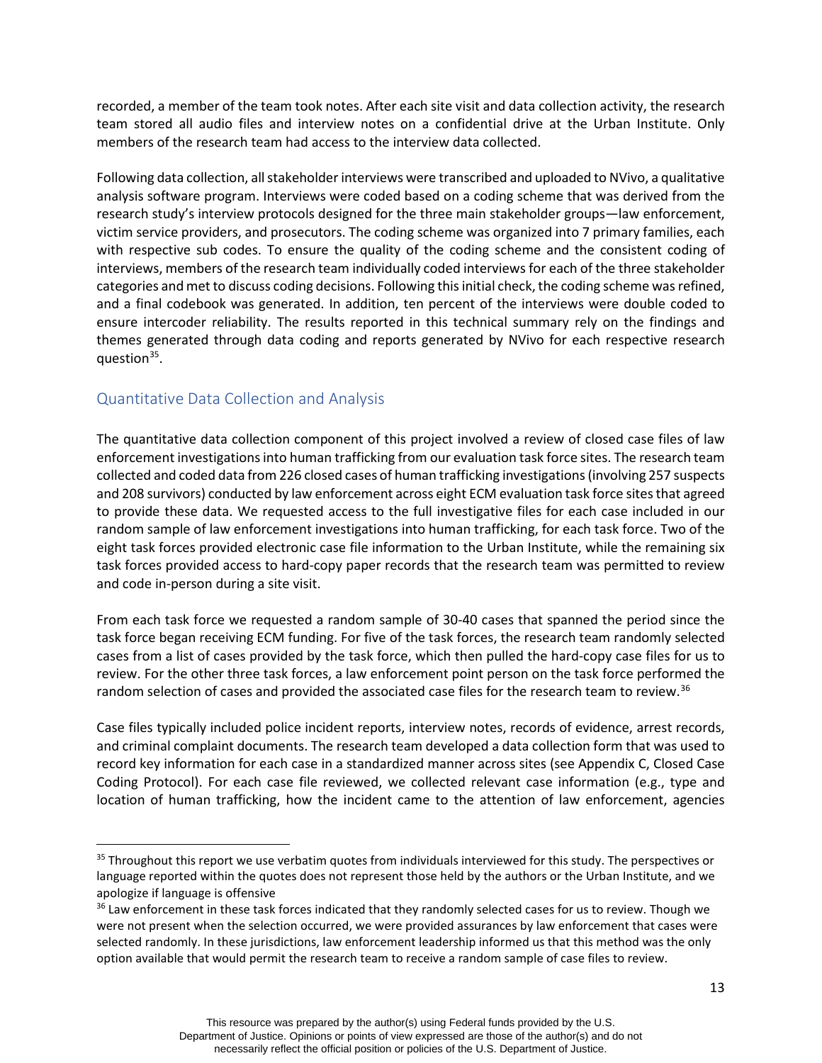recorded, a member of the team took notes. After each site visit and data collection activity, the research team stored all audio files and interview notes on a confidential drive at the Urban Institute. Only members of the research team had access to the interview data collected.

Following data collection, all stakeholder interviews were transcribed and uploaded to NVivo, a qualitative analysis software program. Interviews were coded based on a coding scheme that was derived from the research study's interview protocols designed for the three main stakeholder groups—law enforcement, victim service providers, and prosecutors. The coding scheme was organized into 7 primary families, each with respective sub codes. To ensure the quality of the coding scheme and the consistent coding of interviews, members of the research team individually coded interviews for each of the three stakeholder categories and met to discuss coding decisions. Following this initial check, the coding scheme was refined, and a final codebook was generated. In addition, ten percent of the interviews were double coded to ensure intercoder reliability. The results reported in this technical summary rely on the findings and themes generated through data coding and reports generated by NVivo for each respective research question[35].

## Quantitative Data Collection and Analysis

The quantitative data collection component of this project involved a review of closed case files of law enforcement investigations into human trafficking from our evaluation task force sites. The research team collected and coded data from 226 closed cases of human trafficking investigations (involving 257 suspects and 208 survivors) conducted by law enforcement across eight ECM evaluation task force sites that agreed to provide these data. We requested access to the full investigative files for each case included in our random sample of law enforcement investigations into human trafficking, for each task force. Two of the eight task forces provided electronic case file information to the Urban Institute, while the remaining six task forces provided access to hard-copy paper records that the research team was permitted to review and code in-person during a site visit.

From each task force we requested a random sample of 30-40 cases that spanned the period since the task force began receiving ECM funding. For five of the task forces, the research team randomly selected cases from a list of cases provided by the task force, which then pulled the hard-copy case files for us to review. For the other three task forces, a law enforcement point person on the task force performed the random selection of cases and provided the associated case files for the research team to review.[36]

Case files typically included police incident reports, interview notes, records of evidence, arrest records, and criminal complaint documents. The research team developed a data collection form that was used to record key information for each case in a standardized manner across sites (see Appendix C, Closed Case Coding Protocol). For each case file reviewed, we collected relevant case information (e.g., type and location of human trafficking, how the incident came to the attention of law enforcement, agencies

---

[35] Throughout this report we use verbatim quotes from individuals interviewed for this study. The perspectives or language reported within the quotes does not represent those held by the authors or the Urban Institute, and we apologize if language is offensive

[36] Law enforcement in these task forces indicated that they randomly selected cases for us to review. Though we were not present when the selection occurred, we were provided assurances by law enforcement that cases were selected randomly. In these jurisdictions, law enforcement leadership informed us that this method was the only option available that would permit the research team to receive a random sample of case files to review.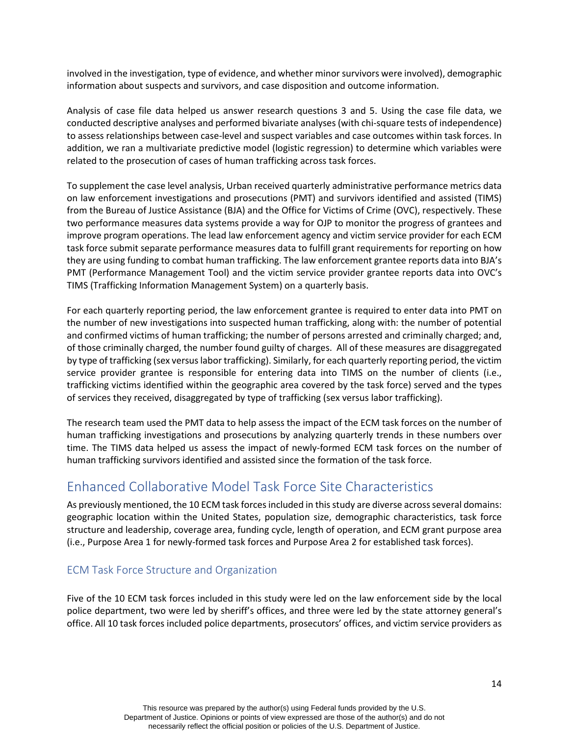involved in the investigation, type of evidence, and whether minor survivors were involved), demographic information about suspects and survivors, and case disposition and outcome information.

Analysis of case file data helped us answer research questions 3 and 5. Using the case file data, we conducted descriptive analyses and performed bivariate analyses (with chi-square tests of independence) to assess relationships between case-level and suspect variables and case outcomes within task forces. In addition, we ran a multivariate predictive model (logistic regression) to determine which variables were related to the prosecution of cases of human trafficking across task forces.

To supplement the case level analysis, Urban received quarterly administrative performance metrics data on law enforcement investigations and prosecutions (PMT) and survivors identified and assisted (TIMS) from the Bureau of Justice Assistance (BJA) and the Office for Victims of Crime (OVC), respectively. These two performance measures data systems provide a way for OJP to monitor the progress of grantees and improve program operations. The lead law enforcement agency and victim service provider for each ECM task force submit separate performance measures data to fulfill grant requirements for reporting on how they are using funding to combat human trafficking. The law enforcement grantee reports data into BJA's PMT (Performance Management Tool) and the victim service provider grantee reports data into OVC's TIMS (Trafficking Information Management System) on a quarterly basis.

For each quarterly reporting period, the law enforcement grantee is required to enter data into PMT on the number of new investigations into suspected human trafficking, along with: the number of potential and confirmed victims of human trafficking; the number of persons arrested and criminally charged; and, of those criminally charged, the number found guilty of charges. All of these measures are disaggregated by type of trafficking (sex versus labor trafficking). Similarly, for each quarterly reporting period, the victim service provider grantee is responsible for entering data into TIMS on the number of clients (i.e., trafficking victims identified within the geographic area covered by the task force) served and the types of services they received, disaggregated by type of trafficking (sex versus labor trafficking).

The research team used the PMT data to help assess the impact of the ECM task forces on the number of human trafficking investigations and prosecutions by analyzing quarterly trends in these numbers over time. The TIMS data helped us assess the impact of newly-formed ECM task forces on the number of human trafficking survivors identified and assisted since the formation of the task force.

## Enhanced Collaborative Model Task Force Site Characteristics

As previously mentioned, the 10 ECM task forces included in this study are diverse across several domains: geographic location within the United States, population size, demographic characteristics, task force structure and leadership, coverage area, funding cycle, length of operation, and ECM grant purpose area (i.e., Purpose Area 1 for newly-formed task forces and Purpose Area 2 for established task forces).

### ECM Task Force Structure and Organization

Five of the 10 ECM task forces included in this study were led on the law enforcement side by the local police department, two were led by sheriff's offices, and three were led by the state attorney general's office. All 10 task forces included police departments, prosecutors' offices, and victim service providers as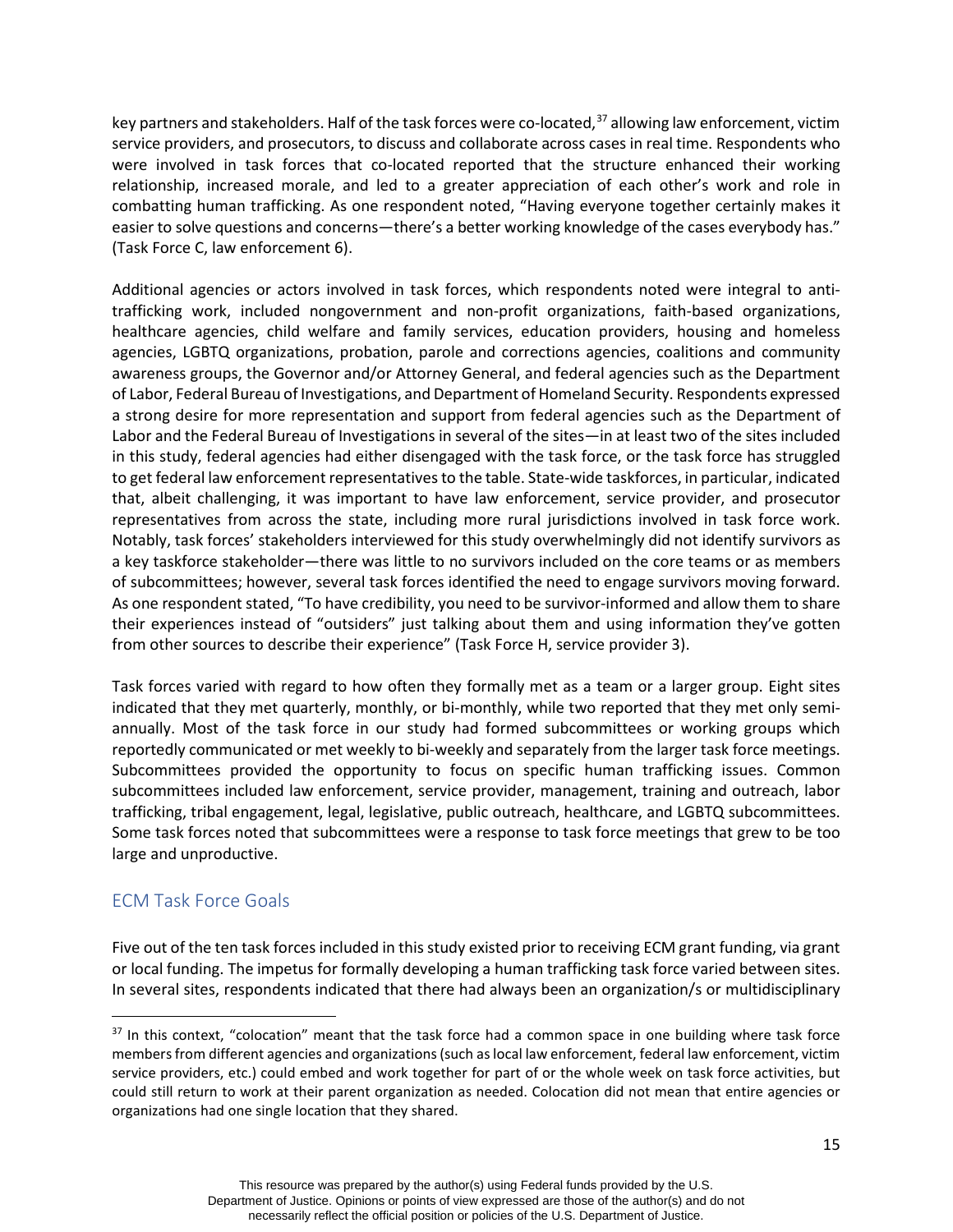key partners and stakeholders. Half of the task forces were co-located,[37] allowing law enforcement, victim service providers, and prosecutors, to discuss and collaborate across cases in real time. Respondents who were involved in task forces that co-located reported that the structure enhanced their working relationship, increased morale, and led to a greater appreciation of each other's work and role in combatting human trafficking. As one respondent noted, "Having everyone together certainly makes it easier to solve questions and concerns—there's a better working knowledge of the cases everybody has." (Task Force C, law enforcement 6).

Additional agencies or actors involved in task forces, which respondents noted were integral to anti-trafficking work, included nongovernment and non-profit organizations, faith-based organizations, healthcare agencies, child welfare and family services, education providers, housing and homeless agencies, LGBTQ organizations, probation, parole and corrections agencies, coalitions and community awareness groups, the Governor and/or Attorney General, and federal agencies such as the Department of Labor, Federal Bureau of Investigations, and Department of Homeland Security. Respondents expressed a strong desire for more representation and support from federal agencies such as the Department of Labor and the Federal Bureau of Investigations in several of the sites—in at least two of the sites included in this study, federal agencies had either disengaged with the task force, or the task force has struggled to get federal law enforcement representatives to the table. State-wide taskforces, in particular, indicated that, albeit challenging, it was important to have law enforcement, service provider, and prosecutor representatives from across the state, including more rural jurisdictions involved in task force work. Notably, task forces' stakeholders interviewed for this study overwhelmingly did not identify survivors as a key taskforce stakeholder—there was little to no survivors included on the core teams or as members of subcommittees; however, several task forces identified the need to engage survivors moving forward. As one respondent stated, "To have credibility, you need to be survivor-informed and allow them to share their experiences instead of "outsiders" just talking about them and using information they've gotten from other sources to describe their experience" (Task Force H, service provider 3).

Task forces varied with regard to how often they formally met as a team or a larger group. Eight sites indicated that they met quarterly, monthly, or bi-monthly, while two reported that they met only semi-annually. Most of the task force in our study had formed subcommittees or working groups which reportedly communicated or met weekly to bi-weekly and separately from the larger task force meetings. Subcommittees provided the opportunity to focus on specific human trafficking issues. Common subcommittees included law enforcement, service provider, management, training and outreach, labor trafficking, tribal engagement, legal, legislative, public outreach, healthcare, and LGBTQ subcommittees. Some task forces noted that subcommittees were a response to task force meetings that grew to be too large and unproductive.

## ECM Task Force Goals

Five out of the ten task forces included in this study existed prior to receiving ECM grant funding, via grant or local funding. The impetus for formally developing a human trafficking task force varied between sites. In several sites, respondents indicated that there had always been an organization/s or multidisciplinary

[37] In this context, "colocation" meant that the task force had a common space in one building where task force members from different agencies and organizations (such as local law enforcement, federal law enforcement, victim service providers, etc.) could embed and work together for part of or the whole week on task force activities, but could still return to work at their parent organization as needed. Colocation did not mean that entire agencies or organizations had one single location that they shared.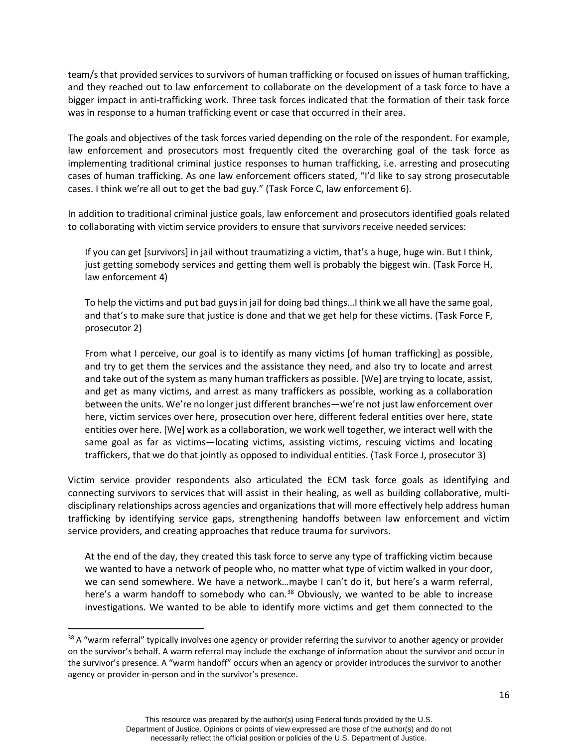team/s that provided services to survivors of human trafficking or focused on issues of human trafficking, and they reached out to law enforcement to collaborate on the development of a task force to have a bigger impact in anti-trafficking work. Three task forces indicated that the formation of their task force was in response to a human trafficking event or case that occurred in their area.

The goals and objectives of the task forces varied depending on the role of the respondent. For example, law enforcement and prosecutors most frequently cited the overarching goal of the task force as implementing traditional criminal justice responses to human trafficking, i.e. arresting and prosecuting cases of human trafficking. As one law enforcement officers stated, "I'd like to say strong prosecutable cases. I think we're all out to get the bad guy." (Task Force C, law enforcement 6).

In addition to traditional criminal justice goals, law enforcement and prosecutors identified goals related to collaborating with victim service providers to ensure that survivors receive needed services:

> If you can get [survivors] in jail without traumatizing a victim, that's a huge, huge win. But I think, just getting somebody services and getting them well is probably the biggest win. (Task Force H, law enforcement 4)

> To help the victims and put bad guys in jail for doing bad things…I think we all have the same goal, and that's to make sure that justice is done and that we get help for these victims. (Task Force F, prosecutor 2)

> From what I perceive, our goal is to identify as many victims [of human trafficking] as possible, and try to get them the services and the assistance they need, and also try to locate and arrest and take out of the system as many human traffickers as possible. [We] are trying to locate, assist, and get as many victims, and arrest as many traffickers as possible, working as a collaboration between the units. We're no longer just different branches—we're not just law enforcement over here, victim services over here, prosecution over here, different federal entities over here, state entities over here. [We] work as a collaboration, we work well together, we interact well with the same goal as far as victims—locating victims, assisting victims, rescuing victims and locating traffickers, that we do that jointly as opposed to individual entities. (Task Force J, prosecutor 3)

Victim service provider respondents also articulated the ECM task force goals as identifying and connecting survivors to services that will assist in their healing, as well as building collaborative, multi-disciplinary relationships across agencies and organizations that will more effectively help address human trafficking by identifying service gaps, strengthening handoffs between law enforcement and victim service providers, and creating approaches that reduce trauma for survivors.

> At the end of the day, they created this task force to serve any type of trafficking victim because we wanted to have a network of people who, no matter what type of victim walked in your door, we can send somewhere. We have a network…maybe I can't do it, but here's a warm referral, here's a warm handoff to somebody who can.[38] Obviously, we wanted to be able to increase investigations. We wanted to be able to identify more victims and get them connected to the

[38] A "warm referral" typically involves one agency or provider referring the survivor to another agency or provider on the survivor's behalf. A warm referral may include the exchange of information about the survivor and occur in the survivor's presence. A "warm handoff" occurs when an agency or provider introduces the survivor to another agency or provider in-person and in the survivor's presence.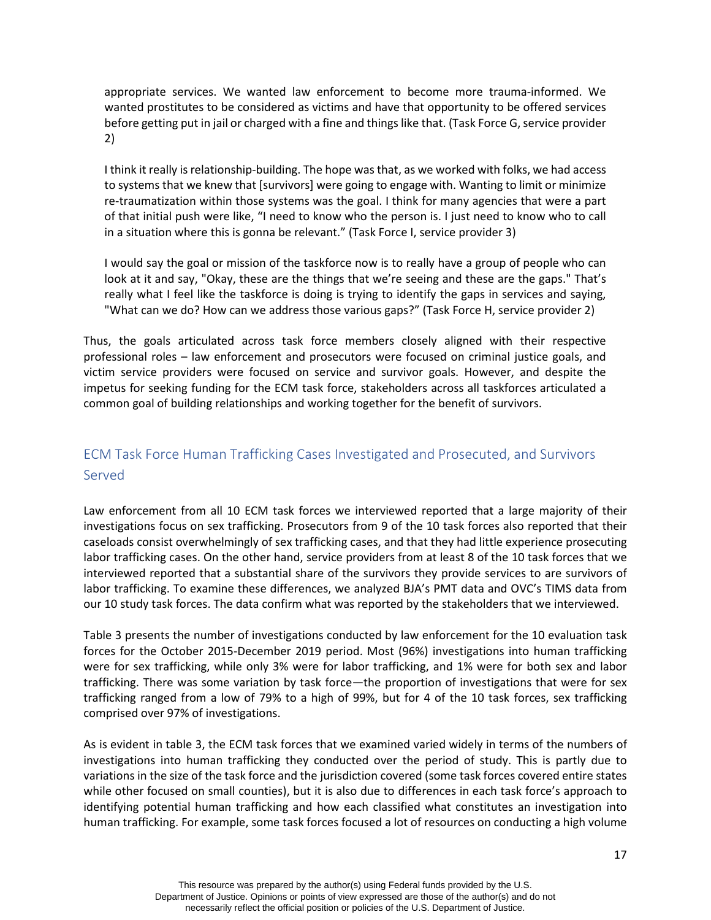> appropriate services. We wanted law enforcement to become more trauma-informed. We wanted prostitutes to be considered as victims and have that opportunity to be offered services before getting put in jail or charged with a fine and things like that. (Task Force G, service provider 2)

> I think it really is relationship-building. The hope was that, as we worked with folks, we had access to systems that we knew that [survivors] were going to engage with. Wanting to limit or minimize re-traumatization within those systems was the goal. I think for many agencies that were a part of that initial push were like, "I need to know who the person is. I just need to know who to call in a situation where this is gonna be relevant." (Task Force I, service provider 3)

> I would say the goal or mission of the taskforce now is to really have a group of people who can look at it and say, "Okay, these are the things that we're seeing and these are the gaps." That's really what I feel like the taskforce is doing is trying to identify the gaps in services and saying, "What can we do? How can we address those various gaps?" (Task Force H, service provider 2)

Thus, the goals articulated across task force members closely aligned with their respective professional roles – law enforcement and prosecutors were focused on criminal justice goals, and victim service providers were focused on service and survivor goals. However, and despite the impetus for seeking funding for the ECM task force, stakeholders across all taskforces articulated a common goal of building relationships and working together for the benefit of survivors.

## ECM Task Force Human Trafficking Cases Investigated and Prosecuted, and Survivors Served

Law enforcement from all 10 ECM task forces we interviewed reported that a large majority of their investigations focus on sex trafficking. Prosecutors from 9 of the 10 task forces also reported that their caseloads consist overwhelmingly of sex trafficking cases, and that they had little experience prosecuting labor trafficking cases. On the other hand, service providers from at least 8 of the 10 task forces that we interviewed reported that a substantial share of the survivors they provide services to are survivors of labor trafficking. To examine these differences, we analyzed BJA's PMT data and OVC's TIMS data from our 10 study task forces. The data confirm what was reported by the stakeholders that we interviewed.

Table 3 presents the number of investigations conducted by law enforcement for the 10 evaluation task forces for the October 2015-December 2019 period. Most (96%) investigations into human trafficking were for sex trafficking, while only 3% were for labor trafficking, and 1% were for both sex and labor trafficking. There was some variation by task force—the proportion of investigations that were for sex trafficking ranged from a low of 79% to a high of 99%, but for 4 of the 10 task forces, sex trafficking comprised over 97% of investigations.

As is evident in table 3, the ECM task forces that we examined varied widely in terms of the numbers of investigations into human trafficking they conducted over the period of study. This is partly due to variations in the size of the task force and the jurisdiction covered (some task forces covered entire states while other focused on small counties), but it is also due to differences in each task force's approach to identifying potential human trafficking and how each classified what constitutes an investigation into human trafficking. For example, some task forces focused a lot of resources on conducting a high volume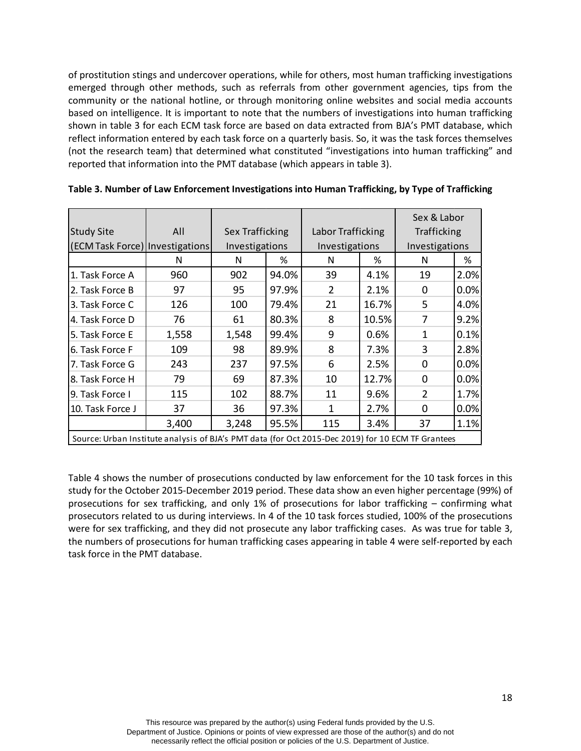of prostitution stings and undercover operations, while for others, most human trafficking investigations emerged through other methods, such as referrals from other government agencies, tips from the community or the national hotline, or through monitoring online websites and social media accounts based on intelligence. It is important to note that the numbers of investigations into human trafficking shown in table 3 for each ECM task force are based on data extracted from BJA's PMT database, which reflect information entered by each task force on a quarterly basis. So, it was the task forces themselves (not the research team) that determined what constituted "investigations into human trafficking" and reported that information into the PMT database (which appears in table 3).

**Table 3. Number of Law Enforcement Investigations into Human Trafficking, by Type of Trafficking**

| Study Site (ECM Task Force) | All Investigations | Sex Trafficking Investigations | | Labor Trafficking Investigations | | Sex & Labor Trafficking Investigations | |
|---|---|---|---|---|---|---|---|
| | N | N | % | N | % | N | % |
| 1. Task Force A | 960 | 902 | 94.0% | 39 | 4.1% | 19 | 2.0% |
| 2. Task Force B | 97 | 95 | 97.9% | 2 | 2.1% | 0 | 0.0% |
| 3. Task Force C | 126 | 100 | 79.4% | 21 | 16.7% | 5 | 4.0% |
| 4. Task Force D | 76 | 61 | 80.3% | 8 | 10.5% | 7 | 9.2% |
| 5. Task Force E | 1,558 | 1,548 | 99.4% | 9 | 0.6% | 1 | 0.1% |
| 6. Task Force F | 109 | 98 | 89.9% | 8 | 7.3% | 3 | 2.8% |
| 7. Task Force G | 243 | 237 | 97.5% | 6 | 2.5% | 0 | 0.0% |
| 8. Task Force H | 79 | 69 | 87.3% | 10 | 12.7% | 0 | 0.0% |
| 9. Task Force I | 115 | 102 | 88.7% | 11 | 9.6% | 2 | 1.7% |
| 10. Task Force J | 37 | 36 | 97.3% | 1 | 2.7% | 0 | 0.0% |
| | 3,400 | 3,248 | 95.5% | 115 | 3.4% | 37 | 1.1% |

Source: Urban Institute analysis of BJA's PMT data (for Oct 2015-Dec 2019) for 10 ECM TF Grantees

Table 4 shows the number of prosecutions conducted by law enforcement for the 10 task forces in this study for the October 2015-December 2019 period. These data show an even higher percentage (99%) of prosecutions for sex trafficking, and only 1% of prosecutions for labor trafficking – confirming what prosecutors related to us during interviews. In 4 of the 10 task forces studied, 100% of the prosecutions were for sex trafficking, and they did not prosecute any labor trafficking cases. As was true for table 3, the numbers of prosecutions for human trafficking cases appearing in table 4 were self-reported by each task force in the PMT database.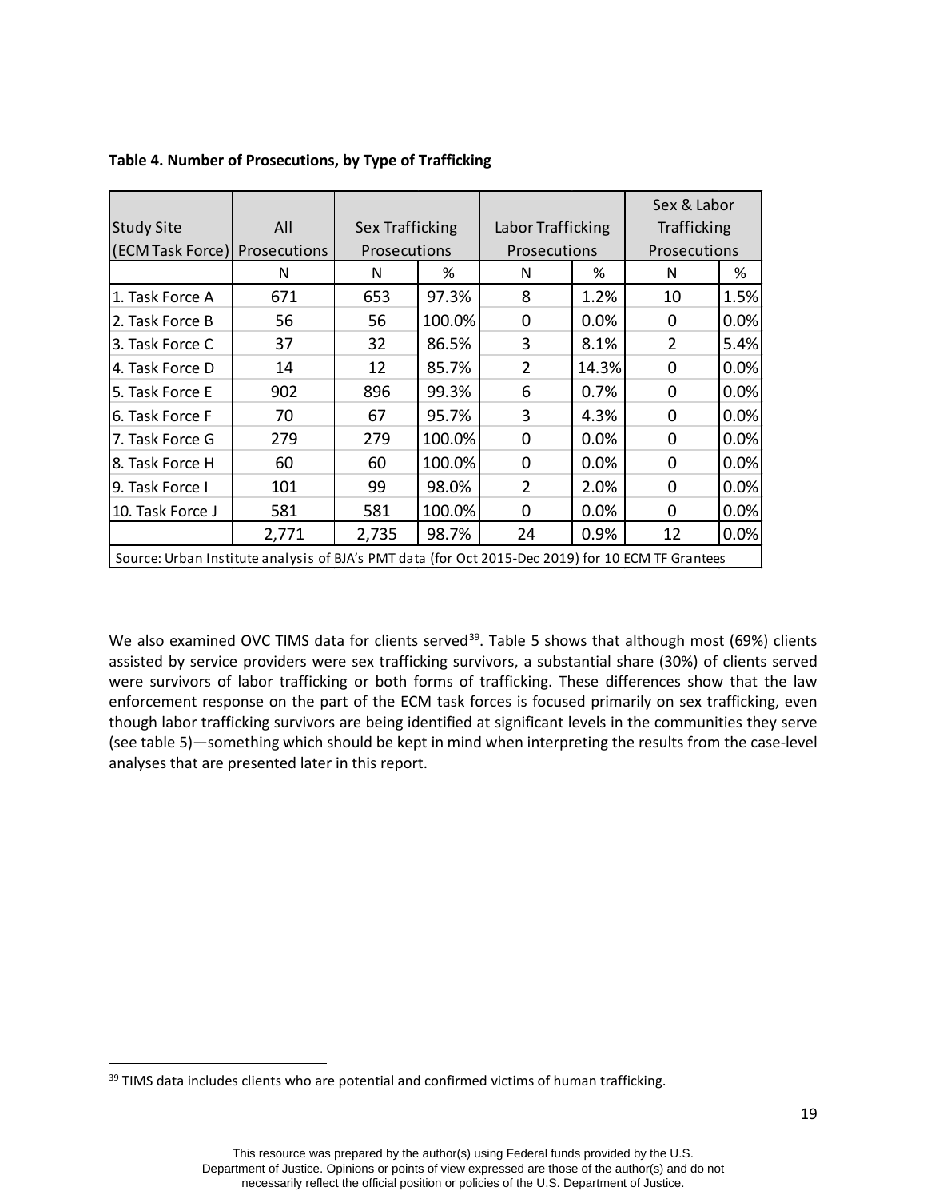**Table 4. Number of Prosecutions, by Type of Trafficking**

| Study Site (ECM Task Force) | All Prosecutions | Sex Trafficking Prosecutions | | Labor Trafficking Prosecutions | | Sex & Labor Trafficking Prosecutions | |
|---|---|---|---|---|---|---|---|
| | N | N | % | N | % | N | % |
| 1. Task Force A | 671 | 653 | 97.3% | 8 | 1.2% | 10 | 1.5% |
| 2. Task Force B | 56 | 56 | 100.0% | 0 | 0.0% | 0 | 0.0% |
| 3. Task Force C | 37 | 32 | 86.5% | 3 | 8.1% | 2 | 5.4% |
| 4. Task Force D | 14 | 12 | 85.7% | 2 | 14.3% | 0 | 0.0% |
| 5. Task Force E | 902 | 896 | 99.3% | 6 | 0.7% | 0 | 0.0% |
| 6. Task Force F | 70 | 67 | 95.7% | 3 | 4.3% | 0 | 0.0% |
| 7. Task Force G | 279 | 279 | 100.0% | 0 | 0.0% | 0 | 0.0% |
| 8. Task Force H | 60 | 60 | 100.0% | 0 | 0.0% | 0 | 0.0% |
| 9. Task Force I | 101 | 99 | 98.0% | 2 | 2.0% | 0 | 0.0% |
| 10. Task Force J | 581 | 581 | 100.0% | 0 | 0.0% | 0 | 0.0% |
| | 2,771 | 2,735 | 98.7% | 24 | 0.9% | 12 | 0.0% |

Source: Urban Institute analysis of BJA's PMT data (for Oct 2015-Dec 2019) for 10 ECM TF Grantees

We also examined OVC TIMS data for clients served[39]. Table 5 shows that although most (69%) clients assisted by service providers were sex trafficking survivors, a substantial share (30%) of clients served were survivors of labor trafficking or both forms of trafficking. These differences show that the law enforcement response on the part of the ECM task forces is focused primarily on sex trafficking, even though labor trafficking survivors are being identified at significant levels in the communities they serve (see table 5)—something which should be kept in mind when interpreting the results from the case-level analyses that are presented later in this report.

[39] TIMS data includes clients who are potential and confirmed victims of human trafficking.

This resource was prepared by the author(s) using Federal funds provided by the U.S. Department of Justice. Opinions or points of view expressed are those of the author(s) and do not necessarily reflect the official position or policies of the U.S. Department of Justice.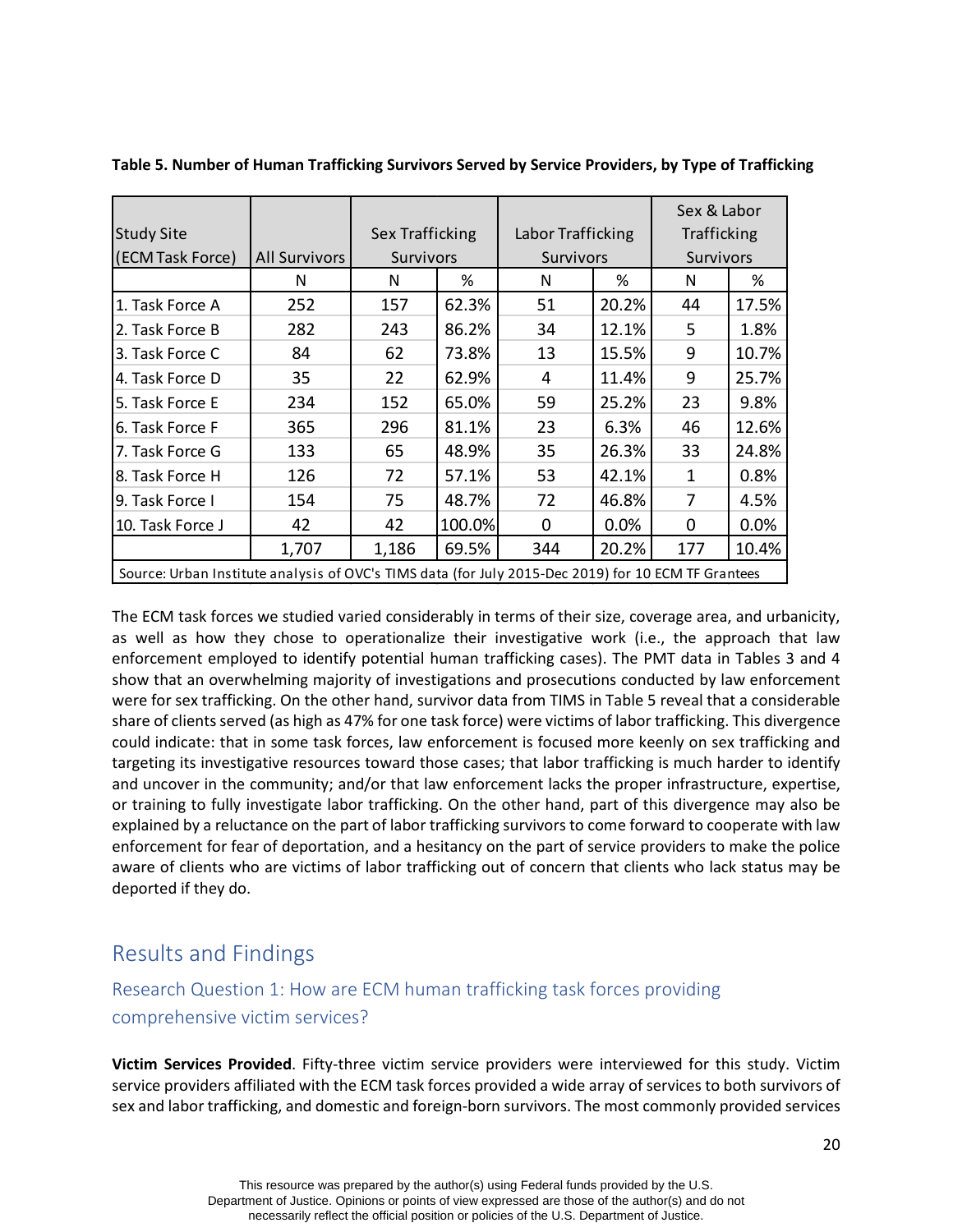**Table 5. Number of Human Trafficking Survivors Served by Service Providers, by Type of Trafficking**

| Study Site (ECM Task Force) | All Survivors | Sex Trafficking Survivors | | Labor Trafficking Survivors | | Sex & Labor Trafficking Survivors | |
|---|---|---|---|---|---|---|---|
| | N | N | % | N | % | N | % |
| 1. Task Force A | 252 | 157 | 62.3% | 51 | 20.2% | 44 | 17.5% |
| 2. Task Force B | 282 | 243 | 86.2% | 34 | 12.1% | 5 | 1.8% |
| 3. Task Force C | 84 | 62 | 73.8% | 13 | 15.5% | 9 | 10.7% |
| 4. Task Force D | 35 | 22 | 62.9% | 4 | 11.4% | 9 | 25.7% |
| 5. Task Force E | 234 | 152 | 65.0% | 59 | 25.2% | 23 | 9.8% |
| 6. Task Force F | 365 | 296 | 81.1% | 23 | 6.3% | 46 | 12.6% |
| 7. Task Force G | 133 | 65 | 48.9% | 35 | 26.3% | 33 | 24.8% |
| 8. Task Force H | 126 | 72 | 57.1% | 53 | 42.1% | 1 | 0.8% |
| 9. Task Force I | 154 | 75 | 48.7% | 72 | 46.8% | 7 | 4.5% |
| 10. Task Force J | 42 | 42 | 100.0% | 0 | 0.0% | 0 | 0.0% |
| | 1,707 | 1,186 | 69.5% | 344 | 20.2% | 177 | 10.4% |

Source: Urban Institute analysis of OVC's TIMS data (for July 2015-Dec 2019) for 10 ECM TF Grantees

The ECM task forces we studied varied considerably in terms of their size, coverage area, and urbanicity, as well as how they chose to operationalize their investigative work (i.e., the approach that law enforcement employed to identify potential human trafficking cases). The PMT data in Tables 3 and 4 show that an overwhelming majority of investigations and prosecutions conducted by law enforcement were for sex trafficking. On the other hand, survivor data from TIMS in Table 5 reveal that a considerable share of clients served (as high as 47% for one task force) were victims of labor trafficking. This divergence could indicate: that in some task forces, law enforcement is focused more keenly on sex trafficking and targeting its investigative resources toward those cases; that labor trafficking is much harder to identify and uncover in the community; and/or that law enforcement lacks the proper infrastructure, expertise, or training to fully investigate labor trafficking. On the other hand, part of this divergence may also be explained by a reluctance on the part of labor trafficking survivors to come forward to cooperate with law enforcement for fear of deportation, and a hesitancy on the part of service providers to make the police aware of clients who are victims of labor trafficking out of concern that clients who lack status may be deported if they do.

# Results and Findings

## Research Question 1: How are ECM human trafficking task forces providing comprehensive victim services?

**Victim Services Provided**. Fifty-three victim service providers were interviewed for this study. Victim service providers affiliated with the ECM task forces provided a wide array of services to both survivors of sex and labor trafficking, and domestic and foreign-born survivors. The most commonly provided services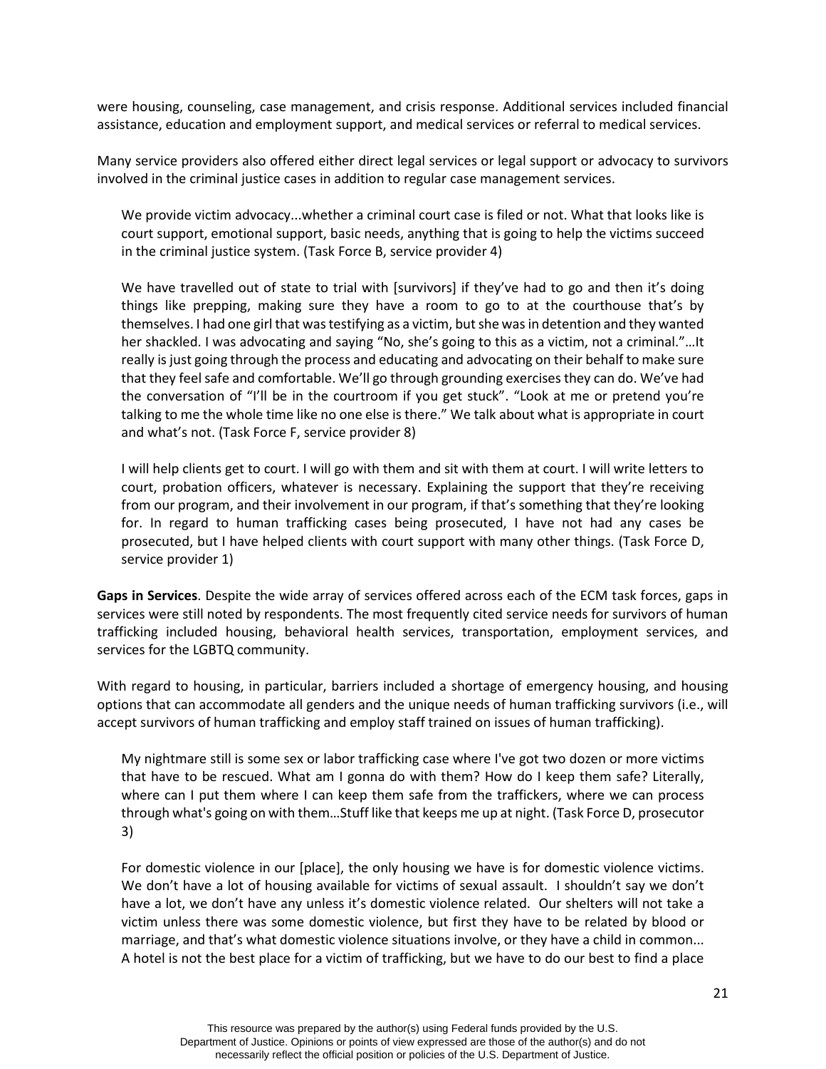were housing, counseling, case management, and crisis response. Additional services included financial assistance, education and employment support, and medical services or referral to medical services.

Many service providers also offered either direct legal services or legal support or advocacy to survivors involved in the criminal justice cases in addition to regular case management services.

> We provide victim advocacy...whether a criminal court case is filed or not. What that looks like is court support, emotional support, basic needs, anything that is going to help the victims succeed in the criminal justice system. (Task Force B, service provider 4)

> We have travelled out of state to trial with [survivors] if they've had to go and then it's doing things like prepping, making sure they have a room to go to at the courthouse that's by themselves. I had one girl that was testifying as a victim, but she was in detention and they wanted her shackled. I was advocating and saying "No, she's going to this as a victim, not a criminal."…It really is just going through the process and educating and advocating on their behalf to make sure that they feel safe and comfortable. We'll go through grounding exercises they can do. We've had the conversation of "I'll be in the courtroom if you get stuck". "Look at me or pretend you're talking to me the whole time like no one else is there." We talk about what is appropriate in court and what's not. (Task Force F, service provider 8)

> I will help clients get to court. I will go with them and sit with them at court. I will write letters to court, probation officers, whatever is necessary. Explaining the support that they're receiving from our program, and their involvement in our program, if that's something that they're looking for. In regard to human trafficking cases being prosecuted, I have not had any cases be prosecuted, but I have helped clients with court support with many other things. (Task Force D, service provider 1)

**Gaps in Services**. Despite the wide array of services offered across each of the ECM task forces, gaps in services were still noted by respondents. The most frequently cited service needs for survivors of human trafficking included housing, behavioral health services, transportation, employment services, and services for the LGBTQ community.

With regard to housing, in particular, barriers included a shortage of emergency housing, and housing options that can accommodate all genders and the unique needs of human trafficking survivors (i.e., will accept survivors of human trafficking and employ staff trained on issues of human trafficking).

> My nightmare still is some sex or labor trafficking case where I've got two dozen or more victims that have to be rescued. What am I gonna do with them? How do I keep them safe? Literally, where can I put them where I can keep them safe from the traffickers, where we can process through what's going on with them…Stuff like that keeps me up at night. (Task Force D, prosecutor 3)

> For domestic violence in our [place], the only housing we have is for domestic violence victims. We don't have a lot of housing available for victims of sexual assault. I shouldn't say we don't have a lot, we don't have any unless it's domestic violence related. Our shelters will not take a victim unless there was some domestic violence, but first they have to be related by blood or marriage, and that's what domestic violence situations involve, or they have a child in common... A hotel is not the best place for a victim of trafficking, but we have to do our best to find a place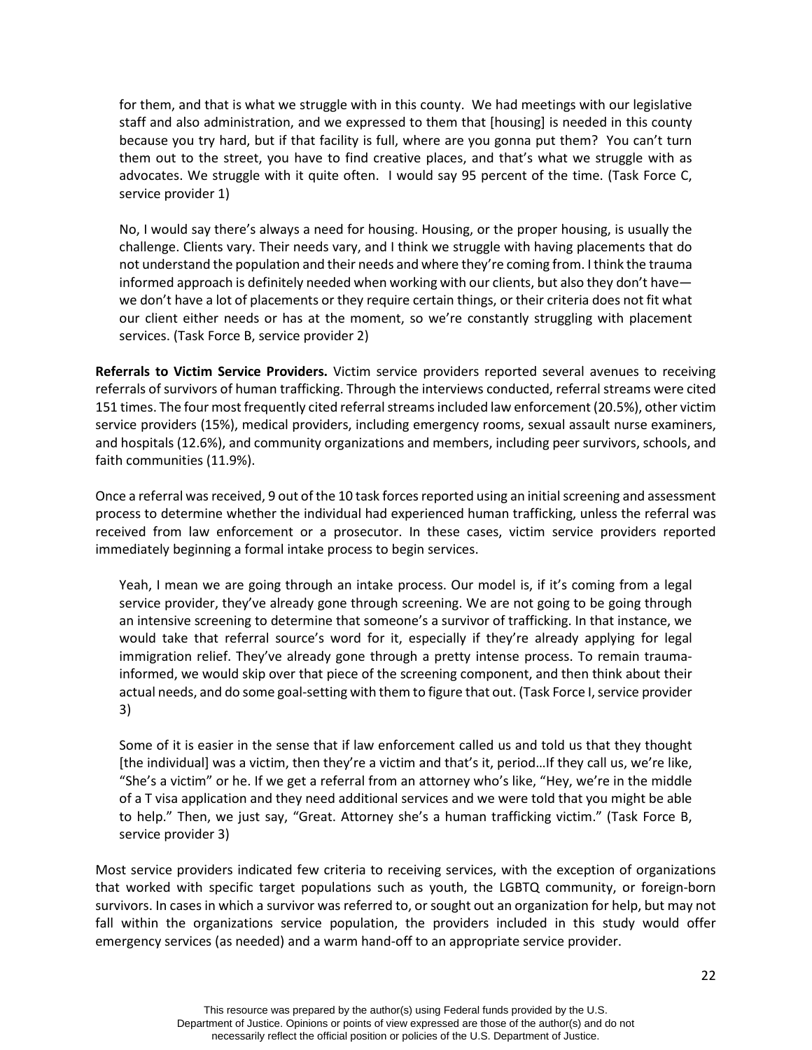> for them, and that is what we struggle with in this county. We had meetings with our legislative staff and also administration, and we expressed to them that [housing] is needed in this county because you try hard, but if that facility is full, where are you gonna put them? You can't turn them out to the street, you have to find creative places, and that's what we struggle with as advocates. We struggle with it quite often. I would say 95 percent of the time. (Task Force C, service provider 1)

> No, I would say there's always a need for housing. Housing, or the proper housing, is usually the challenge. Clients vary. Their needs vary, and I think we struggle with having placements that do not understand the population and their needs and where they're coming from. I think the trauma informed approach is definitely needed when working with our clients, but also they don't have—we don't have a lot of placements or they require certain things, or their criteria does not fit what our client either needs or has at the moment, so we're constantly struggling with placement services. (Task Force B, service provider 2)

**Referrals to Victim Service Providers.** Victim service providers reported several avenues to receiving referrals of survivors of human trafficking. Through the interviews conducted, referral streams were cited 151 times. The four most frequently cited referral streams included law enforcement (20.5%), other victim service providers (15%), medical providers, including emergency rooms, sexual assault nurse examiners, and hospitals (12.6%), and community organizations and members, including peer survivors, schools, and faith communities (11.9%).

Once a referral was received, 9 out of the 10 task forces reported using an initial screening and assessment process to determine whether the individual had experienced human trafficking, unless the referral was received from law enforcement or a prosecutor. In these cases, victim service providers reported immediately beginning a formal intake process to begin services.

> Yeah, I mean we are going through an intake process. Our model is, if it's coming from a legal service provider, they've already gone through screening. We are not going to be going through an intensive screening to determine that someone's a survivor of trafficking. In that instance, we would take that referral source's word for it, especially if they're already applying for legal immigration relief. They've already gone through a pretty intense process. To remain trauma-informed, we would skip over that piece of the screening component, and then think about their actual needs, and do some goal-setting with them to figure that out. (Task Force I, service provider 3)

> Some of it is easier in the sense that if law enforcement called us and told us that they thought [the individual] was a victim, then they're a victim and that's it, period…If they call us, we're like, "She's a victim" or he. If we get a referral from an attorney who's like, "Hey, we're in the middle of a T visa application and they need additional services and we were told that you might be able to help." Then, we just say, "Great. Attorney she's a human trafficking victim." (Task Force B, service provider 3)

Most service providers indicated few criteria to receiving services, with the exception of organizations that worked with specific target populations such as youth, the LGBTQ community, or foreign-born survivors. In cases in which a survivor was referred to, or sought out an organization for help, but may not fall within the organizations service population, the providers included in this study would offer emergency services (as needed) and a warm hand-off to an appropriate service provider.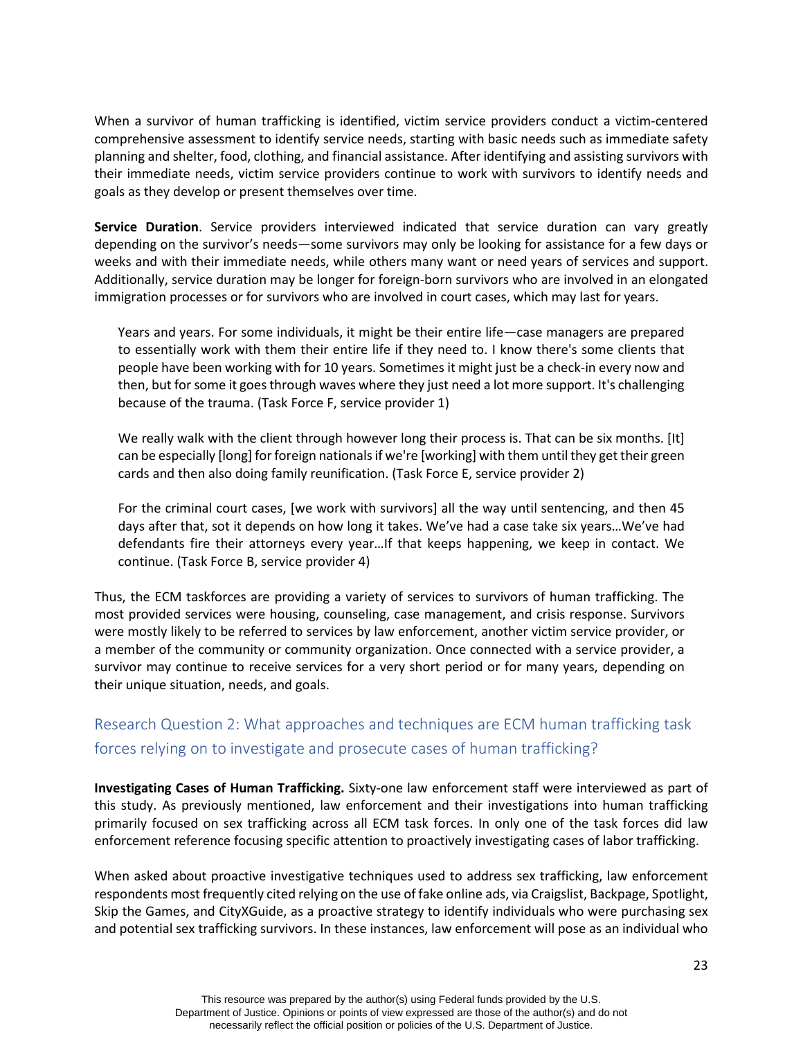When a survivor of human trafficking is identified, victim service providers conduct a victim-centered comprehensive assessment to identify service needs, starting with basic needs such as immediate safety planning and shelter, food, clothing, and financial assistance. After identifying and assisting survivors with their immediate needs, victim service providers continue to work with survivors to identify needs and goals as they develop or present themselves over time.

**Service Duration**. Service providers interviewed indicated that service duration can vary greatly depending on the survivor's needs—some survivors may only be looking for assistance for a few days or weeks and with their immediate needs, while others many want or need years of services and support. Additionally, service duration may be longer for foreign-born survivors who are involved in an elongated immigration processes or for survivors who are involved in court cases, which may last for years.

> Years and years. For some individuals, it might be their entire life—case managers are prepared to essentially work with them their entire life if they need to. I know there's some clients that people have been working with for 10 years. Sometimes it might just be a check-in every now and then, but for some it goes through waves where they just need a lot more support. It's challenging because of the trauma. (Task Force F, service provider 1)

> We really walk with the client through however long their process is. That can be six months. [It] can be especially [long] for foreign nationals if we're [working] with them until they get their green cards and then also doing family reunification. (Task Force E, service provider 2)

> For the criminal court cases, [we work with survivors] all the way until sentencing, and then 45 days after that, sot it depends on how long it takes. We've had a case take six years…We've had defendants fire their attorneys every year…If that keeps happening, we keep in contact. We continue. (Task Force B, service provider 4)

Thus, the ECM taskforces are providing a variety of services to survivors of human trafficking. The most provided services were housing, counseling, case management, and crisis response. Survivors were mostly likely to be referred to services by law enforcement, another victim service provider, or a member of the community or community organization. Once connected with a service provider, a survivor may continue to receive services for a very short period or for many years, depending on their unique situation, needs, and goals.

## Research Question 2: What approaches and techniques are ECM human trafficking task forces relying on to investigate and prosecute cases of human trafficking?

**Investigating Cases of Human Trafficking.** Sixty-one law enforcement staff were interviewed as part of this study. As previously mentioned, law enforcement and their investigations into human trafficking primarily focused on sex trafficking across all ECM task forces. In only one of the task forces did law enforcement reference focusing specific attention to proactively investigating cases of labor trafficking.

When asked about proactive investigative techniques used to address sex trafficking, law enforcement respondents most frequently cited relying on the use of fake online ads, via Craigslist, Backpage, Spotlight, Skip the Games, and CityXGuide, as a proactive strategy to identify individuals who were purchasing sex and potential sex trafficking survivors. In these instances, law enforcement will pose as an individual who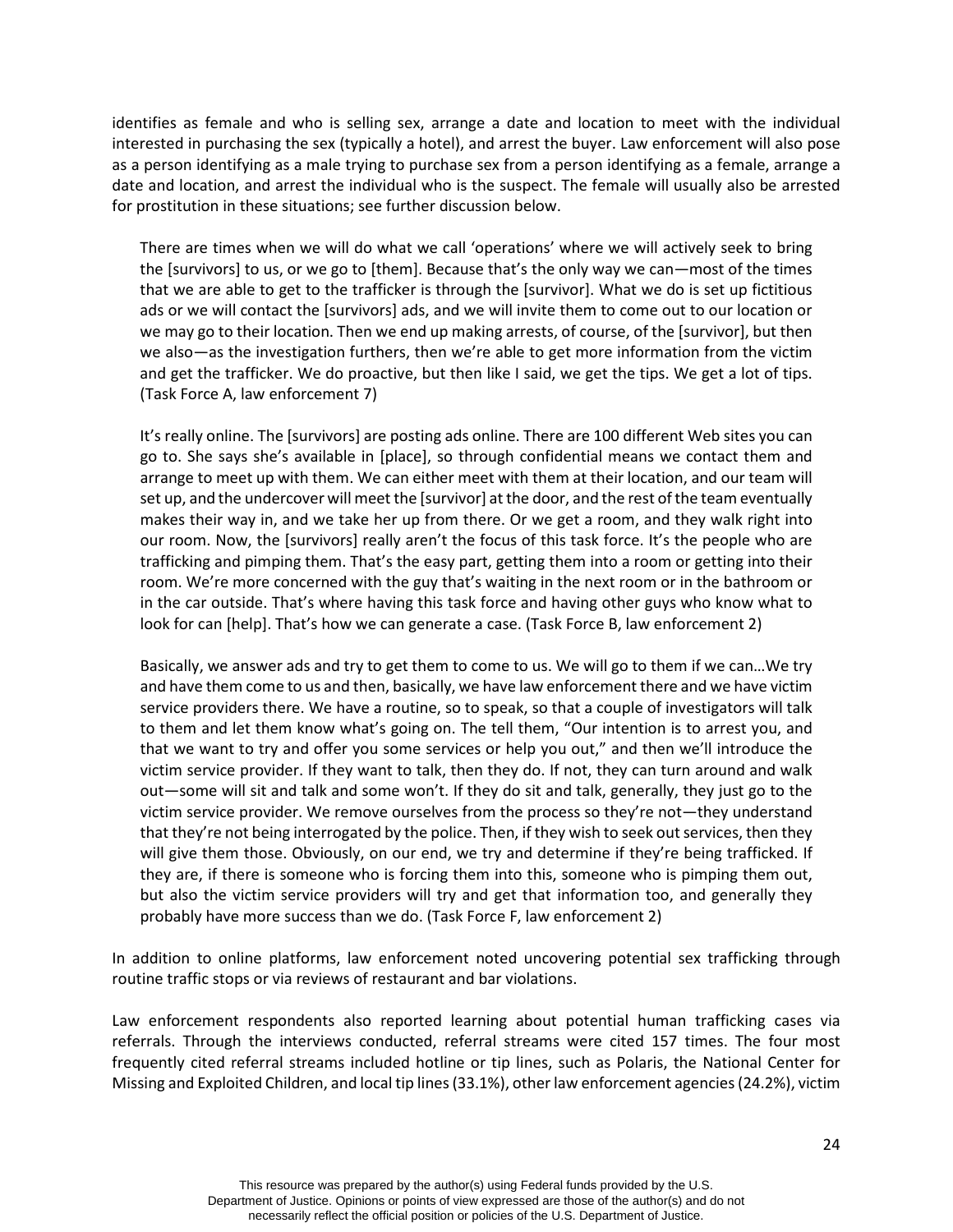identifies as female and who is selling sex, arrange a date and location to meet with the individual interested in purchasing the sex (typically a hotel), and arrest the buyer. Law enforcement will also pose as a person identifying as a male trying to purchase sex from a person identifying as a female, arrange a date and location, and arrest the individual who is the suspect. The female will usually also be arrested for prostitution in these situations; see further discussion below.

> There are times when we will do what we call 'operations' where we will actively seek to bring the [survivors] to us, or we go to [them]. Because that's the only way we can—most of the times that we are able to get to the trafficker is through the [survivor]. What we do is set up fictitious ads or we will contact the [survivors] ads, and we will invite them to come out to our location or we may go to their location. Then we end up making arrests, of course, of the [survivor], but then we also—as the investigation furthers, then we're able to get more information from the victim and get the trafficker. We do proactive, but then like I said, we get the tips. We get a lot of tips. (Task Force A, law enforcement 7)

> It's really online. The [survivors] are posting ads online. There are 100 different Web sites you can go to. She says she's available in [place], so through confidential means we contact them and arrange to meet up with them. We can either meet with them at their location, and our team will set up, and the undercover will meet the [survivor] at the door, and the rest of the team eventually makes their way in, and we take her up from there. Or we get a room, and they walk right into our room. Now, the [survivors] really aren't the focus of this task force. It's the people who are trafficking and pimping them. That's the easy part, getting them into a room or getting into their room. We're more concerned with the guy that's waiting in the next room or in the bathroom or in the car outside. That's where having this task force and having other guys who know what to look for can [help]. That's how we can generate a case. (Task Force B, law enforcement 2)

> Basically, we answer ads and try to get them to come to us. We will go to them if we can…We try and have them come to us and then, basically, we have law enforcement there and we have victim service providers there. We have a routine, so to speak, so that a couple of investigators will talk to them and let them know what's going on. The tell them, "Our intention is to arrest you, and that we want to try and offer you some services or help you out," and then we'll introduce the victim service provider. If they want to talk, then they do. If not, they can turn around and walk out—some will sit and talk and some won't. If they do sit and talk, generally, they just go to the victim service provider. We remove ourselves from the process so they're not—they understand that they're not being interrogated by the police. Then, if they wish to seek out services, then they will give them those. Obviously, on our end, we try and determine if they're being trafficked. If they are, if there is someone who is forcing them into this, someone who is pimping them out, but also the victim service providers will try and get that information too, and generally they probably have more success than we do. (Task Force F, law enforcement 2)

In addition to online platforms, law enforcement noted uncovering potential sex trafficking through routine traffic stops or via reviews of restaurant and bar violations.

Law enforcement respondents also reported learning about potential human trafficking cases via referrals. Through the interviews conducted, referral streams were cited 157 times. The four most frequently cited referral streams included hotline or tip lines, such as Polaris, the National Center for Missing and Exploited Children, and local tip lines (33.1%), other law enforcement agencies (24.2%), victim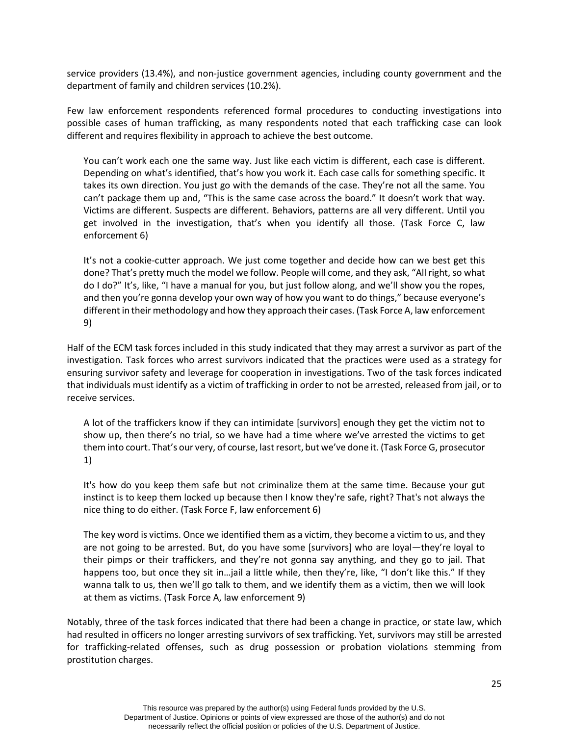service providers (13.4%), and non-justice government agencies, including county government and the department of family and children services (10.2%).

Few law enforcement respondents referenced formal procedures to conducting investigations into possible cases of human trafficking, as many respondents noted that each trafficking case can look different and requires flexibility in approach to achieve the best outcome.

> You can't work each one the same way. Just like each victim is different, each case is different. Depending on what's identified, that's how you work it. Each case calls for something specific. It takes its own direction. You just go with the demands of the case. They're not all the same. You can't package them up and, "This is the same case across the board." It doesn't work that way. Victims are different. Suspects are different. Behaviors, patterns are all very different. Until you get involved in the investigation, that's when you identify all those. (Task Force C, law enforcement 6)

> It's not a cookie-cutter approach. We just come together and decide how can we best get this done? That's pretty much the model we follow. People will come, and they ask, "All right, so what do I do?" It's, like, "I have a manual for you, but just follow along, and we'll show you the ropes, and then you're gonna develop your own way of how you want to do things," because everyone's different in their methodology and how they approach their cases. (Task Force A, law enforcement 9)

Half of the ECM task forces included in this study indicated that they may arrest a survivor as part of the investigation. Task forces who arrest survivors indicated that the practices were used as a strategy for ensuring survivor safety and leverage for cooperation in investigations. Two of the task forces indicated that individuals must identify as a victim of trafficking in order to not be arrested, released from jail, or to receive services.

> A lot of the traffickers know if they can intimidate [survivors] enough they get the victim not to show up, then there's no trial, so we have had a time where we've arrested the victims to get them into court. That's our very, of course, last resort, but we've done it. (Task Force G, prosecutor 1)

> It's how do you keep them safe but not criminalize them at the same time. Because your gut instinct is to keep them locked up because then I know they're safe, right? That's not always the nice thing to do either. (Task Force F, law enforcement 6)

> The key word is victims. Once we identified them as a victim, they become a victim to us, and they are not going to be arrested. But, do you have some [survivors] who are loyal—they're loyal to their pimps or their traffickers, and they're not gonna say anything, and they go to jail. That happens too, but once they sit in…jail a little while, then they're, like, "I don't like this." If they wanna talk to us, then we'll go talk to them, and we identify them as a victim, then we will look at them as victims. (Task Force A, law enforcement 9)

Notably, three of the task forces indicated that there had been a change in practice, or state law, which had resulted in officers no longer arresting survivors of sex trafficking. Yet, survivors may still be arrested for trafficking-related offenses, such as drug possession or probation violations stemming from prostitution charges.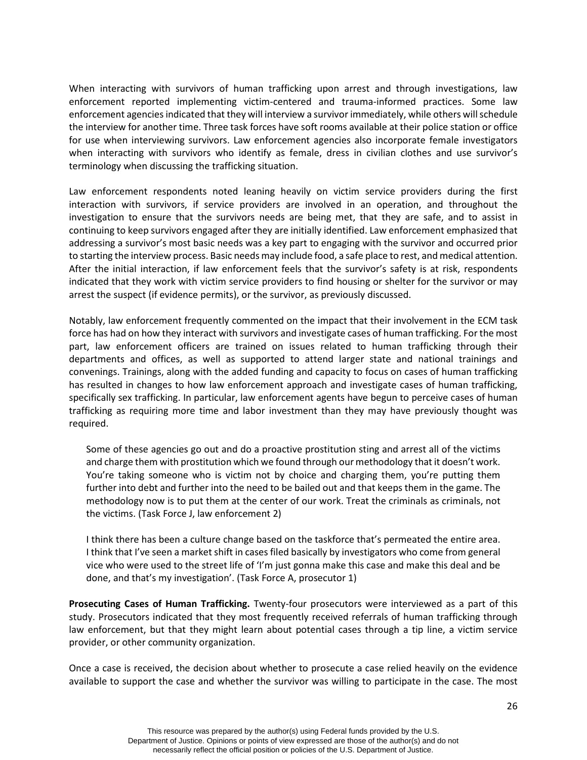When interacting with survivors of human trafficking upon arrest and through investigations, law enforcement reported implementing victim-centered and trauma-informed practices. Some law enforcement agencies indicated that they will interview a survivor immediately, while others will schedule the interview for another time. Three task forces have soft rooms available at their police station or office for use when interviewing survivors. Law enforcement agencies also incorporate female investigators when interacting with survivors who identify as female, dress in civilian clothes and use survivor's terminology when discussing the trafficking situation.

Law enforcement respondents noted leaning heavily on victim service providers during the first interaction with survivors, if service providers are involved in an operation, and throughout the investigation to ensure that the survivors needs are being met, that they are safe, and to assist in continuing to keep survivors engaged after they are initially identified. Law enforcement emphasized that addressing a survivor's most basic needs was a key part to engaging with the survivor and occurred prior to starting the interview process. Basic needs may include food, a safe place to rest, and medical attention. After the initial interaction, if law enforcement feels that the survivor's safety is at risk, respondents indicated that they work with victim service providers to find housing or shelter for the survivor or may arrest the suspect (if evidence permits), or the survivor, as previously discussed.

Notably, law enforcement frequently commented on the impact that their involvement in the ECM task force has had on how they interact with survivors and investigate cases of human trafficking. For the most part, law enforcement officers are trained on issues related to human trafficking through their departments and offices, as well as supported to attend larger state and national trainings and convenings. Trainings, along with the added funding and capacity to focus on cases of human trafficking has resulted in changes to how law enforcement approach and investigate cases of human trafficking, specifically sex trafficking. In particular, law enforcement agents have begun to perceive cases of human trafficking as requiring more time and labor investment than they may have previously thought was required.

> Some of these agencies go out and do a proactive prostitution sting and arrest all of the victims and charge them with prostitution which we found through our methodology that it doesn't work. You're taking someone who is victim not by choice and charging them, you're putting them further into debt and further into the need to be bailed out and that keeps them in the game. The methodology now is to put them at the center of our work. Treat the criminals as criminals, not the victims. (Task Force J, law enforcement 2)

> I think there has been a culture change based on the taskforce that's permeated the entire area. I think that I've seen a market shift in cases filed basically by investigators who come from general vice who were used to the street life of 'I'm just gonna make this case and make this deal and be done, and that's my investigation'. (Task Force A, prosecutor 1)

**Prosecuting Cases of Human Trafficking.** Twenty-four prosecutors were interviewed as a part of this study. Prosecutors indicated that they most frequently received referrals of human trafficking through law enforcement, but that they might learn about potential cases through a tip line, a victim service provider, or other community organization.

Once a case is received, the decision about whether to prosecute a case relied heavily on the evidence available to support the case and whether the survivor was willing to participate in the case. The most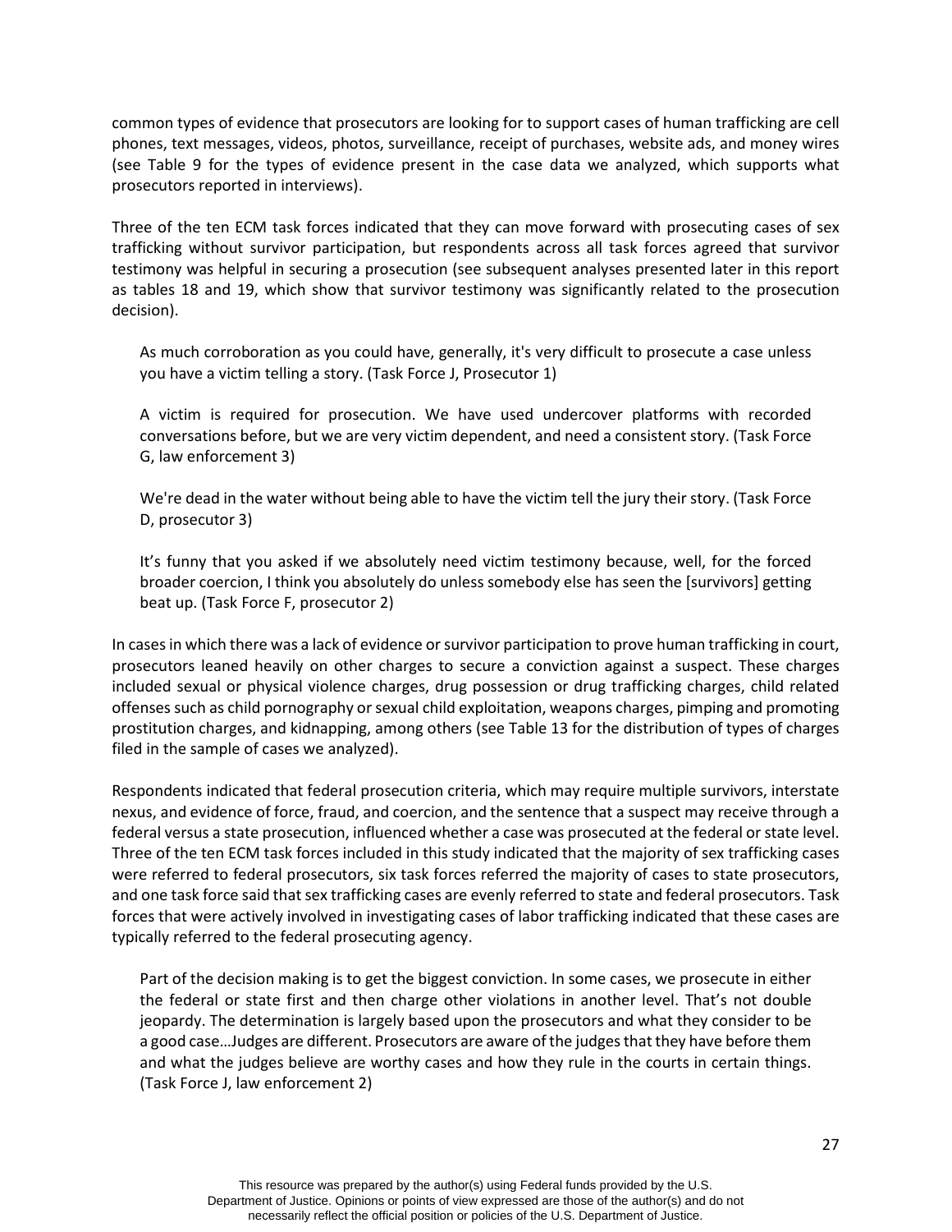common types of evidence that prosecutors are looking for to support cases of human trafficking are cell phones, text messages, videos, photos, surveillance, receipt of purchases, website ads, and money wires (see Table 9 for the types of evidence present in the case data we analyzed, which supports what prosecutors reported in interviews).

Three of the ten ECM task forces indicated that they can move forward with prosecuting cases of sex trafficking without survivor participation, but respondents across all task forces agreed that survivor testimony was helpful in securing a prosecution (see subsequent analyses presented later in this report as tables 18 and 19, which show that survivor testimony was significantly related to the prosecution decision).

> As much corroboration as you could have, generally, it's very difficult to prosecute a case unless you have a victim telling a story. (Task Force J, Prosecutor 1)

> A victim is required for prosecution. We have used undercover platforms with recorded conversations before, but we are very victim dependent, and need a consistent story. (Task Force G, law enforcement 3)

> We're dead in the water without being able to have the victim tell the jury their story. (Task Force D, prosecutor 3)

> It's funny that you asked if we absolutely need victim testimony because, well, for the forced broader coercion, I think you absolutely do unless somebody else has seen the [survivors] getting beat up. (Task Force F, prosecutor 2)

In cases in which there was a lack of evidence or survivor participation to prove human trafficking in court, prosecutors leaned heavily on other charges to secure a conviction against a suspect. These charges included sexual or physical violence charges, drug possession or drug trafficking charges, child related offenses such as child pornography or sexual child exploitation, weapons charges, pimping and promoting prostitution charges, and kidnapping, among others (see Table 13 for the distribution of types of charges filed in the sample of cases we analyzed).

Respondents indicated that federal prosecution criteria, which may require multiple survivors, interstate nexus, and evidence of force, fraud, and coercion, and the sentence that a suspect may receive through a federal versus a state prosecution, influenced whether a case was prosecuted at the federal or state level. Three of the ten ECM task forces included in this study indicated that the majority of sex trafficking cases were referred to federal prosecutors, six task forces referred the majority of cases to state prosecutors, and one task force said that sex trafficking cases are evenly referred to state and federal prosecutors. Task forces that were actively involved in investigating cases of labor trafficking indicated that these cases are typically referred to the federal prosecuting agency.

> Part of the decision making is to get the biggest conviction. In some cases, we prosecute in either the federal or state first and then charge other violations in another level. That's not double jeopardy. The determination is largely based upon the prosecutors and what they consider to be a good case…Judges are different. Prosecutors are aware of the judges that they have before them and what the judges believe are worthy cases and how they rule in the courts in certain things. (Task Force J, law enforcement 2)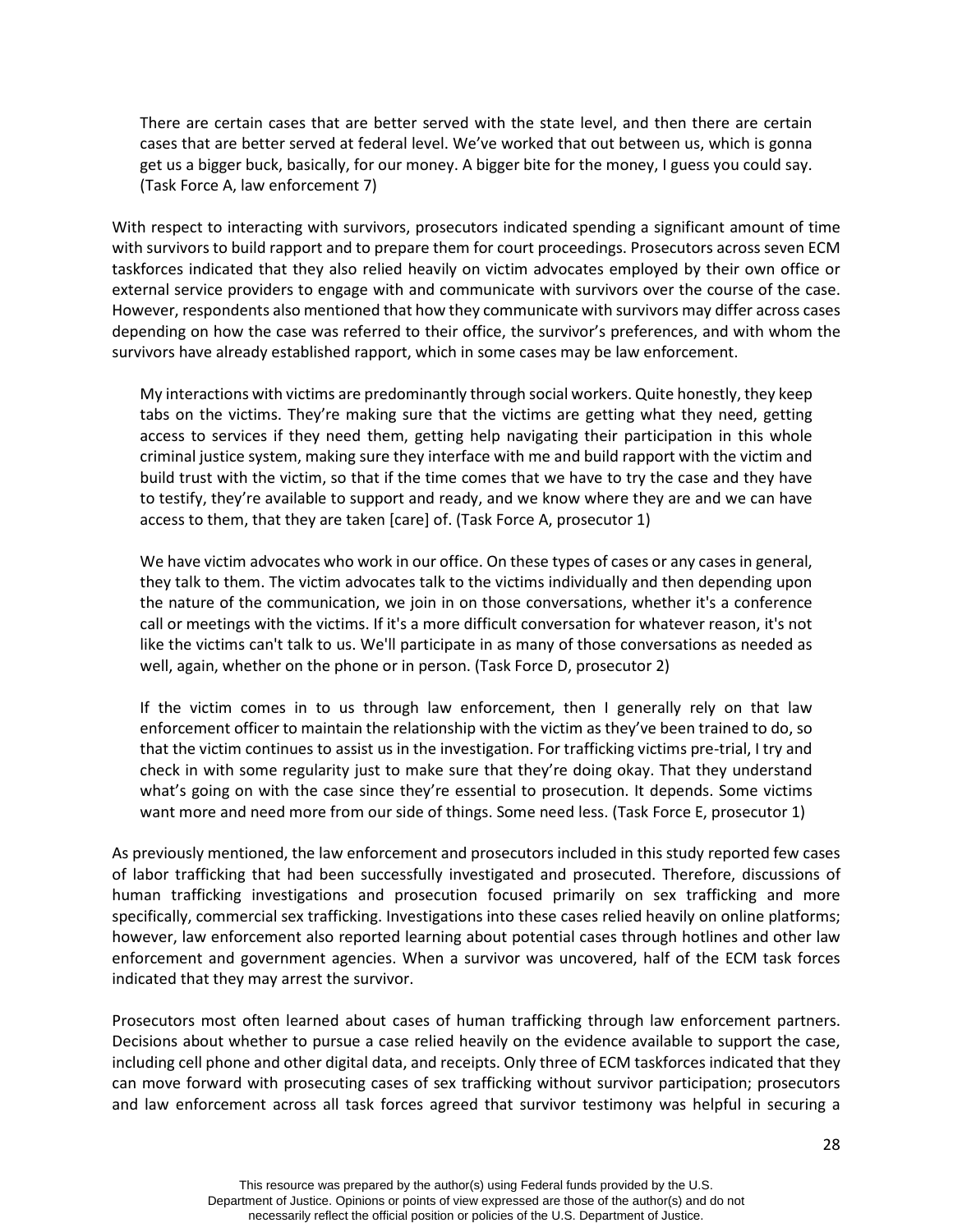> There are certain cases that are better served with the state level, and then there are certain cases that are better served at federal level. We've worked that out between us, which is gonna get us a bigger buck, basically, for our money. A bigger bite for the money, I guess you could say. (Task Force A, law enforcement 7)

With respect to interacting with survivors, prosecutors indicated spending a significant amount of time with survivors to build rapport and to prepare them for court proceedings. Prosecutors across seven ECM taskforces indicated that they also relied heavily on victim advocates employed by their own office or external service providers to engage with and communicate with survivors over the course of the case. However, respondents also mentioned that how they communicate with survivors may differ across cases depending on how the case was referred to their office, the survivor's preferences, and with whom the survivors have already established rapport, which in some cases may be law enforcement.

> My interactions with victims are predominantly through social workers. Quite honestly, they keep tabs on the victims. They're making sure that the victims are getting what they need, getting access to services if they need them, getting help navigating their participation in this whole criminal justice system, making sure they interface with me and build rapport with the victim and build trust with the victim, so that if the time comes that we have to try the case and they have to testify, they're available to support and ready, and we know where they are and we can have access to them, that they are taken [care] of. (Task Force A, prosecutor 1)

> We have victim advocates who work in our office. On these types of cases or any cases in general, they talk to them. The victim advocates talk to the victims individually and then depending upon the nature of the communication, we join in on those conversations, whether it's a conference call or meetings with the victims. If it's a more difficult conversation for whatever reason, it's not like the victims can't talk to us. We'll participate in as many of those conversations as needed as well, again, whether on the phone or in person. (Task Force D, prosecutor 2)

> If the victim comes in to us through law enforcement, then I generally rely on that law enforcement officer to maintain the relationship with the victim as they've been trained to do, so that the victim continues to assist us in the investigation. For trafficking victims pre-trial, I try and check in with some regularity just to make sure that they're doing okay. That they understand what's going on with the case since they're essential to prosecution. It depends. Some victims want more and need more from our side of things. Some need less. (Task Force E, prosecutor 1)

As previously mentioned, the law enforcement and prosecutors included in this study reported few cases of labor trafficking that had been successfully investigated and prosecuted. Therefore, discussions of human trafficking investigations and prosecution focused primarily on sex trafficking and more specifically, commercial sex trafficking. Investigations into these cases relied heavily on online platforms; however, law enforcement also reported learning about potential cases through hotlines and other law enforcement and government agencies. When a survivor was uncovered, half of the ECM task forces indicated that they may arrest the survivor.

Prosecutors most often learned about cases of human trafficking through law enforcement partners. Decisions about whether to pursue a case relied heavily on the evidence available to support the case, including cell phone and other digital data, and receipts. Only three of ECM taskforces indicated that they can move forward with prosecuting cases of sex trafficking without survivor participation; prosecutors and law enforcement across all task forces agreed that survivor testimony was helpful in securing a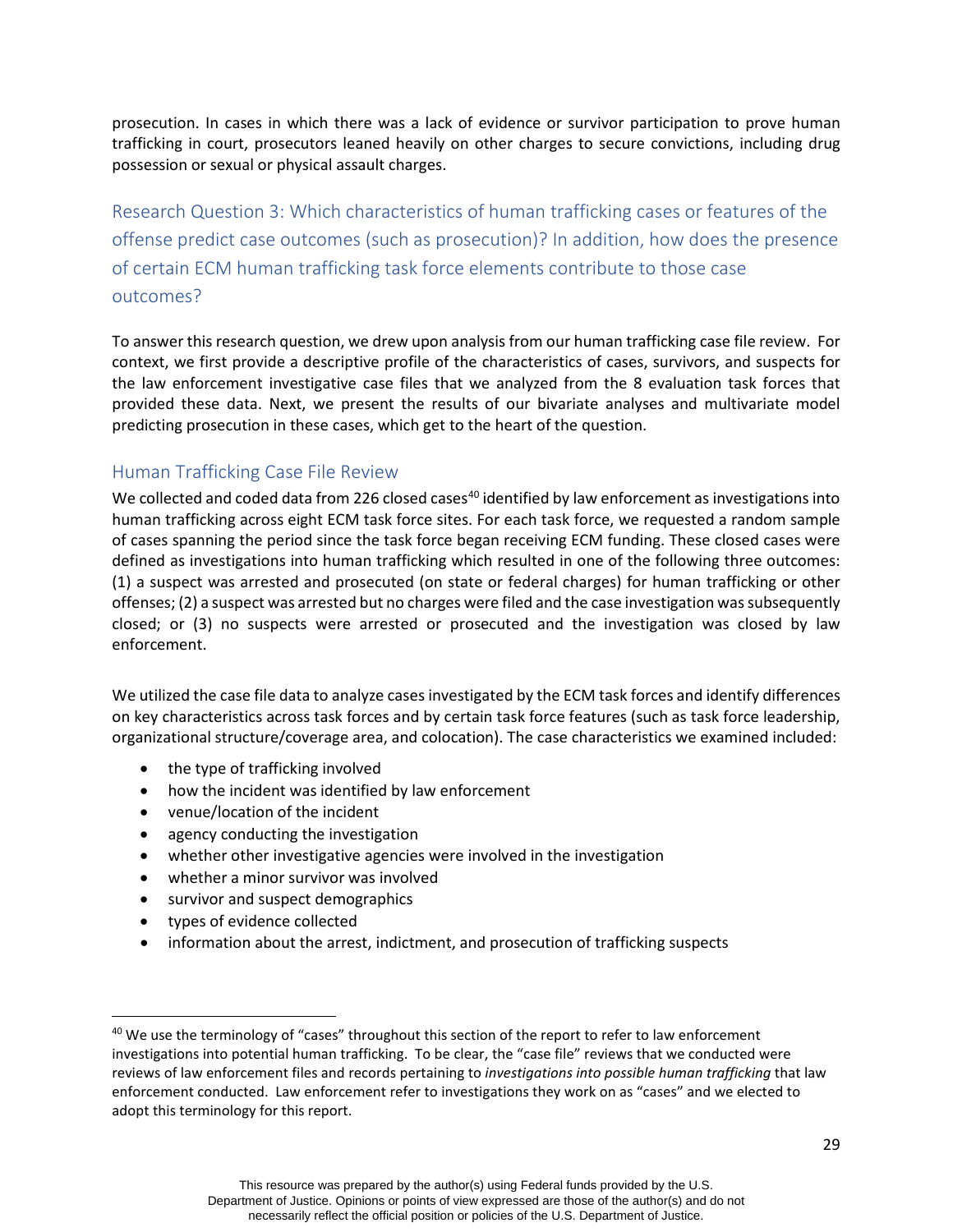prosecution. In cases in which there was a lack of evidence or survivor participation to prove human trafficking in court, prosecutors leaned heavily on other charges to secure convictions, including drug possession or sexual or physical assault charges.

## Research Question 3: Which characteristics of human trafficking cases or features of the offense predict case outcomes (such as prosecution)? In addition, how does the presence of certain ECM human trafficking task force elements contribute to those case outcomes?

To answer this research question, we drew upon analysis from our human trafficking case file review. For context, we first provide a descriptive profile of the characteristics of cases, survivors, and suspects for the law enforcement investigative case files that we analyzed from the 8 evaluation task forces that provided these data. Next, we present the results of our bivariate analyses and multivariate model predicting prosecution in these cases, which get to the heart of the question.

### Human Trafficking Case File Review

We collected and coded data from 226 closed cases[40] identified by law enforcement as investigations into human trafficking across eight ECM task force sites. For each task force, we requested a random sample of cases spanning the period since the task force began receiving ECM funding. These closed cases were defined as investigations into human trafficking which resulted in one of the following three outcomes: (1) a suspect was arrested and prosecuted (on state or federal charges) for human trafficking or other offenses; (2) a suspect was arrested but no charges were filed and the case investigation was subsequently closed; or (3) no suspects were arrested or prosecuted and the investigation was closed by law enforcement.

We utilized the case file data to analyze cases investigated by the ECM task forces and identify differences on key characteristics across task forces and by certain task force features (such as task force leadership, organizational structure/coverage area, and colocation). The case characteristics we examined included:

- the type of trafficking involved
- how the incident was identified by law enforcement
- venue/location of the incident
- agency conducting the investigation
- whether other investigative agencies were involved in the investigation
- whether a minor survivor was involved
- survivor and suspect demographics
- types of evidence collected
- information about the arrest, indictment, and prosecution of trafficking suspects

[40] We use the terminology of "cases" throughout this section of the report to refer to law enforcement investigations into potential human trafficking. To be clear, the "case file" reviews that we conducted were reviews of law enforcement files and records pertaining to *investigations into possible human trafficking* that law enforcement conducted. Law enforcement refer to investigations they work on as "cases" and we elected to adopt this terminology for this report.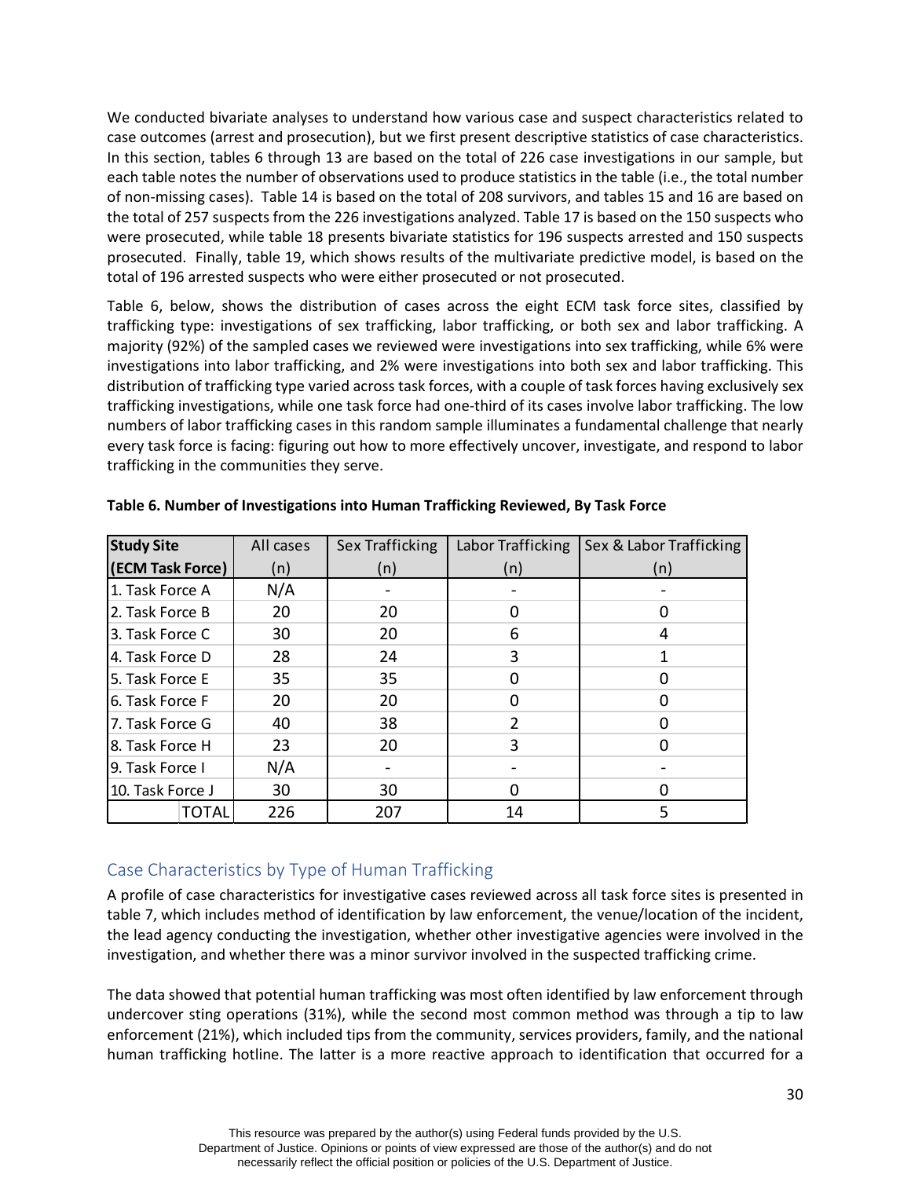We conducted bivariate analyses to understand how various case and suspect characteristics related to case outcomes (arrest and prosecution), but we first present descriptive statistics of case characteristics. In this section, tables 6 through 13 are based on the total of 226 case investigations in our sample, but each table notes the number of observations used to produce statistics in the table (i.e., the total number of non-missing cases). Table 14 is based on the total of 208 survivors, and tables 15 and 16 are based on the total of 257 suspects from the 226 investigations analyzed. Table 17 is based on the 150 suspects who were prosecuted, while table 18 presents bivariate statistics for 196 suspects arrested and 150 suspects prosecuted. Finally, table 19, which shows results of the multivariate predictive model, is based on the total of 196 arrested suspects who were either prosecuted or not prosecuted.

Table 6, below, shows the distribution of cases across the eight ECM task force sites, classified by trafficking type: investigations of sex trafficking, labor trafficking, or both sex and labor trafficking. A majority (92%) of the sampled cases we reviewed were investigations into sex trafficking, while 6% were investigations into labor trafficking, and 2% were investigations into both sex and labor trafficking. This distribution of trafficking type varied across task forces, with a couple of task forces having exclusively sex trafficking investigations, while one task force had one-third of its cases involve labor trafficking. The low numbers of labor trafficking cases in this random sample illuminates a fundamental challenge that nearly every task force is facing: figuring out how to more effectively uncover, investigate, and respond to labor trafficking in the communities they serve.

**Table 6. Number of Investigations into Human Trafficking Reviewed, By Task Force**

| **Study Site (ECM Task Force)** | All cases (n) | Sex Trafficking (n) | Labor Trafficking (n) | Sex & Labor Trafficking (n) |
|---|---|---|---|---|
| 1. Task Force A | N/A | - | - | - |
| 2. Task Force B | 20 | 20 | 0 | 0 |
| 3. Task Force C | 30 | 20 | 6 | 4 |
| 4. Task Force D | 28 | 24 | 3 | 1 |
| 5. Task Force E | 35 | 35 | 0 | 0 |
| 6. Task Force F | 20 | 20 | 0 | 0 |
| 7. Task Force G | 40 | 38 | 2 | 0 |
| 8. Task Force H | 23 | 20 | 3 | 0 |
| 9. Task Force I | N/A | - | - | - |
| 10. Task Force J | 30 | 30 | 0 | 0 |
| TOTAL | 226 | 207 | 14 | 5 |

## Case Characteristics by Type of Human Trafficking

A profile of case characteristics for investigative cases reviewed across all task force sites is presented in table 7, which includes method of identification by law enforcement, the venue/location of the incident, the lead agency conducting the investigation, whether other investigative agencies were involved in the investigation, and whether there was a minor survivor involved in the suspected trafficking crime.

The data showed that potential human trafficking was most often identified by law enforcement through undercover sting operations (31%), while the second most common method was through a tip to law enforcement (21%), which included tips from the community, services providers, family, and the national human trafficking hotline. The latter is a more reactive approach to identification that occurred for a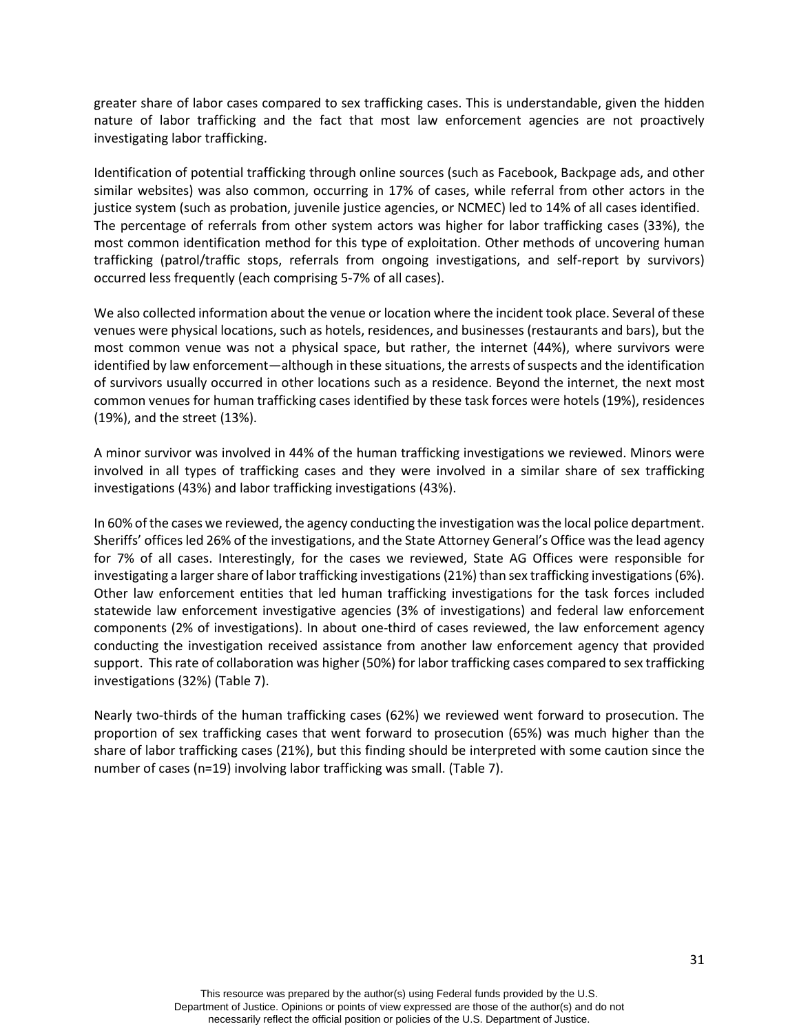greater share of labor cases compared to sex trafficking cases. This is understandable, given the hidden nature of labor trafficking and the fact that most law enforcement agencies are not proactively investigating labor trafficking.

Identification of potential trafficking through online sources (such as Facebook, Backpage ads, and other similar websites) was also common, occurring in 17% of cases, while referral from other actors in the justice system (such as probation, juvenile justice agencies, or NCMEC) led to 14% of all cases identified. The percentage of referrals from other system actors was higher for labor trafficking cases (33%), the most common identification method for this type of exploitation. Other methods of uncovering human trafficking (patrol/traffic stops, referrals from ongoing investigations, and self-report by survivors) occurred less frequently (each comprising 5-7% of all cases).

We also collected information about the venue or location where the incident took place. Several of these venues were physical locations, such as hotels, residences, and businesses (restaurants and bars), but the most common venue was not a physical space, but rather, the internet (44%), where survivors were identified by law enforcement—although in these situations, the arrests of suspects and the identification of survivors usually occurred in other locations such as a residence. Beyond the internet, the next most common venues for human trafficking cases identified by these task forces were hotels (19%), residences (19%), and the street (13%).

A minor survivor was involved in 44% of the human trafficking investigations we reviewed. Minors were involved in all types of trafficking cases and they were involved in a similar share of sex trafficking investigations (43%) and labor trafficking investigations (43%).

In 60% of the cases we reviewed, the agency conducting the investigation was the local police department. Sheriffs' offices led 26% of the investigations, and the State Attorney General's Office was the lead agency for 7% of all cases. Interestingly, for the cases we reviewed, State AG Offices were responsible for investigating a larger share of labor trafficking investigations (21%) than sex trafficking investigations (6%). Other law enforcement entities that led human trafficking investigations for the task forces included statewide law enforcement investigative agencies (3% of investigations) and federal law enforcement components (2% of investigations). In about one-third of cases reviewed, the law enforcement agency conducting the investigation received assistance from another law enforcement agency that provided support. This rate of collaboration was higher (50%) for labor trafficking cases compared to sex trafficking investigations (32%) (Table 7).

Nearly two-thirds of the human trafficking cases (62%) we reviewed went forward to prosecution. The proportion of sex trafficking cases that went forward to prosecution (65%) was much higher than the share of labor trafficking cases (21%), but this finding should be interpreted with some caution since the number of cases (n=19) involving labor trafficking was small. (Table 7).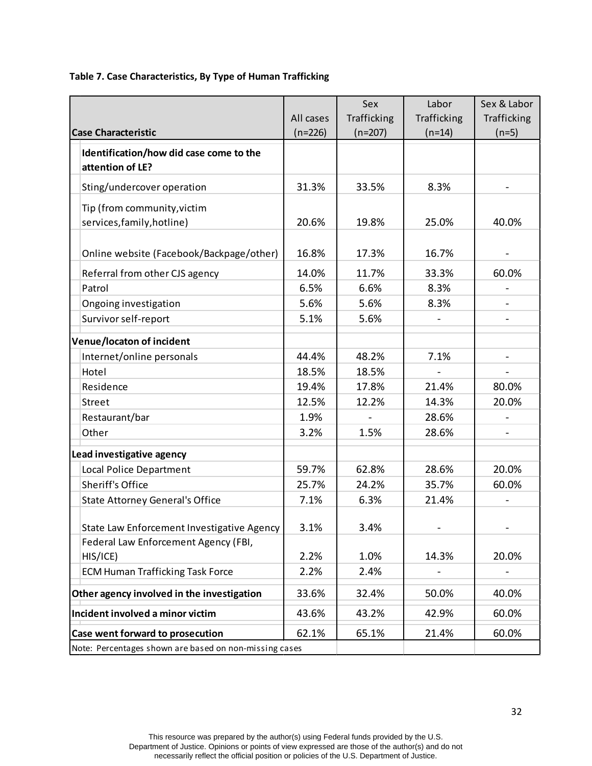**Table 7. Case Characteristics, By Type of Human Trafficking**

| Case Characteristic | All cases (n=226) | Sex Trafficking (n=207) | Labor Trafficking (n=14) | Sex & Labor Trafficking (n=5) |
|---|---|---|---|---|
| **Identification/how did case come to the attention of LE?** | | | | |
| Sting/undercover operation | 31.3% | 33.5% | 8.3% | - |
| Tip (from community,victim services,family,hotline) | 20.6% | 19.8% | 25.0% | 40.0% |
| Online website (Facebook/Backpage/other) | 16.8% | 17.3% | 16.7% | - |
| Referral from other CJS agency | 14.0% | 11.7% | 33.3% | 60.0% |
| Patrol | 6.5% | 6.6% | 8.3% | - |
| Ongoing investigation | 5.6% | 5.6% | 8.3% | - |
| Survivor self-report | 5.1% | 5.6% | - | - |
| **Venue/locaton of incident** | | | | |
| Internet/online personals | 44.4% | 48.2% | 7.1% | - |
| Hotel | 18.5% | 18.5% | - | - |
| Residence | 19.4% | 17.8% | 21.4% | 80.0% |
| Street | 12.5% | 12.2% | 14.3% | 20.0% |
| Restaurant/bar | 1.9% | - | 28.6% | - |
| Other | 3.2% | 1.5% | 28.6% | - |
| **Lead investigative agency** | | | | |
| Local Police Department | 59.7% | 62.8% | 28.6% | 20.0% |
| Sheriff's Office | 25.7% | 24.2% | 35.7% | 60.0% |
| State Attorney General's Office | 7.1% | 6.3% | 21.4% | - |
| State Law Enforcement Investigative Agency | 3.1% | 3.4% | - | - |
| Federal Law Enforcement Agency (FBI, HIS/ICE) | 2.2% | 1.0% | 14.3% | 20.0% |
| ECM Human Trafficking Task Force | 2.2% | 2.4% | - | - |
| **Other agency involved in the investigation** | 33.6% | 32.4% | 50.0% | 40.0% |
| **Incident involved a minor victim** | 43.6% | 43.2% | 42.9% | 60.0% |
| **Case went forward to prosecution** | 62.1% | 65.1% | 21.4% | 60.0% |

Note: Percentages shown are based on non-missing cases

This resource was prepared by the author(s) using Federal funds provided by the U.S. Department of Justice. Opinions or points of view expressed are those of the author(s) and do not necessarily reflect the official position or policies of the U.S. Department of Justice.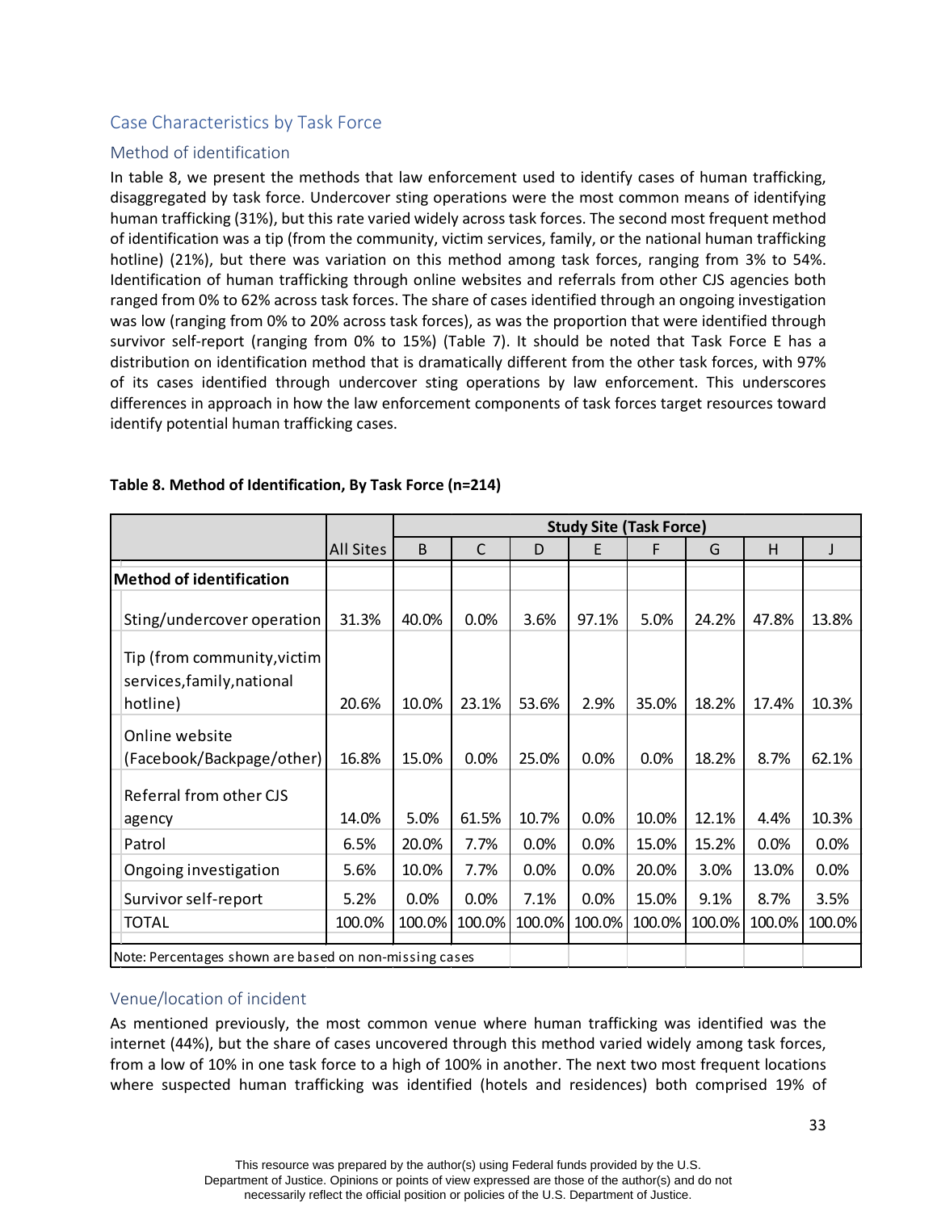## Case Characteristics by Task Force

### Method of identification

In table 8, we present the methods that law enforcement used to identify cases of human trafficking, disaggregated by task force. Undercover sting operations were the most common means of identifying human trafficking (31%), but this rate varied widely across task forces. The second most frequent method of identification was a tip (from the community, victim services, family, or the national human trafficking hotline) (21%), but there was variation on this method among task forces, ranging from 3% to 54%. Identification of human trafficking through online websites and referrals from other CJS agencies both ranged from 0% to 62% across task forces. The share of cases identified through an ongoing investigation was low (ranging from 0% to 20% across task forces), as was the proportion that were identified through survivor self-report (ranging from 0% to 15%) (Table 7). It should be noted that Task Force E has a distribution on identification method that is dramatically different from the other task forces, with 97% of its cases identified through undercover sting operations by law enforcement. This underscores differences in approach in how the law enforcement components of task forces target resources toward identify potential human trafficking cases.

**Table 8. Method of Identification, By Task Force (n=214)**

| | | Study Site (Task Force) | | | | | | | |
|---|---|---|---|---|---|---|---|---|---|
| | All Sites | B | C | D | E | F | G | H | J |
| **Method of identification** | | | | | | | | | |
| Sting/undercover operation | 31.3% | 40.0% | 0.0% | 3.6% | 97.1% | 5.0% | 24.2% | 47.8% | 13.8% |
| Tip (from community, victim services, family, national hotline) | 20.6% | 10.0% | 23.1% | 53.6% | 2.9% | 35.0% | 18.2% | 17.4% | 10.3% |
| Online website (Facebook/Backpage/other) | 16.8% | 15.0% | 0.0% | 25.0% | 0.0% | 0.0% | 18.2% | 8.7% | 62.1% |
| Referral from other CJS agency | 14.0% | 5.0% | 61.5% | 10.7% | 0.0% | 10.0% | 12.1% | 4.4% | 10.3% |
| Patrol | 6.5% | 20.0% | 7.7% | 0.0% | 0.0% | 15.0% | 15.2% | 0.0% | 0.0% |
| Ongoing investigation | 5.6% | 10.0% | 7.7% | 0.0% | 0.0% | 20.0% | 3.0% | 13.0% | 0.0% |
| Survivor self-report | 5.2% | 0.0% | 0.0% | 7.1% | 0.0% | 15.0% | 9.1% | 8.7% | 3.5% |
| TOTAL | 100.0% | 100.0% | 100.0% | 100.0% | 100.0% | 100.0% | 100.0% | 100.0% | 100.0% |

Note: Percentages shown are based on non-missing cases

### Venue/location of incident

As mentioned previously, the most common venue where human trafficking was identified was the internet (44%), but the share of cases uncovered through this method varied widely among task forces, from a low of 10% in one task force to a high of 100% in another. The next two most frequent locations where suspected human trafficking was identified (hotels and residences) both comprised 19% of

This resource was prepared by the author(s) using Federal funds provided by the U.S. Department of Justice. Opinions or points of view expressed are those of the author(s) and do not necessarily reflect the official position or policies of the U.S. Department of Justice.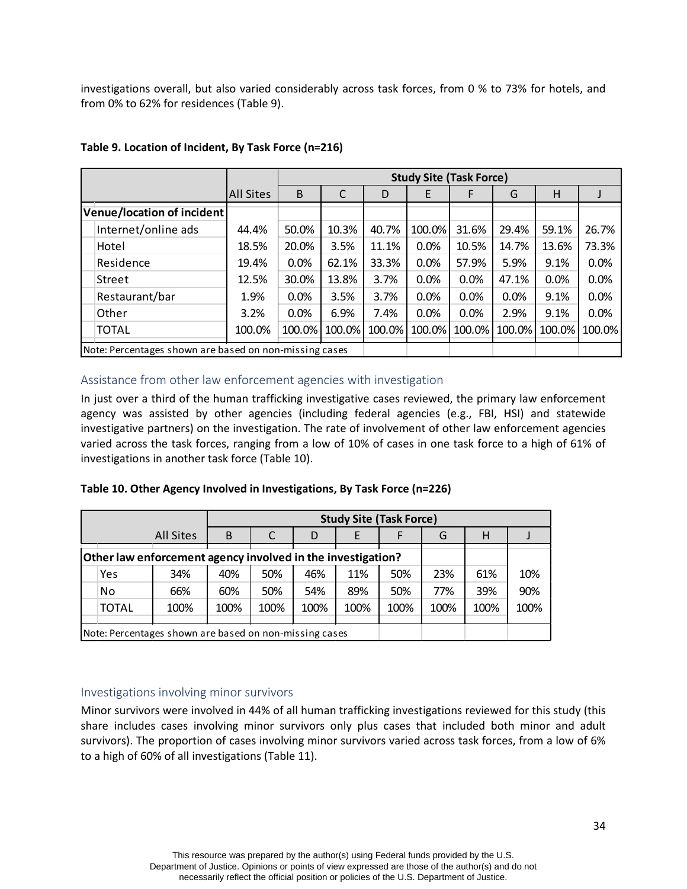investigations overall, but also varied considerably across task forces, from 0 % to 73% for hotels, and from 0% to 62% for residences (Table 9).

**Table 9. Location of Incident, By Task Force (n=216)**

| | | Study Site (Task Force) | | | | | | | |
|---|---|---|---|---|---|---|---|---|---|
| | All Sites | B | C | D | E | F | G | H | J |
| **Venue/location of incident** | | | | | | | | | |
| Internet/online ads | 44.4% | 50.0% | 10.3% | 40.7% | 100.0% | 31.6% | 29.4% | 59.1% | 26.7% |
| Hotel | 18.5% | 20.0% | 3.5% | 11.1% | 0.0% | 10.5% | 14.7% | 13.6% | 73.3% |
| Residence | 19.4% | 0.0% | 62.1% | 33.3% | 0.0% | 57.9% | 5.9% | 9.1% | 0.0% |
| Street | 12.5% | 30.0% | 13.8% | 3.7% | 0.0% | 0.0% | 47.1% | 0.0% | 0.0% |
| Restaurant/bar | 1.9% | 0.0% | 3.5% | 3.7% | 0.0% | 0.0% | 0.0% | 9.1% | 0.0% |
| Other | 3.2% | 0.0% | 6.9% | 7.4% | 0.0% | 0.0% | 2.9% | 9.1% | 0.0% |
| TOTAL | 100.0% | 100.0% | 100.0% | 100.0% | 100.0% | 100.0% | 100.0% | 100.0% | 100.0% |

Note: Percentages shown are based on non-missing cases

## Assistance from other law enforcement agencies with investigation

In just over a third of the human trafficking investigative cases reviewed, the primary law enforcement agency was assisted by other agencies (including federal agencies (e.g., FBI, HSI) and statewide investigative partners) on the investigation. The rate of involvement of other law enforcement agencies varied across the task forces, ranging from a low of 10% of cases in one task force to a high of 61% of investigations in another task force (Table 10).

**Table 10. Other Agency Involved in Investigations, By Task Force (n=226)**

| | | Study Site (Task Force) | | | | | | | |
|---|---|---|---|---|---|---|---|---|---|
| | All Sites | B | C | D | E | F | G | H | J |
| **Other law enforcement agency involved in the investigation?** | | | | | | | | | |
| Yes | 34% | 40% | 50% | 46% | 11% | 50% | 23% | 61% | 10% |
| No | 66% | 60% | 50% | 54% | 89% | 50% | 77% | 39% | 90% |
| TOTAL | 100% | 100% | 100% | 100% | 100% | 100% | 100% | 100% | 100% |

Note: Percentages shown are based on non-missing cases

## Investigations involving minor survivors

Minor survivors were involved in 44% of all human trafficking investigations reviewed for this study (this share includes cases involving minor survivors only plus cases that included both minor and adult survivors). The proportion of cases involving minor survivors varied across task forces, from a low of 6% to a high of 60% of all investigations (Table 11).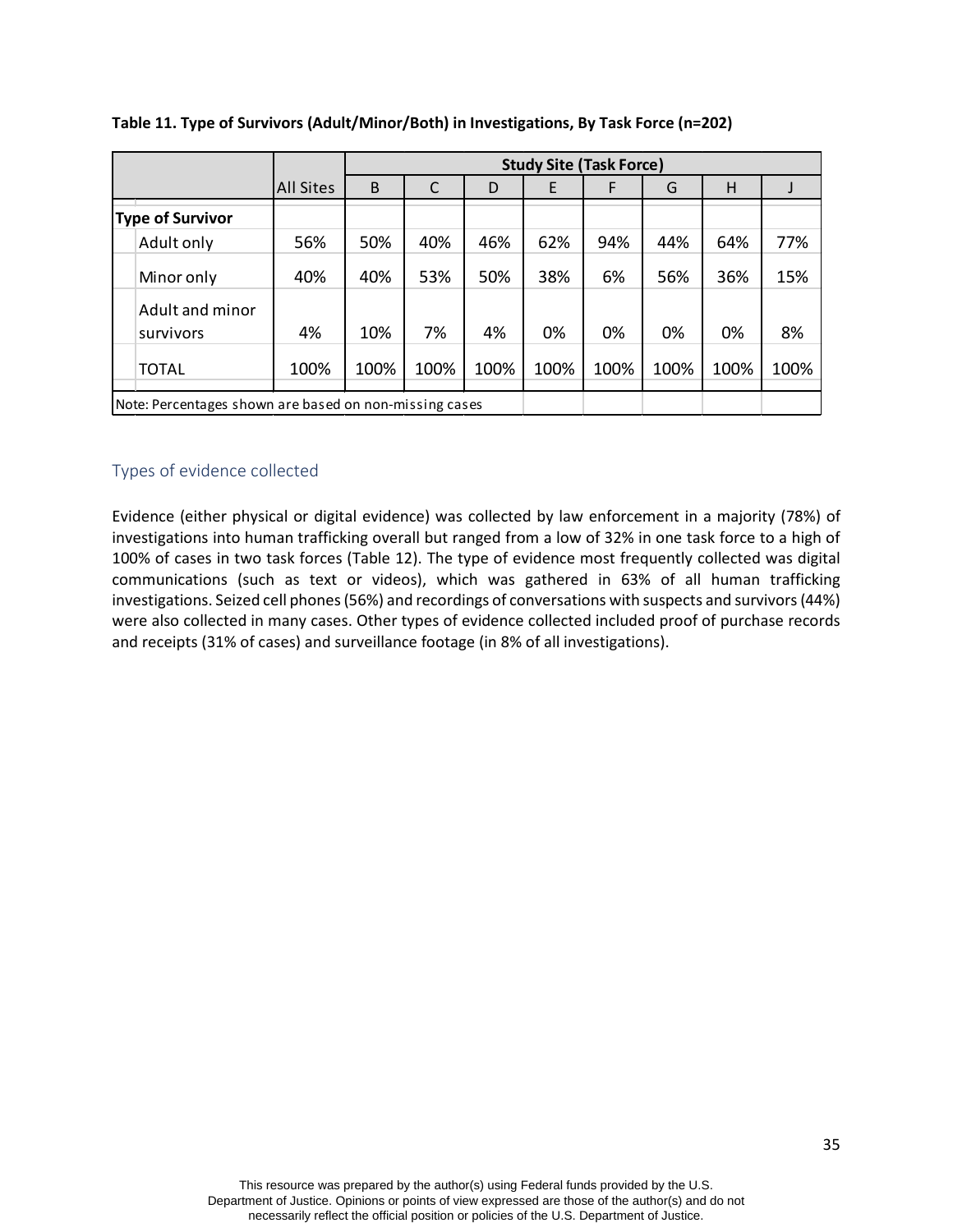**Table 11. Type of Survivors (Adult/Minor/Both) in Investigations, By Task Force (n=202)**

| | All Sites | Study Site (Task Force) | | | | | | | |
|---|---|---|---|---|---|---|---|---|---|
| | | B | C | D | E | F | G | H | J |
| **Type of Survivor** | | | | | | | | | |
| Adult only | 56% | 50% | 40% | 46% | 62% | 94% | 44% | 64% | 77% |
| Minor only | 40% | 40% | 53% | 50% | 38% | 6% | 56% | 36% | 15% |
| Adult and minor survivors | 4% | 10% | 7% | 4% | 0% | 0% | 0% | 0% | 8% |
| TOTAL | 100% | 100% | 100% | 100% | 100% | 100% | 100% | 100% | 100% |

Note: Percentages shown are based on non-missing cases

## Types of evidence collected

Evidence (either physical or digital evidence) was collected by law enforcement in a majority (78%) of investigations into human trafficking overall but ranged from a low of 32% in one task force to a high of 100% of cases in two task forces (Table 12). The type of evidence most frequently collected was digital communications (such as text or videos), which was gathered in 63% of all human trafficking investigations. Seized cell phones (56%) and recordings of conversations with suspects and survivors (44%) were also collected in many cases. Other types of evidence collected included proof of purchase records and receipts (31% of cases) and surveillance footage (in 8% of all investigations).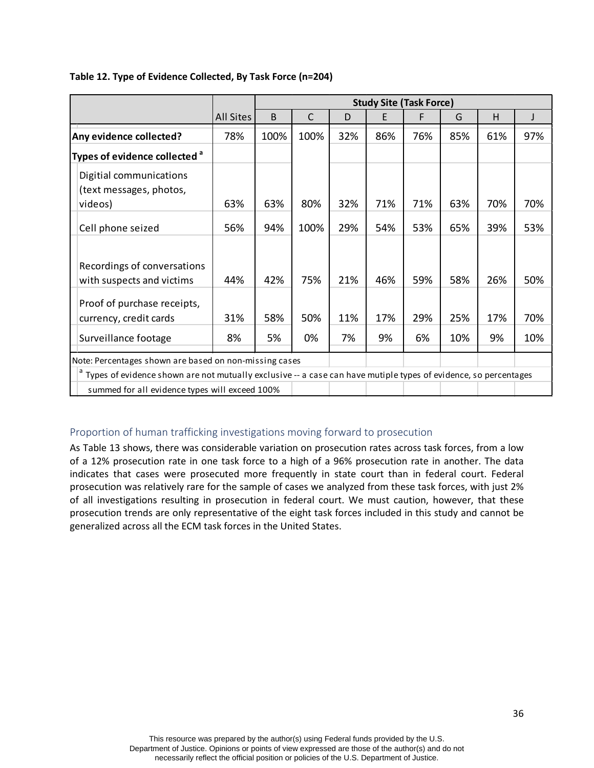**Table 12. Type of Evidence Collected, By Task Force (n=204)**

| | All Sites | Study Site (Task Force) | | | | | | | |
|---|---|---|---|---|---|---|---|---|---|
| | | B | C | D | E | F | G | H | J |
| **Any evidence collected?** | 78% | 100% | 100% | 32% | 86% | 76% | 85% | 61% | 97% |
| **Types of evidence collected** [a] | | | | | | | | | |
| Digitial communications (text messages, photos, videos) | 63% | 63% | 80% | 32% | 71% | 71% | 63% | 70% | 70% |
| Cell phone seized | 56% | 94% | 100% | 29% | 54% | 53% | 65% | 39% | 53% |
| Recordings of conversations with suspects and victims | 44% | 42% | 75% | 21% | 46% | 59% | 58% | 26% | 50% |
| Proof of purchase receipts, currency, credit cards | 31% | 58% | 50% | 11% | 17% | 29% | 25% | 17% | 70% |
| Surveillance footage | 8% | 5% | 0% | 7% | 9% | 6% | 10% | 9% | 10% |

Note: Percentages shown are based on non-missing cases

[a] Types of evidence shown are not mutually exclusive -- a case can have mutiple types of evidence, so percentages summed for all evidence types will exceed 100%

### Proportion of human trafficking investigations moving forward to prosecution

As Table 13 shows, there was considerable variation on prosecution rates across task forces, from a low of a 12% prosecution rate in one task force to a high of a 96% prosecution rate in another. The data indicates that cases were prosecuted more frequently in state court than in federal court. Federal prosecution was relatively rare for the sample of cases we analyzed from these task forces, with just 2% of all investigations resulting in prosecution in federal court. We must caution, however, that these prosecution trends are only representative of the eight task forces included in this study and cannot be generalized across all the ECM task forces in the United States.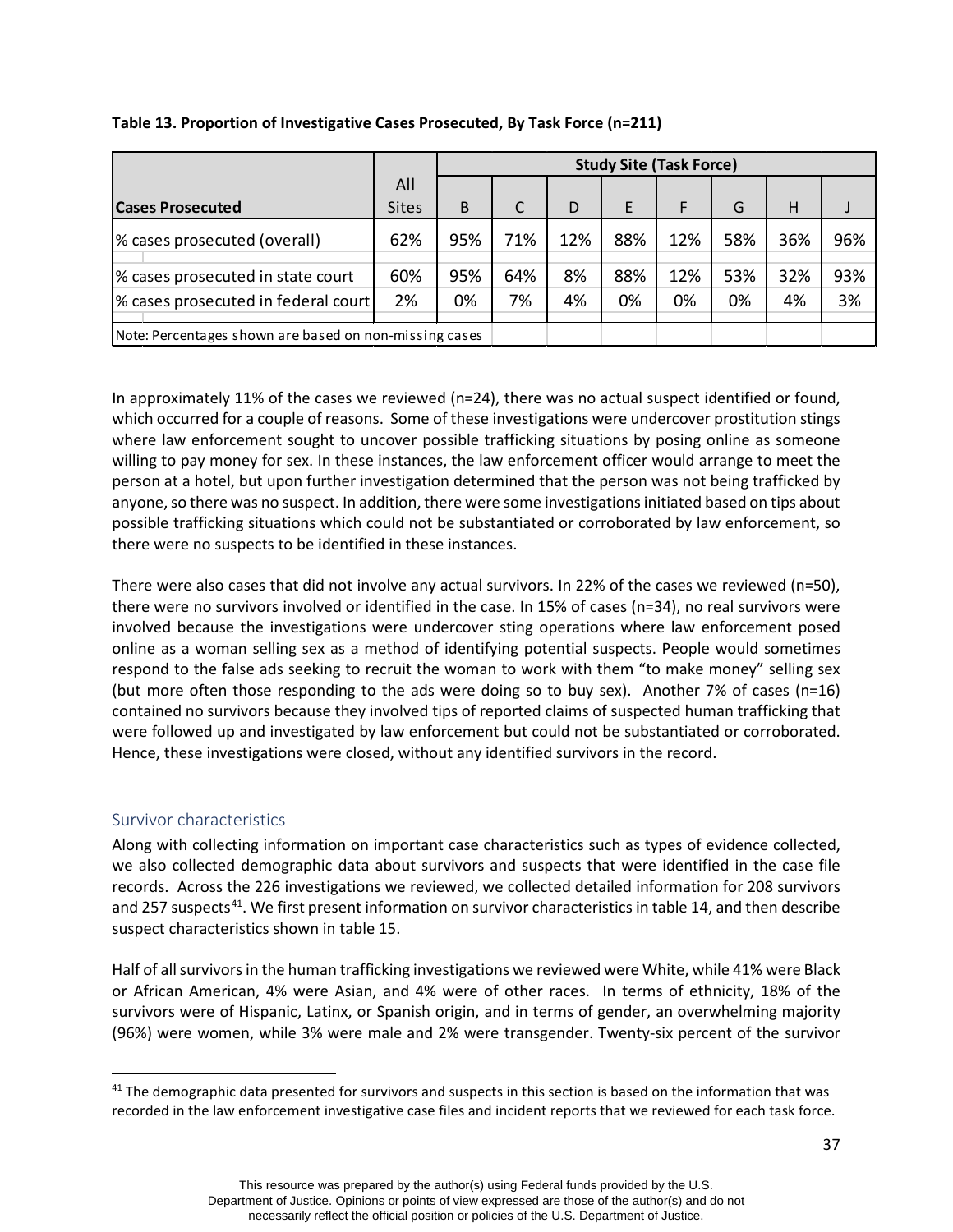**Table 13. Proportion of Investigative Cases Prosecuted, By Task Force (n=211)**

| Cases Prosecuted | All Sites | Study Site (Task Force) | | | | | | | |
|---|---|---|---|---|---|---|---|---|---|
| | | B | C | D | E | F | G | H | J |
| % cases prosecuted (overall) | 62% | 95% | 71% | 12% | 88% | 12% | 58% | 36% | 96% |
| % cases prosecuted in state court | 60% | 95% | 64% | 8% | 88% | 12% | 53% | 32% | 93% |
| % cases prosecuted in federal court | 2% | 0% | 7% | 4% | 0% | 0% | 0% | 4% | 3% |

Note: Percentages shown are based on non-missing cases

In approximately 11% of the cases we reviewed (n=24), there was no actual suspect identified or found, which occurred for a couple of reasons. Some of these investigations were undercover prostitution stings where law enforcement sought to uncover possible trafficking situations by posing online as someone willing to pay money for sex. In these instances, the law enforcement officer would arrange to meet the person at a hotel, but upon further investigation determined that the person was not being trafficked by anyone, so there was no suspect. In addition, there were some investigations initiated based on tips about possible trafficking situations which could not be substantiated or corroborated by law enforcement, so there were no suspects to be identified in these instances.

There were also cases that did not involve any actual survivors. In 22% of the cases we reviewed (n=50), there were no survivors involved or identified in the case. In 15% of cases (n=34), no real survivors were involved because the investigations were undercover sting operations where law enforcement posed online as a woman selling sex as a method of identifying potential suspects. People would sometimes respond to the false ads seeking to recruit the woman to work with them "to make money" selling sex (but more often those responding to the ads were doing so to buy sex). Another 7% of cases (n=16) contained no survivors because they involved tips of reported claims of suspected human trafficking that were followed up and investigated by law enforcement but could not be substantiated or corroborated. Hence, these investigations were closed, without any identified survivors in the record.

## Survivor characteristics

Along with collecting information on important case characteristics such as types of evidence collected, we also collected demographic data about survivors and suspects that were identified in the case file records. Across the 226 investigations we reviewed, we collected detailed information for 208 survivors and 257 suspects[41]. We first present information on survivor characteristics in table 14, and then describe suspect characteristics shown in table 15.

Half of all survivors in the human trafficking investigations we reviewed were White, while 41% were Black or African American, 4% were Asian, and 4% were of other races. In terms of ethnicity, 18% of the survivors were of Hispanic, Latinx, or Spanish origin, and in terms of gender, an overwhelming majority (96%) were women, while 3% were male and 2% were transgender. Twenty-six percent of the survivor

[41] The demographic data presented for survivors and suspects in this section is based on the information that was recorded in the law enforcement investigative case files and incident reports that we reviewed for each task force.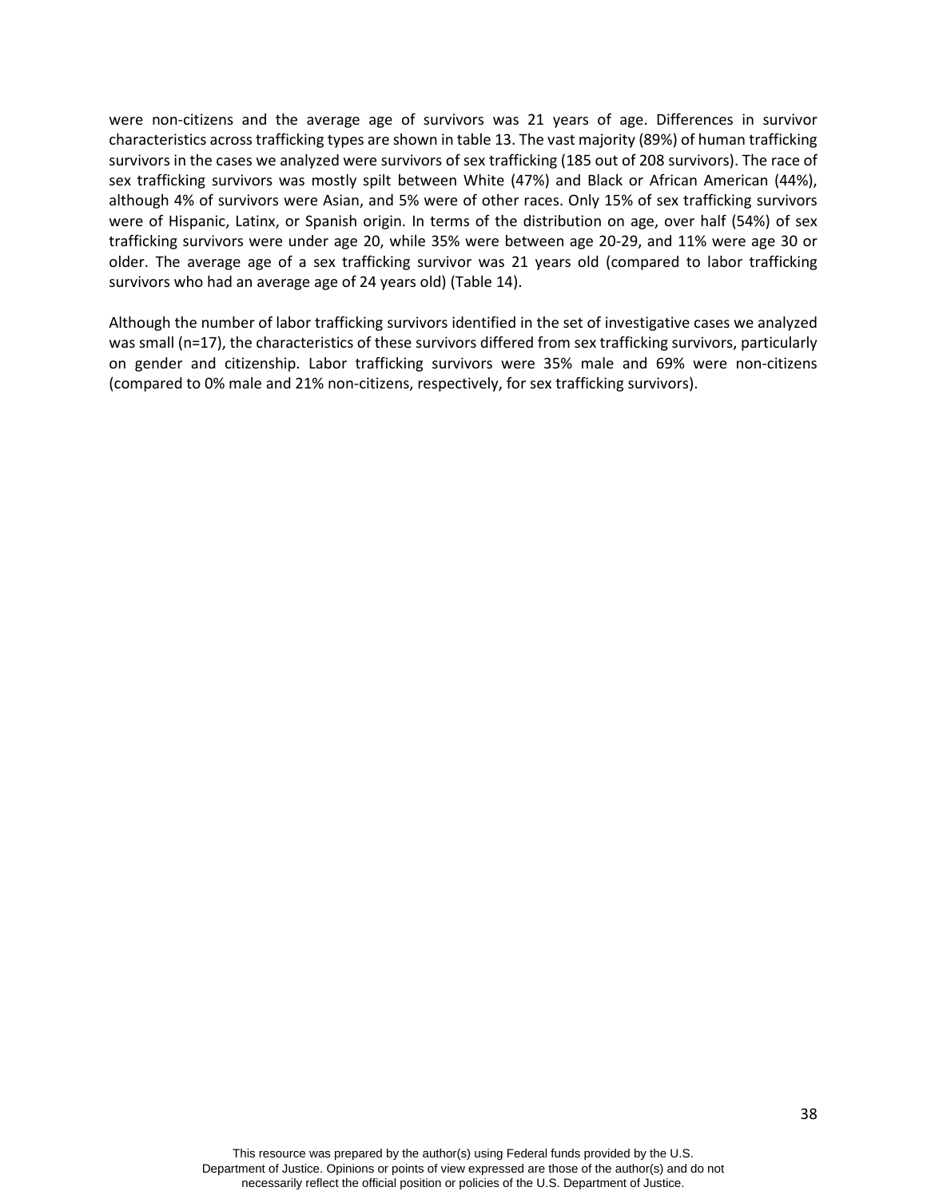were non-citizens and the average age of survivors was 21 years of age. Differences in survivor characteristics across trafficking types are shown in table 13. The vast majority (89%) of human trafficking survivors in the cases we analyzed were survivors of sex trafficking (185 out of 208 survivors). The race of sex trafficking survivors was mostly spilt between White (47%) and Black or African American (44%), although 4% of survivors were Asian, and 5% were of other races. Only 15% of sex trafficking survivors were of Hispanic, Latinx, or Spanish origin. In terms of the distribution on age, over half (54%) of sex trafficking survivors were under age 20, while 35% were between age 20-29, and 11% were age 30 or older. The average age of a sex trafficking survivor was 21 years old (compared to labor trafficking survivors who had an average age of 24 years old) (Table 14).

Although the number of labor trafficking survivors identified in the set of investigative cases we analyzed was small (n=17), the characteristics of these survivors differed from sex trafficking survivors, particularly on gender and citizenship. Labor trafficking survivors were 35% male and 69% were non-citizens (compared to 0% male and 21% non-citizens, respectively, for sex trafficking survivors).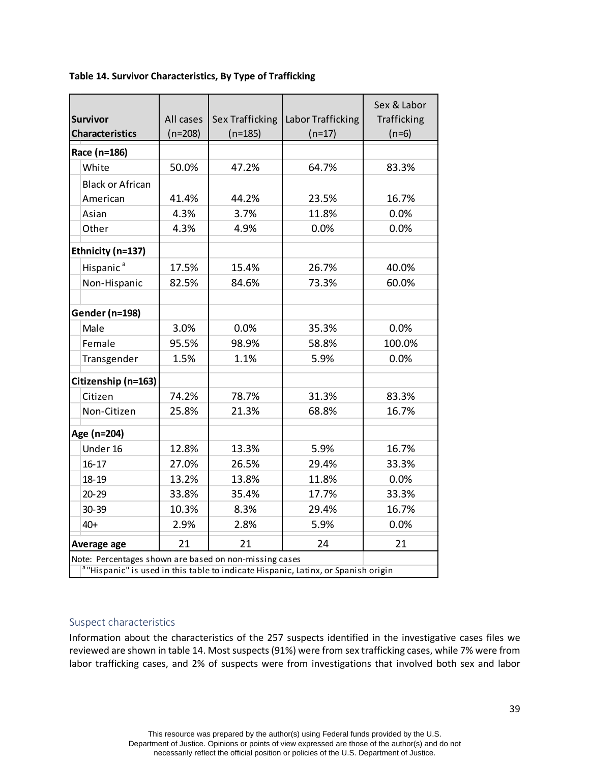**Table 14. Survivor Characteristics, By Type of Trafficking**

| Survivor Characteristics | All cases (n=208) | Sex Trafficking (n=185) | Labor Trafficking (n=17) | Sex & Labor Trafficking (n=6) |
|---|---|---|---|---|
| **Race (n=186)** | | | | |
| White | 50.0% | 47.2% | 64.7% | 83.3% |
| Black or African American | 41.4% | 44.2% | 23.5% | 16.7% |
| Asian | 4.3% | 3.7% | 11.8% | 0.0% |
| Other | 4.3% | 4.9% | 0.0% | 0.0% |
| **Ethnicity (n=137)** | | | | |
| Hispanic [a] | 17.5% | 15.4% | 26.7% | 40.0% |
| Non-Hispanic | 82.5% | 84.6% | 73.3% | 60.0% |
| **Gender (n=198)** | | | | |
| Male | 3.0% | 0.0% | 35.3% | 0.0% |
| Female | 95.5% | 98.9% | 58.8% | 100.0% |
| Transgender | 1.5% | 1.1% | 5.9% | 0.0% |
| **Citizenship (n=163)** | | | | |
| Citizen | 74.2% | 78.7% | 31.3% | 83.3% |
| Non-Citizen | 25.8% | 21.3% | 68.8% | 16.7% |
| **Age (n=204)** | | | | |
| Under 16 | 12.8% | 13.3% | 5.9% | 16.7% |
| 16-17 | 27.0% | 26.5% | 29.4% | 33.3% |
| 18-19 | 13.2% | 13.8% | 11.8% | 0.0% |
| 20-29 | 33.8% | 35.4% | 17.7% | 33.3% |
| 30-39 | 10.3% | 8.3% | 29.4% | 16.7% |
| 40+ | 2.9% | 2.8% | 5.9% | 0.0% |
| **Average age** | 21 | 21 | 24 | 21 |

Note: Percentages shown are based on non-missing cases

[a] "Hispanic" is used in this table to indicate Hispanic, Latinx, or Spanish origin

### Suspect characteristics

Information about the characteristics of the 257 suspects identified in the investigative cases files we reviewed are shown in table 14. Most suspects (91%) were from sex trafficking cases, while 7% were from labor trafficking cases, and 2% of suspects were from investigations that involved both sex and labor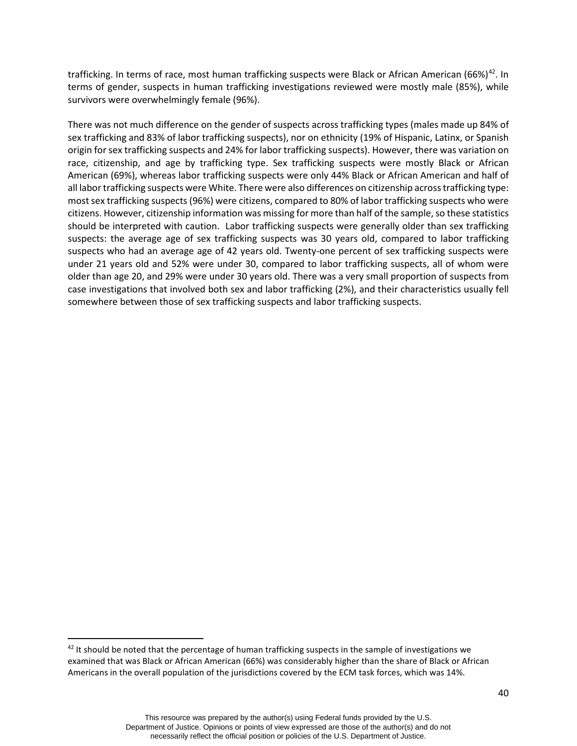trafficking. In terms of race, most human trafficking suspects were Black or African American (66%)[42]. In terms of gender, suspects in human trafficking investigations reviewed were mostly male (85%), while survivors were overwhelmingly female (96%).

There was not much difference on the gender of suspects across trafficking types (males made up 84% of sex trafficking and 83% of labor trafficking suspects), nor on ethnicity (19% of Hispanic, Latinx, or Spanish origin for sex trafficking suspects and 24% for labor trafficking suspects). However, there was variation on race, citizenship, and age by trafficking type. Sex trafficking suspects were mostly Black or African American (69%), whereas labor trafficking suspects were only 44% Black or African American and half of all labor trafficking suspects were White. There were also differences on citizenship across trafficking type: most sex trafficking suspects (96%) were citizens, compared to 80% of labor trafficking suspects who were citizens. However, citizenship information was missing for more than half of the sample, so these statistics should be interpreted with caution. Labor trafficking suspects were generally older than sex trafficking suspects: the average age of sex trafficking suspects was 30 years old, compared to labor trafficking suspects who had an average age of 42 years old. Twenty-one percent of sex trafficking suspects were under 21 years old and 52% were under 30, compared to labor trafficking suspects, all of whom were older than age 20, and 29% were under 30 years old. There was a very small proportion of suspects from case investigations that involved both sex and labor trafficking (2%), and their characteristics usually fell somewhere between those of sex trafficking suspects and labor trafficking suspects.

[42] It should be noted that the percentage of human trafficking suspects in the sample of investigations we examined that was Black or African American (66%) was considerably higher than the share of Black or African Americans in the overall population of the jurisdictions covered by the ECM task forces, which was 14%.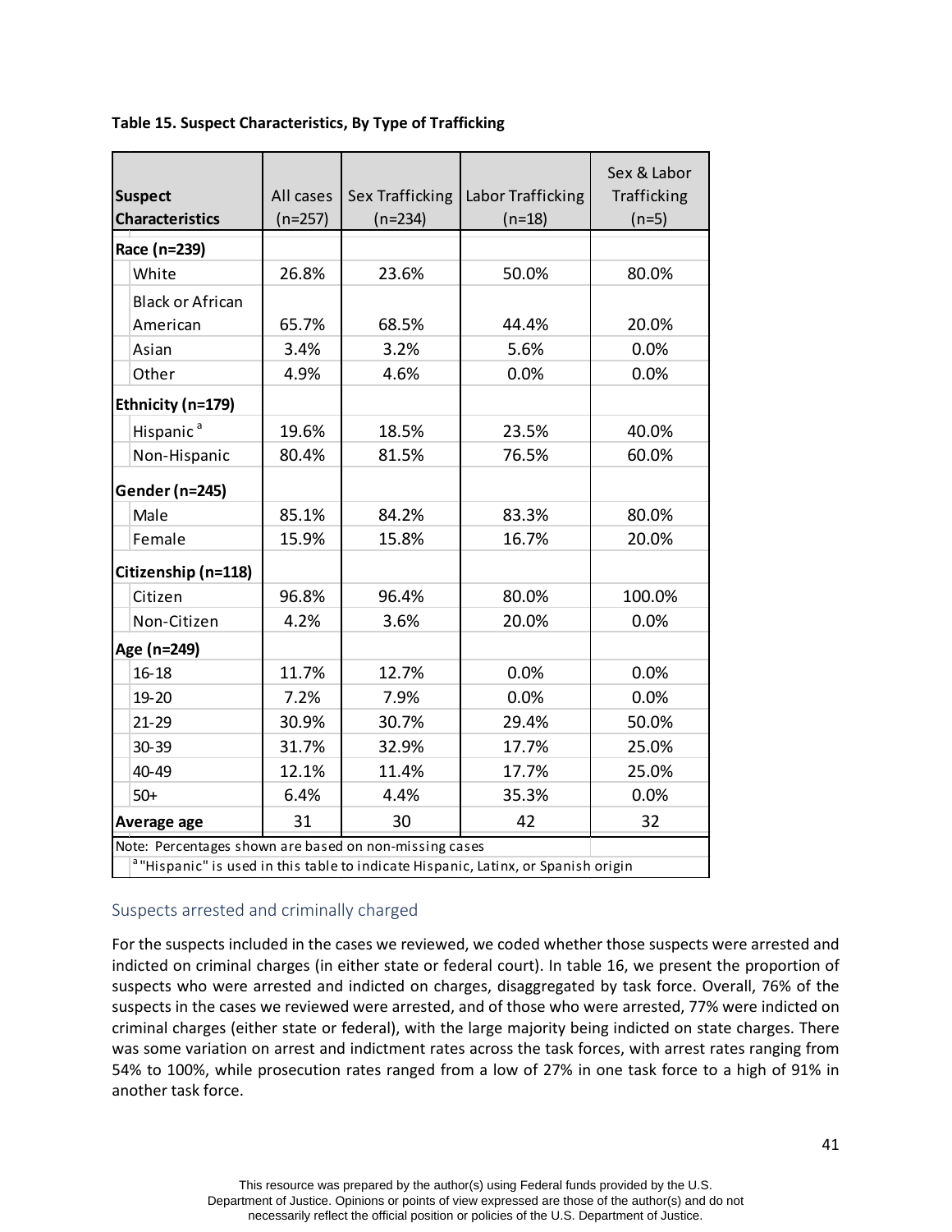**Table 15. Suspect Characteristics, By Type of Trafficking**

| Suspect Characteristics | All cases (n=257) | Sex Trafficking (n=234) | Labor Trafficking (n=18) | Sex & Labor Trafficking (n=5) |
|---|---|---|---|---|
| **Race (n=239)** | | | | |
| White | 26.8% | 23.6% | 50.0% | 80.0% |
| Black or African American | 65.7% | 68.5% | 44.4% | 20.0% |
| Asian | 3.4% | 3.2% | 5.6% | 0.0% |
| Other | 4.9% | 4.6% | 0.0% | 0.0% |
| **Ethnicity (n=179)** | | | | |
| Hispanic [a] | 19.6% | 18.5% | 23.5% | 40.0% |
| Non-Hispanic | 80.4% | 81.5% | 76.5% | 60.0% |
| **Gender (n=245)** | | | | |
| Male | 85.1% | 84.2% | 83.3% | 80.0% |
| Female | 15.9% | 15.8% | 16.7% | 20.0% |
| **Citizenship (n=118)** | | | | |
| Citizen | 96.8% | 96.4% | 80.0% | 100.0% |
| Non-Citizen | 4.2% | 3.6% | 20.0% | 0.0% |
| **Age (n=249)** | | | | |
| 16-18 | 11.7% | 12.7% | 0.0% | 0.0% |
| 19-20 | 7.2% | 7.9% | 0.0% | 0.0% |
| 21-29 | 30.9% | 30.7% | 29.4% | 50.0% |
| 30-39 | 31.7% | 32.9% | 17.7% | 25.0% |
| 40-49 | 12.1% | 11.4% | 17.7% | 25.0% |
| 50+ | 6.4% | 4.4% | 35.3% | 0.0% |
| **Average age** | 31 | 30 | 42 | 32 |

Note: Percentages shown are based on non-missing cases

[a] "Hispanic" is used in this table to indicate Hispanic, Latinx, or Spanish origin

## Suspects arrested and criminally charged

For the suspects included in the cases we reviewed, we coded whether those suspects were arrested and indicted on criminal charges (in either state or federal court). In table 16, we present the proportion of suspects who were arrested and indicted on charges, disaggregated by task force. Overall, 76% of the suspects in the cases we reviewed were arrested, and of those who were arrested, 77% were indicted on criminal charges (either state or federal), with the large majority being indicted on state charges. There was some variation on arrest and indictment rates across the task forces, with arrest rates ranging from 54% to 100%, while prosecution rates ranged from a low of 27% in one task force to a high of 91% in another task force.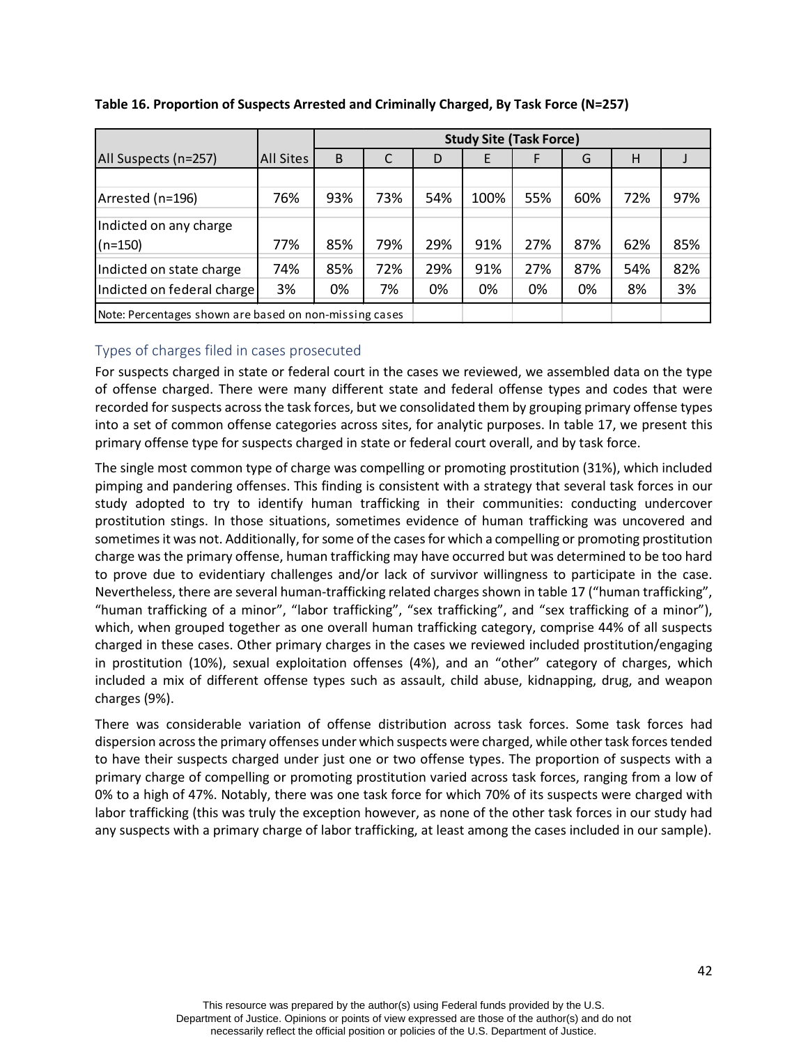**Table 16. Proportion of Suspects Arrested and Criminally Charged, By Task Force (N=257)**

| All Suspects (n=257) | All Sites | Study Site (Task Force) | | | | | | | |
|---|---|---|---|---|---|---|---|---|---|
| | | B | C | D | E | F | G | H | J |
| Arrested (n=196) | 76% | 93% | 73% | 54% | 100% | 55% | 60% | 72% | 97% |
| Indicted on any charge (n=150) | 77% | 85% | 79% | 29% | 91% | 27% | 87% | 62% | 85% |
| Indicted on state charge | 74% | 85% | 72% | 29% | 91% | 27% | 87% | 54% | 82% |
| Indicted on federal charge | 3% | 0% | 7% | 0% | 0% | 0% | 0% | 8% | 3% |
| Note: Percentages shown are based on non-missing cases | | | | | | | | | |

### Types of charges filed in cases prosecuted

For suspects charged in state or federal court in the cases we reviewed, we assembled data on the type of offense charged. There were many different state and federal offense types and codes that were recorded for suspects across the task forces, but we consolidated them by grouping primary offense types into a set of common offense categories across sites, for analytic purposes. In table 17, we present this primary offense type for suspects charged in state or federal court overall, and by task force.

The single most common type of charge was compelling or promoting prostitution (31%), which included pimping and pandering offenses. This finding is consistent with a strategy that several task forces in our study adopted to try to identify human trafficking in their communities: conducting undercover prostitution stings. In those situations, sometimes evidence of human trafficking was uncovered and sometimes it was not. Additionally, for some of the cases for which a compelling or promoting prostitution charge was the primary offense, human trafficking may have occurred but was determined to be too hard to prove due to evidentiary challenges and/or lack of survivor willingness to participate in the case. Nevertheless, there are several human-trafficking related charges shown in table 17 ("human trafficking", "human trafficking of a minor", "labor trafficking", "sex trafficking", and "sex trafficking of a minor"), which, when grouped together as one overall human trafficking category, comprise 44% of all suspects charged in these cases. Other primary charges in the cases we reviewed included prostitution/engaging in prostitution (10%), sexual exploitation offenses (4%), and an "other" category of charges, which included a mix of different offense types such as assault, child abuse, kidnapping, drug, and weapon charges (9%).

There was considerable variation of offense distribution across task forces. Some task forces had dispersion across the primary offenses under which suspects were charged, while other task forces tended to have their suspects charged under just one or two offense types. The proportion of suspects with a primary charge of compelling or promoting prostitution varied across task forces, ranging from a low of 0% to a high of 47%. Notably, there was one task force for which 70% of its suspects were charged with labor trafficking (this was truly the exception however, as none of the other task forces in our study had any suspects with a primary charge of labor trafficking, at least among the cases included in our sample).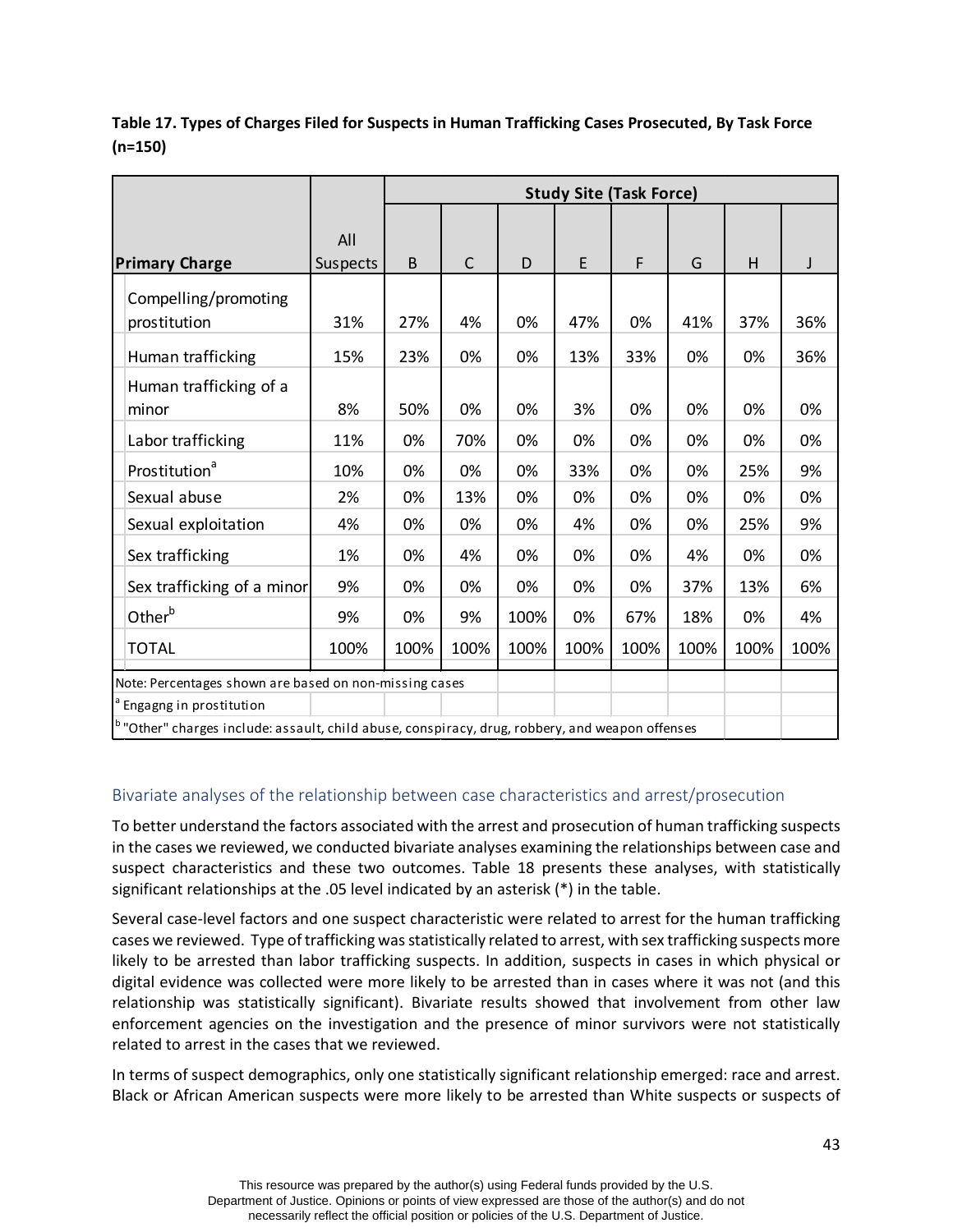**Table 17. Types of Charges Filed for Suspects in Human Trafficking Cases Prosecuted, By Task Force (n=150)**

| Primary Charge | All Suspects | Study Site (Task Force) | | | | | | | |
|---|---|---|---|---|---|---|---|---|---|
| | | B | C | D | E | F | G | H | J |
| Compelling/promoting prostitution | 31% | 27% | 4% | 0% | 47% | 0% | 41% | 37% | 36% |
| Human trafficking | 15% | 23% | 0% | 0% | 13% | 33% | 0% | 0% | 36% |
| Human trafficking of a minor | 8% | 50% | 0% | 0% | 3% | 0% | 0% | 0% | 0% |
| Labor trafficking | 11% | 0% | 70% | 0% | 0% | 0% | 0% | 0% | 0% |
| Prostitution[a] | 10% | 0% | 0% | 0% | 33% | 0% | 0% | 25% | 9% |
| Sexual abuse | 2% | 0% | 13% | 0% | 0% | 0% | 0% | 0% | 0% |
| Sexual exploitation | 4% | 0% | 0% | 0% | 4% | 0% | 0% | 25% | 9% |
| Sex trafficking | 1% | 0% | 4% | 0% | 0% | 0% | 4% | 0% | 0% |
| Sex trafficking of a minor | 9% | 0% | 0% | 0% | 0% | 0% | 37% | 13% | 6% |
| Other[b] | 9% | 0% | 9% | 100% | 0% | 67% | 18% | 0% | 4% |
| TOTAL | 100% | 100% | 100% | 100% | 100% | 100% | 100% | 100% | 100% |

Note: Percentages shown are based on non-missing cases

[a] Engagng in prostitution

[b] "Other" charges include: assault, child abuse, conspiracy, drug, robbery, and weapon offenses

## Bivariate analyses of the relationship between case characteristics and arrest/prosecution

To better understand the factors associated with the arrest and prosecution of human trafficking suspects in the cases we reviewed, we conducted bivariate analyses examining the relationships between case and suspect characteristics and these two outcomes. Table 18 presents these analyses, with statistically significant relationships at the .05 level indicated by an asterisk (*) in the table.

Several case-level factors and one suspect characteristic were related to arrest for the human trafficking cases we reviewed. Type of trafficking was statistically related to arrest, with sex trafficking suspects more likely to be arrested than labor trafficking suspects. In addition, suspects in cases in which physical or digital evidence was collected were more likely to be arrested than in cases where it was not (and this relationship was statistically significant). Bivariate results showed that involvement from other law enforcement agencies on the investigation and the presence of minor survivors were not statistically related to arrest in the cases that we reviewed.

In terms of suspect demographics, only one statistically significant relationship emerged: race and arrest. Black or African American suspects were more likely to be arrested than White suspects or suspects of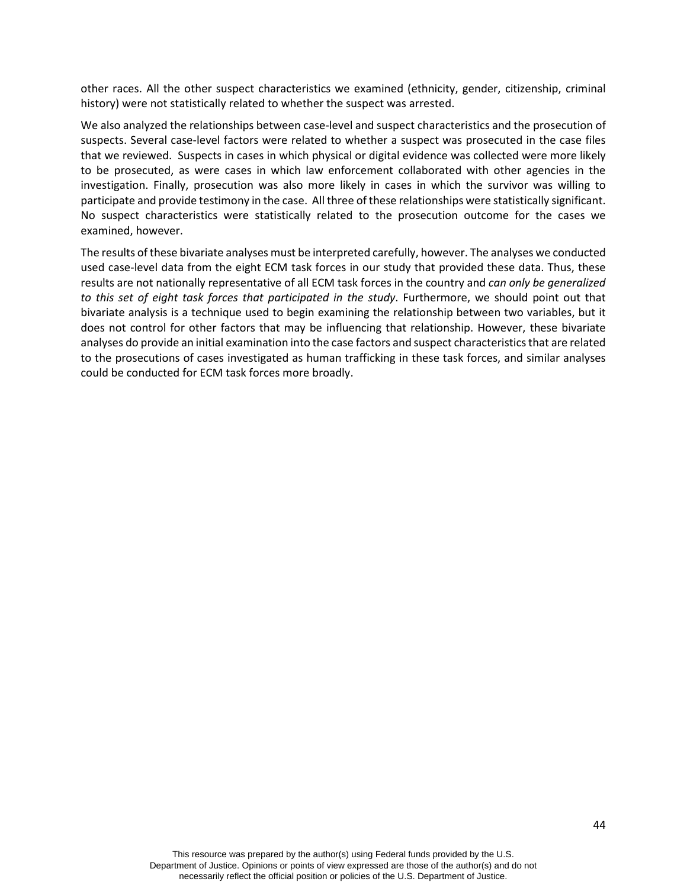other races. All the other suspect characteristics we examined (ethnicity, gender, citizenship, criminal history) were not statistically related to whether the suspect was arrested.

We also analyzed the relationships between case-level and suspect characteristics and the prosecution of suspects. Several case-level factors were related to whether a suspect was prosecuted in the case files that we reviewed. Suspects in cases in which physical or digital evidence was collected were more likely to be prosecuted, as were cases in which law enforcement collaborated with other agencies in the investigation. Finally, prosecution was also more likely in cases in which the survivor was willing to participate and provide testimony in the case. All three of these relationships were statistically significant. No suspect characteristics were statistically related to the prosecution outcome for the cases we examined, however.

The results of these bivariate analyses must be interpreted carefully, however. The analyses we conducted used case-level data from the eight ECM task forces in our study that provided these data. Thus, these results are not nationally representative of all ECM task forces in the country and *can only be generalized to this set of eight task forces that participated in the study*. Furthermore, we should point out that bivariate analysis is a technique used to begin examining the relationship between two variables, but it does not control for other factors that may be influencing that relationship. However, these bivariate analyses do provide an initial examination into the case factors and suspect characteristics that are related to the prosecutions of cases investigated as human trafficking in these task forces, and similar analyses could be conducted for ECM task forces more broadly.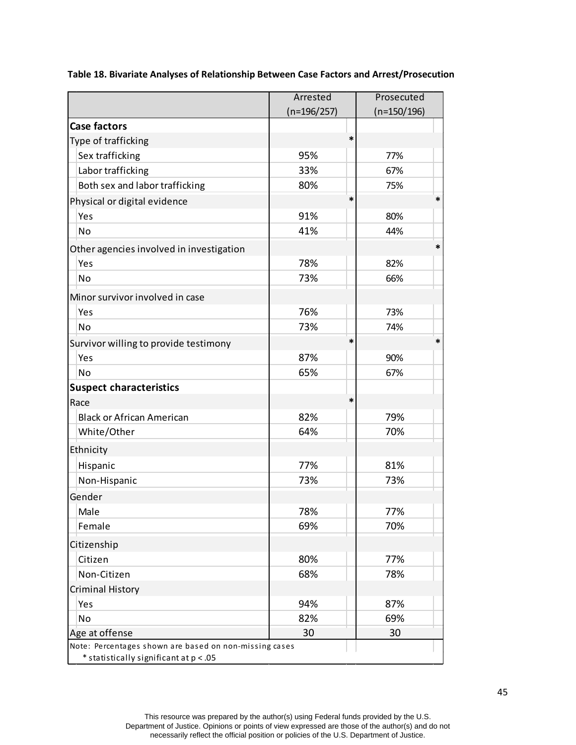**Table 18. Bivariate Analyses of Relationship Between Case Factors and Arrest/Prosecution**

| | Arrested (n=196/257) | | Prosecuted (n=150/196) | |
|---|---|---|---|---|
| **Case factors** | | | | |
| Type of trafficking | | * | | |
| Sex trafficking | 95% | | 77% | |
| Labor trafficking | 33% | | 67% | |
| Both sex and labor trafficking | 80% | | 75% | |
| Physical or digital evidence | | * | | * |
| Yes | 91% | | 80% | |
| No | 41% | | 44% | |
| Other agencies involved in investigation | | | | * |
| Yes | 78% | | 82% | |
| No | 73% | | 66% | |
| Minor survivor involved in case | | | | |
| Yes | 76% | | 73% | |
| No | 73% | | 74% | |
| Survivor willing to provide testimony | | * | | * |
| Yes | 87% | | 90% | |
| No | 65% | | 67% | |
| **Suspect characteristics** | | | | |
| Race | | * | | |
| Black or African American | 82% | | 79% | |
| White/Other | 64% | | 70% | |
| Ethnicity | | | | |
| Hispanic | 77% | | 81% | |
| Non-Hispanic | 73% | | 73% | |
| Gender | | | | |
| Male | 78% | | 77% | |
| Female | 69% | | 70% | |
| Citizenship | | | | |
| Citizen | 80% | | 77% | |
| Non-Citizen | 68% | | 78% | |
| Criminal History | | | | |
| Yes | 94% | | 87% | |
| No | 82% | | 69% | |
| Age at offense | 30 | | 30 | |

Note: Percentages shown are based on non-missing cases
\* statistically significant at $p < .05$

This resource was prepared by the author(s) using Federal funds provided by the U.S. Department of Justice. Opinions or points of view expressed are those of the author(s) and do not necessarily reflect the official position or policies of the U.S. Department of Justice.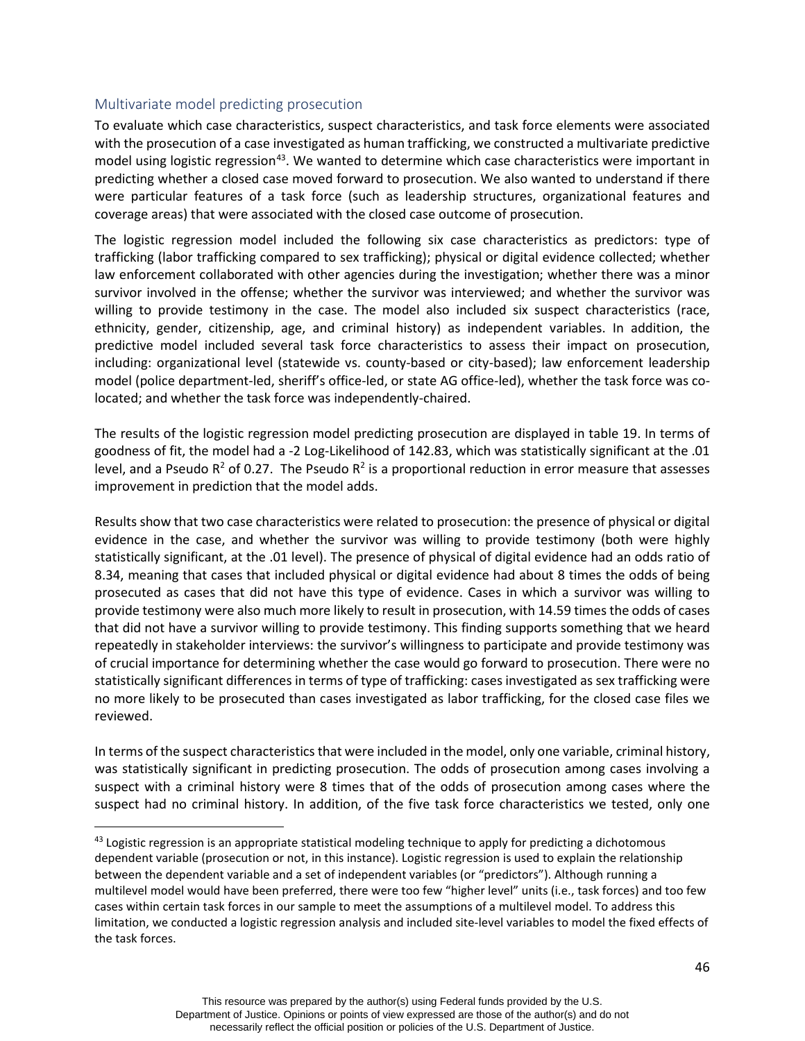### Multivariate model predicting prosecution

To evaluate which case characteristics, suspect characteristics, and task force elements were associated with the prosecution of a case investigated as human trafficking, we constructed a multivariate predictive model using logistic regression[43]. We wanted to determine which case characteristics were important in predicting whether a closed case moved forward to prosecution. We also wanted to understand if there were particular features of a task force (such as leadership structures, organizational features and coverage areas) that were associated with the closed case outcome of prosecution.

The logistic regression model included the following six case characteristics as predictors: type of trafficking (labor trafficking compared to sex trafficking); physical or digital evidence collected; whether law enforcement collaborated with other agencies during the investigation; whether there was a minor survivor involved in the offense; whether the survivor was interviewed; and whether the survivor was willing to provide testimony in the case. The model also included six suspect characteristics (race, ethnicity, gender, citizenship, age, and criminal history) as independent variables. In addition, the predictive model included several task force characteristics to assess their impact on prosecution, including: organizational level (statewide vs. county-based or city-based); law enforcement leadership model (police department-led, sheriff's office-led, or state AG office-led), whether the task force was co-located; and whether the task force was independently-chaired.

The results of the logistic regression model predicting prosecution are displayed in table 19. In terms of goodness of fit, the model had a -2 Log-Likelihood of 142.83, which was statistically significant at the .01 level, and a Pseudo $R^2$ of 0.27. The Pseudo $R^2$ is a proportional reduction in error measure that assesses improvement in prediction that the model adds.

Results show that two case characteristics were related to prosecution: the presence of physical or digital evidence in the case, and whether the survivor was willing to provide testimony (both were highly statistically significant, at the .01 level). The presence of physical of digital evidence had an odds ratio of 8.34, meaning that cases that included physical or digital evidence had about 8 times the odds of being prosecuted as cases that did not have this type of evidence. Cases in which a survivor was willing to provide testimony were also much more likely to result in prosecution, with 14.59 times the odds of cases that did not have a survivor willing to provide testimony. This finding supports something that we heard repeatedly in stakeholder interviews: the survivor's willingness to participate and provide testimony was of crucial importance for determining whether the case would go forward to prosecution. There were no statistically significant differences in terms of type of trafficking: cases investigated as sex trafficking were no more likely to be prosecuted than cases investigated as labor trafficking, for the closed case files we reviewed.

In terms of the suspect characteristics that were included in the model, only one variable, criminal history, was statistically significant in predicting prosecution. The odds of prosecution among cases involving a suspect with a criminal history were 8 times that of the odds of prosecution among cases where the suspect had no criminal history. In addition, of the five task force characteristics we tested, only one

[43] Logistic regression is an appropriate statistical modeling technique to apply for predicting a dichotomous dependent variable (prosecution or not, in this instance). Logistic regression is used to explain the relationship between the dependent variable and a set of independent variables (or "predictors"). Although running a multilevel model would have been preferred, there were too few "higher level" units (i.e., task forces) and too few cases within certain task forces in our sample to meet the assumptions of a multilevel model. To address this limitation, we conducted a logistic regression analysis and included site-level variables to model the fixed effects of the task forces.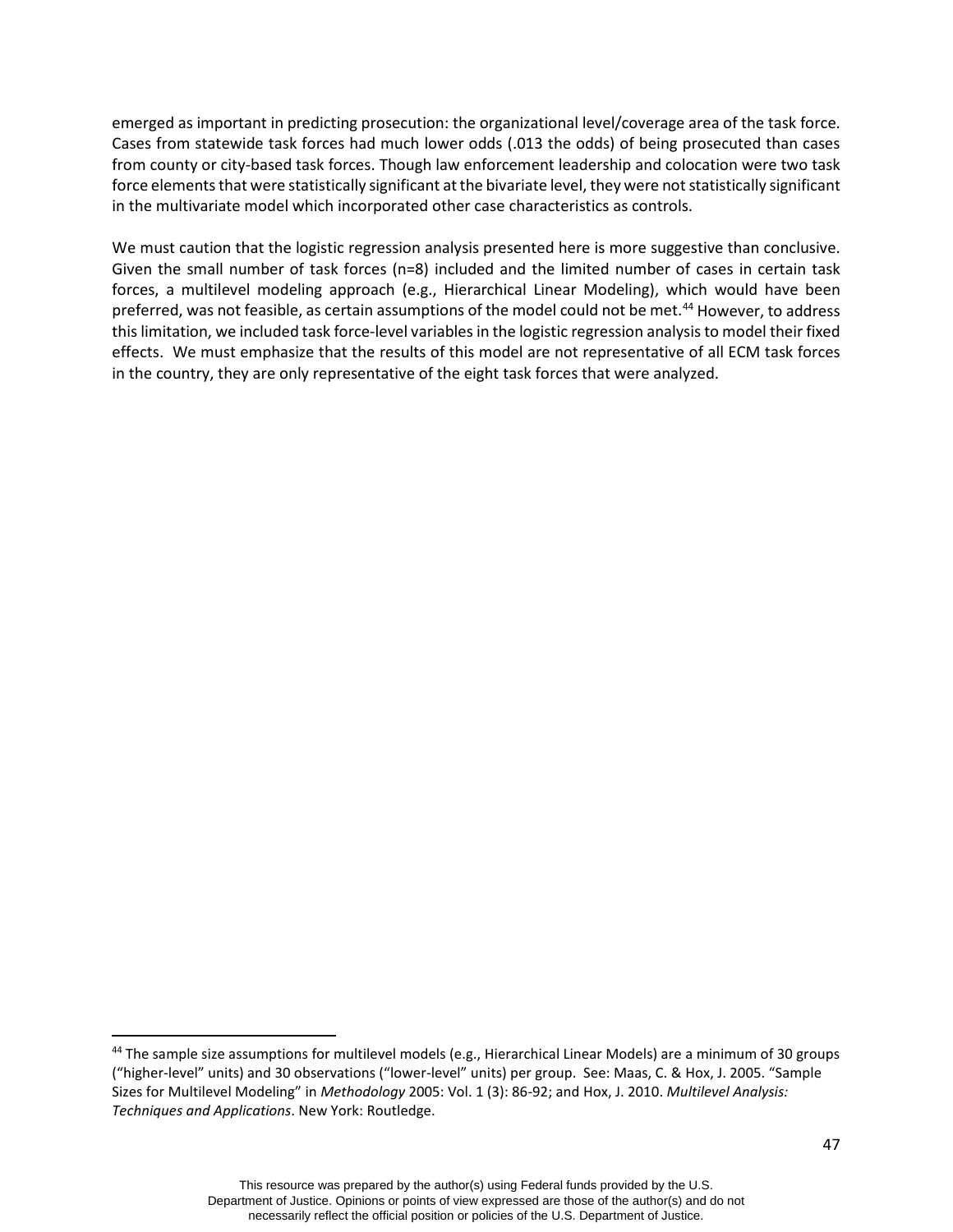emerged as important in predicting prosecution: the organizational level/coverage area of the task force. Cases from statewide task forces had much lower odds (.013 the odds) of being prosecuted than cases from county or city-based task forces. Though law enforcement leadership and colocation were two task force elements that were statistically significant at the bivariate level, they were not statistically significant in the multivariate model which incorporated other case characteristics as controls.

We must caution that the logistic regression analysis presented here is more suggestive than conclusive. Given the small number of task forces (n=8) included and the limited number of cases in certain task forces, a multilevel modeling approach (e.g., Hierarchical Linear Modeling), which would have been preferred, was not feasible, as certain assumptions of the model could not be met.[44] However, to address this limitation, we included task force-level variables in the logistic regression analysis to model their fixed effects. We must emphasize that the results of this model are not representative of all ECM task forces in the country, they are only representative of the eight task forces that were analyzed.

[44] The sample size assumptions for multilevel models (e.g., Hierarchical Linear Models) are a minimum of 30 groups ("higher-level" units) and 30 observations ("lower-level" units) per group. See: Maas, C. & Hox, J. 2005. "Sample Sizes for Multilevel Modeling" in *Methodology* 2005: Vol. 1 (3): 86-92; and Hox, J. 2010. *Multilevel Analysis: Techniques and Applications*. New York: Routledge.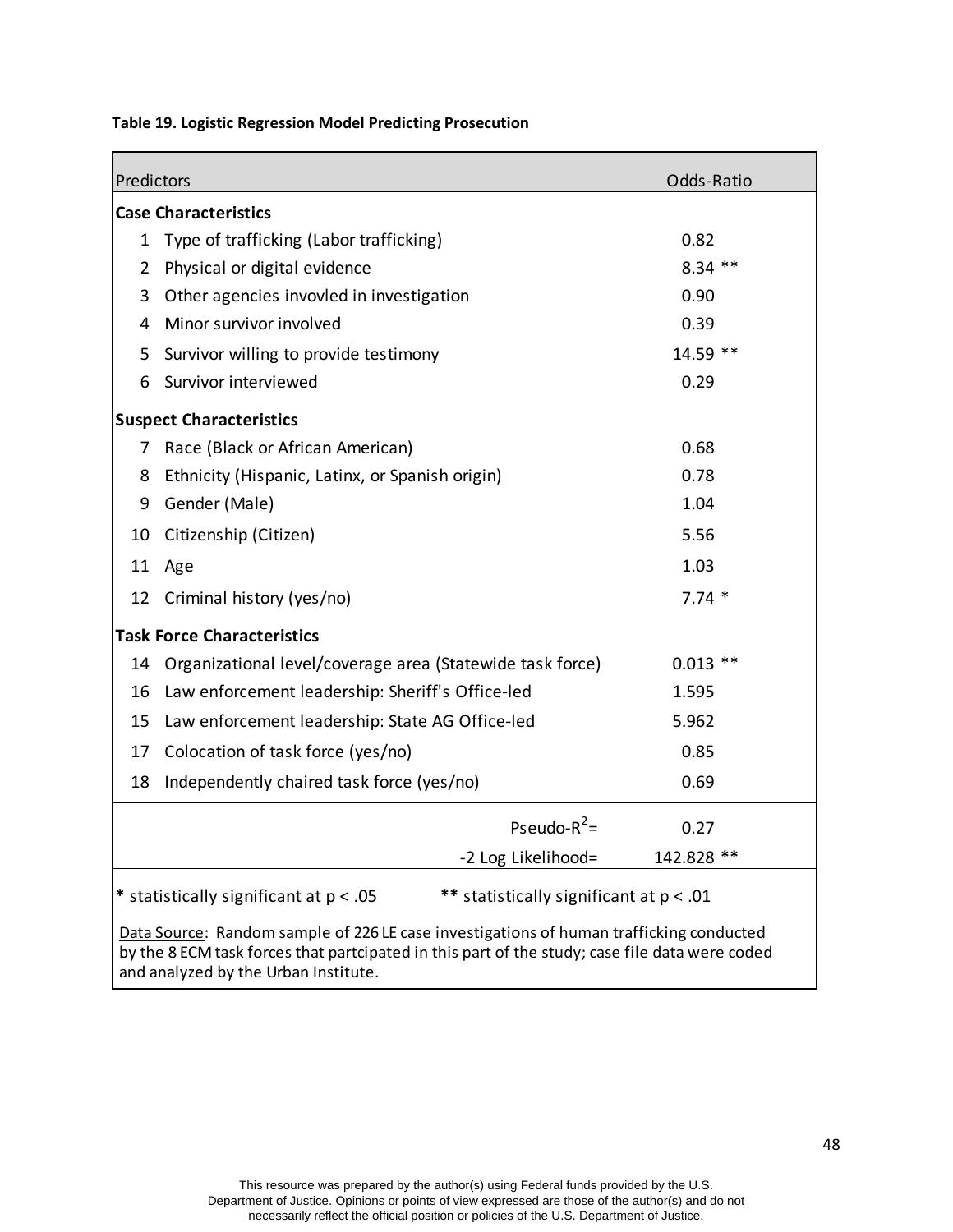**Table 19. Logistic Regression Model Predicting Prosecution**

| | Predictors | Odds-Ratio |
|---|---|---|
| **Case Characteristics** | | |
| 1 | Type of trafficking (Labor trafficking) | 0.82 |
| 2 | Physical or digital evidence | 8.34 ** |
| 3 | Other agencies invovled in investigation | 0.90 |
| 4 | Minor survivor involved | 0.39 |
| 5 | Survivor willing to provide testimony | 14.59 ** |
| 6 | Survivor interviewed | 0.29 |
| **Suspect Characteristics** | | |
| 7 | Race (Black or African American) | 0.68 |
| 8 | Ethnicity (Hispanic, Latinx, or Spanish origin) | 0.78 |
| 9 | Gender (Male) | 1.04 |
| 10 | Citizenship (Citizen) | 5.56 |
| 11 | Age | 1.03 |
| 12 | Criminal history (yes/no) | 7.74 * |
| **Task Force Characteristics** | | |
| 14 | Organizational level/coverage area (Statewide task force) | 0.013 ** |
| 16 | Law enforcement leadership: Sheriff's Office-led | 1.595 |
| 15 | Law enforcement leadership: State AG Office-led | 5.962 |
| 17 | Colocation of task force (yes/no) | 0.85 |
| 18 | Independently chaired task force (yes/no) | 0.69 |
| | Pseudo-$R^2$= | 0.27 |
| | -2 Log Likelihood= | 142.828 ** |

\* statistically significant at $p < .05$ &nbsp;&nbsp;&nbsp; ** statistically significant at $p < .01$

Data Source: Random sample of 226 LE case investigations of human trafficking conducted by the 8 ECM task forces that partcipated in this part of the study; case file data were coded and analyzed by the Urban Institute.

This resource was prepared by the author(s) using Federal funds provided by the U.S. Department of Justice. Opinions or points of view expressed are those of the author(s) and do not necessarily reflect the official position or policies of the U.S. Department of Justice.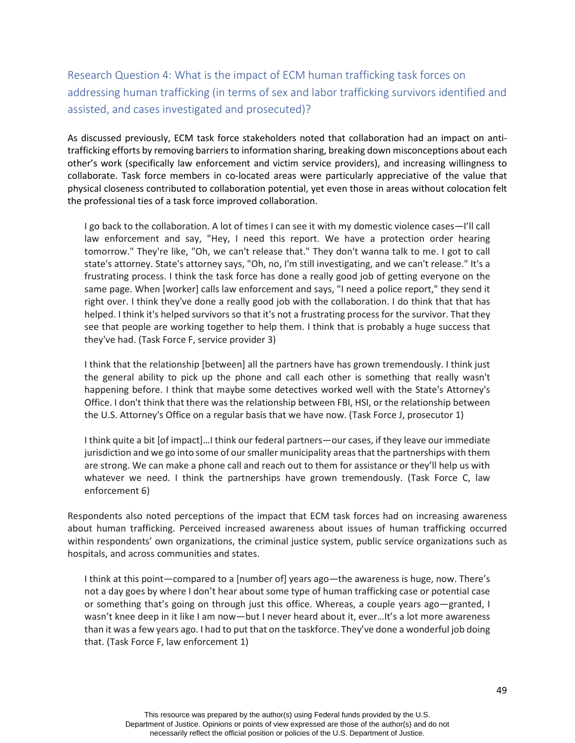## Research Question 4: What is the impact of ECM human trafficking task forces on addressing human trafficking (in terms of sex and labor trafficking survivors identified and assisted, and cases investigated and prosecuted)?

As discussed previously, ECM task force stakeholders noted that collaboration had an impact on anti-trafficking efforts by removing barriers to information sharing, breaking down misconceptions about each other's work (specifically law enforcement and victim service providers), and increasing willingness to collaborate. Task force members in co-located areas were particularly appreciative of the value that physical closeness contributed to collaboration potential, yet even those in areas without colocation felt the professional ties of a task force improved collaboration.

> I go back to the collaboration. A lot of times I can see it with my domestic violence cases—I'll call law enforcement and say, "Hey, I need this report. We have a protection order hearing tomorrow." They're like, "Oh, we can't release that." They don't wanna talk to me. I got to call state's attorney. State's attorney says, "Oh, no, I'm still investigating, and we can't release." It's a frustrating process. I think the task force has done a really good job of getting everyone on the same page. When [worker] calls law enforcement and says, "I need a police report," they send it right over. I think they've done a really good job with the collaboration. I do think that that has helped. I think it's helped survivors so that it's not a frustrating process for the survivor. That they see that people are working together to help them. I think that is probably a huge success that they've had. (Task Force F, service provider 3)

> I think that the relationship [between] all the partners have has grown tremendously. I think just the general ability to pick up the phone and call each other is something that really wasn't happening before. I think that maybe some detectives worked well with the State's Attorney's Office. I don't think that there was the relationship between FBI, HSI, or the relationship between the U.S. Attorney's Office on a regular basis that we have now. (Task Force J, prosecutor 1)

> I think quite a bit [of impact]…I think our federal partners—our cases, if they leave our immediate jurisdiction and we go into some of our smaller municipality areas that the partnerships with them are strong. We can make a phone call and reach out to them for assistance or they'll help us with whatever we need. I think the partnerships have grown tremendously. (Task Force C, law enforcement 6)

Respondents also noted perceptions of the impact that ECM task forces had on increasing awareness about human trafficking. Perceived increased awareness about issues of human trafficking occurred within respondents' own organizations, the criminal justice system, public service organizations such as hospitals, and across communities and states.

> I think at this point—compared to a [number of] years ago—the awareness is huge, now. There's not a day goes by where I don't hear about some type of human trafficking case or potential case or something that's going on through just this office. Whereas, a couple years ago—granted, I wasn't knee deep in it like I am now—but I never heard about it, ever…It's a lot more awareness than it was a few years ago. I had to put that on the taskforce. They've done a wonderful job doing that. (Task Force F, law enforcement 1)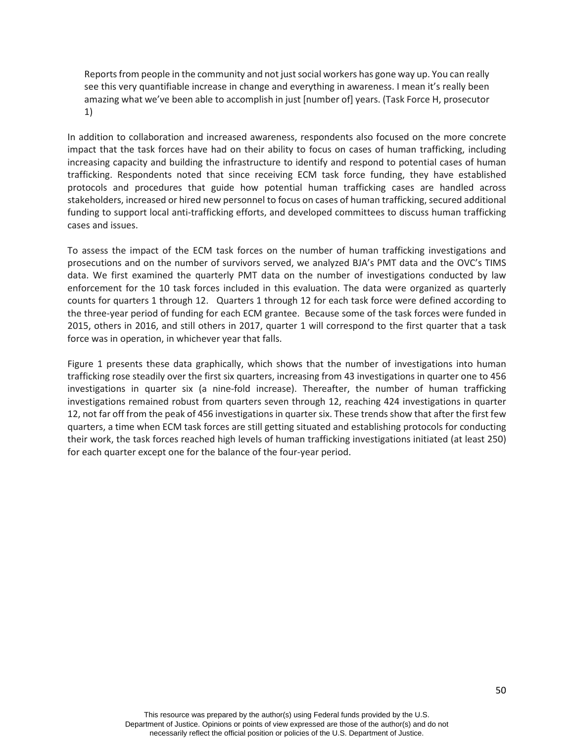> Reports from people in the community and not just social workers has gone way up. You can really see this very quantifiable increase in change and everything in awareness. I mean it's really been amazing what we've been able to accomplish in just [number of] years. (Task Force H, prosecutor 1)

In addition to collaboration and increased awareness, respondents also focused on the more concrete impact that the task forces have had on their ability to focus on cases of human trafficking, including increasing capacity and building the infrastructure to identify and respond to potential cases of human trafficking. Respondents noted that since receiving ECM task force funding, they have established protocols and procedures that guide how potential human trafficking cases are handled across stakeholders, increased or hired new personnel to focus on cases of human trafficking, secured additional funding to support local anti-trafficking efforts, and developed committees to discuss human trafficking cases and issues.

To assess the impact of the ECM task forces on the number of human trafficking investigations and prosecutions and on the number of survivors served, we analyzed BJA's PMT data and the OVC's TIMS data. We first examined the quarterly PMT data on the number of investigations conducted by law enforcement for the 10 task forces included in this evaluation. The data were organized as quarterly counts for quarters 1 through 12. Quarters 1 through 12 for each task force were defined according to the three-year period of funding for each ECM grantee. Because some of the task forces were funded in 2015, others in 2016, and still others in 2017, quarter 1 will correspond to the first quarter that a task force was in operation, in whichever year that falls.

Figure 1 presents these data graphically, which shows that the number of investigations into human trafficking rose steadily over the first six quarters, increasing from 43 investigations in quarter one to 456 investigations in quarter six (a nine-fold increase). Thereafter, the number of human trafficking investigations remained robust from quarters seven through 12, reaching 424 investigations in quarter 12, not far off from the peak of 456 investigations in quarter six. These trends show that after the first few quarters, a time when ECM task forces are still getting situated and establishing protocols for conducting their work, the task forces reached high levels of human trafficking investigations initiated (at least 250) for each quarter except one for the balance of the four-year period.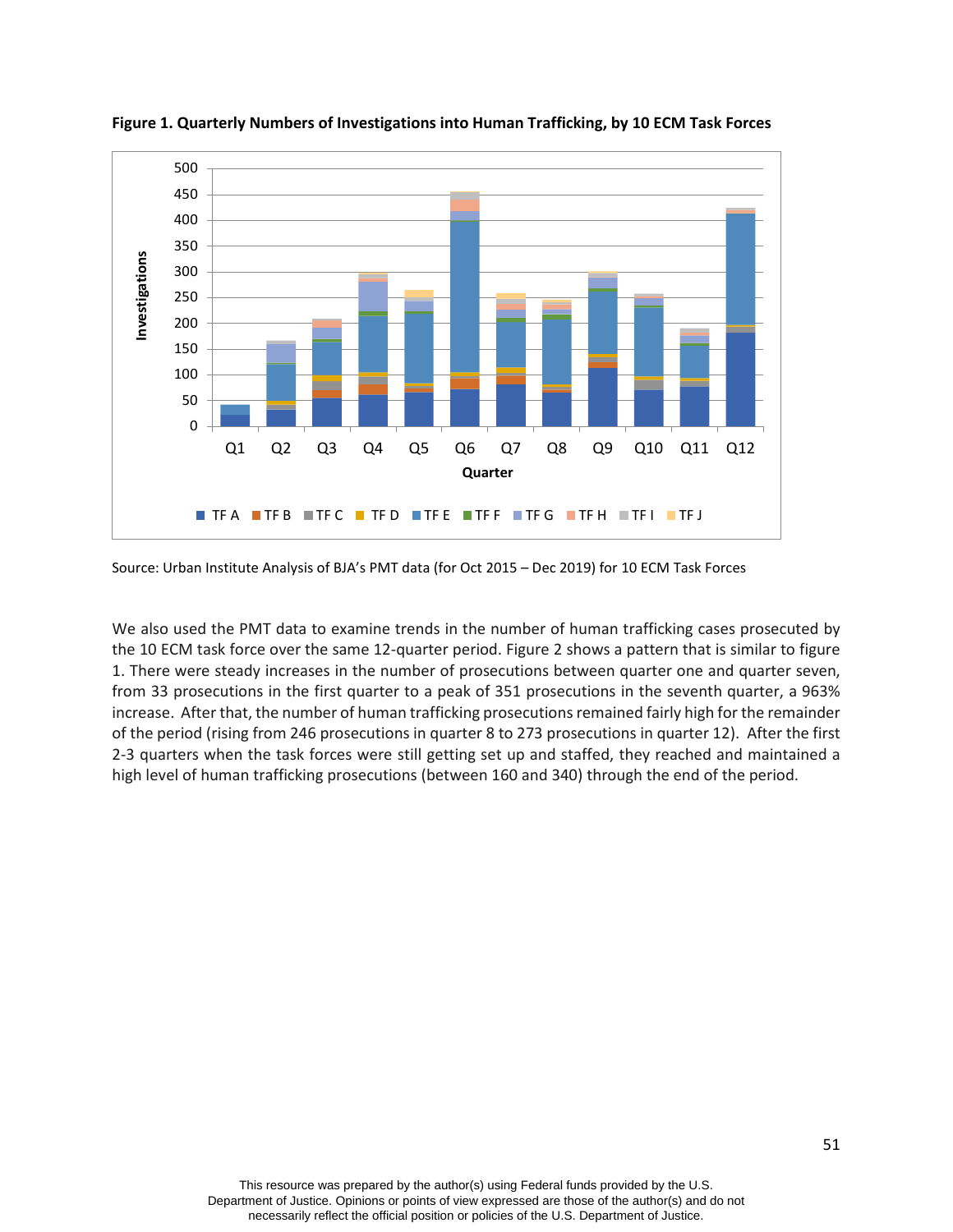**Figure 1. Quarterly Numbers of Investigations into Human Trafficking, by 10 ECM Task Forces**

Source: Urban Institute Analysis of BJA's PMT data (for Oct 2015 – Dec 2019) for 10 ECM Task Forces

We also used the PMT data to examine trends in the number of human trafficking cases prosecuted by the 10 ECM task force over the same 12-quarter period. Figure 2 shows a pattern that is similar to figure 1. There were steady increases in the number of prosecutions between quarter one and quarter seven, from 33 prosecutions in the first quarter to a peak of 351 prosecutions in the seventh quarter, a 963% increase. After that, the number of human trafficking prosecutions remained fairly high for the remainder of the period (rising from 246 prosecutions in quarter 8 to 273 prosecutions in quarter 12). After the first 2-3 quarters when the task forces were still getting set up and staffed, they reached and maintained a high level of human trafficking prosecutions (between 160 and 340) through the end of the period.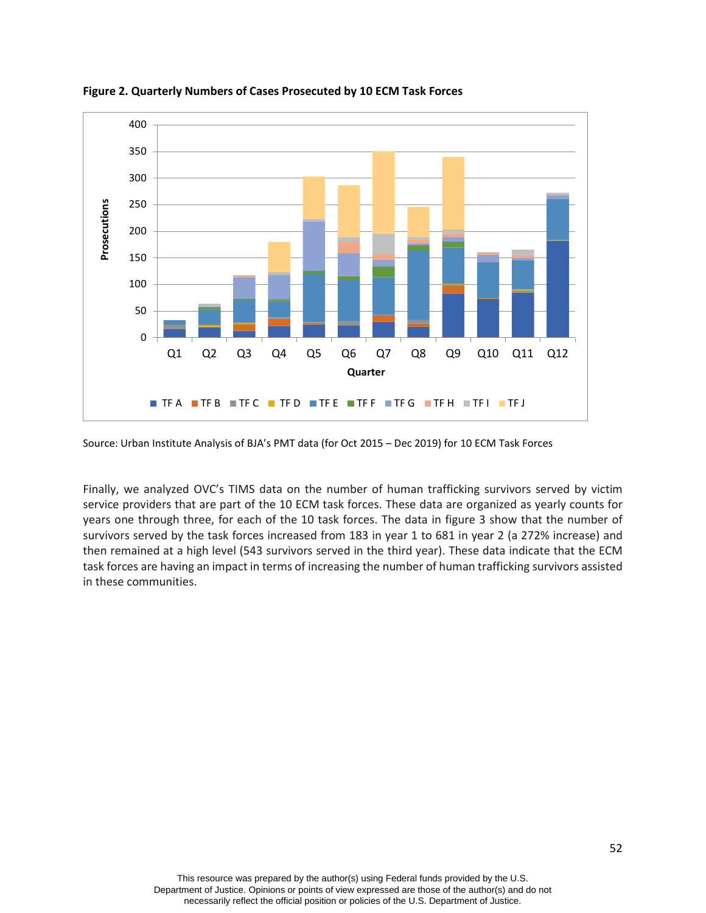**Figure 2. Quarterly Numbers of Cases Prosecuted by 10 ECM Task Forces**

Source: Urban Institute Analysis of BJA's PMT data (for Oct 2015 – Dec 2019) for 10 ECM Task Forces

Finally, we analyzed OVC's TIMS data on the number of human trafficking survivors served by victim service providers that are part of the 10 ECM task forces. These data are organized as yearly counts for years one through three, for each of the 10 task forces. The data in figure 3 show that the number of survivors served by the task forces increased from 183 in year 1 to 681 in year 2 (a 272% increase) and then remained at a high level (543 survivors served in the third year). These data indicate that the ECM task forces are having an impact in terms of increasing the number of human trafficking survivors assisted in these communities.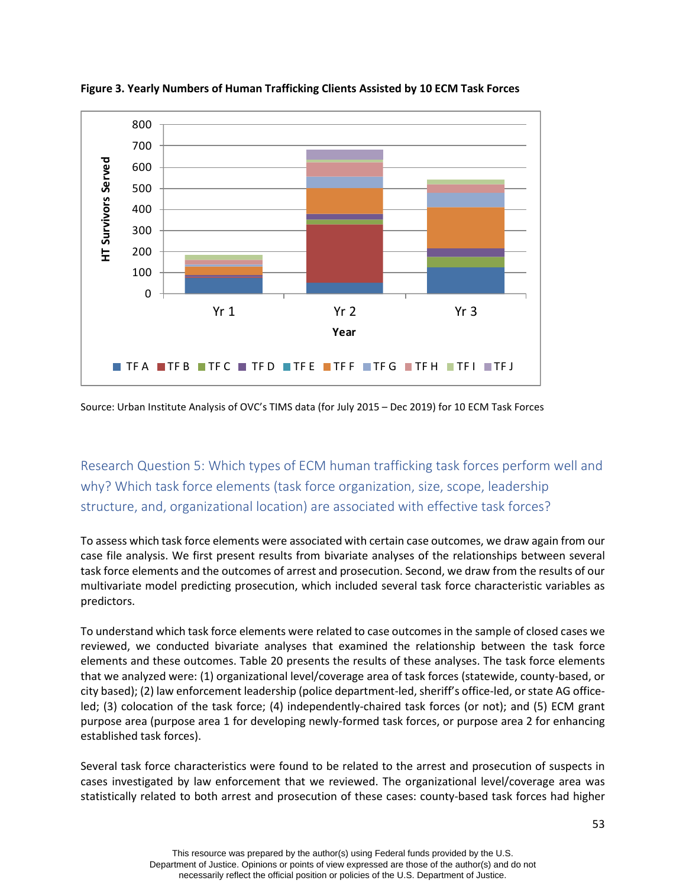**Figure 3. Yearly Numbers of Human Trafficking Clients Assisted by 10 ECM Task Forces**

Source: Urban Institute Analysis of OVC's TIMS data (for July 2015 – Dec 2019) for 10 ECM Task Forces

## Research Question 5: Which types of ECM human trafficking task forces perform well and why? Which task force elements (task force organization, size, scope, leadership structure, and, organizational location) are associated with effective task forces?

To assess which task force elements were associated with certain case outcomes, we draw again from our case file analysis. We first present results from bivariate analyses of the relationships between several task force elements and the outcomes of arrest and prosecution. Second, we draw from the results of our multivariate model predicting prosecution, which included several task force characteristic variables as predictors.

To understand which task force elements were related to case outcomes in the sample of closed cases we reviewed, we conducted bivariate analyses that examined the relationship between the task force elements and these outcomes. Table 20 presents the results of these analyses. The task force elements that we analyzed were: (1) organizational level/coverage area of task forces (statewide, county-based, or city based); (2) law enforcement leadership (police department-led, sheriff's office-led, or state AG office-led; (3) colocation of the task force; (4) independently-chaired task forces (or not); and (5) ECM grant purpose area (purpose area 1 for developing newly-formed task forces, or purpose area 2 for enhancing established task forces).

Several task force characteristics were found to be related to the arrest and prosecution of suspects in cases investigated by law enforcement that we reviewed. The organizational level/coverage area was statistically related to both arrest and prosecution of these cases: county-based task forces had higher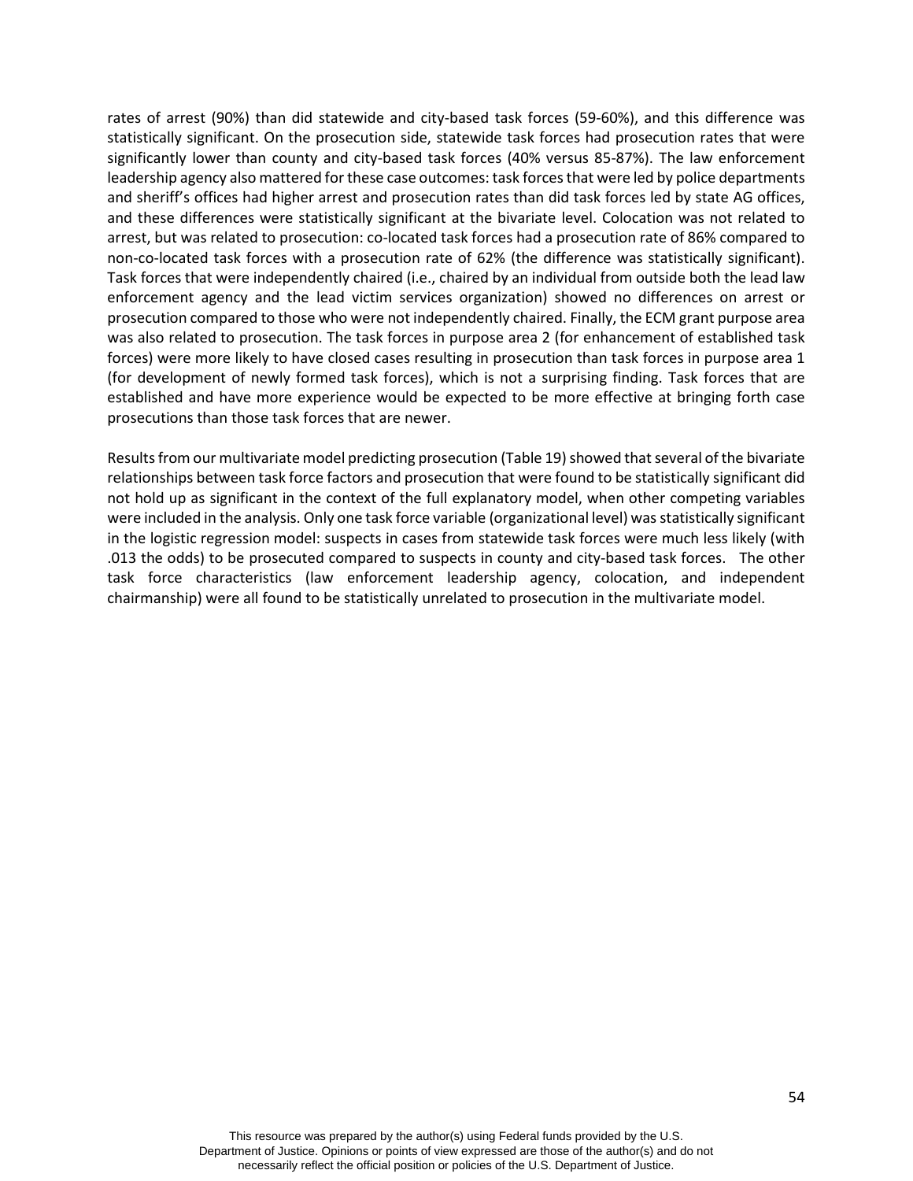rates of arrest (90%) than did statewide and city-based task forces (59-60%), and this difference was statistically significant. On the prosecution side, statewide task forces had prosecution rates that were significantly lower than county and city-based task forces (40% versus 85-87%). The law enforcement leadership agency also mattered for these case outcomes: task forces that were led by police departments and sheriff's offices had higher arrest and prosecution rates than did task forces led by state AG offices, and these differences were statistically significant at the bivariate level. Colocation was not related to arrest, but was related to prosecution: co-located task forces had a prosecution rate of 86% compared to non-co-located task forces with a prosecution rate of 62% (the difference was statistically significant). Task forces that were independently chaired (i.e., chaired by an individual from outside both the lead law enforcement agency and the lead victim services organization) showed no differences on arrest or prosecution compared to those who were not independently chaired. Finally, the ECM grant purpose area was also related to prosecution. The task forces in purpose area 2 (for enhancement of established task forces) were more likely to have closed cases resulting in prosecution than task forces in purpose area 1 (for development of newly formed task forces), which is not a surprising finding. Task forces that are established and have more experience would be expected to be more effective at bringing forth case prosecutions than those task forces that are newer.

Results from our multivariate model predicting prosecution (Table 19) showed that several of the bivariate relationships between task force factors and prosecution that were found to be statistically significant did not hold up as significant in the context of the full explanatory model, when other competing variables were included in the analysis. Only one task force variable (organizational level) was statistically significant in the logistic regression model: suspects in cases from statewide task forces were much less likely (with .013 the odds) to be prosecuted compared to suspects in county and city-based task forces. The other task force characteristics (law enforcement leadership agency, colocation, and independent chairmanship) were all found to be statistically unrelated to prosecution in the multivariate model.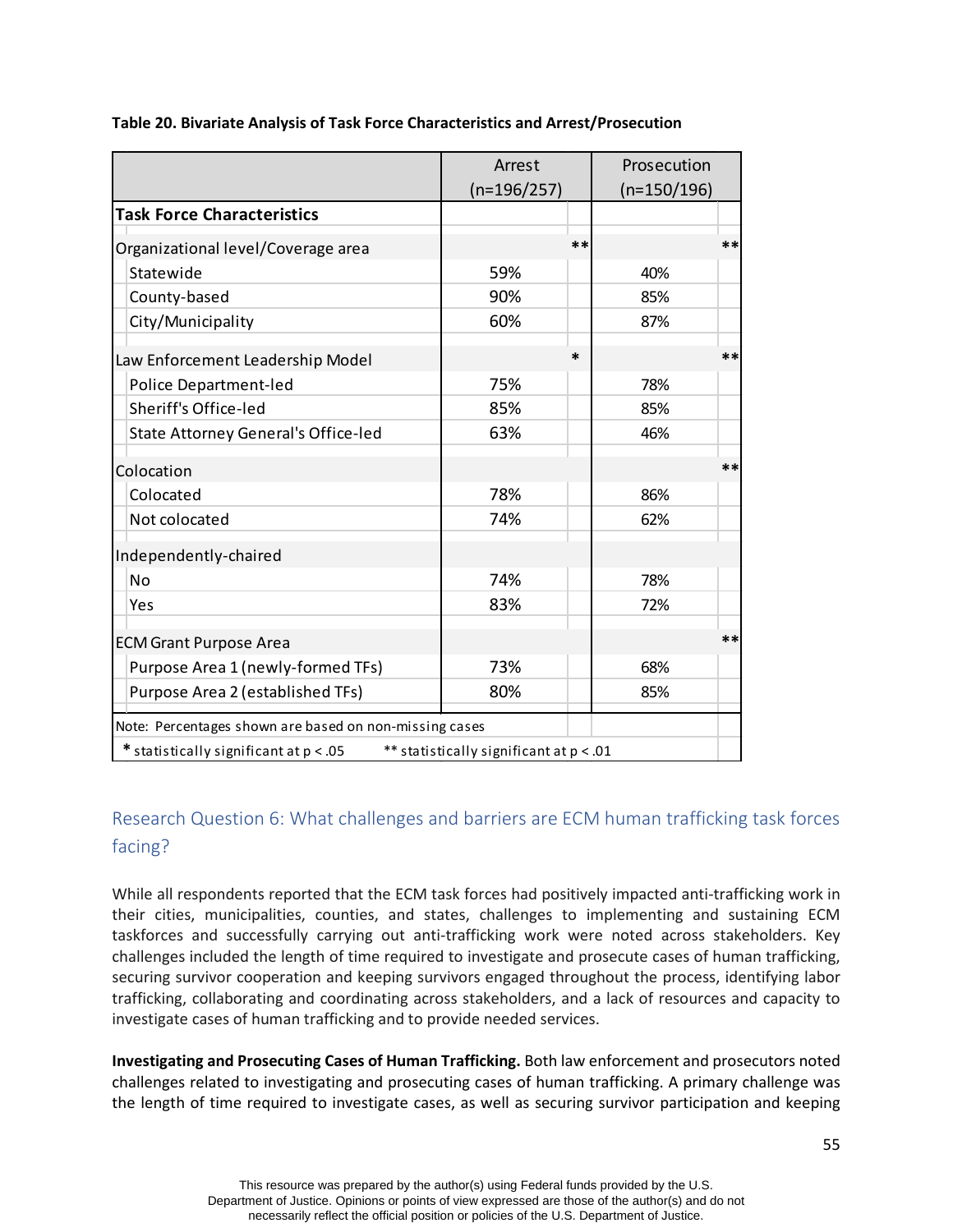**Table 20. Bivariate Analysis of Task Force Characteristics and Arrest/Prosecution**

| | Arrest (n=196/257) | | Prosecution (n=150/196) | |
|---|---|---|---|---|
| **Task Force Characteristics** | | | | |
| Organizational level/Coverage area | | ** | | ** |
| Statewide | 59% | | 40% | |
| County-based | 90% | | 85% | |
| City/Municipality | 60% | | 87% | |
| Law Enforcement Leadership Model | | * | | ** |
| Police Department-led | 75% | | 78% | |
| Sheriff's Office-led | 85% | | 85% | |
| State Attorney General's Office-led | 63% | | 46% | |
| Colocation | | | | ** |
| Colocated | 78% | | 86% | |
| Not colocated | 74% | | 62% | |
| Independently-chaired | | | | |
| No | 74% | | 78% | |
| Yes | 83% | | 72% | |
| ECM Grant Purpose Area | | | | ** |
| Purpose Area 1 (newly-formed TFs) | 73% | | 68% | |
| Purpose Area 2 (established TFs) | 80% | | 85% | |

Note: Percentages shown are based on non-missing cases

* statistically significant at $p < .05$  ** statistically significant at $p < .01$

## Research Question 6: What challenges and barriers are ECM human trafficking task forces facing?

While all respondents reported that the ECM task forces had positively impacted anti-trafficking work in their cities, municipalities, counties, and states, challenges to implementing and sustaining ECM taskforces and successfully carrying out anti-trafficking work were noted across stakeholders. Key challenges included the length of time required to investigate and prosecute cases of human trafficking, securing survivor cooperation and keeping survivors engaged throughout the process, identifying labor trafficking, collaborating and coordinating across stakeholders, and a lack of resources and capacity to investigate cases of human trafficking and to provide needed services.

**Investigating and Prosecuting Cases of Human Trafficking.** Both law enforcement and prosecutors noted challenges related to investigating and prosecuting cases of human trafficking. A primary challenge was the length of time required to investigate cases, as well as securing survivor participation and keeping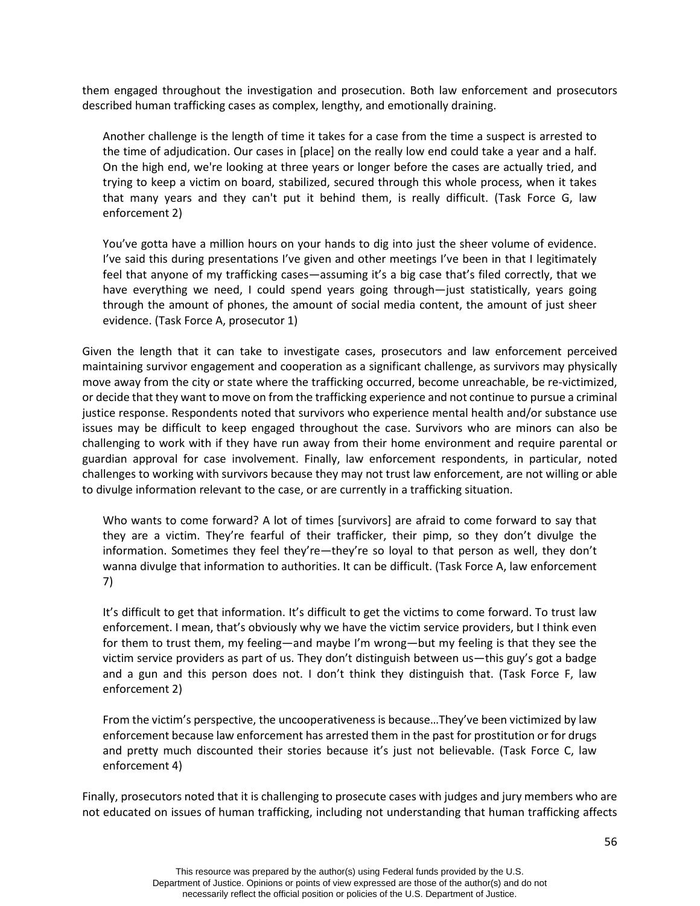them engaged throughout the investigation and prosecution. Both law enforcement and prosecutors described human trafficking cases as complex, lengthy, and emotionally draining.

> Another challenge is the length of time it takes for a case from the time a suspect is arrested to the time of adjudication. Our cases in [place] on the really low end could take a year and a half. On the high end, we're looking at three years or longer before the cases are actually tried, and trying to keep a victim on board, stabilized, secured through this whole process, when it takes that many years and they can't put it behind them, is really difficult. (Task Force G, law enforcement 2)

> You've gotta have a million hours on your hands to dig into just the sheer volume of evidence. I've said this during presentations I've given and other meetings I've been in that I legitimately feel that anyone of my trafficking cases—assuming it's a big case that's filed correctly, that we have everything we need, I could spend years going through—just statistically, years going through the amount of phones, the amount of social media content, the amount of just sheer evidence. (Task Force A, prosecutor 1)

Given the length that it can take to investigate cases, prosecutors and law enforcement perceived maintaining survivor engagement and cooperation as a significant challenge, as survivors may physically move away from the city or state where the trafficking occurred, become unreachable, be re-victimized, or decide that they want to move on from the trafficking experience and not continue to pursue a criminal justice response. Respondents noted that survivors who experience mental health and/or substance use issues may be difficult to keep engaged throughout the case. Survivors who are minors can also be challenging to work with if they have run away from their home environment and require parental or guardian approval for case involvement. Finally, law enforcement respondents, in particular, noted challenges to working with survivors because they may not trust law enforcement, are not willing or able to divulge information relevant to the case, or are currently in a trafficking situation.

> Who wants to come forward? A lot of times [survivors] are afraid to come forward to say that they are a victim. They're fearful of their trafficker, their pimp, so they don't divulge the information. Sometimes they feel they're—they're so loyal to that person as well, they don't wanna divulge that information to authorities. It can be difficult. (Task Force A, law enforcement 7)

> It's difficult to get that information. It's difficult to get the victims to come forward. To trust law enforcement. I mean, that's obviously why we have the victim service providers, but I think even for them to trust them, my feeling—and maybe I'm wrong—but my feeling is that they see the victim service providers as part of us. They don't distinguish between us—this guy's got a badge and a gun and this person does not. I don't think they distinguish that. (Task Force F, law enforcement 2)

> From the victim's perspective, the uncooperativeness is because…They've been victimized by law enforcement because law enforcement has arrested them in the past for prostitution or for drugs and pretty much discounted their stories because it's just not believable. (Task Force C, law enforcement 4)

Finally, prosecutors noted that it is challenging to prosecute cases with judges and jury members who are not educated on issues of human trafficking, including not understanding that human trafficking affects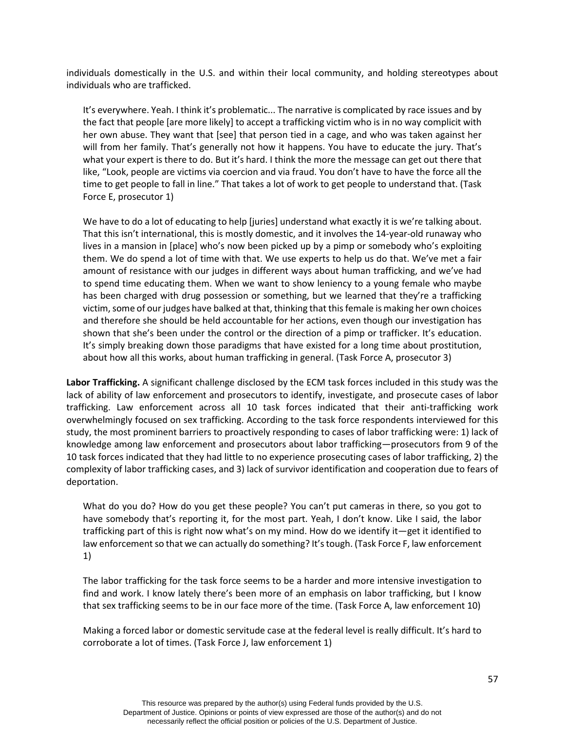individuals domestically in the U.S. and within their local community, and holding stereotypes about individuals who are trafficked.

> It's everywhere. Yeah. I think it's problematic... The narrative is complicated by race issues and by the fact that people [are more likely] to accept a trafficking victim who is in no way complicit with her own abuse. They want that [see] that person tied in a cage, and who was taken against her will from her family. That's generally not how it happens. You have to educate the jury. That's what your expert is there to do. But it's hard. I think the more the message can get out there that like, "Look, people are victims via coercion and via fraud. You don't have to have the force all the time to get people to fall in line." That takes a lot of work to get people to understand that. (Task Force E, prosecutor 1)

> We have to do a lot of educating to help [juries] understand what exactly it is we're talking about. That this isn't international, this is mostly domestic, and it involves the 14-year-old runaway who lives in a mansion in [place] who's now been picked up by a pimp or somebody who's exploiting them. We do spend a lot of time with that. We use experts to help us do that. We've met a fair amount of resistance with our judges in different ways about human trafficking, and we've had to spend time educating them. When we want to show leniency to a young female who maybe has been charged with drug possession or something, but we learned that they're a trafficking victim, some of our judges have balked at that, thinking that this female is making her own choices and therefore she should be held accountable for her actions, even though our investigation has shown that she's been under the control or the direction of a pimp or trafficker. It's education. It's simply breaking down those paradigms that have existed for a long time about prostitution, about how all this works, about human trafficking in general. (Task Force A, prosecutor 3)

**Labor Trafficking.** A significant challenge disclosed by the ECM task forces included in this study was the lack of ability of law enforcement and prosecutors to identify, investigate, and prosecute cases of labor trafficking. Law enforcement across all 10 task forces indicated that their anti-trafficking work overwhelmingly focused on sex trafficking. According to the task force respondents interviewed for this study, the most prominent barriers to proactively responding to cases of labor trafficking were: 1) lack of knowledge among law enforcement and prosecutors about labor trafficking—prosecutors from 9 of the 10 task forces indicated that they had little to no experience prosecuting cases of labor trafficking, 2) the complexity of labor trafficking cases, and 3) lack of survivor identification and cooperation due to fears of deportation.

> What do you do? How do you get these people? You can't put cameras in there, so you got to have somebody that's reporting it, for the most part. Yeah, I don't know. Like I said, the labor trafficking part of this is right now what's on my mind. How do we identify it—get it identified to law enforcement so that we can actually do something? It's tough. (Task Force F, law enforcement 1)

> The labor trafficking for the task force seems to be a harder and more intensive investigation to find and work. I know lately there's been more of an emphasis on labor trafficking, but I know that sex trafficking seems to be in our face more of the time. (Task Force A, law enforcement 10)

> Making a forced labor or domestic servitude case at the federal level is really difficult. It's hard to corroborate a lot of times. (Task Force J, law enforcement 1)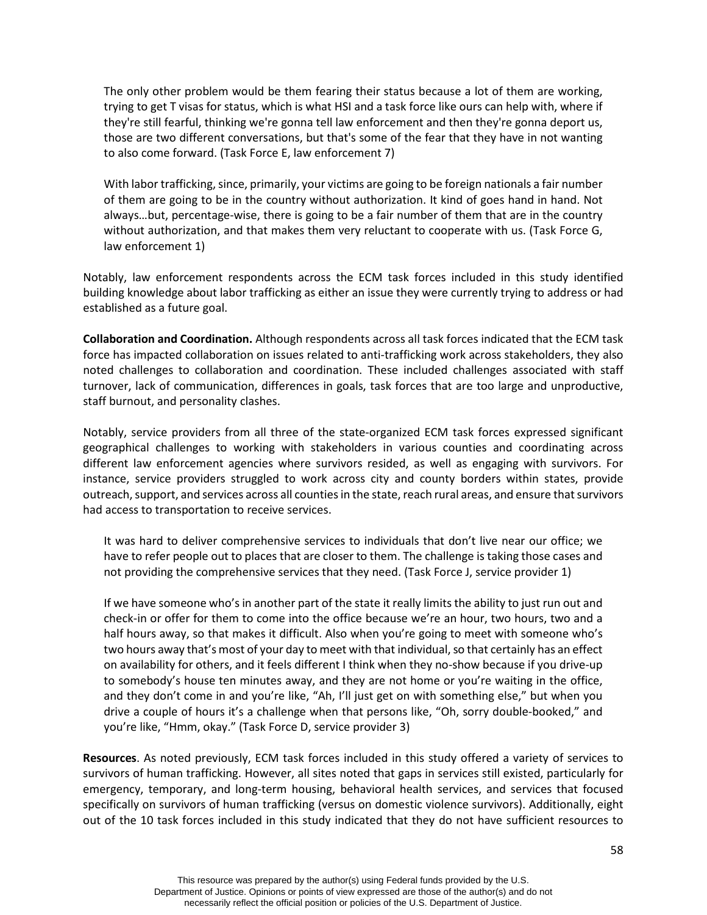> The only other problem would be them fearing their status because a lot of them are working, trying to get T visas for status, which is what HSI and a task force like ours can help with, where if they're still fearful, thinking we're gonna tell law enforcement and then they're gonna deport us, those are two different conversations, but that's some of the fear that they have in not wanting to also come forward. (Task Force E, law enforcement 7)

> With labor trafficking, since, primarily, your victims are going to be foreign nationals a fair number of them are going to be in the country without authorization. It kind of goes hand in hand. Not always…but, percentage-wise, there is going to be a fair number of them that are in the country without authorization, and that makes them very reluctant to cooperate with us. (Task Force G, law enforcement 1)

Notably, law enforcement respondents across the ECM task forces included in this study identified building knowledge about labor trafficking as either an issue they were currently trying to address or had established as a future goal.

**Collaboration and Coordination.** Although respondents across all task forces indicated that the ECM task force has impacted collaboration on issues related to anti-trafficking work across stakeholders, they also noted challenges to collaboration and coordination. These included challenges associated with staff turnover, lack of communication, differences in goals, task forces that are too large and unproductive, staff burnout, and personality clashes.

Notably, service providers from all three of the state-organized ECM task forces expressed significant geographical challenges to working with stakeholders in various counties and coordinating across different law enforcement agencies where survivors resided, as well as engaging with survivors. For instance, service providers struggled to work across city and county borders within states, provide outreach, support, and services across all counties in the state, reach rural areas, and ensure that survivors had access to transportation to receive services.

> It was hard to deliver comprehensive services to individuals that don't live near our office; we have to refer people out to places that are closer to them. The challenge is taking those cases and not providing the comprehensive services that they need. (Task Force J, service provider 1)

> If we have someone who's in another part of the state it really limits the ability to just run out and check-in or offer for them to come into the office because we're an hour, two hours, two and a half hours away, so that makes it difficult. Also when you're going to meet with someone who's two hours away that's most of your day to meet with that individual, so that certainly has an effect on availability for others, and it feels different I think when they no-show because if you drive-up to somebody's house ten minutes away, and they are not home or you're waiting in the office, and they don't come in and you're like, "Ah, I'll just get on with something else," but when you drive a couple of hours it's a challenge when that persons like, "Oh, sorry double-booked," and you're like, "Hmm, okay." (Task Force D, service provider 3)

**Resources**. As noted previously, ECM task forces included in this study offered a variety of services to survivors of human trafficking. However, all sites noted that gaps in services still existed, particularly for emergency, temporary, and long-term housing, behavioral health services, and services that focused specifically on survivors of human trafficking (versus on domestic violence survivors). Additionally, eight out of the 10 task forces included in this study indicated that they do not have sufficient resources to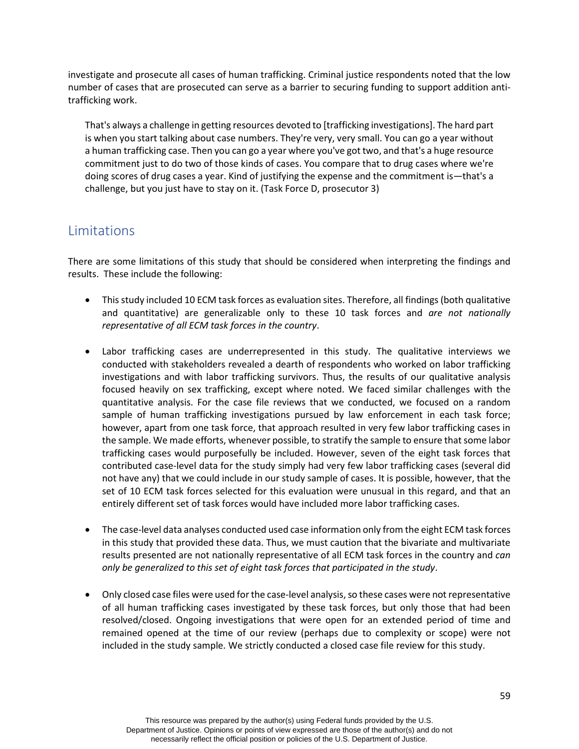investigate and prosecute all cases of human trafficking. Criminal justice respondents noted that the low number of cases that are prosecuted can serve as a barrier to securing funding to support addition anti-trafficking work.

> That's always a challenge in getting resources devoted to [trafficking investigations]. The hard part is when you start talking about case numbers. They're very, very small. You can go a year without a human trafficking case. Then you can go a year where you've got two, and that's a huge resource commitment just to do two of those kinds of cases. You compare that to drug cases where we're doing scores of drug cases a year. Kind of justifying the expense and the commitment is—that's a challenge, but you just have to stay on it. (Task Force D, prosecutor 3)

## Limitations

There are some limitations of this study that should be considered when interpreting the findings and results. These include the following:

- This study included 10 ECM task forces as evaluation sites. Therefore, all findings (both qualitative and quantitative) are generalizable only to these 10 task forces and *are not nationally representative of all ECM task forces in the country*.

- Labor trafficking cases are underrepresented in this study. The qualitative interviews we conducted with stakeholders revealed a dearth of respondents who worked on labor trafficking investigations and with labor trafficking survivors. Thus, the results of our qualitative analysis focused heavily on sex trafficking, except where noted. We faced similar challenges with the quantitative analysis. For the case file reviews that we conducted, we focused on a random sample of human trafficking investigations pursued by law enforcement in each task force; however, apart from one task force, that approach resulted in very few labor trafficking cases in the sample. We made efforts, whenever possible, to stratify the sample to ensure that some labor trafficking cases would purposefully be included. However, seven of the eight task forces that contributed case-level data for the study simply had very few labor trafficking cases (several did not have any) that we could include in our study sample of cases. It is possible, however, that the set of 10 ECM task forces selected for this evaluation were unusual in this regard, and that an entirely different set of task forces would have included more labor trafficking cases.

- The case-level data analyses conducted used case information only from the eight ECM task forces in this study that provided these data. Thus, we must caution that the bivariate and multivariate results presented are not nationally representative of all ECM task forces in the country and *can only be generalized to this set of eight task forces that participated in the study*.

- Only closed case files were used for the case-level analysis, so these cases were not representative of all human trafficking cases investigated by these task forces, but only those that had been resolved/closed. Ongoing investigations that were open for an extended period of time and remained opened at the time of our review (perhaps due to complexity or scope) were not included in the study sample. We strictly conducted a closed case file review for this study.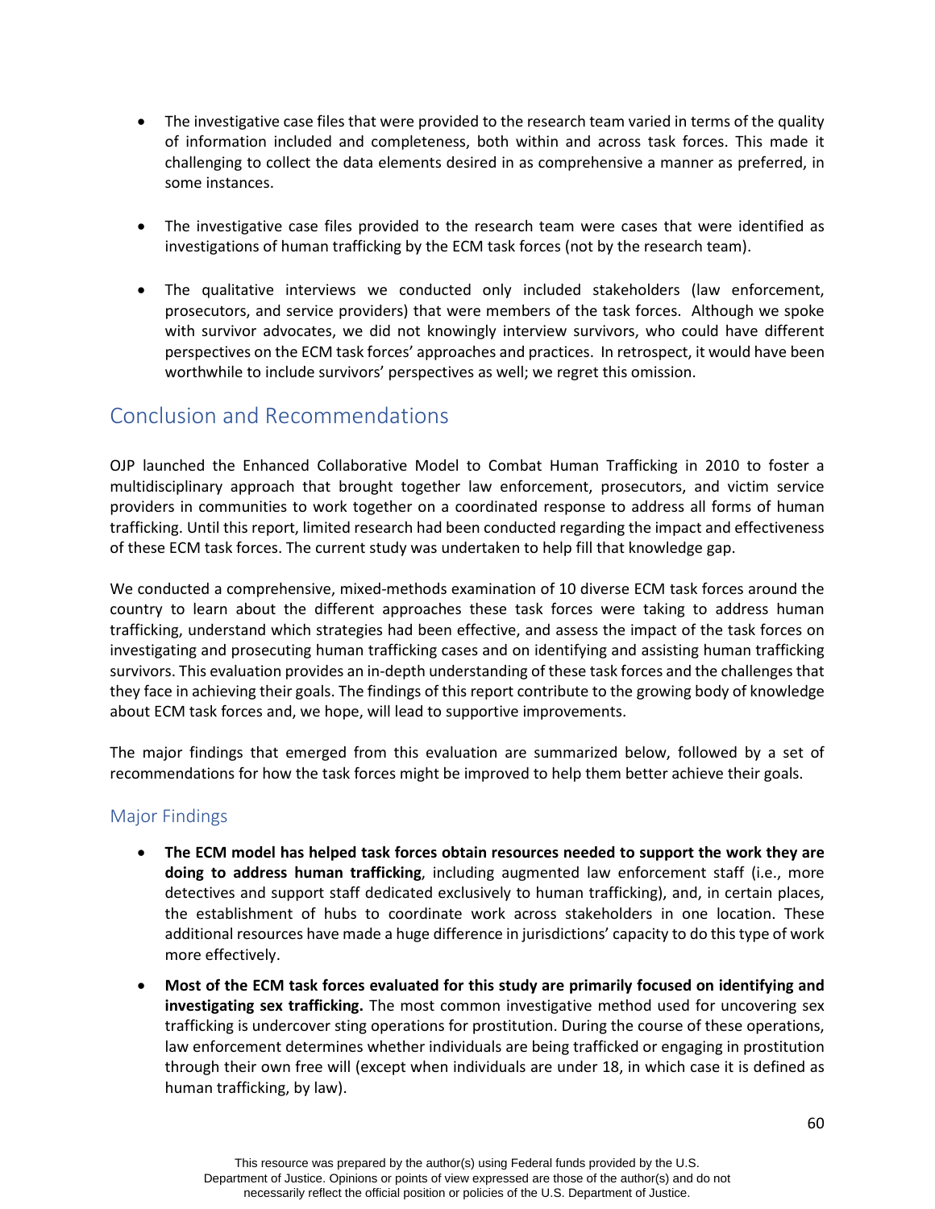- The investigative case files that were provided to the research team varied in terms of the quality of information included and completeness, both within and across task forces. This made it challenging to collect the data elements desired in as comprehensive a manner as preferred, in some instances.

- The investigative case files provided to the research team were cases that were identified as investigations of human trafficking by the ECM task forces (not by the research team).

- The qualitative interviews we conducted only included stakeholders (law enforcement, prosecutors, and service providers) that were members of the task forces. Although we spoke with survivor advocates, we did not knowingly interview survivors, who could have different perspectives on the ECM task forces' approaches and practices. In retrospect, it would have been worthwhile to include survivors' perspectives as well; we regret this omission.

## Conclusion and Recommendations

OJP launched the Enhanced Collaborative Model to Combat Human Trafficking in 2010 to foster a multidisciplinary approach that brought together law enforcement, prosecutors, and victim service providers in communities to work together on a coordinated response to address all forms of human trafficking. Until this report, limited research had been conducted regarding the impact and effectiveness of these ECM task forces. The current study was undertaken to help fill that knowledge gap.

We conducted a comprehensive, mixed-methods examination of 10 diverse ECM task forces around the country to learn about the different approaches these task forces were taking to address human trafficking, understand which strategies had been effective, and assess the impact of the task forces on investigating and prosecuting human trafficking cases and on identifying and assisting human trafficking survivors. This evaluation provides an in-depth understanding of these task forces and the challenges that they face in achieving their goals. The findings of this report contribute to the growing body of knowledge about ECM task forces and, we hope, will lead to supportive improvements.

The major findings that emerged from this evaluation are summarized below, followed by a set of recommendations for how the task forces might be improved to help them better achieve their goals.

### Major Findings

- **The ECM model has helped task forces obtain resources needed to support the work they are doing to address human trafficking**, including augmented law enforcement staff (i.e., more detectives and support staff dedicated exclusively to human trafficking), and, in certain places, the establishment of hubs to coordinate work across stakeholders in one location. These additional resources have made a huge difference in jurisdictions' capacity to do this type of work more effectively.

- **Most of the ECM task forces evaluated for this study are primarily focused on identifying and investigating sex trafficking.** The most common investigative method used for uncovering sex trafficking is undercover sting operations for prostitution. During the course of these operations, law enforcement determines whether individuals are being trafficked or engaging in prostitution through their own free will (except when individuals are under 18, in which case it is defined as human trafficking, by law).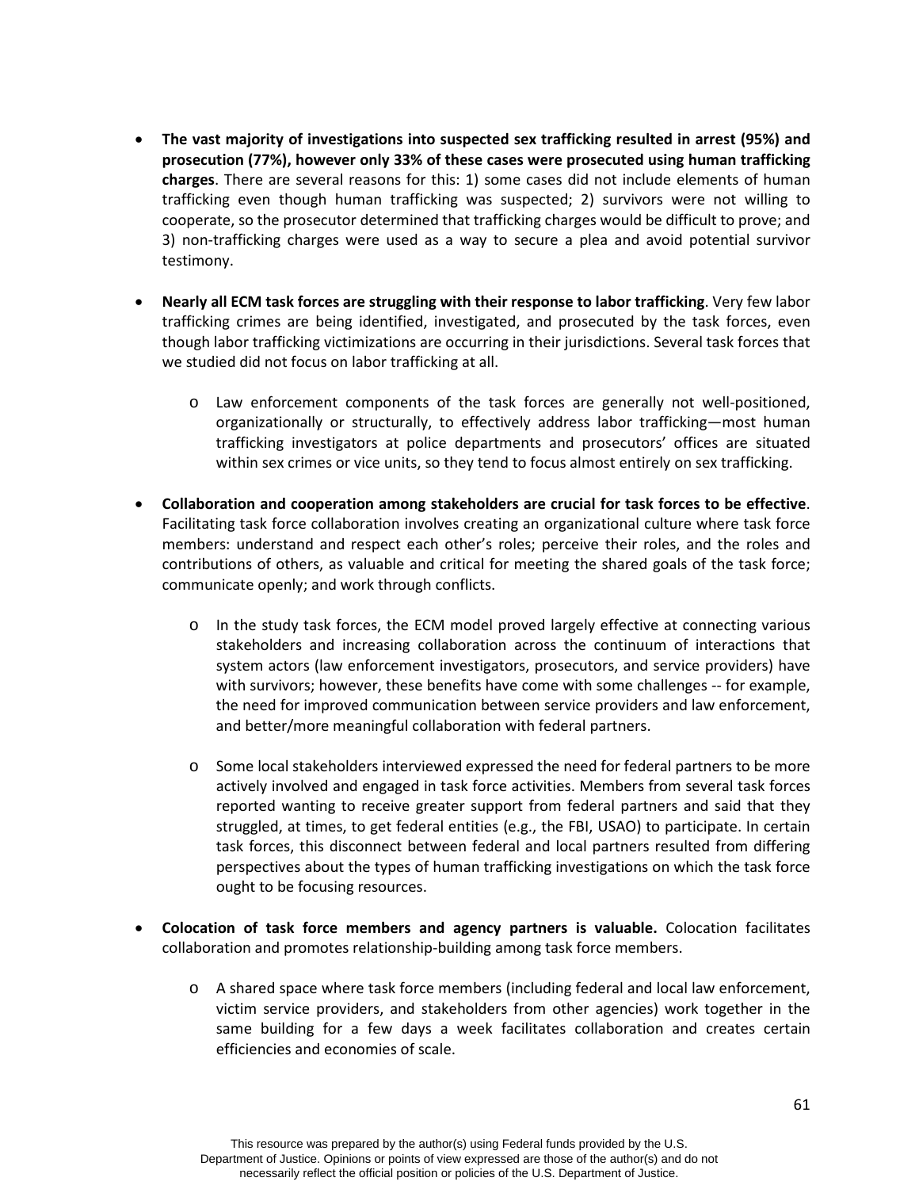- **The vast majority of investigations into suspected sex trafficking resulted in arrest (95%) and prosecution (77%), however only 33% of these cases were prosecuted using human trafficking charges**. There are several reasons for this: 1) some cases did not include elements of human trafficking even though human trafficking was suspected; 2) survivors were not willing to cooperate, so the prosecutor determined that trafficking charges would be difficult to prove; and 3) non-trafficking charges were used as a way to secure a plea and avoid potential survivor testimony.

- **Nearly all ECM task forces are struggling with their response to labor trafficking**. Very few labor trafficking crimes are being identified, investigated, and prosecuted by the task forces, even though labor trafficking victimizations are occurring in their jurisdictions. Several task forces that we studied did not focus on labor trafficking at all.

  - Law enforcement components of the task forces are generally not well-positioned, organizationally or structurally, to effectively address labor trafficking—most human trafficking investigators at police departments and prosecutors' offices are situated within sex crimes or vice units, so they tend to focus almost entirely on sex trafficking.

- **Collaboration and cooperation among stakeholders are crucial for task forces to be effective**. Facilitating task force collaboration involves creating an organizational culture where task force members: understand and respect each other's roles; perceive their roles, and the roles and contributions of others, as valuable and critical for meeting the shared goals of the task force; communicate openly; and work through conflicts.

  - In the study task forces, the ECM model proved largely effective at connecting various stakeholders and increasing collaboration across the continuum of interactions that system actors (law enforcement investigators, prosecutors, and service providers) have with survivors; however, these benefits have come with some challenges -- for example, the need for improved communication between service providers and law enforcement, and better/more meaningful collaboration with federal partners.

  - Some local stakeholders interviewed expressed the need for federal partners to be more actively involved and engaged in task force activities. Members from several task forces reported wanting to receive greater support from federal partners and said that they struggled, at times, to get federal entities (e.g., the FBI, USAO) to participate. In certain task forces, this disconnect between federal and local partners resulted from differing perspectives about the types of human trafficking investigations on which the task force ought to be focusing resources.

- **Colocation of task force members and agency partners is valuable.** Colocation facilitates collaboration and promotes relationship-building among task force members.

  - A shared space where task force members (including federal and local law enforcement, victim service providers, and stakeholders from other agencies) work together in the same building for a few days a week facilitates collaboration and creates certain efficiencies and economies of scale.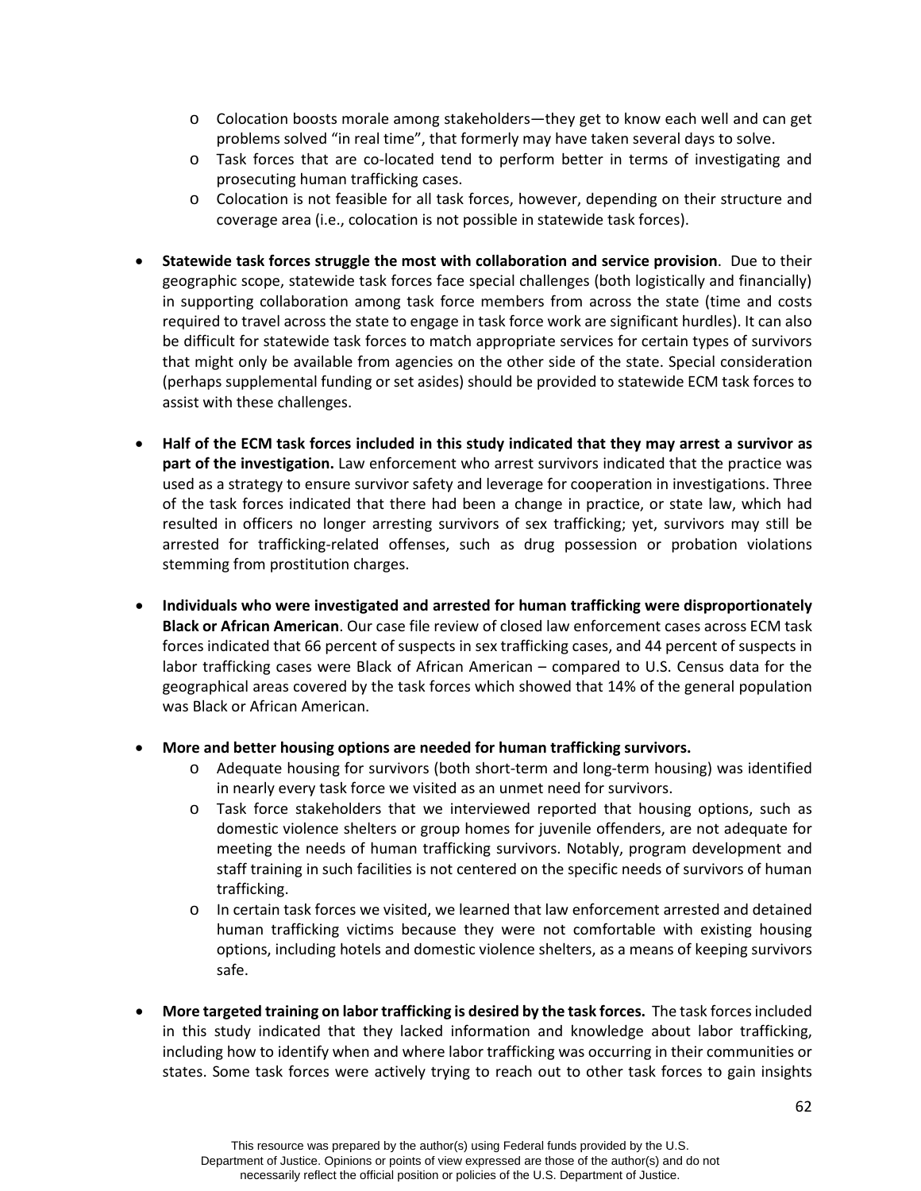- Colocation boosts morale among stakeholders—they get to know each well and can get problems solved "in real time", that formerly may have taken several days to solve.
    - Task forces that are co-located tend to perform better in terms of investigating and prosecuting human trafficking cases.
    - Colocation is not feasible for all task forces, however, depending on their structure and coverage area (i.e., colocation is not possible in statewide task forces).

- **Statewide task forces struggle the most with collaboration and service provision**. Due to their geographic scope, statewide task forces face special challenges (both logistically and financially) in supporting collaboration among task force members from across the state (time and costs required to travel across the state to engage in task force work are significant hurdles). It can also be difficult for statewide task forces to match appropriate services for certain types of survivors that might only be available from agencies on the other side of the state. Special consideration (perhaps supplemental funding or set asides) should be provided to statewide ECM task forces to assist with these challenges.

- **Half of the ECM task forces included in this study indicated that they may arrest a survivor as part of the investigation.** Law enforcement who arrest survivors indicated that the practice was used as a strategy to ensure survivor safety and leverage for cooperation in investigations. Three of the task forces indicated that there had been a change in practice, or state law, which had resulted in officers no longer arresting survivors of sex trafficking; yet, survivors may still be arrested for trafficking-related offenses, such as drug possession or probation violations stemming from prostitution charges.

- **Individuals who were investigated and arrested for human trafficking were disproportionately Black or African American**. Our case file review of closed law enforcement cases across ECM task forces indicated that 66 percent of suspects in sex trafficking cases, and 44 percent of suspects in labor trafficking cases were Black of African American – compared to U.S. Census data for the geographical areas covered by the task forces which showed that 14% of the general population was Black or African American.

- **More and better housing options are needed for human trafficking survivors.**
    - Adequate housing for survivors (both short-term and long-term housing) was identified in nearly every task force we visited as an unmet need for survivors.
    - Task force stakeholders that we interviewed reported that housing options, such as domestic violence shelters or group homes for juvenile offenders, are not adequate for meeting the needs of human trafficking survivors. Notably, program development and staff training in such facilities is not centered on the specific needs of survivors of human trafficking.
    - In certain task forces we visited, we learned that law enforcement arrested and detained human trafficking victims because they were not comfortable with existing housing options, including hotels and domestic violence shelters, as a means of keeping survivors safe.

- **More targeted training on labor trafficking is desired by the task forces.** The task forces included in this study indicated that they lacked information and knowledge about labor trafficking, including how to identify when and where labor trafficking was occurring in their communities or states. Some task forces were actively trying to reach out to other task forces to gain insights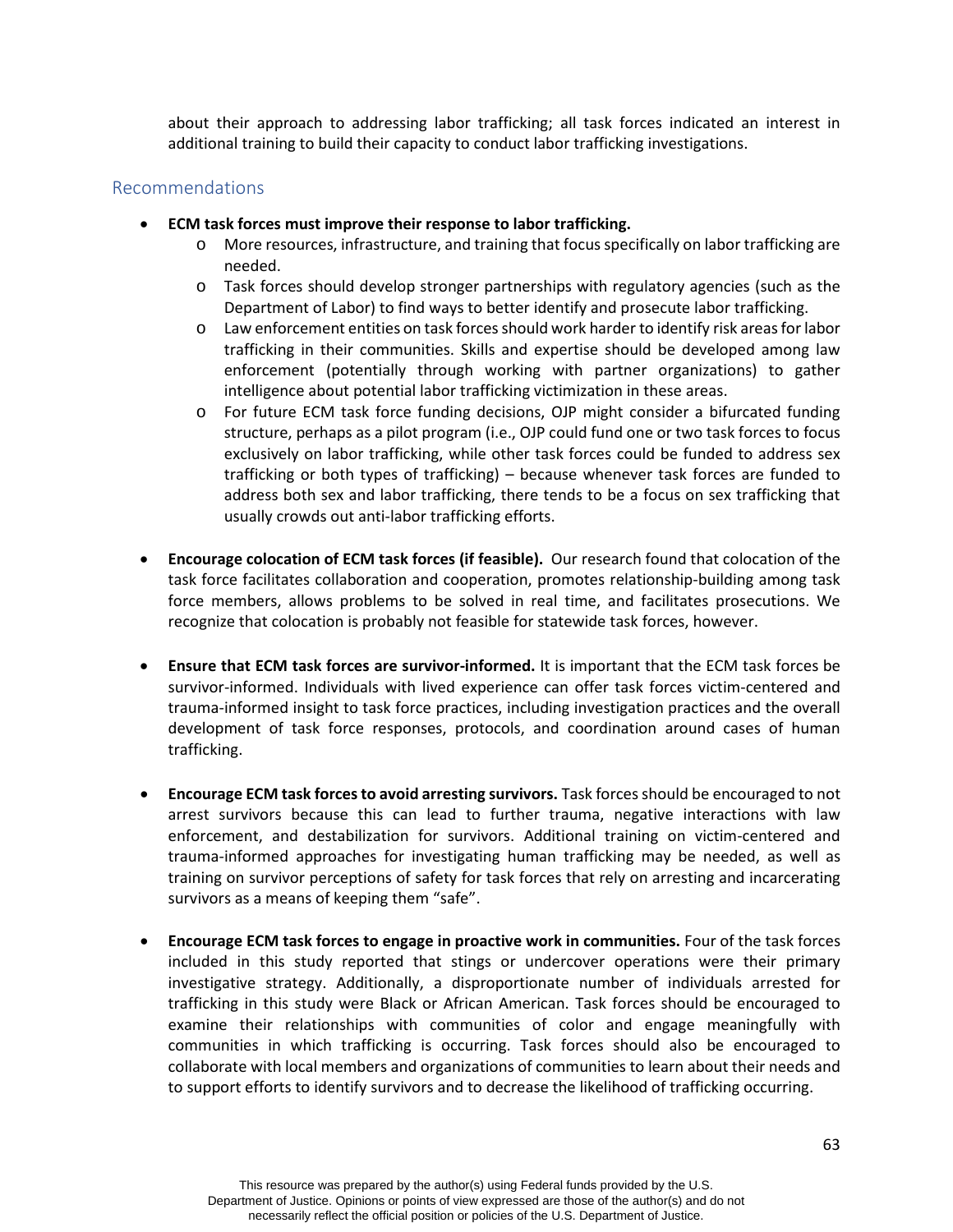about their approach to addressing labor trafficking; all task forces indicated an interest in additional training to build their capacity to conduct labor trafficking investigations.

## Recommendations

- **ECM task forces must improve their response to labor trafficking.**
  - More resources, infrastructure, and training that focus specifically on labor trafficking are needed.
  - Task forces should develop stronger partnerships with regulatory agencies (such as the Department of Labor) to find ways to better identify and prosecute labor trafficking.
  - Law enforcement entities on task forces should work harder to identify risk areas for labor trafficking in their communities. Skills and expertise should be developed among law enforcement (potentially through working with partner organizations) to gather intelligence about potential labor trafficking victimization in these areas.
  - For future ECM task force funding decisions, OJP might consider a bifurcated funding structure, perhaps as a pilot program (i.e., OJP could fund one or two task forces to focus exclusively on labor trafficking, while other task forces could be funded to address sex trafficking or both types of trafficking) – because whenever task forces are funded to address both sex and labor trafficking, there tends to be a focus on sex trafficking that usually crowds out anti-labor trafficking efforts.

- **Encourage colocation of ECM task forces (if feasible).** Our research found that colocation of the task force facilitates collaboration and cooperation, promotes relationship-building among task force members, allows problems to be solved in real time, and facilitates prosecutions. We recognize that colocation is probably not feasible for statewide task forces, however.

- **Ensure that ECM task forces are survivor-informed.** It is important that the ECM task forces be survivor-informed. Individuals with lived experience can offer task forces victim-centered and trauma-informed insight to task force practices, including investigation practices and the overall development of task force responses, protocols, and coordination around cases of human trafficking.

- **Encourage ECM task forces to avoid arresting survivors.** Task forces should be encouraged to not arrest survivors because this can lead to further trauma, negative interactions with law enforcement, and destabilization for survivors. Additional training on victim-centered and trauma-informed approaches for investigating human trafficking may be needed, as well as training on survivor perceptions of safety for task forces that rely on arresting and incarcerating survivors as a means of keeping them "safe".

- **Encourage ECM task forces to engage in proactive work in communities.** Four of the task forces included in this study reported that stings or undercover operations were their primary investigative strategy. Additionally, a disproportionate number of individuals arrested for trafficking in this study were Black or African American. Task forces should be encouraged to examine their relationships with communities of color and engage meaningfully with communities in which trafficking is occurring. Task forces should also be encouraged to collaborate with local members and organizations of communities to learn about their needs and to support efforts to identify survivors and to decrease the likelihood of trafficking occurring.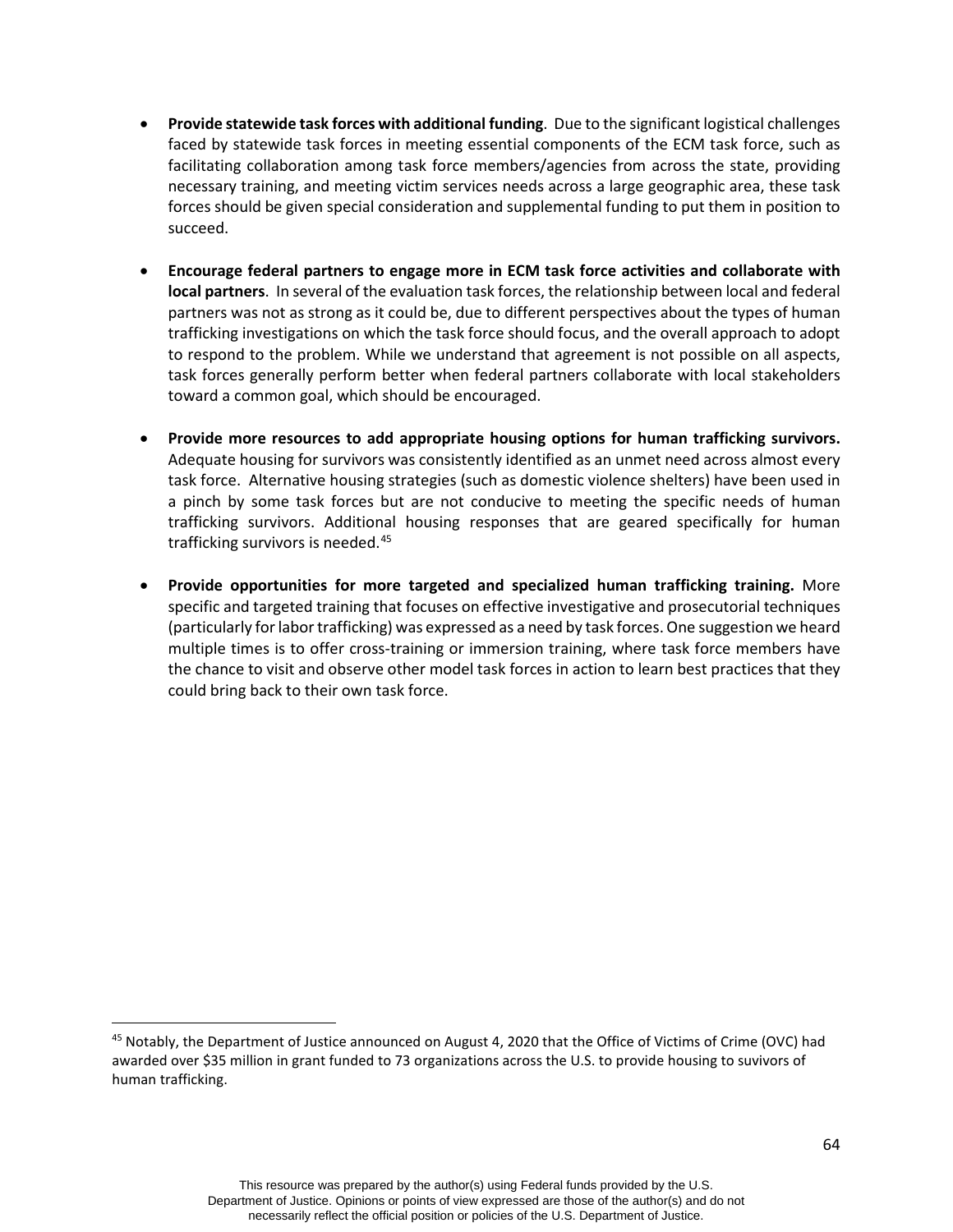- **Provide statewide task forces with additional funding**. Due to the significant logistical challenges faced by statewide task forces in meeting essential components of the ECM task force, such as facilitating collaboration among task force members/agencies from across the state, providing necessary training, and meeting victim services needs across a large geographic area, these task forces should be given special consideration and supplemental funding to put them in position to succeed.

- **Encourage federal partners to engage more in ECM task force activities and collaborate with local partners**. In several of the evaluation task forces, the relationship between local and federal partners was not as strong as it could be, due to different perspectives about the types of human trafficking investigations on which the task force should focus, and the overall approach to adopt to respond to the problem. While we understand that agreement is not possible on all aspects, task forces generally perform better when federal partners collaborate with local stakeholders toward a common goal, which should be encouraged.

- **Provide more resources to add appropriate housing options for human trafficking survivors.** Adequate housing for survivors was consistently identified as an unmet need across almost every task force. Alternative housing strategies (such as domestic violence shelters) have been used in a pinch by some task forces but are not conducive to meeting the specific needs of human trafficking survivors. Additional housing responses that are geared specifically for human trafficking survivors is needed.[45]

- **Provide opportunities for more targeted and specialized human trafficking training.** More specific and targeted training that focuses on effective investigative and prosecutorial techniques (particularly for labor trafficking) was expressed as a need by task forces. One suggestion we heard multiple times is to offer cross-training or immersion training, where task force members have the chance to visit and observe other model task forces in action to learn best practices that they could bring back to their own task force.

[45] Notably, the Department of Justice announced on August 4, 2020 that the Office of Victims of Crime (OVC) had awarded over $35 million in grant funded to 73 organizations across the U.S. to provide housing to suvivors of human trafficking.

This resource was prepared by the author(s) using Federal funds provided by the U.S. Department of Justice. Opinions or points of view expressed are those of the author(s) and do not necessarily reflect the official position or policies of the U.S. Department of Justice.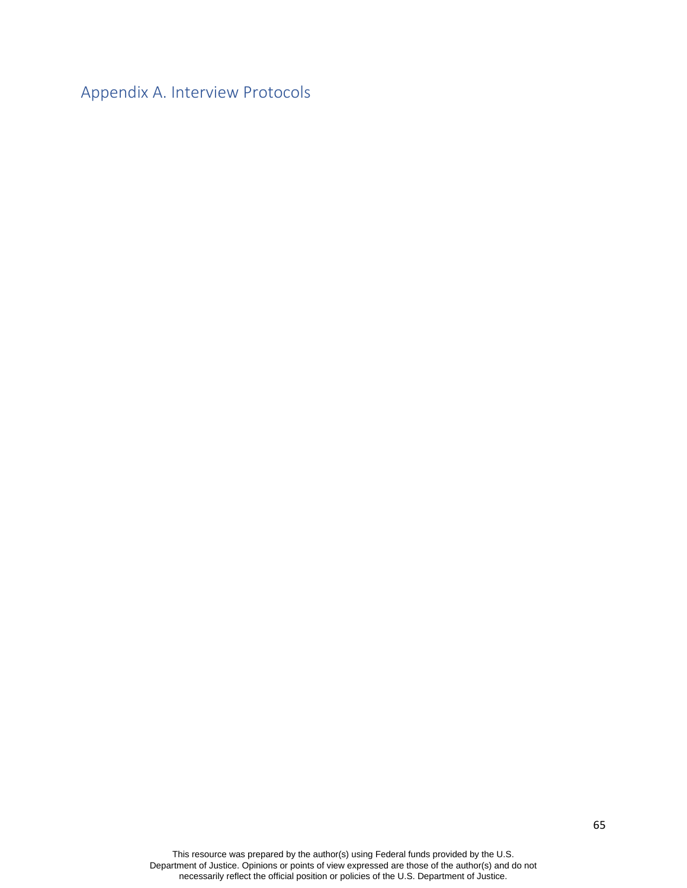# Appendix A. Interview Protocols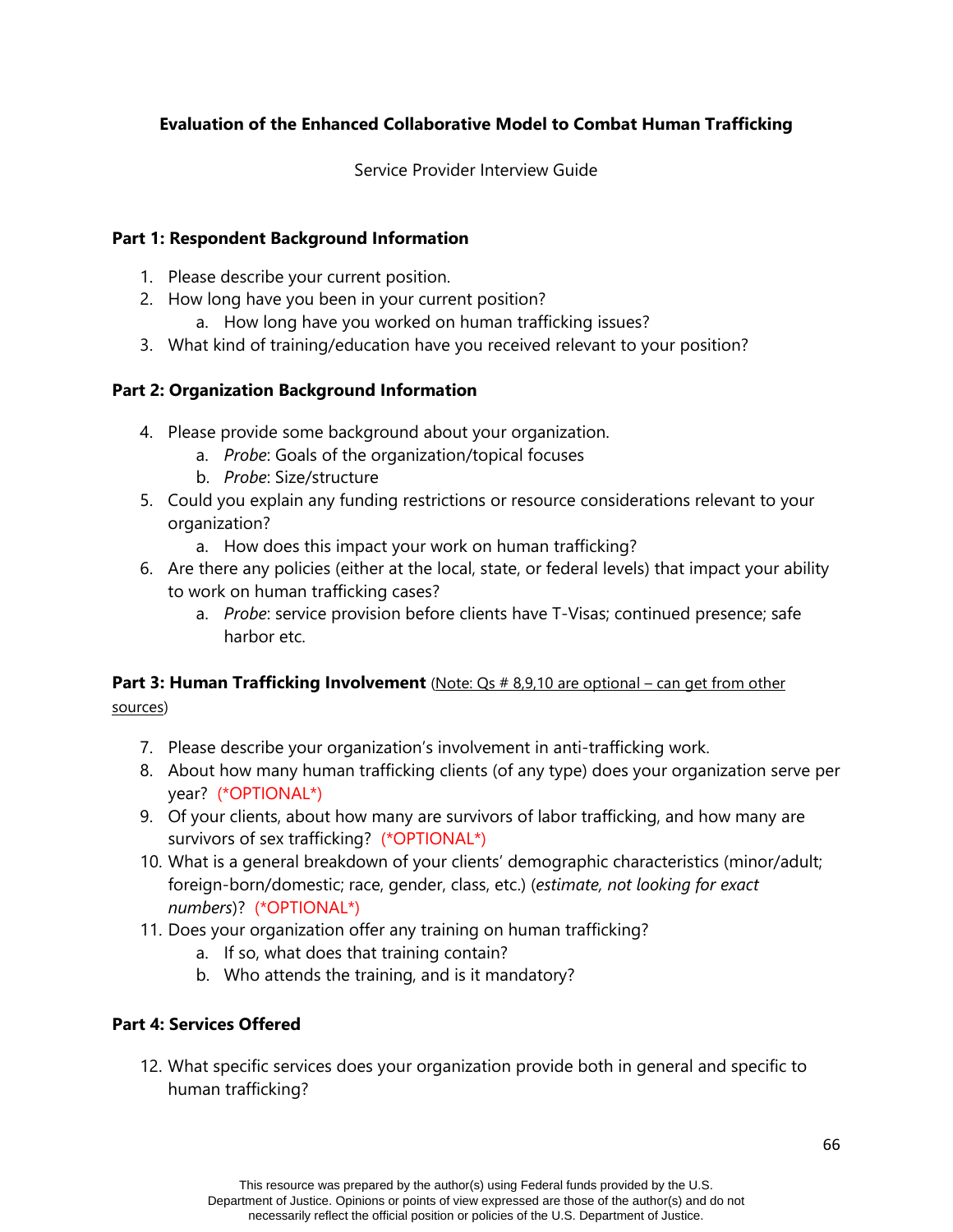**Evaluation of the Enhanced Collaborative Model to Combat Human Trafficking**

Service Provider Interview Guide

**Part 1: Respondent Background Information**

1. Please describe your current position.
2. How long have you been in your current position?
   a. How long have you worked on human trafficking issues?
3. What kind of training/education have you received relevant to your position?

**Part 2: Organization Background Information**

4. Please provide some background about your organization.
   a. *Probe*: Goals of the organization/topical focuses
   b. *Probe*: Size/structure
5. Could you explain any funding restrictions or resource considerations relevant to your organization?
   a. How does this impact your work on human trafficking?
6. Are there any policies (either at the local, state, or federal levels) that impact your ability to work on human trafficking cases?
   a. *Probe*: service provision before clients have T-Visas; continued presence; safe harbor etc.

**Part 3: Human Trafficking Involvement** (<u>Note: Qs # 8,9,10 are optional – can get from other sources</u>)

7. Please describe your organization's involvement in anti-trafficking work.
8. About how many human trafficking clients (of any type) does your organization serve per year? (*OPTIONAL*)
9. Of your clients, about how many are survivors of labor trafficking, and how many are survivors of sex trafficking? (*OPTIONAL*)
10. What is a general breakdown of your clients' demographic characteristics (minor/adult; foreign-born/domestic; race, gender, class, etc.) (*estimate, not looking for exact numbers*)? (*OPTIONAL*)
11. Does your organization offer any training on human trafficking?
    a. If so, what does that training contain?
    b. Who attends the training, and is it mandatory?

**Part 4: Services Offered**

12. What specific services does your organization provide both in general and specific to human trafficking?

This resource was prepared by the author(s) using Federal funds provided by the U.S. Department of Justice. Opinions or points of view expressed are those of the author(s) and do not necessarily reflect the official position or policies of the U.S. Department of Justice.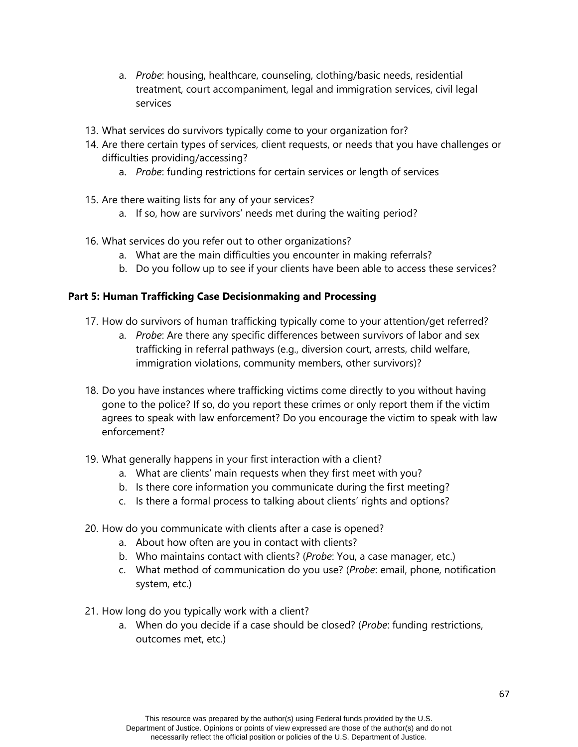a. *Probe*: housing, healthcare, counseling, clothing/basic needs, residential treatment, court accompaniment, legal and immigration services, civil legal services

13. What services do survivors typically come to your organization for?
14. Are there certain types of services, client requests, or needs that you have challenges or difficulties providing/accessing?
    a. *Probe*: funding restrictions for certain services or length of services

15. Are there waiting lists for any of your services?
    a. If so, how are survivors' needs met during the waiting period?

16. What services do you refer out to other organizations?
    a. What are the main difficulties you encounter in making referrals?
    b. Do you follow up to see if your clients have been able to access these services?

**Part 5: Human Trafficking Case Decisionmaking and Processing**

17. How do survivors of human trafficking typically come to your attention/get referred?
    a. *Probe*: Are there any specific differences between survivors of labor and sex trafficking in referral pathways (e.g., diversion court, arrests, child welfare, immigration violations, community members, other survivors)?

18. Do you have instances where trafficking victims come directly to you without having gone to the police? If so, do you report these crimes or only report them if the victim agrees to speak with law enforcement? Do you encourage the victim to speak with law enforcement?

19. What generally happens in your first interaction with a client?
    a. What are clients' main requests when they first meet with you?
    b. Is there core information you communicate during the first meeting?
    c. Is there a formal process to talking about clients' rights and options?

20. How do you communicate with clients after a case is opened?
    a. About how often are you in contact with clients?
    b. Who maintains contact with clients? (*Probe*: You, a case manager, etc.)
    c. What method of communication do you use? (*Probe*: email, phone, notification system, etc.)

21. How long do you typically work with a client?
    a. When do you decide if a case should be closed? (*Probe*: funding restrictions, outcomes met, etc.)

This resource was prepared by the author(s) using Federal funds provided by the U.S. Department of Justice. Opinions or points of view expressed are those of the author(s) and do not necessarily reflect the official position or policies of the U.S. Department of Justice.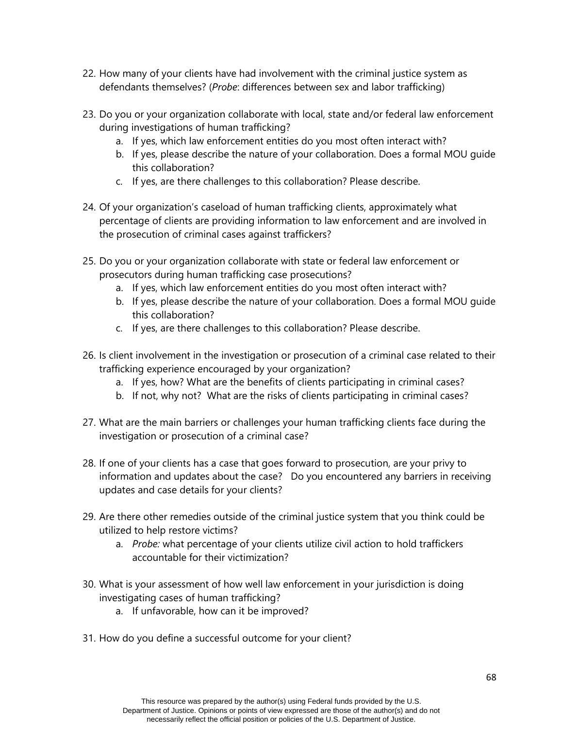22. How many of your clients have had involvement with the criminal justice system as defendants themselves? (*Probe*: differences between sex and labor trafficking)

23. Do you or your organization collaborate with local, state and/or federal law enforcement during investigations of human trafficking?
    a. If yes, which law enforcement entities do you most often interact with?
    b. If yes, please describe the nature of your collaboration. Does a formal MOU guide this collaboration?
    c. If yes, are there challenges to this collaboration? Please describe.

24. Of your organization's caseload of human trafficking clients, approximately what percentage of clients are providing information to law enforcement and are involved in the prosecution of criminal cases against traffickers?

25. Do you or your organization collaborate with state or federal law enforcement or prosecutors during human trafficking case prosecutions?
    a. If yes, which law enforcement entities do you most often interact with?
    b. If yes, please describe the nature of your collaboration. Does a formal MOU guide this collaboration?
    c. If yes, are there challenges to this collaboration? Please describe.

26. Is client involvement in the investigation or prosecution of a criminal case related to their trafficking experience encouraged by your organization?
    a. If yes, how? What are the benefits of clients participating in criminal cases?
    b. If not, why not? What are the risks of clients participating in criminal cases?

27. What are the main barriers or challenges your human trafficking clients face during the investigation or prosecution of a criminal case?

28. If one of your clients has a case that goes forward to prosecution, are your privy to information and updates about the case? Do you encountered any barriers in receiving updates and case details for your clients?

29. Are there other remedies outside of the criminal justice system that you think could be utilized to help restore victims?
    a. *Probe:* what percentage of your clients utilize civil action to hold traffickers accountable for their victimization?

30. What is your assessment of how well law enforcement in your jurisdiction is doing investigating cases of human trafficking?
    a. If unfavorable, how can it be improved?

31. How do you define a successful outcome for your client?

This resource was prepared by the author(s) using Federal funds provided by the U.S. Department of Justice. Opinions or points of view expressed are those of the author(s) and do not necessarily reflect the official position or policies of the U.S. Department of Justice.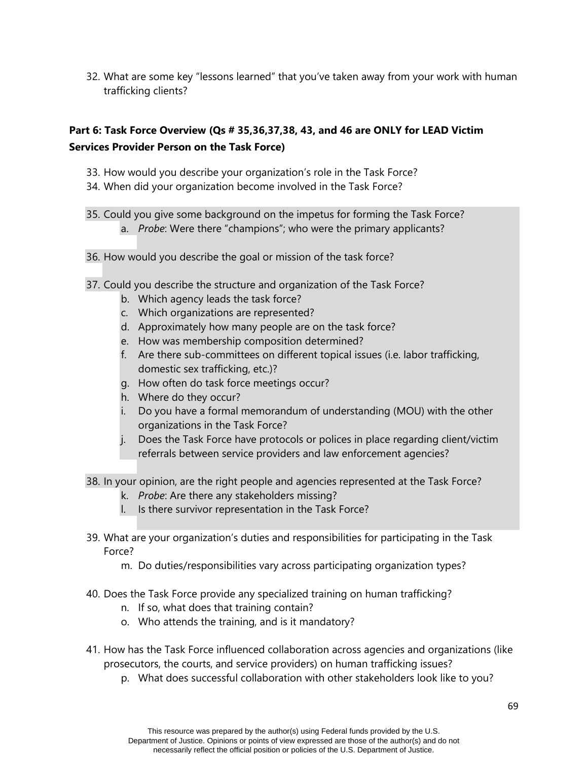32. What are some key "lessons learned" that you've taken away from your work with human trafficking clients?

**Part 6: Task Force Overview (Qs # 35,36,37,38, 43, and 46 are ONLY for LEAD Victim Services Provider Person on the Task Force)**

33. How would you describe your organization's role in the Task Force?
34. When did your organization become involved in the Task Force?

35. Could you give some background on the impetus for forming the Task Force?
    a. *Probe*: Were there "champions"; who were the primary applicants?

36. How would you describe the goal or mission of the task force?

37. Could you describe the structure and organization of the Task Force?
    b. Which agency leads the task force?
    c. Which organizations are represented?
    d. Approximately how many people are on the task force?
    e. How was membership composition determined?
    f. Are there sub-committees on different topical issues (i.e. labor trafficking, domestic sex trafficking, etc.)?
    g. How often do task force meetings occur?
    h. Where do they occur?
    i. Do you have a formal memorandum of understanding (MOU) with the other organizations in the Task Force?
    j. Does the Task Force have protocols or polices in place regarding client/victim referrals between service providers and law enforcement agencies?

38. In your opinion, are the right people and agencies represented at the Task Force?
    k. *Probe*: Are there any stakeholders missing?
    l. Is there survivor representation in the Task Force?

39. What are your organization's duties and responsibilities for participating in the Task Force?
    m. Do duties/responsibilities vary across participating organization types?

40. Does the Task Force provide any specialized training on human trafficking?
    n. If so, what does that training contain?
    o. Who attends the training, and is it mandatory?

41. How has the Task Force influenced collaboration across agencies and organizations (like prosecutors, the courts, and service providers) on human trafficking issues?
    p. What does successful collaboration with other stakeholders look like to you?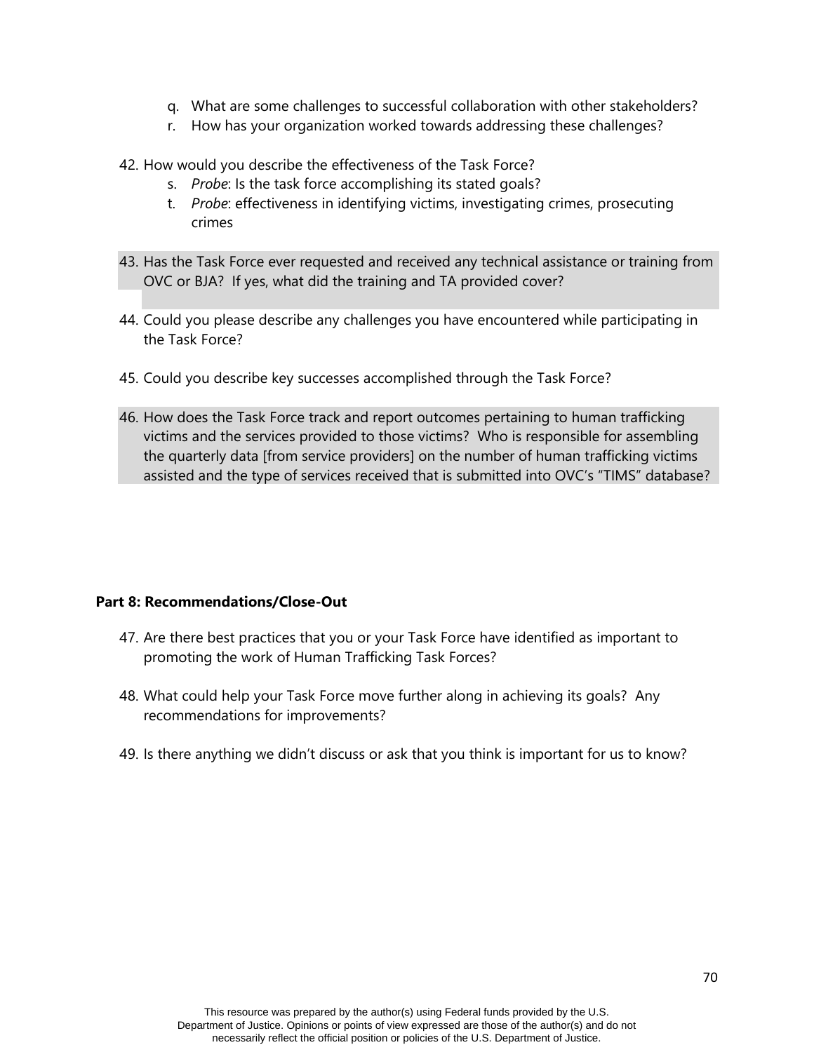q. What are some challenges to successful collaboration with other stakeholders?
   r. How has your organization worked towards addressing these challenges?

42. How would you describe the effectiveness of the Task Force?
    s. *Probe*: Is the task force accomplishing its stated goals?
    t. *Probe*: effectiveness in identifying victims, investigating crimes, prosecuting crimes

43. Has the Task Force ever requested and received any technical assistance or training from OVC or BJA? If yes, what did the training and TA provided cover?

44. Could you please describe any challenges you have encountered while participating in the Task Force?

45. Could you describe key successes accomplished through the Task Force?

46. How does the Task Force track and report outcomes pertaining to human trafficking victims and the services provided to those victims? Who is responsible for assembling the quarterly data [from service providers] on the number of human trafficking victims assisted and the type of services received that is submitted into OVC's "TIMS" database?

**Part 8: Recommendations/Close-Out**

47. Are there best practices that you or your Task Force have identified as important to promoting the work of Human Trafficking Task Forces?

48. What could help your Task Force move further along in achieving its goals? Any recommendations for improvements?

49. Is there anything we didn't discuss or ask that you think is important for us to know?

This resource was prepared by the author(s) using Federal funds provided by the U.S. Department of Justice. Opinions or points of view expressed are those of the author(s) and do not necessarily reflect the official position or policies of the U.S. Department of Justice.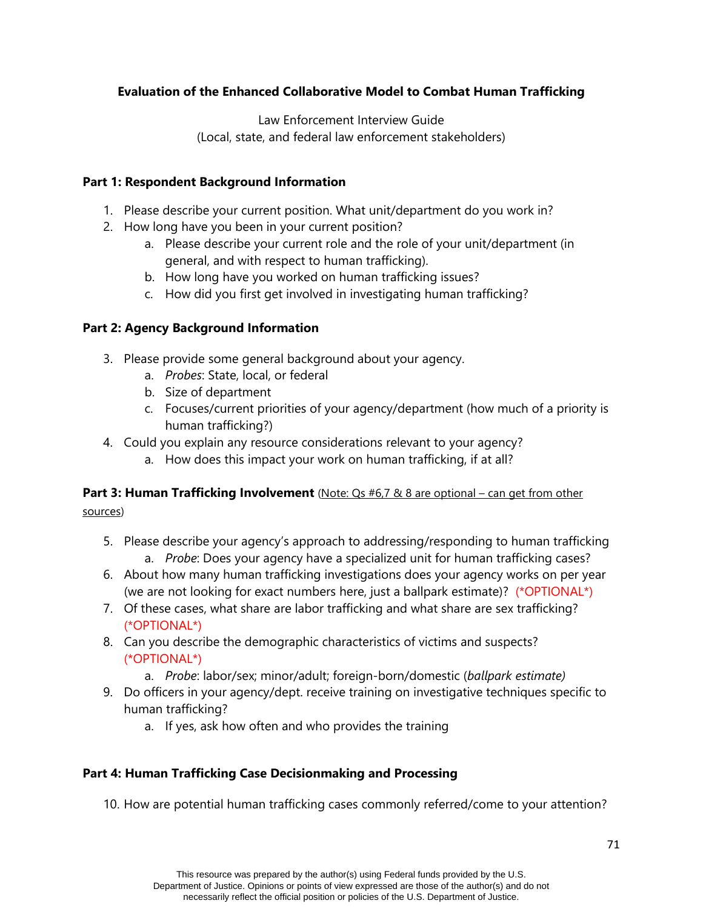**Evaluation of the Enhanced Collaborative Model to Combat Human Trafficking**

Law Enforcement Interview Guide
(Local, state, and federal law enforcement stakeholders)

**Part 1: Respondent Background Information**

1. Please describe your current position. What unit/department do you work in?
2. How long have you been in your current position?
   a. Please describe your current role and the role of your unit/department (in general, and with respect to human trafficking).
   b. How long have you worked on human trafficking issues?
   c. How did you first get involved in investigating human trafficking?

**Part 2: Agency Background Information**

3. Please provide some general background about your agency.
   a. *Probes*: State, local, or federal
   b. Size of department
   c. Focuses/current priorities of your agency/department (how much of a priority is human trafficking?)
4. Could you explain any resource considerations relevant to your agency?
   a. How does this impact your work on human trafficking, if at all?

**Part 3: Human Trafficking Involvement** (<u>Note: Qs #6,7 & 8 are optional – can get from other sources</u>)

5. Please describe your agency's approach to addressing/responding to human trafficking
   a. *Probe*: Does your agency have a specialized unit for human trafficking cases?
6. About how many human trafficking investigations does your agency works on per year (we are not looking for exact numbers here, just a ballpark estimate)? (*OPTIONAL*)
7. Of these cases, what share are labor trafficking and what share are sex trafficking? (*OPTIONAL*)
8. Can you describe the demographic characteristics of victims and suspects? (*OPTIONAL*)
   a. *Probe*: labor/sex; minor/adult; foreign-born/domestic (*ballpark estimate)*
9. Do officers in your agency/dept. receive training on investigative techniques specific to human trafficking?
   a. If yes, ask how often and who provides the training

**Part 4: Human Trafficking Case Decisionmaking and Processing**

10. How are potential human trafficking cases commonly referred/come to your attention?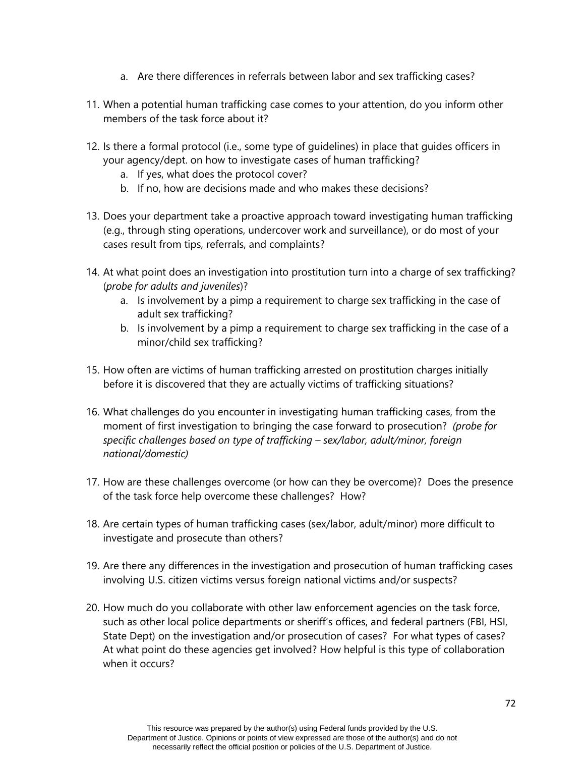a. Are there differences in referrals between labor and sex trafficking cases?

11. When a potential human trafficking case comes to your attention, do you inform other members of the task force about it?

12. Is there a formal protocol (i.e., some type of guidelines) in place that guides officers in your agency/dept. on how to investigate cases of human trafficking?
    a. If yes, what does the protocol cover?
    b. If no, how are decisions made and who makes these decisions?

13. Does your department take a proactive approach toward investigating human trafficking (e.g., through sting operations, undercover work and surveillance), or do most of your cases result from tips, referrals, and complaints?

14. At what point does an investigation into prostitution turn into a charge of sex trafficking? (*probe for adults and juveniles*)?
    a. Is involvement by a pimp a requirement to charge sex trafficking in the case of adult sex trafficking?
    b. Is involvement by a pimp a requirement to charge sex trafficking in the case of a minor/child sex trafficking?

15. How often are victims of human trafficking arrested on prostitution charges initially before it is discovered that they are actually victims of trafficking situations?

16. What challenges do you encounter in investigating human trafficking cases, from the moment of first investigation to bringing the case forward to prosecution? *(probe for specific challenges based on type of trafficking – sex/labor, adult/minor, foreign national/domestic)*

17. How are these challenges overcome (or how can they be overcome)? Does the presence of the task force help overcome these challenges? How?

18. Are certain types of human trafficking cases (sex/labor, adult/minor) more difficult to investigate and prosecute than others?

19. Are there any differences in the investigation and prosecution of human trafficking cases involving U.S. citizen victims versus foreign national victims and/or suspects?

20. How much do you collaborate with other law enforcement agencies on the task force, such as other local police departments or sheriff's offices, and federal partners (FBI, HSI, State Dept) on the investigation and/or prosecution of cases? For what types of cases? At what point do these agencies get involved? How helpful is this type of collaboration when it occurs?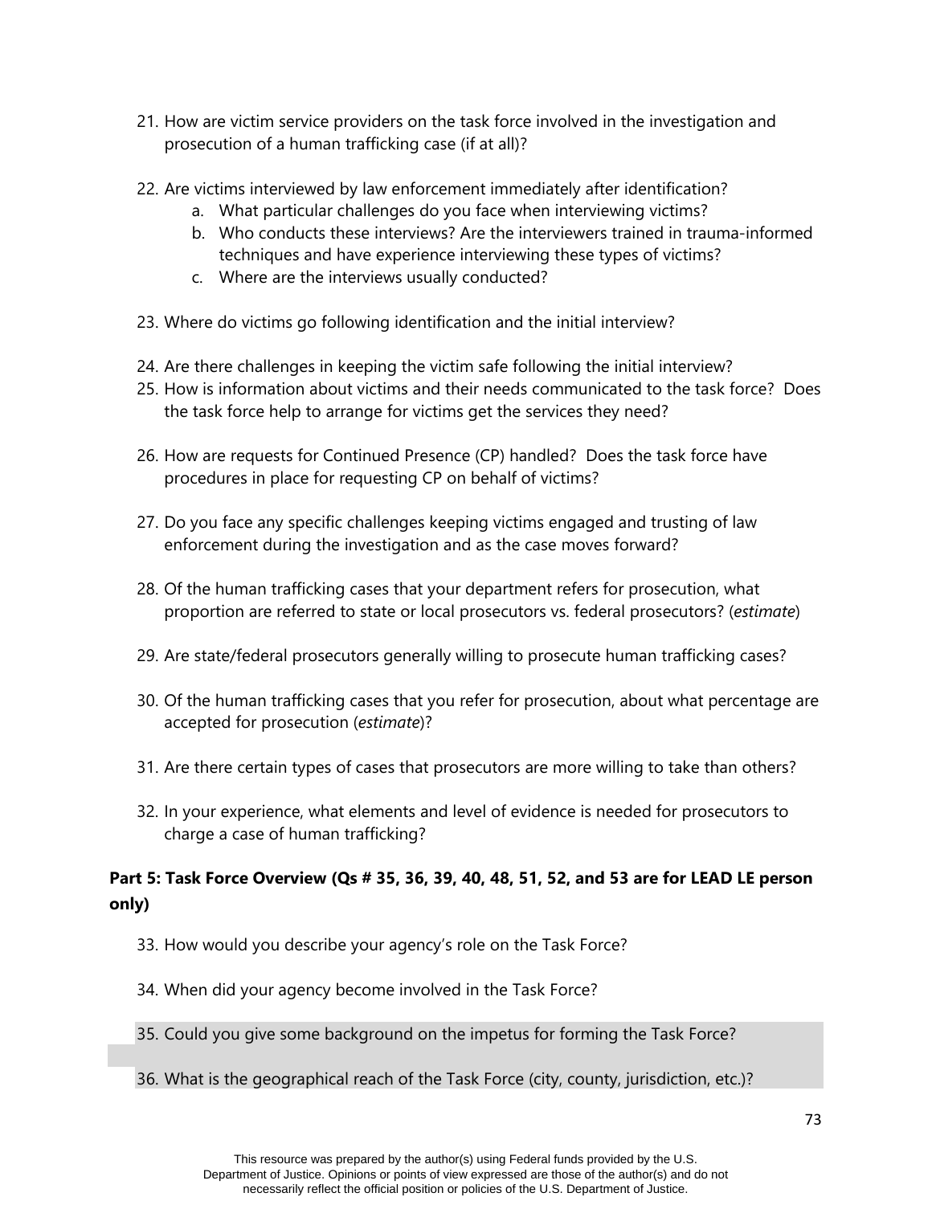21. How are victim service providers on the task force involved in the investigation and prosecution of a human trafficking case (if at all)?

22. Are victims interviewed by law enforcement immediately after identification?
    a. What particular challenges do you face when interviewing victims?
    b. Who conducts these interviews? Are the interviewers trained in trauma-informed techniques and have experience interviewing these types of victims?
    c. Where are the interviews usually conducted?

23. Where do victims go following identification and the initial interview?

24. Are there challenges in keeping the victim safe following the initial interview?
25. How is information about victims and their needs communicated to the task force? Does the task force help to arrange for victims get the services they need?

26. How are requests for Continued Presence (CP) handled? Does the task force have procedures in place for requesting CP on behalf of victims?

27. Do you face any specific challenges keeping victims engaged and trusting of law enforcement during the investigation and as the case moves forward?

28. Of the human trafficking cases that your department refers for prosecution, what proportion are referred to state or local prosecutors vs. federal prosecutors? (*estimate*)

29. Are state/federal prosecutors generally willing to prosecute human trafficking cases?

30. Of the human trafficking cases that you refer for prosecution, about what percentage are accepted for prosecution (*estimate*)?

31. Are there certain types of cases that prosecutors are more willing to take than others?

32. In your experience, what elements and level of evidence is needed for prosecutors to charge a case of human trafficking?

**Part 5: Task Force Overview (Qs # 35, 36, 39, 40, 48, 51, 52, and 53 are for LEAD LE person only)**

33. How would you describe your agency's role on the Task Force?

34. When did your agency become involved in the Task Force?

35. Could you give some background on the impetus for forming the Task Force?

36. What is the geographical reach of the Task Force (city, county, jurisdiction, etc.)?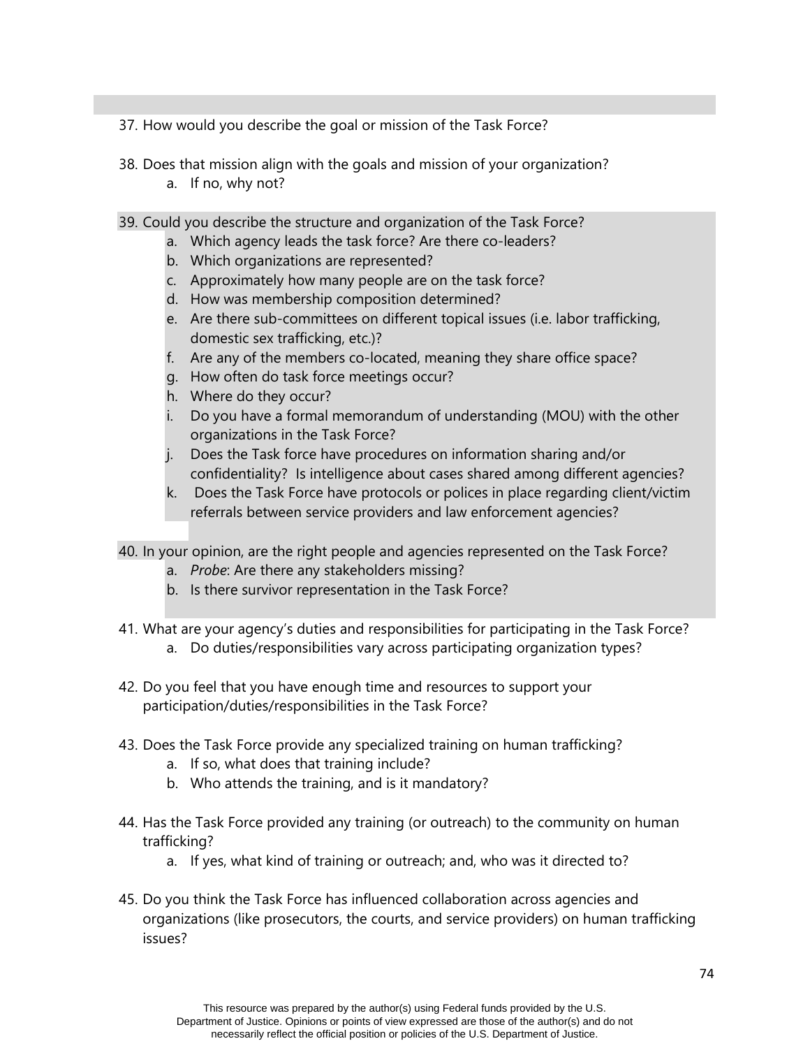37. How would you describe the goal or mission of the Task Force?

38. Does that mission align with the goals and mission of your organization?
    a. If no, why not?

39. Could you describe the structure and organization of the Task Force?
    a. Which agency leads the task force? Are there co-leaders?
    b. Which organizations are represented?
    c. Approximately how many people are on the task force?
    d. How was membership composition determined?
    e. Are there sub-committees on different topical issues (i.e. labor trafficking, domestic sex trafficking, etc.)?
    f. Are any of the members co-located, meaning they share office space?
    g. How often do task force meetings occur?
    h. Where do they occur?
    i. Do you have a formal memorandum of understanding (MOU) with the other organizations in the Task Force?
    j. Does the Task force have procedures on information sharing and/or confidentiality? Is intelligence about cases shared among different agencies?
    k. Does the Task Force have protocols or polices in place regarding client/victim referrals between service providers and law enforcement agencies?

40. In your opinion, are the right people and agencies represented on the Task Force?
    a. *Probe*: Are there any stakeholders missing?
    b. Is there survivor representation in the Task Force?

41. What are your agency's duties and responsibilities for participating in the Task Force?
    a. Do duties/responsibilities vary across participating organization types?

42. Do you feel that you have enough time and resources to support your participation/duties/responsibilities in the Task Force?

43. Does the Task Force provide any specialized training on human trafficking?
    a. If so, what does that training include?
    b. Who attends the training, and is it mandatory?

44. Has the Task Force provided any training (or outreach) to the community on human trafficking?
    a. If yes, what kind of training or outreach; and, who was it directed to?

45. Do you think the Task Force has influenced collaboration across agencies and organizations (like prosecutors, the courts, and service providers) on human trafficking issues?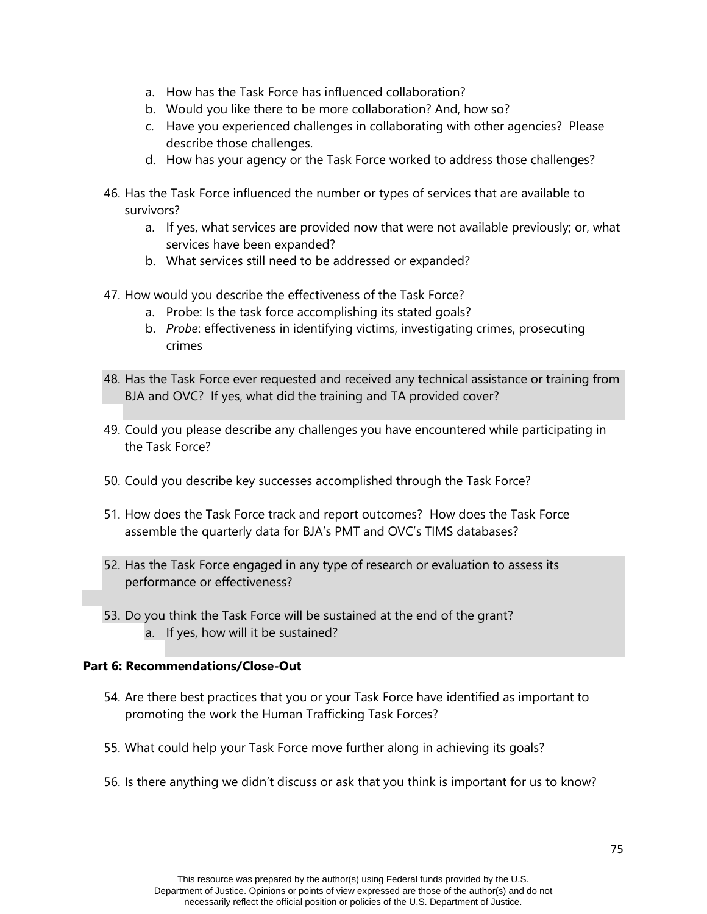a. How has the Task Force has influenced collaboration?
   b. Would you like there to be more collaboration? And, how so?
   c. Have you experienced challenges in collaborating with other agencies? Please describe those challenges.
   d. How has your agency or the Task Force worked to address those challenges?

46. Has the Task Force influenced the number or types of services that are available to survivors?
    a. If yes, what services are provided now that were not available previously; or, what services have been expanded?
    b. What services still need to be addressed or expanded?

47. How would you describe the effectiveness of the Task Force?
    a. Probe: Is the task force accomplishing its stated goals?
    b. *Probe*: effectiveness in identifying victims, investigating crimes, prosecuting crimes

48. Has the Task Force ever requested and received any technical assistance or training from BJA and OVC? If yes, what did the training and TA provided cover?

49. Could you please describe any challenges you have encountered while participating in the Task Force?

50. Could you describe key successes accomplished through the Task Force?

51. How does the Task Force track and report outcomes? How does the Task Force assemble the quarterly data for BJA's PMT and OVC's TIMS databases?

52. Has the Task Force engaged in any type of research or evaluation to assess its performance or effectiveness?

53. Do you think the Task Force will be sustained at the end of the grant?
    a. If yes, how will it be sustained?

**Part 6: Recommendations/Close-Out**

54. Are there best practices that you or your Task Force have identified as important to promoting the work the Human Trafficking Task Forces?

55. What could help your Task Force move further along in achieving its goals?

56. Is there anything we didn't discuss or ask that you think is important for us to know?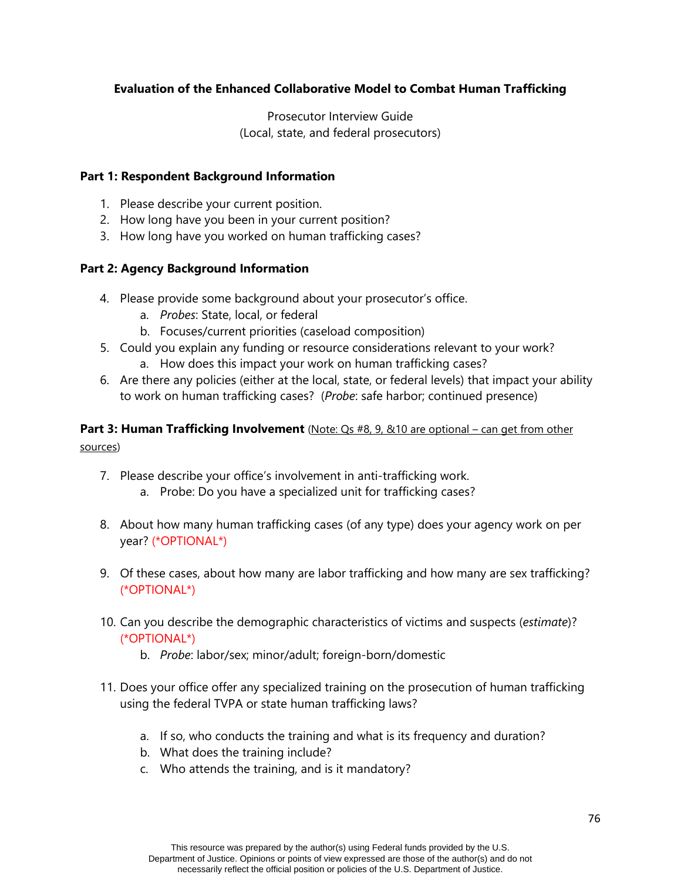**Evaluation of the Enhanced Collaborative Model to Combat Human Trafficking**

Prosecutor Interview Guide
(Local, state, and federal prosecutors)

**Part 1: Respondent Background Information**

1. Please describe your current position.
2. How long have you been in your current position?
3. How long have you worked on human trafficking cases?

**Part 2: Agency Background Information**

4. Please provide some background about your prosecutor's office.
   a. *Probes*: State, local, or federal
   b. Focuses/current priorities (caseload composition)
5. Could you explain any funding or resource considerations relevant to your work?
   a. How does this impact your work on human trafficking cases?
6. Are there any policies (either at the local, state, or federal levels) that impact your ability to work on human trafficking cases? (*Probe*: safe harbor; continued presence)

**Part 3: Human Trafficking Involvement** (Note: Qs #8, 9, &10 are optional – can get from other sources)

7. Please describe your office's involvement in anti-trafficking work.
   a. Probe: Do you have a specialized unit for trafficking cases?

8. About how many human trafficking cases (of any type) does your agency work on per year? (*OPTIONAL*)

9. Of these cases, about how many are labor trafficking and how many are sex trafficking? (*OPTIONAL*)

10. Can you describe the demographic characteristics of victims and suspects (*estimate*)? (*OPTIONAL*)
    b. *Probe*: labor/sex; minor/adult; foreign-born/domestic

11. Does your office offer any specialized training on the prosecution of human trafficking using the federal TVPA or state human trafficking laws?

    a. If so, who conducts the training and what is its frequency and duration?
    b. What does the training include?
    c. Who attends the training, and is it mandatory?

This resource was prepared by the author(s) using Federal funds provided by the U.S. Department of Justice. Opinions or points of view expressed are those of the author(s) and do not necessarily reflect the official position or policies of the U.S. Department of Justice.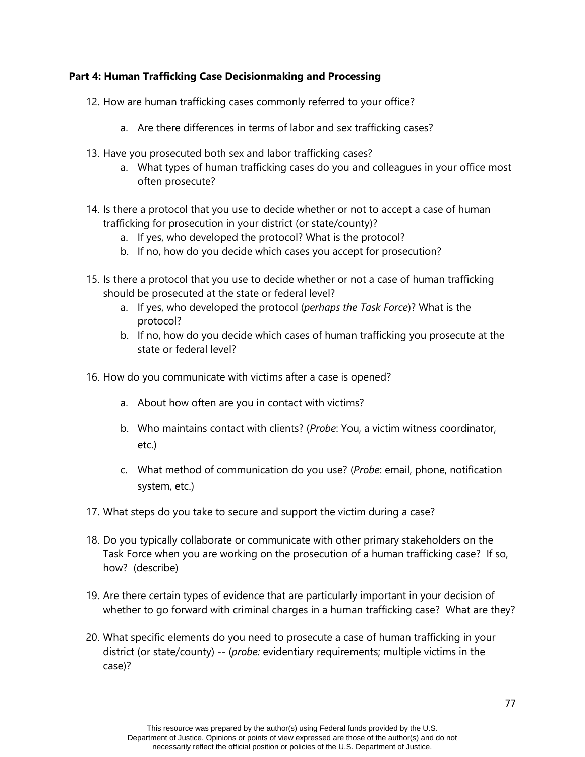**Part 4: Human Trafficking Case Decisionmaking and Processing**

12. How are human trafficking cases commonly referred to your office?

    a. Are there differences in terms of labor and sex trafficking cases?

13. Have you prosecuted both sex and labor trafficking cases?
    a. What types of human trafficking cases do you and colleagues in your office most often prosecute?

14. Is there a protocol that you use to decide whether or not to accept a case of human trafficking for prosecution in your district (or state/county)?
    a. If yes, who developed the protocol? What is the protocol?
    b. If no, how do you decide which cases you accept for prosecution?

15. Is there a protocol that you use to decide whether or not a case of human trafficking should be prosecuted at the state or federal level?
    a. If yes, who developed the protocol (*perhaps the Task Force*)? What is the protocol?
    b. If no, how do you decide which cases of human trafficking you prosecute at the state or federal level?

16. How do you communicate with victims after a case is opened?

    a. About how often are you in contact with victims?

    b. Who maintains contact with clients? (*Probe*: You, a victim witness coordinator, etc.)

    c. What method of communication do you use? (*Probe*: email, phone, notification system, etc.)

17. What steps do you take to secure and support the victim during a case?

18. Do you typically collaborate or communicate with other primary stakeholders on the Task Force when you are working on the prosecution of a human trafficking case? If so, how? (describe)

19. Are there certain types of evidence that are particularly important in your decision of whether to go forward with criminal charges in a human trafficking case? What are they?

20. What specific elements do you need to prosecute a case of human trafficking in your district (or state/county) -- (*probe:* evidentiary requirements; multiple victims in the case)?

This resource was prepared by the author(s) using Federal funds provided by the U.S. Department of Justice. Opinions or points of view expressed are those of the author(s) and do not necessarily reflect the official position or policies of the U.S. Department of Justice.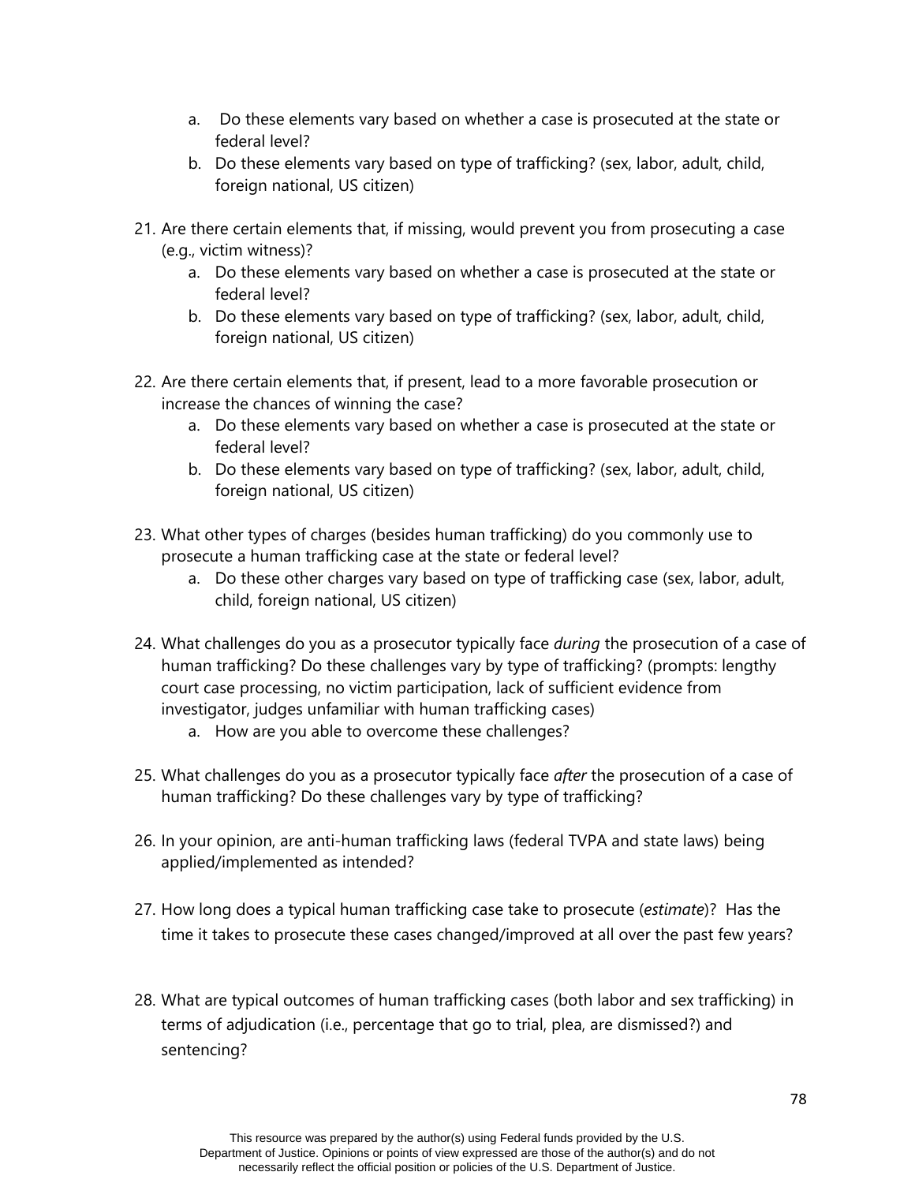a. Do these elements vary based on whether a case is prosecuted at the state or federal level?
   b. Do these elements vary based on type of trafficking? (sex, labor, adult, child, foreign national, US citizen)

21. Are there certain elements that, if missing, would prevent you from prosecuting a case (e.g., victim witness)?
    a. Do these elements vary based on whether a case is prosecuted at the state or federal level?
    b. Do these elements vary based on type of trafficking? (sex, labor, adult, child, foreign national, US citizen)

22. Are there certain elements that, if present, lead to a more favorable prosecution or increase the chances of winning the case?
    a. Do these elements vary based on whether a case is prosecuted at the state or federal level?
    b. Do these elements vary based on type of trafficking? (sex, labor, adult, child, foreign national, US citizen)

23. What other types of charges (besides human trafficking) do you commonly use to prosecute a human trafficking case at the state or federal level?
    a. Do these other charges vary based on type of trafficking case (sex, labor, adult, child, foreign national, US citizen)

24. What challenges do you as a prosecutor typically face *during* the prosecution of a case of human trafficking? Do these challenges vary by type of trafficking? (prompts: lengthy court case processing, no victim participation, lack of sufficient evidence from investigator, judges unfamiliar with human trafficking cases)
    a. How are you able to overcome these challenges?

25. What challenges do you as a prosecutor typically face *after* the prosecution of a case of human trafficking? Do these challenges vary by type of trafficking?

26. In your opinion, are anti-human trafficking laws (federal TVPA and state laws) being applied/implemented as intended?

27. How long does a typical human trafficking case take to prosecute (*estimate*)? Has the time it takes to prosecute these cases changed/improved at all over the past few years?

28. What are typical outcomes of human trafficking cases (both labor and sex trafficking) in terms of adjudication (i.e., percentage that go to trial, plea, are dismissed?) and sentencing?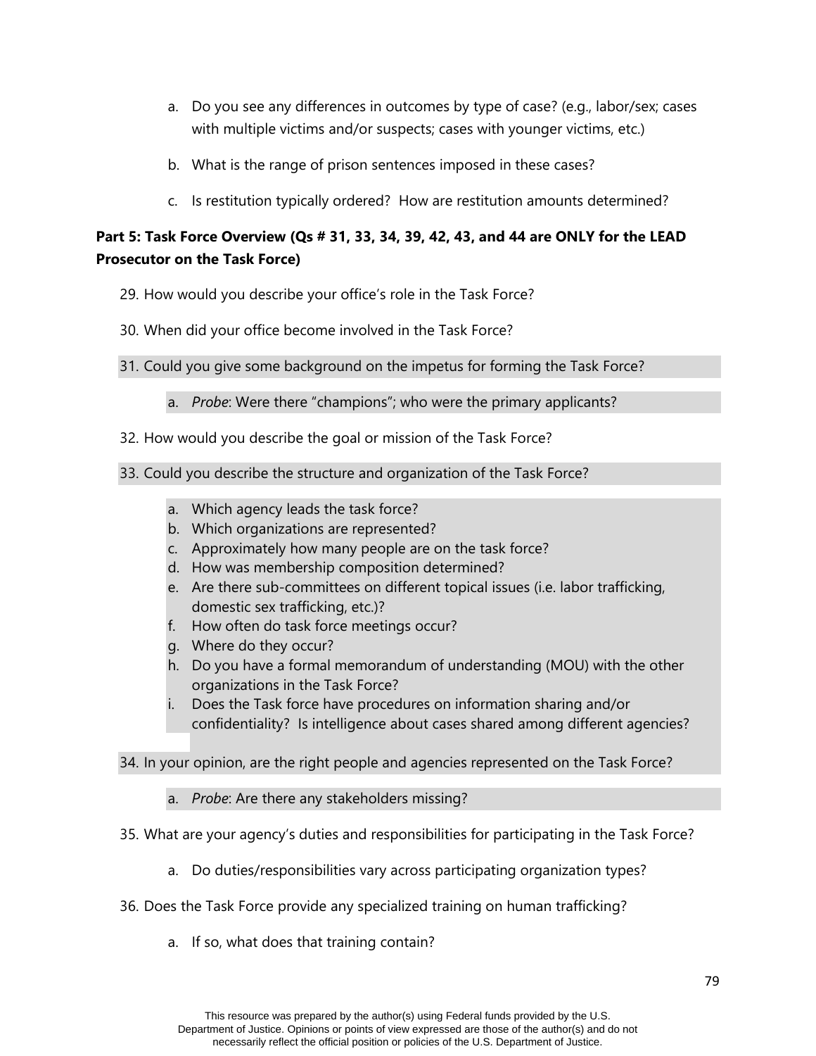a. Do you see any differences in outcomes by type of case? (e.g., labor/sex; cases with multiple victims and/or suspects; cases with younger victims, etc.)

b. What is the range of prison sentences imposed in these cases?

c. Is restitution typically ordered? How are restitution amounts determined?

**Part 5: Task Force Overview (Qs # 31, 33, 34, 39, 42, 43, and 44 are ONLY for the LEAD Prosecutor on the Task Force)**

29. How would you describe your office's role in the Task Force?

30. When did your office become involved in the Task Force?

31. Could you give some background on the impetus for forming the Task Force?

    a. *Probe*: Were there "champions"; who were the primary applicants?

32. How would you describe the goal or mission of the Task Force?

33. Could you describe the structure and organization of the Task Force?

    a. Which agency leads the task force?
    b. Which organizations are represented?
    c. Approximately how many people are on the task force?
    d. How was membership composition determined?
    e. Are there sub-committees on different topical issues (i.e. labor trafficking, domestic sex trafficking, etc.)?
    f. How often do task force meetings occur?
    g. Where do they occur?
    h. Do you have a formal memorandum of understanding (MOU) with the other organizations in the Task Force?
    i. Does the Task force have procedures on information sharing and/or confidentiality? Is intelligence about cases shared among different agencies?

34. In your opinion, are the right people and agencies represented on the Task Force?

    a. *Probe*: Are there any stakeholders missing?

35. What are your agency's duties and responsibilities for participating in the Task Force?

    a. Do duties/responsibilities vary across participating organization types?

36. Does the Task Force provide any specialized training on human trafficking?

    a. If so, what does that training contain?

This resource was prepared by the author(s) using Federal funds provided by the U.S. Department of Justice. Opinions or points of view expressed are those of the author(s) and do not necessarily reflect the official position or policies of the U.S. Department of Justice.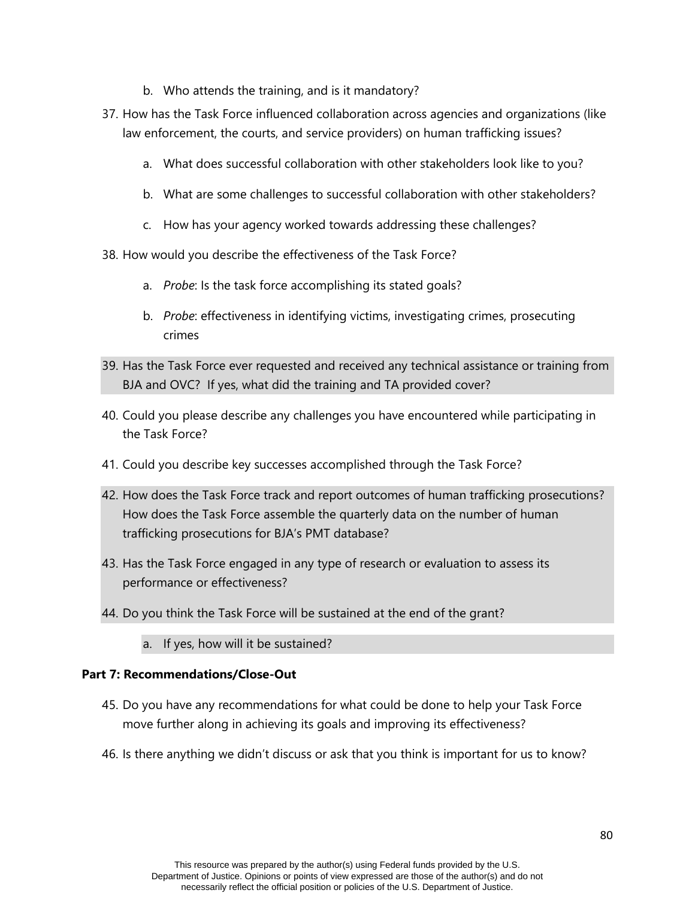b. Who attends the training, and is it mandatory?

37. How has the Task Force influenced collaboration across agencies and organizations (like law enforcement, the courts, and service providers) on human trafficking issues?

    a. What does successful collaboration with other stakeholders look like to you?

    b. What are some challenges to successful collaboration with other stakeholders?

    c. How has your agency worked towards addressing these challenges?

38. How would you describe the effectiveness of the Task Force?

    a. *Probe*: Is the task force accomplishing its stated goals?

    b. *Probe*: effectiveness in identifying victims, investigating crimes, prosecuting crimes

39. Has the Task Force ever requested and received any technical assistance or training from BJA and OVC? If yes, what did the training and TA provided cover?

40. Could you please describe any challenges you have encountered while participating in the Task Force?

41. Could you describe key successes accomplished through the Task Force?

42. How does the Task Force track and report outcomes of human trafficking prosecutions? How does the Task Force assemble the quarterly data on the number of human trafficking prosecutions for BJA's PMT database?

43. Has the Task Force engaged in any type of research or evaluation to assess its performance or effectiveness?

44. Do you think the Task Force will be sustained at the end of the grant?

    a. If yes, how will it be sustained?

**Part 7: Recommendations/Close-Out**

45. Do you have any recommendations for what could be done to help your Task Force move further along in achieving its goals and improving its effectiveness?

46. Is there anything we didn't discuss or ask that you think is important for us to know?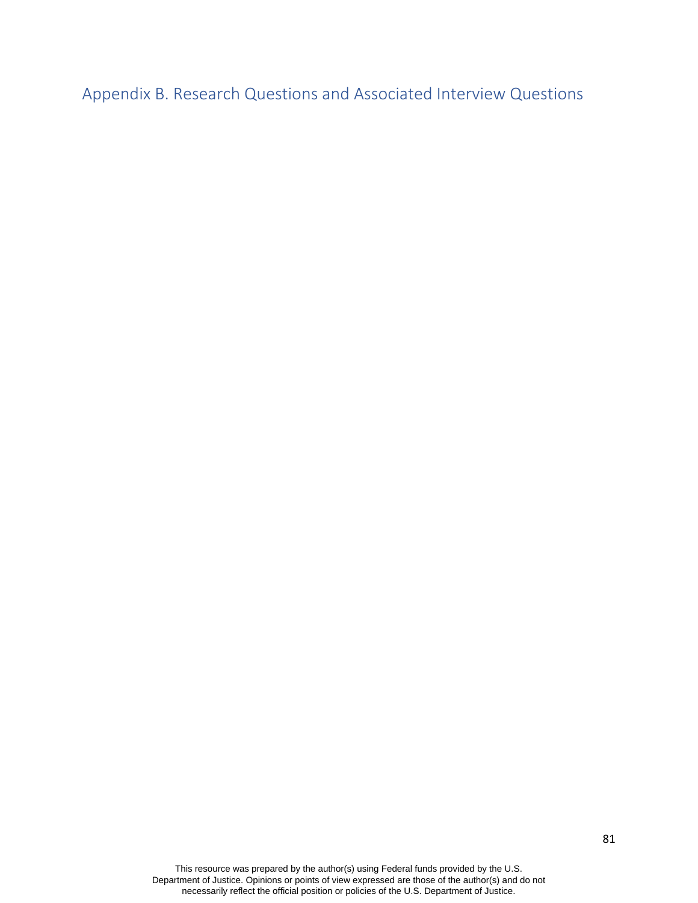## Appendix B. Research Questions and Associated Interview Questions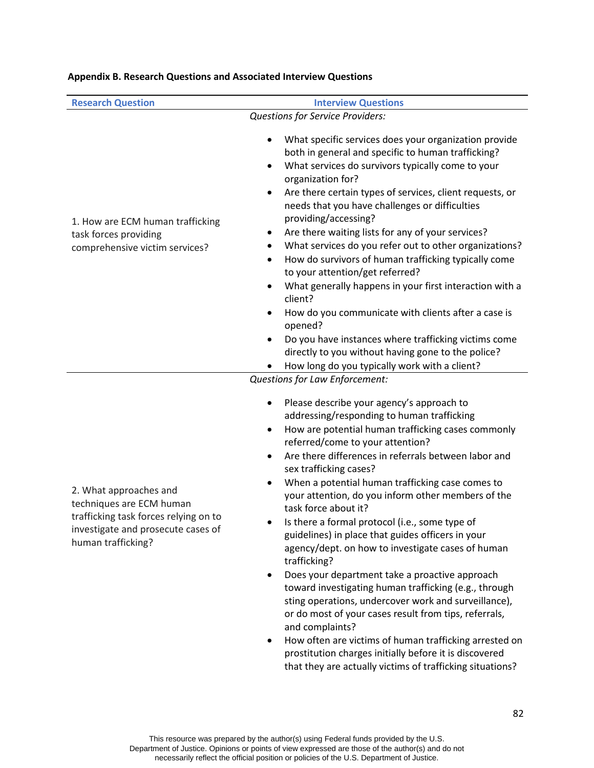**Appendix B. Research Questions and Associated Interview Questions**

| Research Question | Interview Questions |
|---|---|
| 1. How are ECM human trafficking task forces providing comprehensive victim services? | *Questions for Service Providers:*<br><br>• What specific services does your organization provide both in general and specific to human trafficking?<br>• What services do survivors typically come to your organization for?<br>• Are there certain types of services, client requests, or needs that you have challenges or difficulties providing/accessing?<br>• Are there waiting lists for any of your services?<br>• What services do you refer out to other organizations?<br>• How do survivors of human trafficking typically come to your attention/get referred?<br>• What generally happens in your first interaction with a client?<br>• How do you communicate with clients after a case is opened?<br>• Do you have instances where trafficking victims come directly to you without having gone to the police?<br>• How long do you typically work with a client? |
| 2. What approaches and techniques are ECM human trafficking task forces relying on to investigate and prosecute cases of human trafficking? | *Questions for Law Enforcement:*<br><br>• Please describe your agency's approach to addressing/responding to human trafficking<br>• How are potential human trafficking cases commonly referred/come to your attention?<br>• Are there differences in referrals between labor and sex trafficking cases?<br>• When a potential human trafficking case comes to your attention, do you inform other members of the task force about it?<br>• Is there a formal protocol (i.e., some type of guidelines) in place that guides officers in your agency/dept. on how to investigate cases of human trafficking?<br>• Does your department take a proactive approach toward investigating human trafficking (e.g., through sting operations, undercover work and surveillance), or do most of your cases result from tips, referrals, and complaints?<br>• How often are victims of human trafficking arrested on prostitution charges initially before it is discovered that they are actually victims of trafficking situations? |

This resource was prepared by the author(s) using Federal funds provided by the U.S. Department of Justice. Opinions or points of view expressed are those of the author(s) and do not necessarily reflect the official position or policies of the U.S. Department of Justice.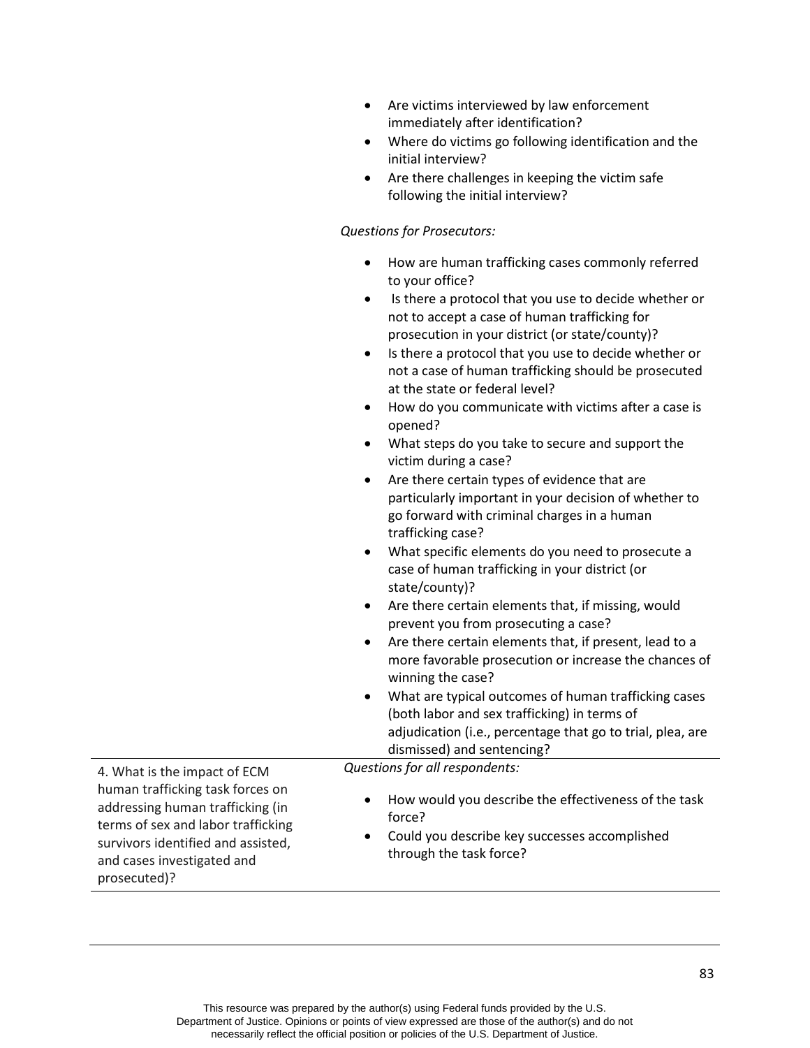| | |
|---|---|
| | • Are victims interviewed by law enforcement immediately after identification?<br>• Where do victims go following identification and the initial interview?<br>• Are there challenges in keeping the victim safe following the initial interview?<br><br>*Questions for Prosecutors:*<br><br>• How are human trafficking cases commonly referred to your office?<br>• Is there a protocol that you use to decide whether or not to accept a case of human trafficking for prosecution in your district (or state/county)?<br>• Is there a protocol that you use to decide whether or not a case of human trafficking should be prosecuted at the state or federal level?<br>• How do you communicate with victims after a case is opened?<br>• What steps do you take to secure and support the victim during a case?<br>• Are there certain types of evidence that are particularly important in your decision of whether to go forward with criminal charges in a human trafficking case?<br>• What specific elements do you need to prosecute a case of human trafficking in your district (or state/county)?<br>• Are there certain elements that, if missing, would prevent you from prosecuting a case?<br>• Are there certain elements that, if present, lead to a more favorable prosecution or increase the chances of winning the case?<br>• What are typical outcomes of human trafficking cases (both labor and sex trafficking) in terms of adjudication (i.e., percentage that go to trial, plea, are dismissed) and sentencing? |
| 4. What is the impact of ECM human trafficking task forces on addressing human trafficking (in terms of sex and labor trafficking survivors identified and assisted, and cases investigated and prosecuted)? | *Questions for all respondents:*<br><br>• How would you describe the effectiveness of the task force?<br>• Could you describe key successes accomplished through the task force? |

This resource was prepared by the author(s) using Federal funds provided by the U.S. Department of Justice. Opinions or points of view expressed are those of the author(s) and do not necessarily reflect the official position or policies of the U.S. Department of Justice.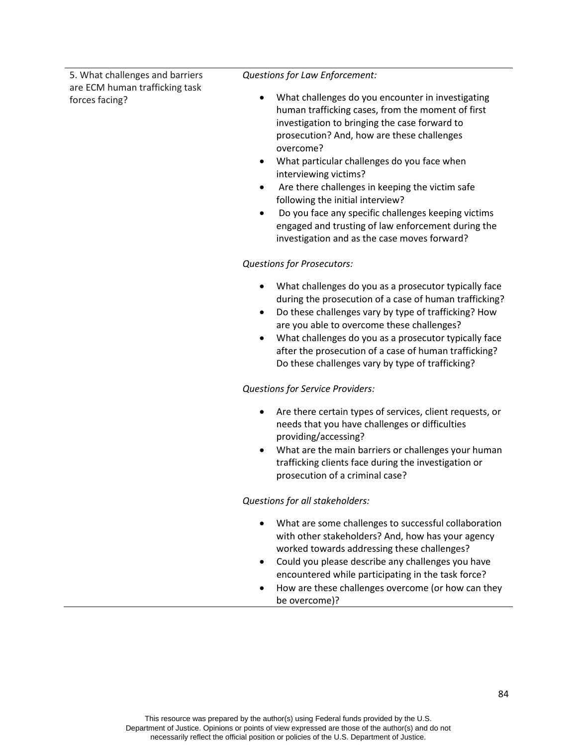| 5. What challenges and barriers are ECM human trafficking task forces facing? | *Questions for Law Enforcement:*<br><br>• What challenges do you encounter in investigating human trafficking cases, from the moment of first investigation to bringing the case forward to prosecution? And, how are these challenges overcome?<br>• What particular challenges do you face when interviewing victims?<br>• Are there challenges in keeping the victim safe following the initial interview?<br>• Do you face any specific challenges keeping victims engaged and trusting of law enforcement during the investigation and as the case moves forward?<br><br>*Questions for Prosecutors:*<br><br>• What challenges do you as a prosecutor typically face during the prosecution of a case of human trafficking?<br>• Do these challenges vary by type of trafficking? How are you able to overcome these challenges?<br>• What challenges do you as a prosecutor typically face after the prosecution of a case of human trafficking? Do these challenges vary by type of trafficking?<br><br>*Questions for Service Providers:*<br><br>• Are there certain types of services, client requests, or needs that you have challenges or difficulties providing/accessing?<br>• What are the main barriers or challenges your human trafficking clients face during the investigation or prosecution of a criminal case?<br><br>*Questions for all stakeholders:*<br><br>• What are some challenges to successful collaboration with other stakeholders? And, how has your agency worked towards addressing these challenges?<br>• Could you please describe any challenges you have encountered while participating in the task force?<br>• How are these challenges overcome (or how can they be overcome)? |
|---|---|

This resource was prepared by the author(s) using Federal funds provided by the U.S. Department of Justice. Opinions or points of view expressed are those of the author(s) and do not necessarily reflect the official position or policies of the U.S. Department of Justice.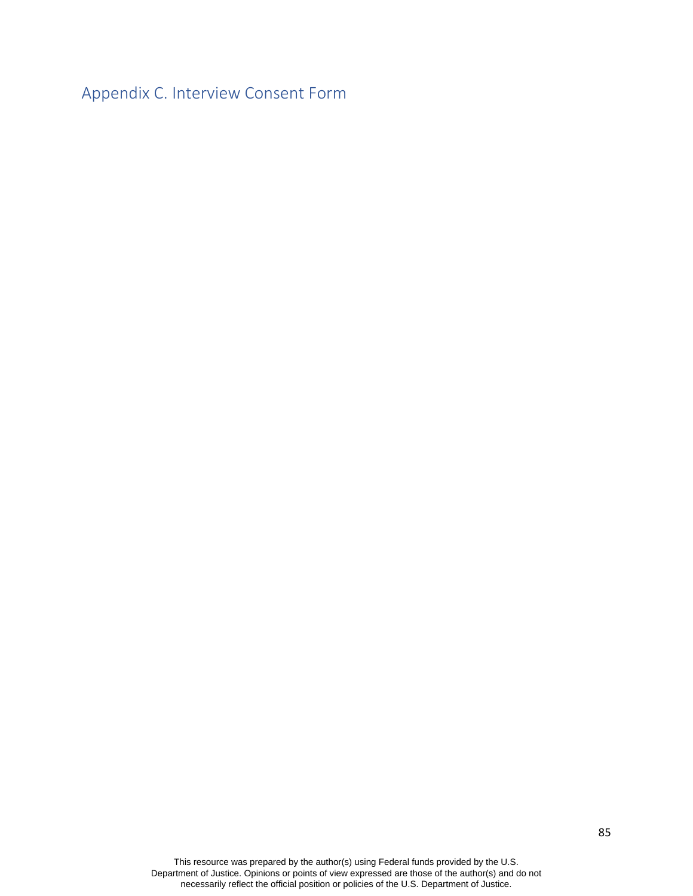# Appendix C. Interview Consent Form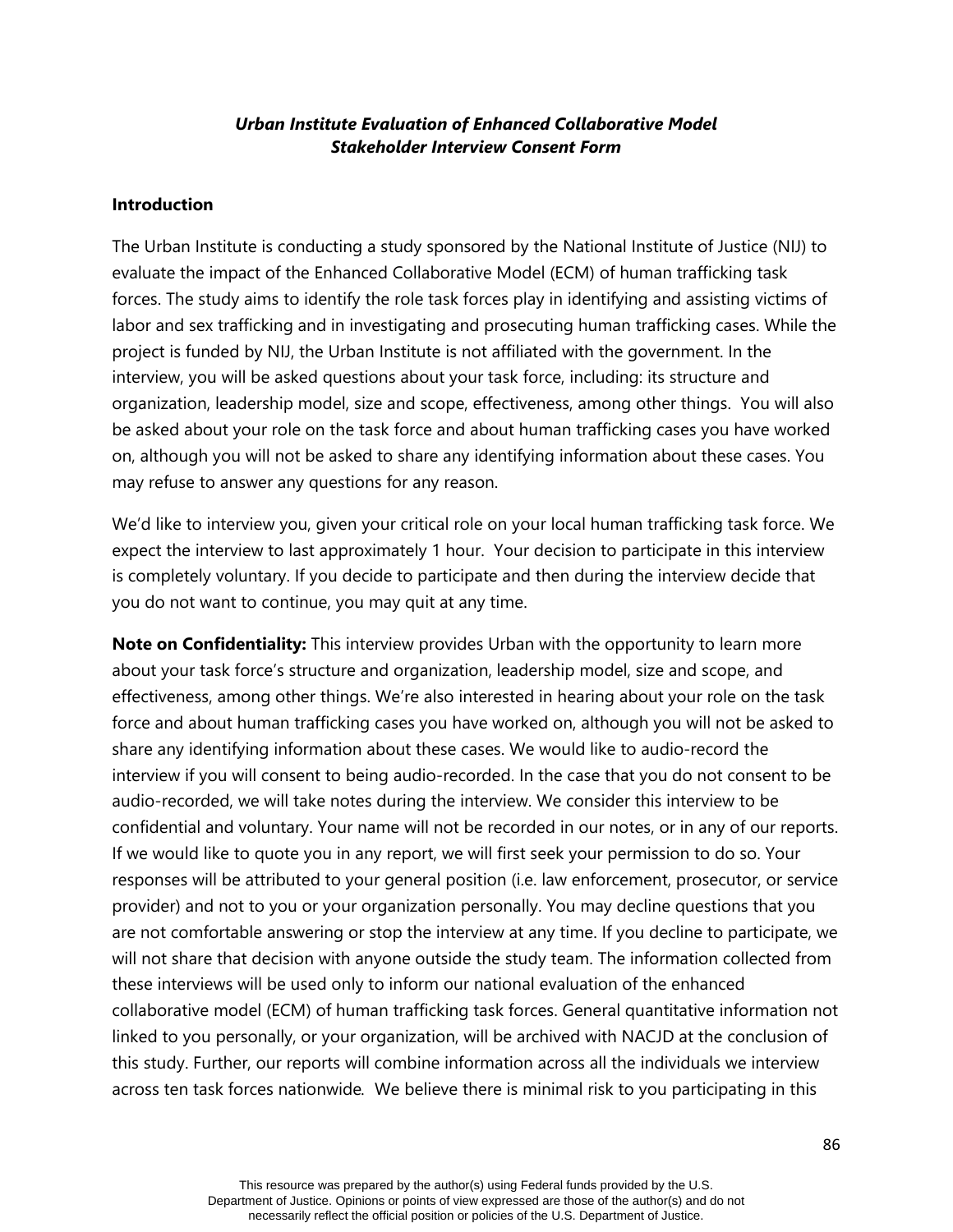***Urban Institute Evaluation of Enhanced Collaborative Model***
***Stakeholder Interview Consent Form***

**Introduction**

The Urban Institute is conducting a study sponsored by the National Institute of Justice (NIJ) to evaluate the impact of the Enhanced Collaborative Model (ECM) of human trafficking task forces. The study aims to identify the role task forces play in identifying and assisting victims of labor and sex trafficking and in investigating and prosecuting human trafficking cases. While the project is funded by NIJ, the Urban Institute is not affiliated with the government. In the interview, you will be asked questions about your task force, including: its structure and organization, leadership model, size and scope, effectiveness, among other things. You will also be asked about your role on the task force and about human trafficking cases you have worked on, although you will not be asked to share any identifying information about these cases. You may refuse to answer any questions for any reason.

We'd like to interview you, given your critical role on your local human trafficking task force. We expect the interview to last approximately 1 hour. Your decision to participate in this interview is completely voluntary. If you decide to participate and then during the interview decide that you do not want to continue, you may quit at any time.

**Note on Confidentiality:** This interview provides Urban with the opportunity to learn more about your task force's structure and organization, leadership model, size and scope, and effectiveness, among other things. We're also interested in hearing about your role on the task force and about human trafficking cases you have worked on, although you will not be asked to share any identifying information about these cases. We would like to audio-record the interview if you will consent to being audio-recorded. In the case that you do not consent to be audio-recorded, we will take notes during the interview. We consider this interview to be confidential and voluntary. Your name will not be recorded in our notes, or in any of our reports. If we would like to quote you in any report, we will first seek your permission to do so. Your responses will be attributed to your general position (i.e. law enforcement, prosecutor, or service provider) and not to you or your organization personally. You may decline questions that you are not comfortable answering or stop the interview at any time. If you decline to participate, we will not share that decision with anyone outside the study team. The information collected from these interviews will be used only to inform our national evaluation of the enhanced collaborative model (ECM) of human trafficking task forces. General quantitative information not linked to you personally, or your organization, will be archived with NACJD at the conclusion of this study. Further, our reports will combine information across all the individuals we interview across ten task forces nationwide. We believe there is minimal risk to you participating in this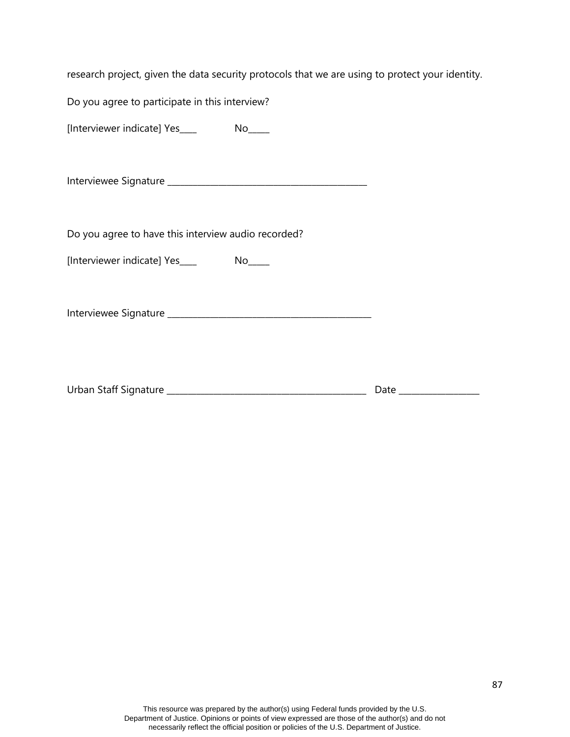research project, given the data security protocols that we are using to protect your identity.

Do you agree to participate in this interview?

[Interviewer indicate] Yes____ No_____

Interviewee Signature _____________________________________________

Do you agree to have this interview audio recorded?

[Interviewer indicate] Yes____ No_____

Interviewee Signature _____________________________________________

Urban Staff Signature _____________________________________________ Date __________________

This resource was prepared by the author(s) using Federal funds provided by the U.S. Department of Justice. Opinions or points of view expressed are those of the author(s) and do not necessarily reflect the official position or policies of the U.S. Department of Justice.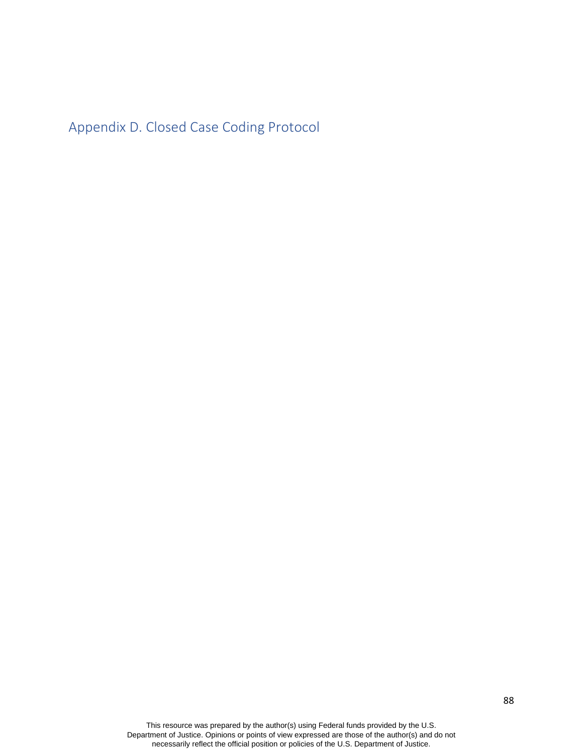# Appendix D. Closed Case Coding Protocol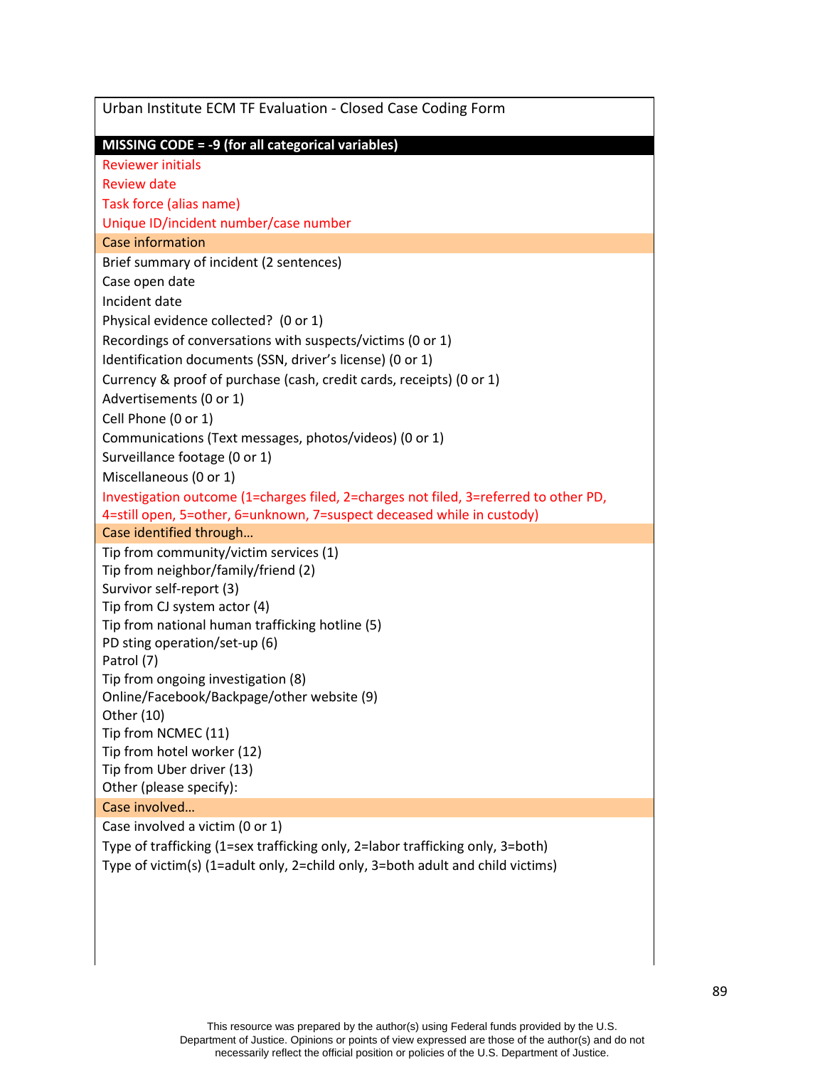Urban Institute ECM TF Evaluation - Closed Case Coding Form

**MISSING CODE = -9 (for all categorical variables)**

Reviewer initials

Review date

Task force (alias name)

Unique ID/incident number/case number

**Case information**

Brief summary of incident (2 sentences)

Case open date

Incident date

Physical evidence collected? (0 or 1)

Recordings of conversations with suspects/victims (0 or 1)

Identification documents (SSN, driver's license) (0 or 1)

Currency & proof of purchase (cash, credit cards, receipts) (0 or 1)

Advertisements (0 or 1)

Cell Phone (0 or 1)

Communications (Text messages, photos/videos) (0 or 1)

Surveillance footage (0 or 1)

Miscellaneous (0 or 1)

Investigation outcome (1=charges filed, 2=charges not filed, 3=referred to other PD, 4=still open, 5=other, 6=unknown, 7=suspect deceased while in custody)

**Case identified through…**

Tip from community/victim services (1)

Tip from neighbor/family/friend (2)

Survivor self-report (3)

Tip from CJ system actor (4)

Tip from national human trafficking hotline (5)

PD sting operation/set-up (6)

Patrol (7)

Tip from ongoing investigation (8)

Online/Facebook/Backpage/other website (9)

Other (10)

Tip from NCMEC (11)

Tip from hotel worker (12)

Tip from Uber driver (13)

Other (please specify):

**Case involved…**

Case involved a victim (0 or 1)

Type of trafficking (1=sex trafficking only, 2=labor trafficking only, 3=both)

Type of victim(s) (1=adult only, 2=child only, 3=both adult and child victims)

This resource was prepared by the author(s) using Federal funds provided by the U.S. Department of Justice. Opinions or points of view expressed are those of the author(s) and do not necessarily reflect the official position or policies of the U.S. Department of Justice.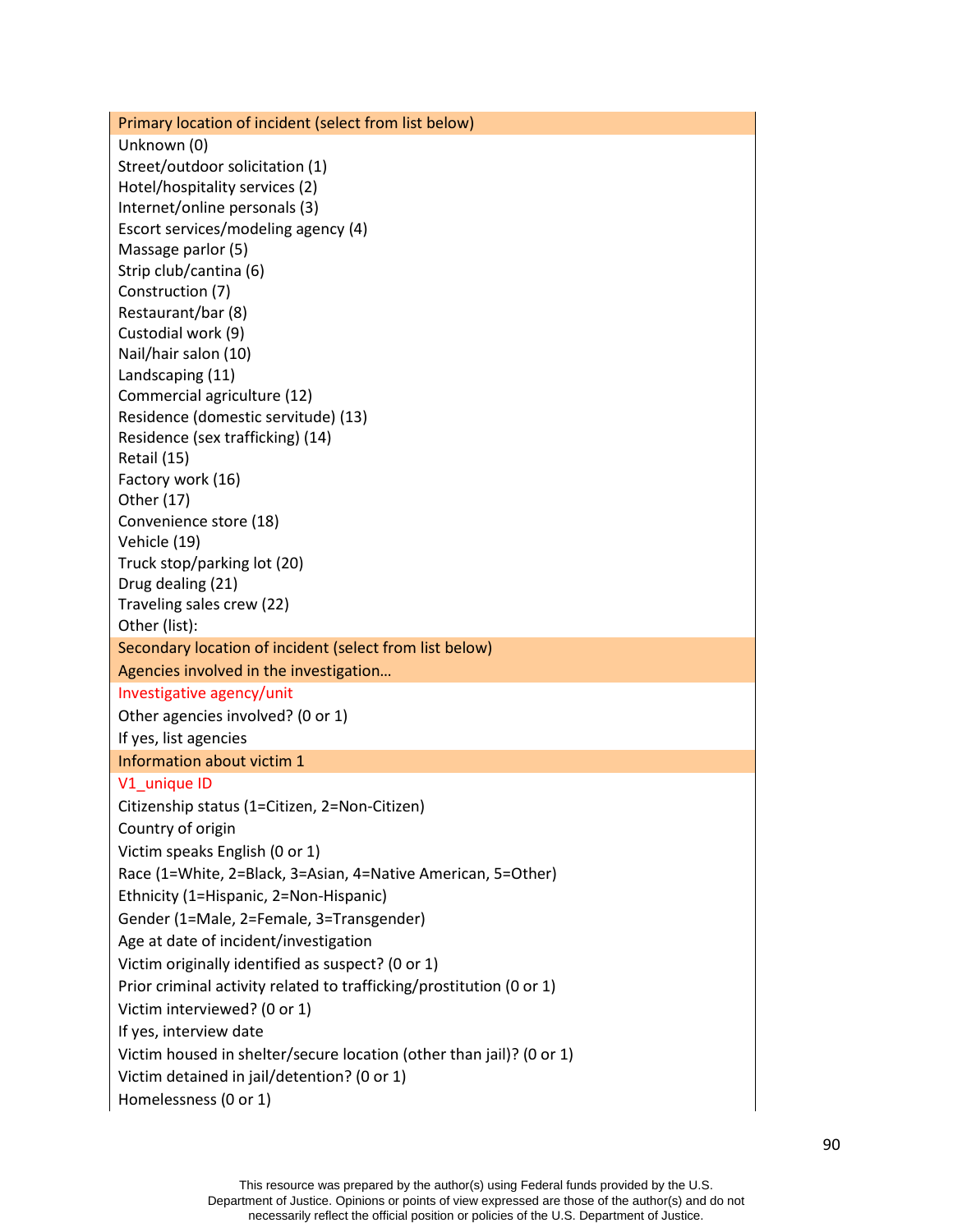| Primary location of incident (select from list below) |
|---|
| Unknown (0) |
| Street/outdoor solicitation (1) |
| Hotel/hospitality services (2) |
| Internet/online personals (3) |
| Escort services/modeling agency (4) |
| Massage parlor (5) |
| Strip club/cantina (6) |
| Construction (7) |
| Restaurant/bar (8) |
| Custodial work (9) |
| Nail/hair salon (10) |
| Landscaping (11) |
| Commercial agriculture (12) |
| Residence (domestic servitude) (13) |
| Residence (sex trafficking) (14) |
| Retail (15) |
| Factory work (16) |
| Other (17) |
| Convenience store (18) |
| Vehicle (19) |
| Truck stop/parking lot (20) |
| Drug dealing (21) |
| Traveling sales crew (22) |
| Other (list): |
| **Secondary location of incident (select from list below)** |
| **Agencies involved in the investigation…** |
| Investigative agency/unit |
| Other agencies involved? (0 or 1) |
| If yes, list agencies |
| **Information about victim 1** |
| V1_unique ID |
| Citizenship status (1=Citizen, 2=Non-Citizen) |
| Country of origin |
| Victim speaks English (0 or 1) |
| Race (1=White, 2=Black, 3=Asian, 4=Native American, 5=Other) |
| Ethnicity (1=Hispanic, 2=Non-Hispanic) |
| Gender (1=Male, 2=Female, 3=Transgender) |
| Age at date of incident/investigation |
| Victim originally identified as suspect? (0 or 1) |
| Prior criminal activity related to trafficking/prostitution (0 or 1) |
| Victim interviewed? (0 or 1) |
| If yes, interview date |
| Victim housed in shelter/secure location (other than jail)? (0 or 1) |
| Victim detained in jail/detention? (0 or 1) |
| Homelessness (0 or 1) |

This resource was prepared by the author(s) using Federal funds provided by the U.S. Department of Justice. Opinions or points of view expressed are those of the author(s) and do not necessarily reflect the official position or policies of the U.S. Department of Justice.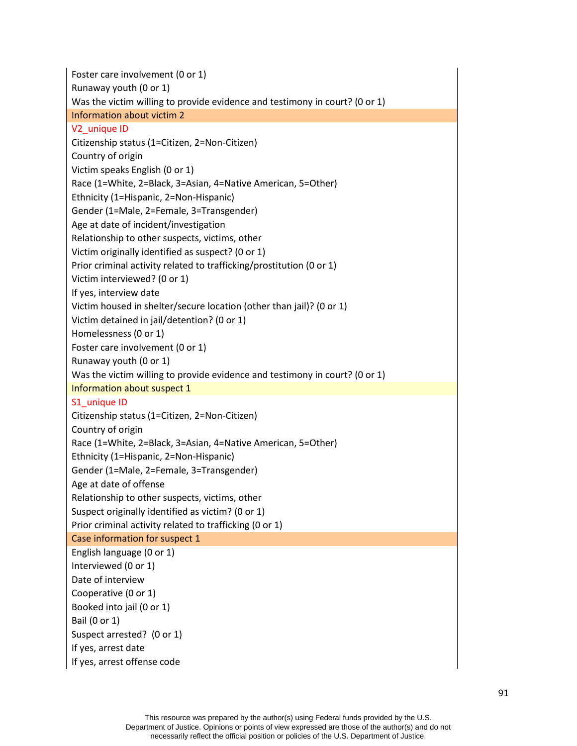| |
|---|
| Foster care involvement (0 or 1) |
| Runaway youth (0 or 1) |
| Was the victim willing to provide evidence and testimony in court? (0 or 1) |
| Information about victim 2 |
| V2_unique ID |
| Citizenship status (1=Citizen, 2=Non-Citizen) |
| Country of origin |
| Victim speaks English (0 or 1) |
| Race (1=White, 2=Black, 3=Asian, 4=Native American, 5=Other) |
| Ethnicity (1=Hispanic, 2=Non-Hispanic) |
| Gender (1=Male, 2=Female, 3=Transgender) |
| Age at date of incident/investigation |
| Relationship to other suspects, victims, other |
| Victim originally identified as suspect? (0 or 1) |
| Prior criminal activity related to trafficking/prostitution (0 or 1) |
| Victim interviewed? (0 or 1) |
| If yes, interview date |
| Victim housed in shelter/secure location (other than jail)? (0 or 1) |
| Victim detained in jail/detention? (0 or 1) |
| Homelessness (0 or 1) |
| Foster care involvement (0 or 1) |
| Runaway youth (0 or 1) |
| Was the victim willing to provide evidence and testimony in court? (0 or 1) |
| Information about suspect 1 |
| S1_unique ID |
| Citizenship status (1=Citizen, 2=Non-Citizen) |
| Country of origin |
| Race (1=White, 2=Black, 3=Asian, 4=Native American, 5=Other) |
| Ethnicity (1=Hispanic, 2=Non-Hispanic) |
| Gender (1=Male, 2=Female, 3=Transgender) |
| Age at date of offense |
| Relationship to other suspects, victims, other |
| Suspect originally identified as victim? (0 or 1) |
| Prior criminal activity related to trafficking (0 or 1) |
| Case information for suspect 1 |
| English language (0 or 1) |
| Interviewed (0 or 1) |
| Date of interview |
| Cooperative (0 or 1) |
| Booked into jail (0 or 1) |
| Bail (0 or 1) |
| Suspect arrested? (0 or 1) |
| If yes, arrest date |
| If yes, arrest offense code |

This resource was prepared by the author(s) using Federal funds provided by the U.S. Department of Justice. Opinions or points of view expressed are those of the author(s) and do not necessarily reflect the official position or policies of the U.S. Department of Justice.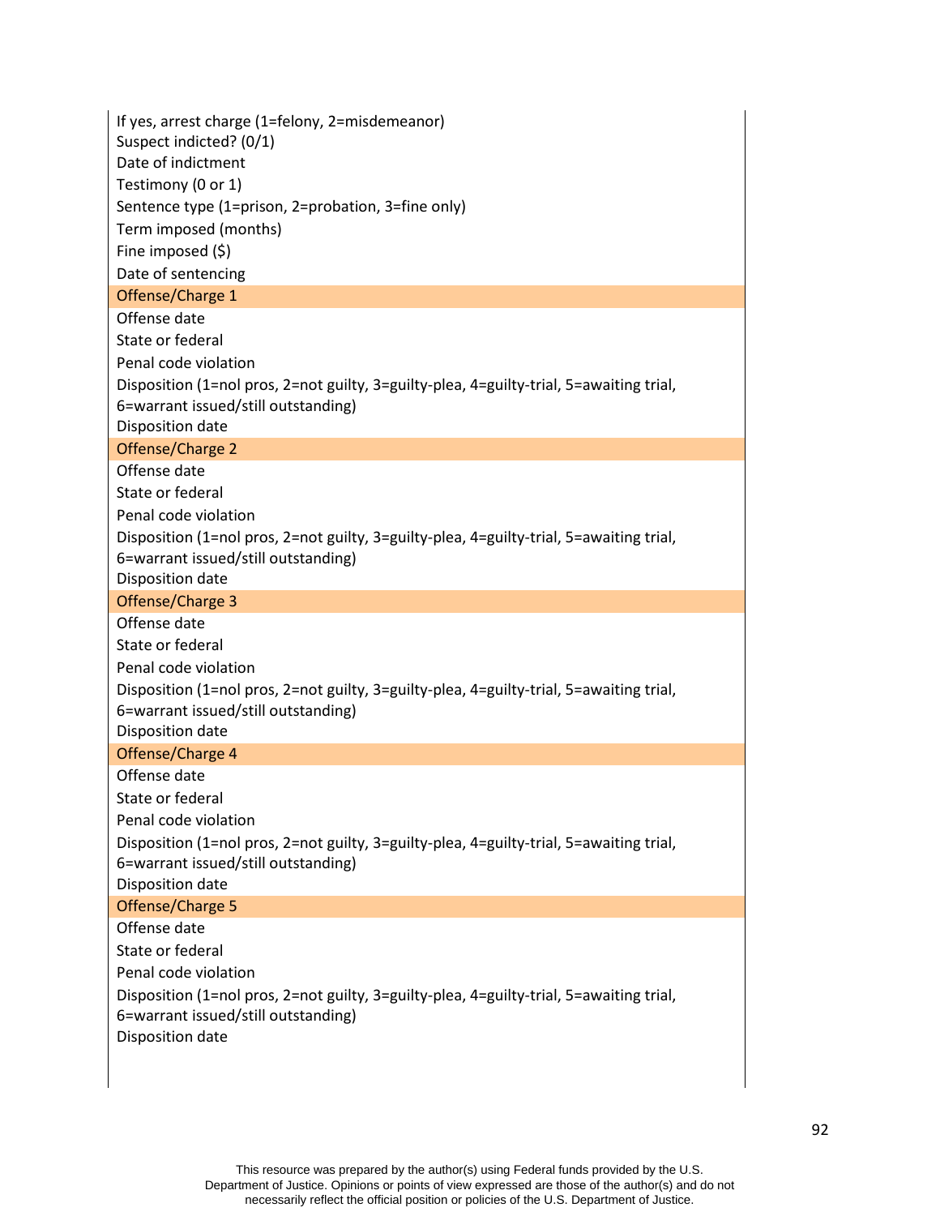If yes, arrest charge (1=felony, 2=misdemeanor)

Suspect indicted? (0/1)

Date of indictment

Testimony (0 or 1)

Sentence type (1=prison, 2=probation, 3=fine only)

Term imposed (months)

Fine imposed ($)

Date of sentencing

**Offense/Charge 1**

Offense date

State or federal

Penal code violation

Disposition (1=nol pros, 2=not guilty, 3=guilty-plea, 4=guilty-trial, 5=awaiting trial, 6=warrant issued/still outstanding)

Disposition date

**Offense/Charge 2**

Offense date

State or federal

Penal code violation

Disposition (1=nol pros, 2=not guilty, 3=guilty-plea, 4=guilty-trial, 5=awaiting trial, 6=warrant issued/still outstanding)

Disposition date

**Offense/Charge 3**

Offense date

State or federal

Penal code violation

Disposition (1=nol pros, 2=not guilty, 3=guilty-plea, 4=guilty-trial, 5=awaiting trial, 6=warrant issued/still outstanding)

Disposition date

**Offense/Charge 4**

Offense date

State or federal

Penal code violation

Disposition (1=nol pros, 2=not guilty, 3=guilty-plea, 4=guilty-trial, 5=awaiting trial, 6=warrant issued/still outstanding)

Disposition date

**Offense/Charge 5**

Offense date

State or federal

Penal code violation

Disposition (1=nol pros, 2=not guilty, 3=guilty-plea, 4=guilty-trial, 5=awaiting trial, 6=warrant issued/still outstanding)

Disposition date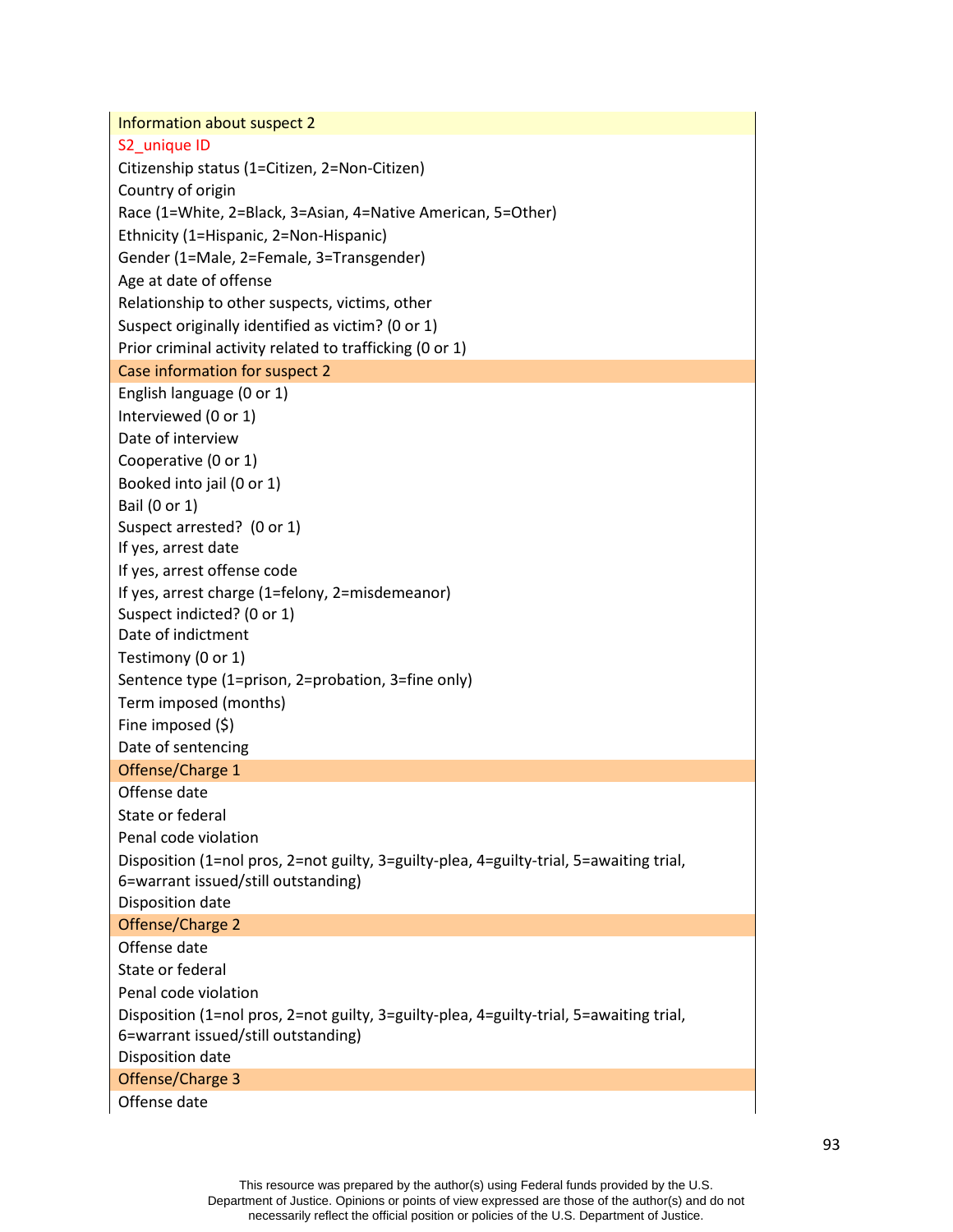| Information about suspect 2 |
|---|
| S2_unique ID |
| Citizenship status (1=Citizen, 2=Non-Citizen) |
| Country of origin |
| Race (1=White, 2=Black, 3=Asian, 4=Native American, 5=Other) |
| Ethnicity (1=Hispanic, 2=Non-Hispanic) |
| Gender (1=Male, 2=Female, 3=Transgender) |
| Age at date of offense |
| Relationship to other suspects, victims, other |
| Suspect originally identified as victim? (0 or 1) |
| Prior criminal activity related to trafficking (0 or 1) |
| **Case information for suspect 2** |
| English language (0 or 1) |
| Interviewed (0 or 1) |
| Date of interview |
| Cooperative (0 or 1) |
| Booked into jail (0 or 1) |
| Bail (0 or 1) |
| Suspect arrested? (0 or 1) |
| If yes, arrest date |
| If yes, arrest offense code |
| If yes, arrest charge (1=felony, 2=misdemeanor) |
| Suspect indicted? (0 or 1) |
| Date of indictment |
| Testimony (0 or 1) |
| Sentence type (1=prison, 2=probation, 3=fine only) |
| Term imposed (months) |
| Fine imposed ($) |
| Date of sentencing |
| **Offense/Charge 1** |
| Offense date |
| State or federal |
| Penal code violation |
| Disposition (1=nol pros, 2=not guilty, 3=guilty-plea, 4=guilty-trial, 5=awaiting trial, 6=warrant issued/still outstanding) |
| Disposition date |
| **Offense/Charge 2** |
| Offense date |
| State or federal |
| Penal code violation |
| Disposition (1=nol pros, 2=not guilty, 3=guilty-plea, 4=guilty-trial, 5=awaiting trial, 6=warrant issued/still outstanding) |
| Disposition date |
| **Offense/Charge 3** |
| Offense date |

This resource was prepared by the author(s) using Federal funds provided by the U.S. Department of Justice. Opinions or points of view expressed are those of the author(s) and do not necessarily reflect the official position or policies of the U.S. Department of Justice.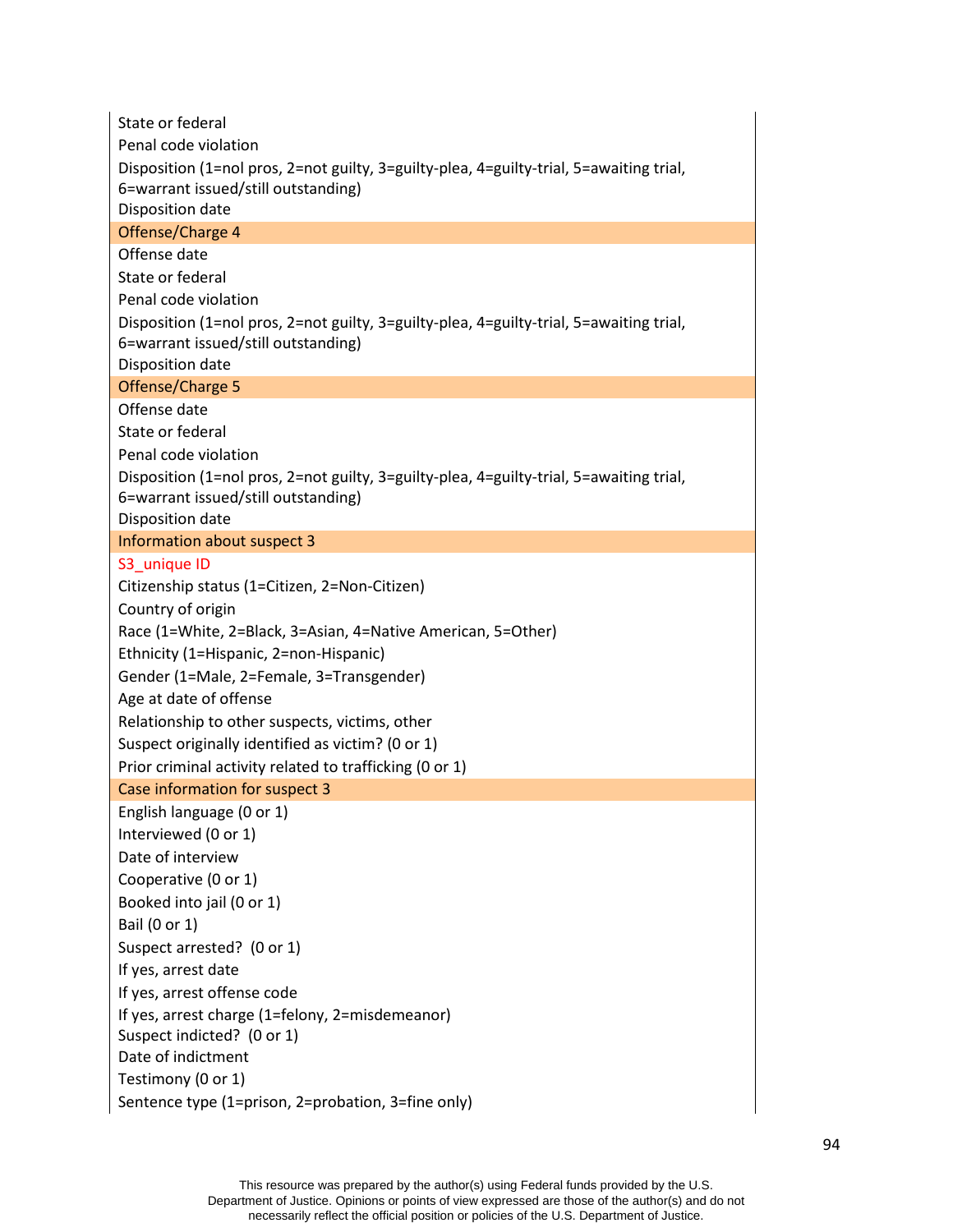State or federal

Penal code violation

Disposition (1=nol pros, 2=not guilty, 3=guilty-plea, 4=guilty-trial, 5=awaiting trial, 6=warrant issued/still outstanding)

Disposition date

**Offense/Charge 4**

Offense date

State or federal

Penal code violation

Disposition (1=nol pros, 2=not guilty, 3=guilty-plea, 4=guilty-trial, 5=awaiting trial, 6=warrant issued/still outstanding)

Disposition date

**Offense/Charge 5**

Offense date

State or federal

Penal code violation

Disposition (1=nol pros, 2=not guilty, 3=guilty-plea, 4=guilty-trial, 5=awaiting trial, 6=warrant issued/still outstanding)

Disposition date

**Information about suspect 3**

S3_unique ID

Citizenship status (1=Citizen, 2=Non-Citizen)

Country of origin

Race (1=White, 2=Black, 3=Asian, 4=Native American, 5=Other)

Ethnicity (1=Hispanic, 2=non-Hispanic)

Gender (1=Male, 2=Female, 3=Transgender)

Age at date of offense

Relationship to other suspects, victims, other

Suspect originally identified as victim? (0 or 1)

Prior criminal activity related to trafficking (0 or 1)

**Case information for suspect 3**

English language (0 or 1)

Interviewed (0 or 1)

Date of interview

Cooperative (0 or 1)

Booked into jail (0 or 1)

Bail (0 or 1)

Suspect arrested? (0 or 1)

If yes, arrest date

If yes, arrest offense code

If yes, arrest charge (1=felony, 2=misdemeanor)

Suspect indicted? (0 or 1)

Date of indictment

Testimony (0 or 1)

Sentence type (1=prison, 2=probation, 3=fine only)

This resource was prepared by the author(s) using Federal funds provided by the U.S. Department of Justice. Opinions or points of view expressed are those of the author(s) and do not necessarily reflect the official position or policies of the U.S. Department of Justice.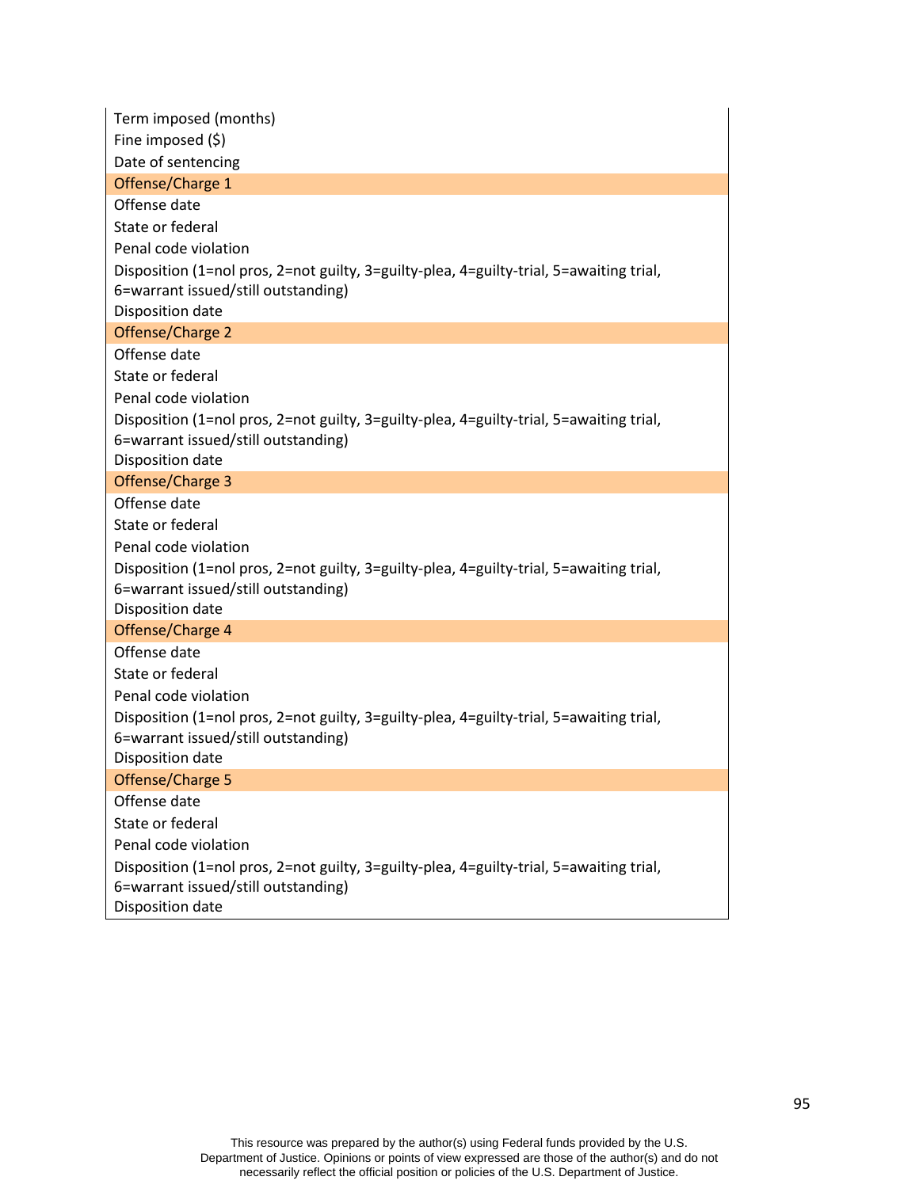| |
|---|
| Term imposed (months) |
| Fine imposed ($) |
| Date of sentencing |
| Offense/Charge 1 |
| Offense date |
| State or federal |
| Penal code violation |
| Disposition (1=nol pros, 2=not guilty, 3=guilty-plea, 4=guilty-trial, 5=awaiting trial, 6=warrant issued/still outstanding) |
| Disposition date |
| Offense/Charge 2 |
| Offense date |
| State or federal |
| Penal code violation |
| Disposition (1=nol pros, 2=not guilty, 3=guilty-plea, 4=guilty-trial, 5=awaiting trial, 6=warrant issued/still outstanding) |
| Disposition date |
| Offense/Charge 3 |
| Offense date |
| State or federal |
| Penal code violation |
| Disposition (1=nol pros, 2=not guilty, 3=guilty-plea, 4=guilty-trial, 5=awaiting trial, 6=warrant issued/still outstanding) |
| Disposition date |
| Offense/Charge 4 |
| Offense date |
| State or federal |
| Penal code violation |
| Disposition (1=nol pros, 2=not guilty, 3=guilty-plea, 4=guilty-trial, 5=awaiting trial, 6=warrant issued/still outstanding) |
| Disposition date |
| Offense/Charge 5 |
| Offense date |
| State or federal |
| Penal code violation |
| Disposition (1=nol pros, 2=not guilty, 3=guilty-plea, 4=guilty-trial, 5=awaiting trial, 6=warrant issued/still outstanding) |
| Disposition date |

This resource was prepared by the author(s) using Federal funds provided by the U.S. Department of Justice. Opinions or points of view expressed are those of the author(s) and do not necessarily reflect the official position or policies of the U.S. Department of Justice.